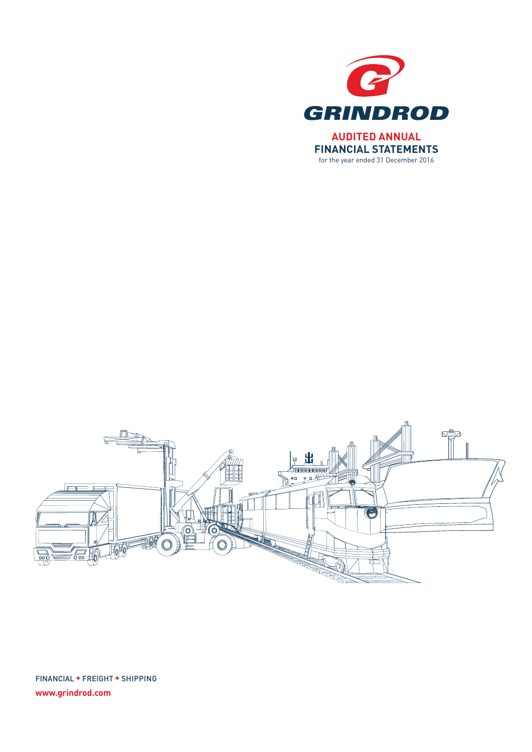GRINDROD

# AUDITED ANNUAL FINANCIAL STATEMENTS

for the year ended 31 December 2016

FINANCIAL + FREIGHT + SHIPPING

**www.grindrod.com**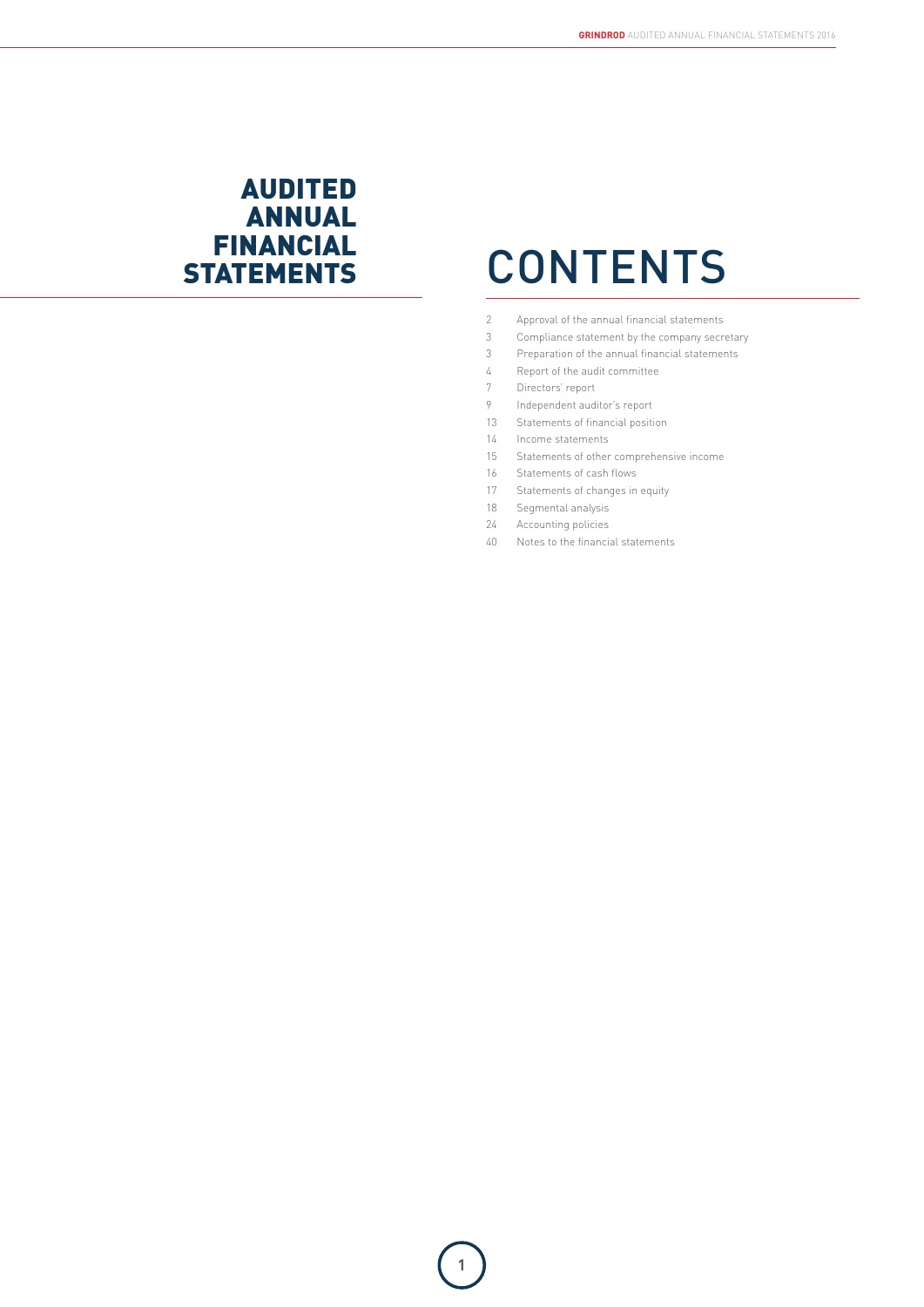# AUDITED ANNUAL FINANCIAL STATEMENTS

# CONTENTS

| | |
|---|---|
| 2 | Approval of the annual financial statements |
| 3 | Compliance statement by the company secretary |
| 3 | Preparation of the annual financial statements |
| 4 | Report of the audit committee |
| 7 | Directors' report |
| 9 | Independent auditor's report |
| 13 | Statements of financial position |
| 14 | Income statements |
| 15 | Statements of other comprehensive income |
| 16 | Statements of cash flows |
| 17 | Statements of changes in equity |
| 18 | Segmental analysis |
| 24 | Accounting policies |
| 40 | Notes to the financial statements |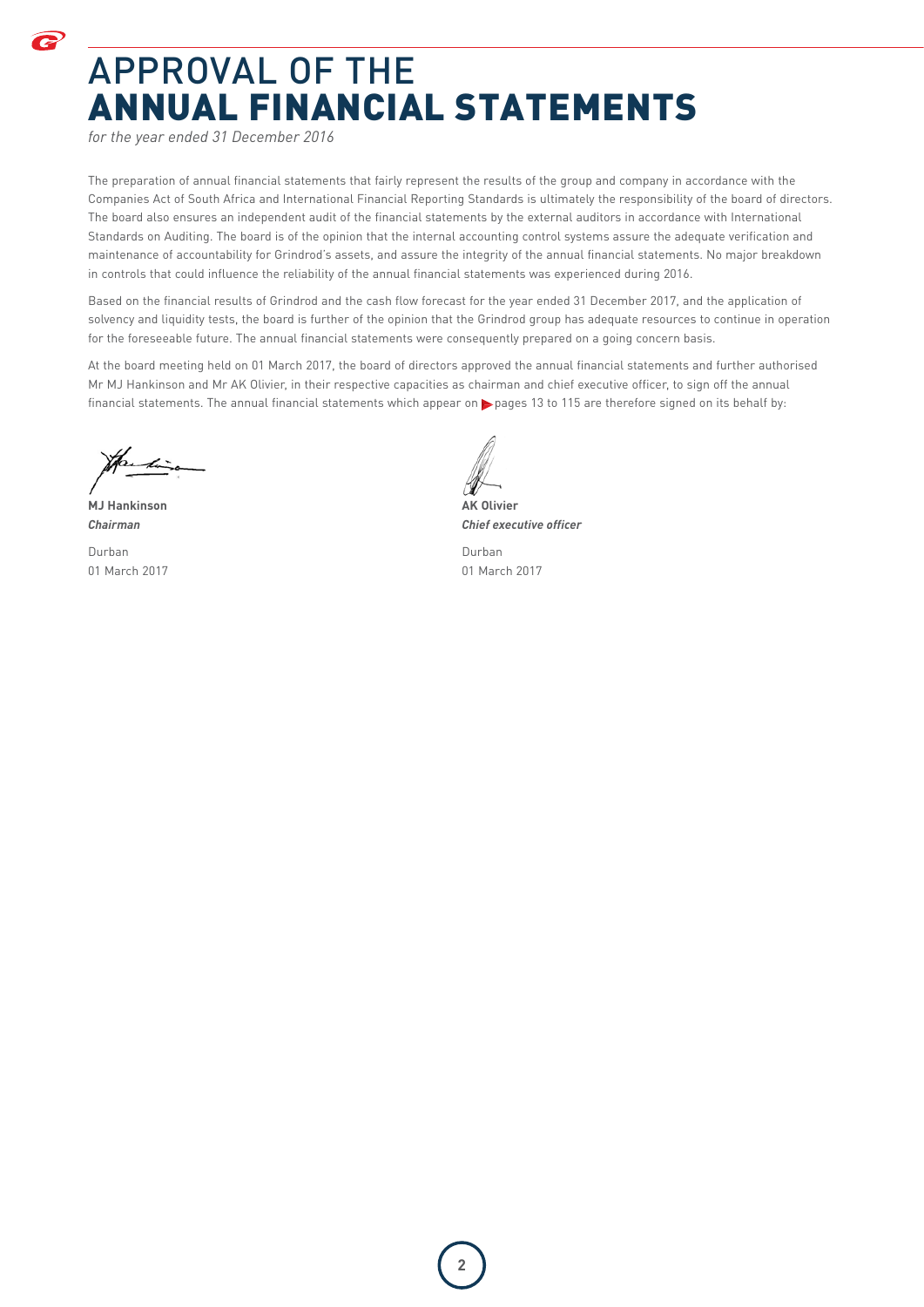# APPROVAL OF THE ANNUAL FINANCIAL STATEMENTS

*for the year ended 31 December 2016*

The preparation of annual financial statements that fairly represent the results of the group and company in accordance with the Companies Act of South Africa and International Financial Reporting Standards is ultimately the responsibility of the board of directors. The board also ensures an independent audit of the financial statements by the external auditors in accordance with International Standards on Auditing. The board is of the opinion that the internal accounting control systems assure the adequate verification and maintenance of accountability for Grindrod's assets, and assure the integrity of the annual financial statements. No major breakdown in controls that could influence the reliability of the annual financial statements was experienced during 2016.

Based on the financial results of Grindrod and the cash flow forecast for the year ended 31 December 2017, and the application of solvency and liquidity tests, the board is further of the opinion that the Grindrod group has adequate resources to continue in operation for the foreseeable future. The annual financial statements were consequently prepared on a going concern basis.

At the board meeting held on 01 March 2017, the board of directors approved the annual financial statements and further authorised Mr MJ Hankinson and Mr AK Olivier, in their respective capacities as chairman and chief executive officer, to sign off the annual financial statements. The annual financial statements which appear on pages 13 to 115 are therefore signed on its behalf by:

**MJ Hankinson**
***Chairman***

Durban
01 March 2017

**AK Olivier**
***Chief executive officer***

Durban
01 March 2017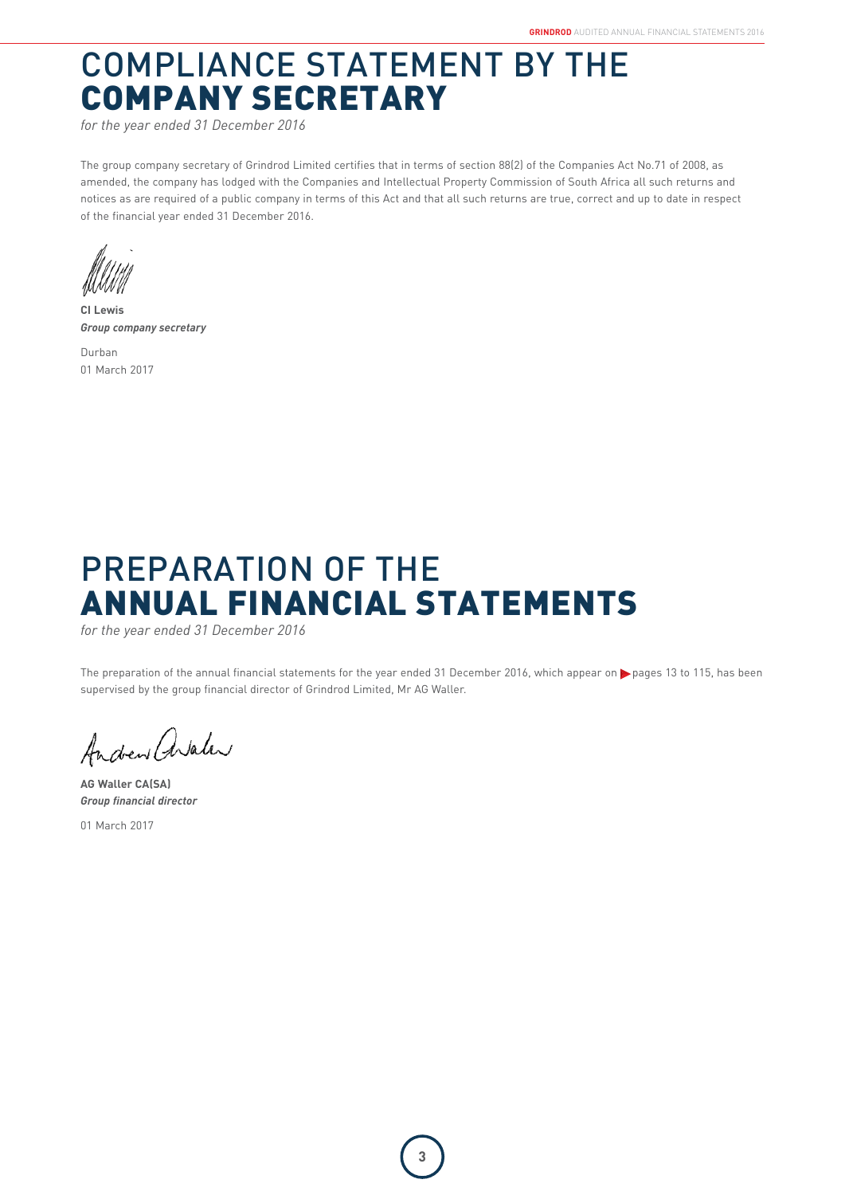# COMPLIANCE STATEMENT BY THE **COMPANY SECRETARY**

*for the year ended 31 December 2016*

The group company secretary of Grindrod Limited certifies that in terms of section 88(2) of the Companies Act No.71 of 2008, as amended, the company has lodged with the Companies and Intellectual Property Commission of South Africa all such returns and notices as are required of a public company in terms of this Act and that all such returns are true, correct and up to date in respect of the financial year ended 31 December 2016.

**CI Lewis**
***Group company secretary***

Durban
01 March 2017

# PREPARATION OF THE **ANNUAL FINANCIAL STATEMENTS**

*for the year ended 31 December 2016*

The preparation of the annual financial statements for the year ended 31 December 2016, which appear on pages 13 to 115, has been supervised by the group financial director of Grindrod Limited, Mr AG Waller.

**AG Waller CA(SA)**
***Group financial director***

01 March 2017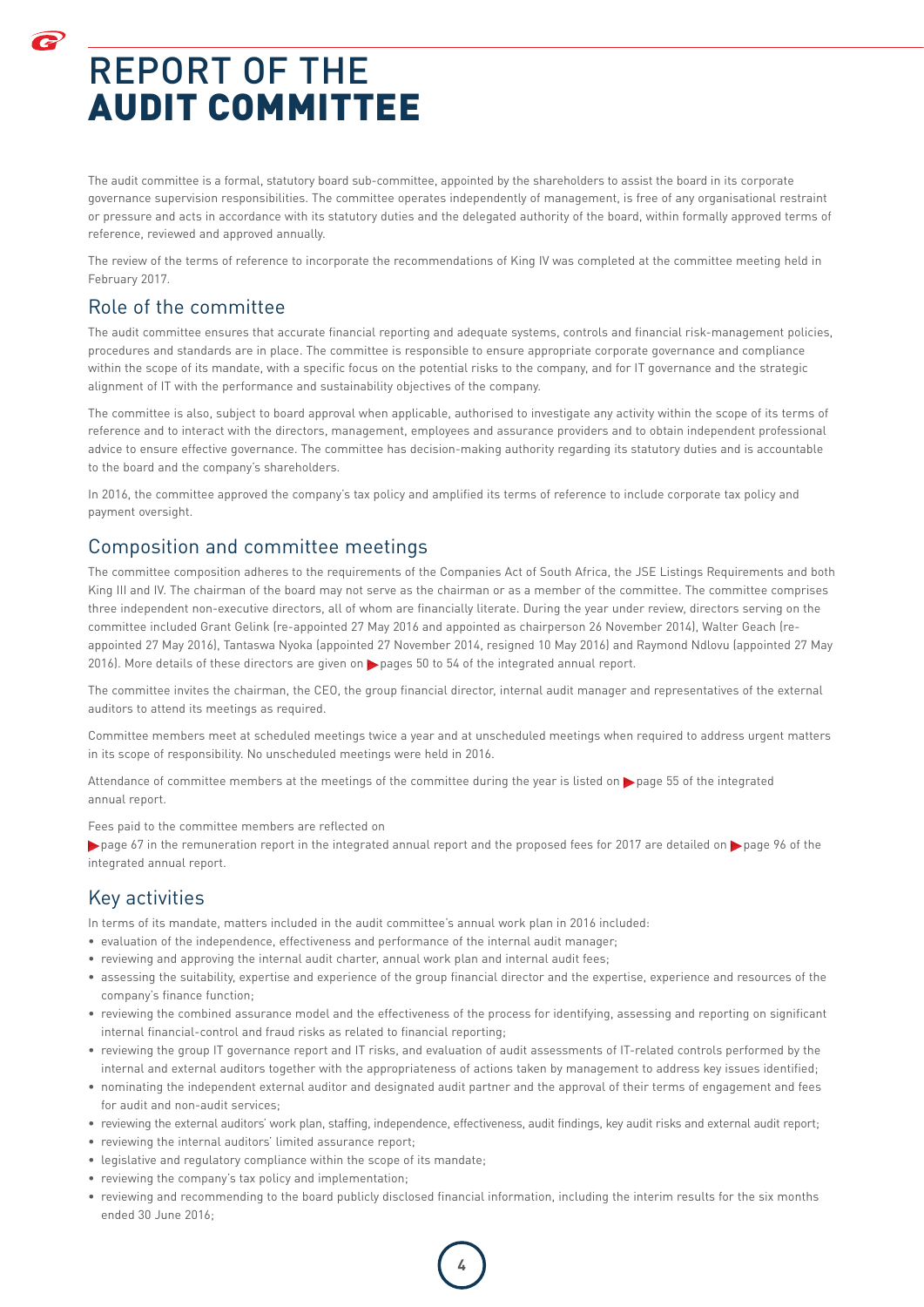# REPORT OF THE **AUDIT COMMITTEE**

The audit committee is a formal, statutory board sub-committee, appointed by the shareholders to assist the board in its corporate governance supervision responsibilities. The committee operates independently of management, is free of any organisational restraint or pressure and acts in accordance with its statutory duties and the delegated authority of the board, within formally approved terms of reference, reviewed and approved annually.

The review of the terms of reference to incorporate the recommendations of King IV was completed at the committee meeting held in February 2017.

## Role of the committee

The audit committee ensures that accurate financial reporting and adequate systems, controls and financial risk-management policies, procedures and standards are in place. The committee is responsible to ensure appropriate corporate governance and compliance within the scope of its mandate, with a specific focus on the potential risks to the company, and for IT governance and the strategic alignment of IT with the performance and sustainability objectives of the company.

The committee is also, subject to board approval when applicable, authorised to investigate any activity within the scope of its terms of reference and to interact with the directors, management, employees and assurance providers and to obtain independent professional advice to ensure effective governance. The committee has decision-making authority regarding its statutory duties and is accountable to the board and the company's shareholders.

In 2016, the committee approved the company's tax policy and amplified its terms of reference to include corporate tax policy and payment oversight.

## Composition and committee meetings

The committee composition adheres to the requirements of the Companies Act of South Africa, the JSE Listings Requirements and both King III and IV. The chairman of the board may not serve as the chairman or as a member of the committee. The committee comprises three independent non-executive directors, all of whom are financially literate. During the year under review, directors serving on the committee included Grant Gelink (re-appointed 27 May 2016 and appointed as chairperson 26 November 2014), Walter Geach (re-appointed 27 May 2016), Tantaswa Nyoka (appointed 27 November 2014, resigned 10 May 2016) and Raymond Ndlovu (appointed 27 May 2016). More details of these directors are given on ▶ pages 50 to 54 of the integrated annual report.

The committee invites the chairman, the CEO, the group financial director, internal audit manager and representatives of the external auditors to attend its meetings as required.

Committee members meet at scheduled meetings twice a year and at unscheduled meetings when required to address urgent matters in its scope of responsibility. No unscheduled meetings were held in 2016.

Attendance of committee members at the meetings of the committee during the year is listed on ▶ page 55 of the integrated annual report.

Fees paid to the committee members are reflected on ▶ page 67 in the remuneration report in the integrated annual report and the proposed fees for 2017 are detailed on ▶ page 96 of the integrated annual report.

## Key activities

In terms of its mandate, matters included in the audit committee's annual work plan in 2016 included:

- evaluation of the independence, effectiveness and performance of the internal audit manager;
- reviewing and approving the internal audit charter, annual work plan and internal audit fees;
- assessing the suitability, expertise and experience of the group financial director and the expertise, experience and resources of the company's finance function;
- reviewing the combined assurance model and the effectiveness of the process for identifying, assessing and reporting on significant internal financial-control and fraud risks as related to financial reporting;
- reviewing the group IT governance report and IT risks, and evaluation of audit assessments of IT-related controls performed by the internal and external auditors together with the appropriateness of actions taken by management to address key issues identified;
- nominating the independent external auditor and designated audit partner and the approval of their terms of engagement and fees for audit and non-audit services;
- reviewing the external auditors' work plan, staffing, independence, effectiveness, audit findings, key audit risks and external audit report;
- reviewing the internal auditors' limited assurance report;
- legislative and regulatory compliance within the scope of its mandate;
- reviewing the company's tax policy and implementation;
- reviewing and recommending to the board publicly disclosed financial information, including the interim results for the six months ended 30 June 2016;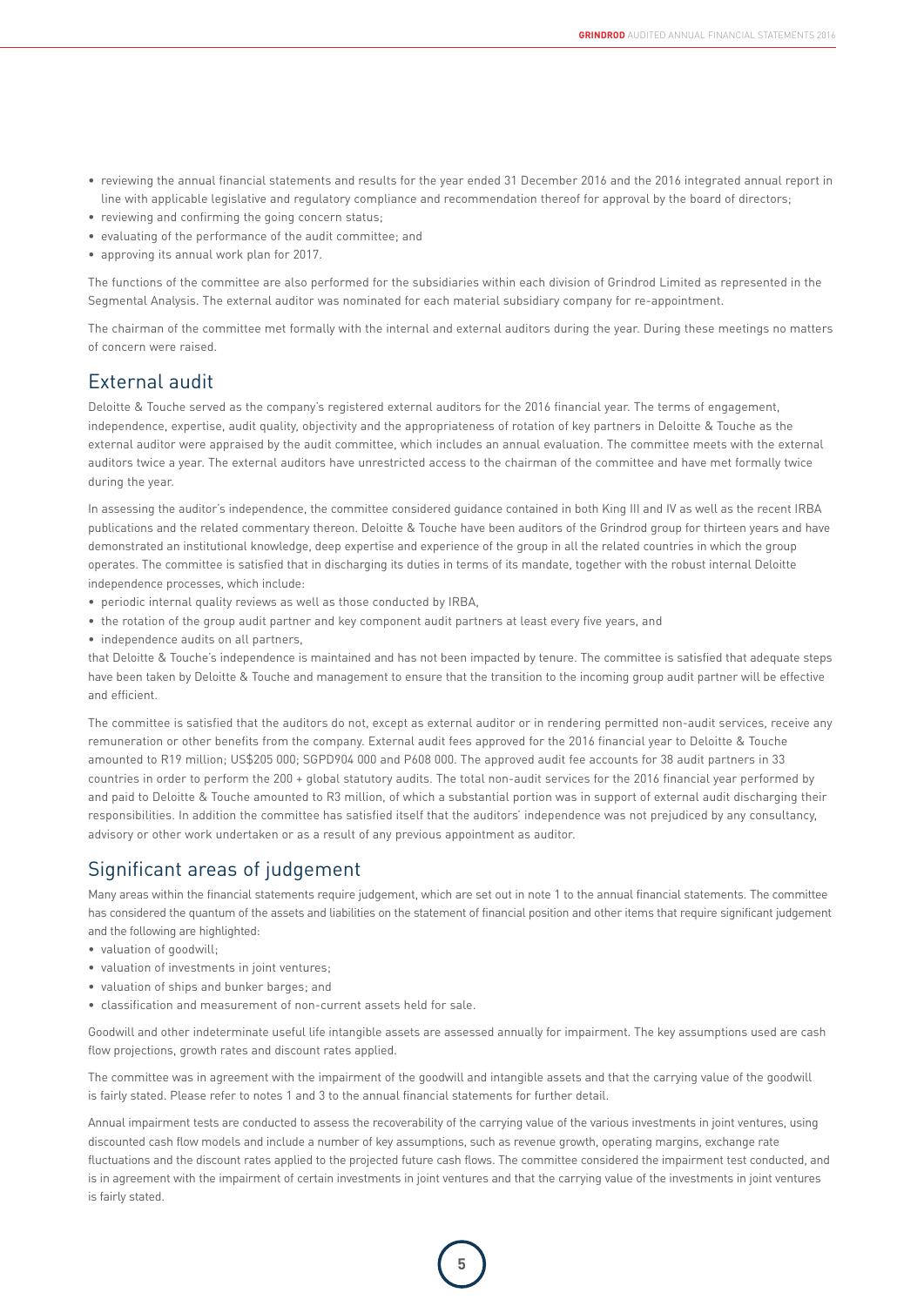- reviewing the annual financial statements and results for the year ended 31 December 2016 and the 2016 integrated annual report in line with applicable legislative and regulatory compliance and recommendation thereof for approval by the board of directors;
- reviewing and confirming the going concern status;
- evaluating of the performance of the audit committee; and
- approving its annual work plan for 2017.

The functions of the committee are also performed for the subsidiaries within each division of Grindrod Limited as represented in the Segmental Analysis. The external auditor was nominated for each material subsidiary company for re-appointment.

The chairman of the committee met formally with the internal and external auditors during the year. During these meetings no matters of concern were raised.

## External audit

Deloitte & Touche served as the company's registered external auditors for the 2016 financial year. The terms of engagement, independence, expertise, audit quality, objectivity and the appropriateness of rotation of key partners in Deloitte & Touche as the external auditor were appraised by the audit committee, which includes an annual evaluation. The committee meets with the external auditors twice a year. The external auditors have unrestricted access to the chairman of the committee and have met formally twice during the year.

In assessing the auditor's independence, the committee considered guidance contained in both King III and IV as well as the recent IRBA publications and the related commentary thereon. Deloitte & Touche have been auditors of the Grindrod group for thirteen years and have demonstrated an institutional knowledge, deep expertise and experience of the group in all the related countries in which the group operates. The committee is satisfied that in discharging its duties in terms of its mandate, together with the robust internal Deloitte independence processes, which include:

- periodic internal quality reviews as well as those conducted by IRBA,
- the rotation of the group audit partner and key component audit partners at least every five years, and
- independence audits on all partners,

that Deloitte & Touche's independence is maintained and has not been impacted by tenure. The committee is satisfied that adequate steps have been taken by Deloitte & Touche and management to ensure that the transition to the incoming group audit partner will be effective and efficient.

The committee is satisfied that the auditors do not, except as external auditor or in rendering permitted non-audit services, receive any remuneration or other benefits from the company. External audit fees approved for the 2016 financial year to Deloitte & Touche amounted to R19 million; US$205 000; SGPD904 000 and P608 000. The approved audit fee accounts for 38 audit partners in 33 countries in order to perform the 200 + global statutory audits. The total non-audit services for the 2016 financial year performed by and paid to Deloitte & Touche amounted to R3 million, of which a substantial portion was in support of external audit discharging their responsibilities. In addition the committee has satisfied itself that the auditors' independence was not prejudiced by any consultancy, advisory or other work undertaken or as a result of any previous appointment as auditor.

## Significant areas of judgement

Many areas within the financial statements require judgement, which are set out in note 1 to the annual financial statements. The committee has considered the quantum of the assets and liabilities on the statement of financial position and other items that require significant judgement and the following are highlighted:

- valuation of goodwill;
- valuation of investments in joint ventures;
- valuation of ships and bunker barges; and
- classification and measurement of non-current assets held for sale.

Goodwill and other indeterminate useful life intangible assets are assessed annually for impairment. The key assumptions used are cash flow projections, growth rates and discount rates applied.

The committee was in agreement with the impairment of the goodwill and intangible assets and that the carrying value of the goodwill is fairly stated. Please refer to notes 1 and 3 to the annual financial statements for further detail.

Annual impairment tests are conducted to assess the recoverability of the carrying value of the various investments in joint ventures, using discounted cash flow models and include a number of key assumptions, such as revenue growth, operating margins, exchange rate fluctuations and the discount rates applied to the projected future cash flows. The committee considered the impairment test conducted, and is in agreement with the impairment of certain investments in joint ventures and that the carrying value of the investments in joint ventures is fairly stated.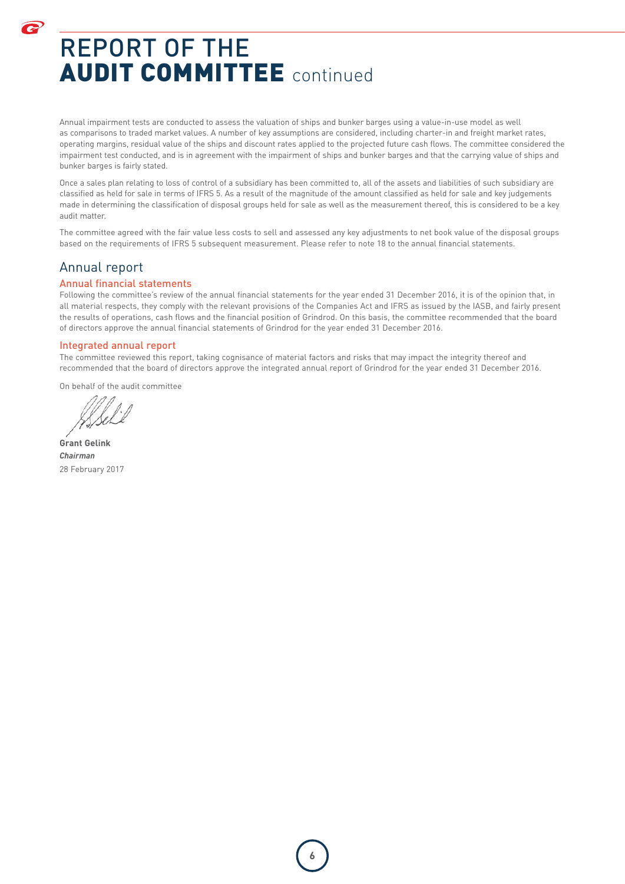# REPORT OF THE AUDIT COMMITTEE continued

Annual impairment tests are conducted to assess the valuation of ships and bunker barges using a value-in-use model as well as comparisons to traded market values. A number of key assumptions are considered, including charter-in and freight market rates, operating margins, residual value of the ships and discount rates applied to the projected future cash flows. The committee considered the impairment test conducted, and is in agreement with the impairment of ships and bunker barges and that the carrying value of ships and bunker barges is fairly stated.

Once a sales plan relating to loss of control of a subsidiary has been committed to, all of the assets and liabilities of such subsidiary are classified as held for sale in terms of IFRS 5. As a result of the magnitude of the amount classified as held for sale and key judgements made in determining the classification of disposal groups held for sale as well as the measurement thereof, this is considered to be a key audit matter.

The committee agreed with the fair value less costs to sell and assessed any key adjustments to net book value of the disposal groups based on the requirements of IFRS 5 subsequent measurement. Please refer to note 18 to the annual financial statements.

## Annual report

### Annual financial statements

Following the committee's review of the annual financial statements for the year ended 31 December 2016, it is of the opinion that, in all material respects, they comply with the relevant provisions of the Companies Act and IFRS as issued by the IASB, and fairly present the results of operations, cash flows and the financial position of Grindrod. On this basis, the committee recommended that the board of directors approve the annual financial statements of Grindrod for the year ended 31 December 2016.

### Integrated annual report

The committee reviewed this report, taking cognisance of material factors and risks that may impact the integrity thereof and recommended that the board of directors approve the integrated annual report of Grindrod for the year ended 31 December 2016.

On behalf of the audit committee

**Grant Gelink**
***Chairman***
28 February 2017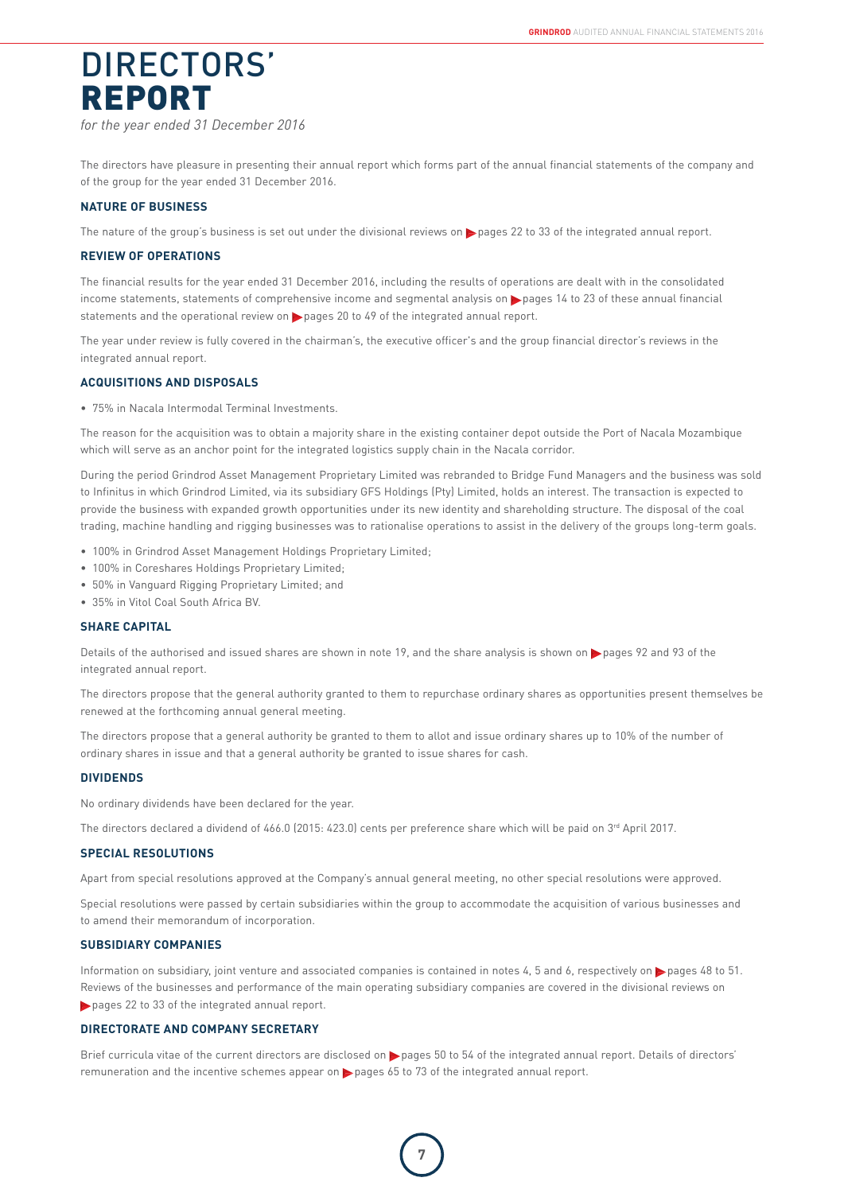# DIRECTORS' REPORT

*for the year ended 31 December 2016*

The directors have pleasure in presenting their annual report which forms part of the annual financial statements of the company and of the group for the year ended 31 December 2016.

### NATURE OF BUSINESS

The nature of the group's business is set out under the divisional reviews on pages 22 to 33 of the integrated annual report.

### REVIEW OF OPERATIONS

The financial results for the year ended 31 December 2016, including the results of operations are dealt with in the consolidated income statements, statements of comprehensive income and segmental analysis on pages 14 to 23 of these annual financial statements and the operational review on pages 20 to 49 of the integrated annual report.

The year under review is fully covered in the chairman's, the executive officer's and the group financial director's reviews in the integrated annual report.

### ACQUISITIONS AND DISPOSALS

- 75% in Nacala Intermodal Terminal Investments.

The reason for the acquisition was to obtain a majority share in the existing container depot outside the Port of Nacala Mozambique which will serve as an anchor point for the integrated logistics supply chain in the Nacala corridor.

During the period Grindrod Asset Management Proprietary Limited was rebranded to Bridge Fund Managers and the business was sold to Infinitus in which Grindrod Limited, via its subsidiary GFS Holdings (Pty) Limited, holds an interest. The transaction is expected to provide the business with expanded growth opportunities under its new identity and shareholding structure. The disposal of the coal trading, machine handling and rigging businesses was to rationalise operations to assist in the delivery of the groups long-term goals.

- 100% in Grindrod Asset Management Holdings Proprietary Limited;
- 100% in Coreshares Holdings Proprietary Limited;
- 50% in Vanguard Rigging Proprietary Limited; and
- 35% in Vitol Coal South Africa BV.

### SHARE CAPITAL

Details of the authorised and issued shares are shown in note 19, and the share analysis is shown on pages 92 and 93 of the integrated annual report.

The directors propose that the general authority granted to them to repurchase ordinary shares as opportunities present themselves be renewed at the forthcoming annual general meeting.

The directors propose that a general authority be granted to them to allot and issue ordinary shares up to 10% of the number of ordinary shares in issue and that a general authority be granted to issue shares for cash.

### DIVIDENDS

No ordinary dividends have been declared for the year.

The directors declared a dividend of 466.0 (2015: 423.0) cents per preference share which will be paid on 3rd April 2017.

### SPECIAL RESOLUTIONS

Apart from special resolutions approved at the Company's annual general meeting, no other special resolutions were approved.

Special resolutions were passed by certain subsidiaries within the group to accommodate the acquisition of various businesses and to amend their memorandum of incorporation.

### SUBSIDIARY COMPANIES

Information on subsidiary, joint venture and associated companies is contained in notes 4, 5 and 6, respectively on pages 48 to 51. Reviews of the businesses and performance of the main operating subsidiary companies are covered in the divisional reviews on pages 22 to 33 of the integrated annual report.

### DIRECTORATE AND COMPANY SECRETARY

Brief curricula vitae of the current directors are disclosed on pages 50 to 54 of the integrated annual report. Details of directors' remuneration and the incentive schemes appear on pages 65 to 73 of the integrated annual report.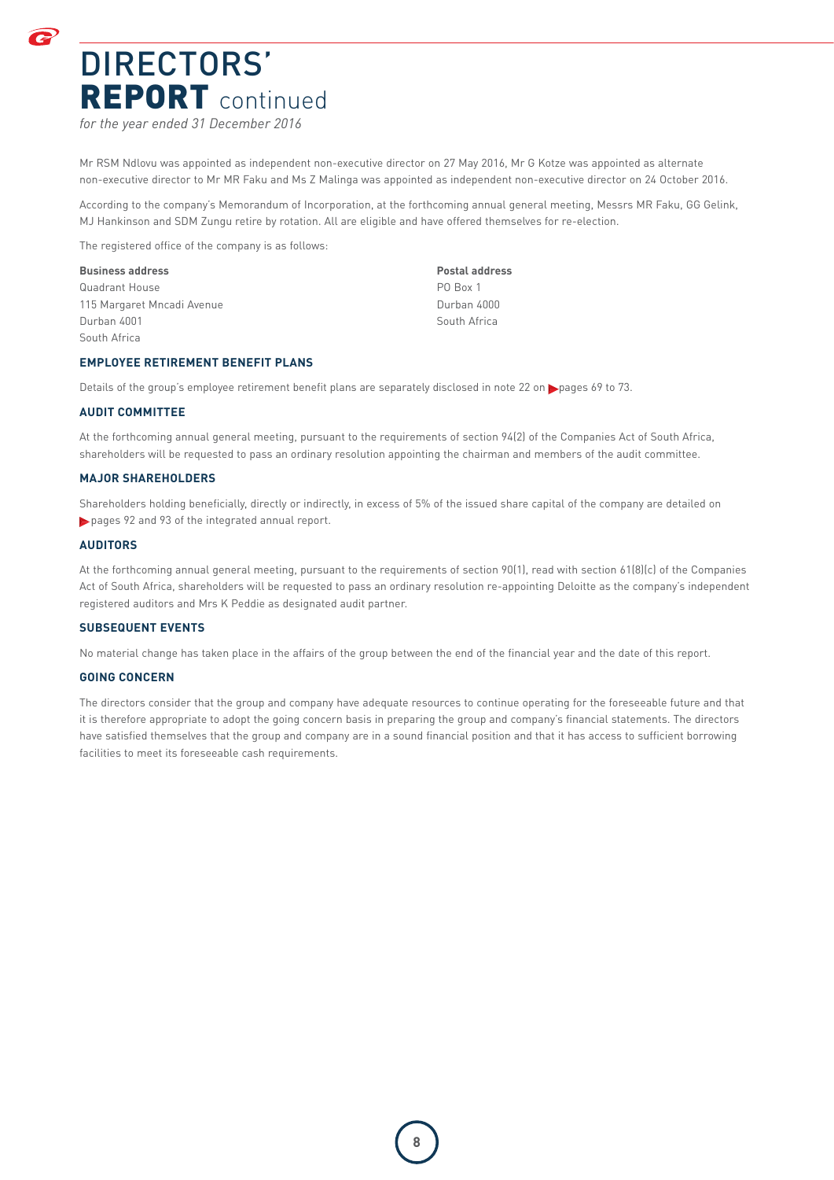# DIRECTORS' REPORT continued

*for the year ended 31 December 2016*

Mr RSM Ndlovu was appointed as independent non-executive director on 27 May 2016, Mr G Kotze was appointed as alternate non-executive director to Mr MR Faku and Ms Z Malinga was appointed as independent non-executive director on 24 October 2016.

According to the company's Memorandum of Incorporation, at the forthcoming annual general meeting, Messrs MR Faku, GG Gelink, MJ Hankinson and SDM Zungu retire by rotation. All are eligible and have offered themselves for re-election.

The registered office of the company is as follows:

**Business address**
Quadrant House
115 Margaret Mncadi Avenue
Durban 4001
South Africa

**Postal address**
PO Box 1
Durban 4000
South Africa

### EMPLOYEE RETIREMENT BENEFIT PLANS

Details of the group's employee retirement benefit plans are separately disclosed in note 22 on pages 69 to 73.

### AUDIT COMMITTEE

At the forthcoming annual general meeting, pursuant to the requirements of section 94(2) of the Companies Act of South Africa, shareholders will be requested to pass an ordinary resolution appointing the chairman and members of the audit committee.

### MAJOR SHAREHOLDERS

Shareholders holding beneficially, directly or indirectly, in excess of 5% of the issued share capital of the company are detailed on pages 92 and 93 of the integrated annual report.

### AUDITORS

At the forthcoming annual general meeting, pursuant to the requirements of section 90(1), read with section 61(8)(c) of the Companies Act of South Africa, shareholders will be requested to pass an ordinary resolution re-appointing Deloitte as the company's independent registered auditors and Mrs K Peddie as designated audit partner.

### SUBSEQUENT EVENTS

No material change has taken place in the affairs of the group between the end of the financial year and the date of this report.

### GOING CONCERN

The directors consider that the group and company have adequate resources to continue operating for the foreseeable future and that it is therefore appropriate to adopt the going concern basis in preparing the group and company's financial statements. The directors have satisfied themselves that the group and company are in a sound financial position and that it has access to sufficient borrowing facilities to meet its foreseeable cash requirements.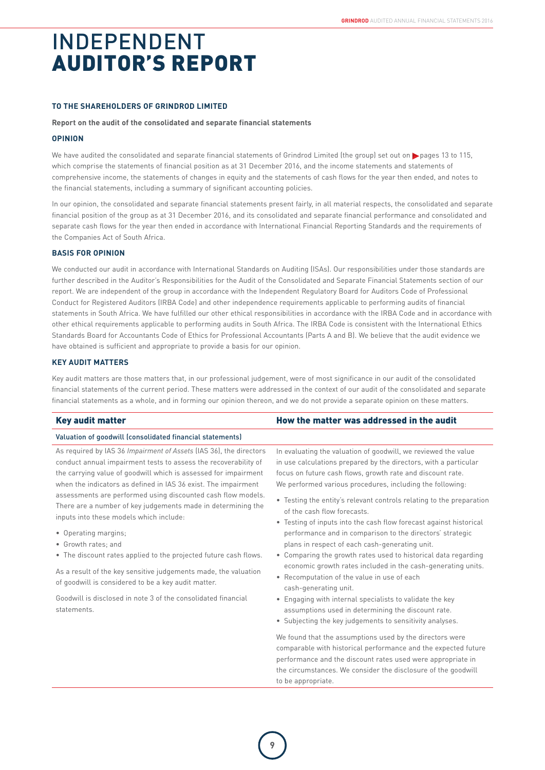# INDEPENDENT AUDITOR'S REPORT

**TO THE SHAREHOLDERS OF GRINDROD LIMITED**

**Report on the audit of the consolidated and separate financial statements**

## OPINION

We have audited the consolidated and separate financial statements of Grindrod Limited (the group) set out on pages 13 to 115, which comprise the statements of financial position as at 31 December 2016, and the income statements and statements of comprehensive income, the statements of changes in equity and the statements of cash flows for the year then ended, and notes to the financial statements, including a summary of significant accounting policies.

In our opinion, the consolidated and separate financial statements present fairly, in all material respects, the consolidated and separate financial position of the group as at 31 December 2016, and its consolidated and separate financial performance and consolidated and separate cash flows for the year then ended in accordance with International Financial Reporting Standards and the requirements of the Companies Act of South Africa.

## BASIS FOR OPINION

We conducted our audit in accordance with International Standards on Auditing (ISAs). Our responsibilities under those standards are further described in the Auditor's Responsibilities for the Audit of the Consolidated and Separate Financial Statements section of our report. We are independent of the group in accordance with the Independent Regulatory Board for Auditors Code of Professional Conduct for Registered Auditors (IRBA Code) and other independence requirements applicable to performing audits of financial statements in South Africa. We have fulfilled our other ethical responsibilities in accordance with the IRBA Code and in accordance with other ethical requirements applicable to performing audits in South Africa. The IRBA Code is consistent with the International Ethics Standards Board for Accountants Code of Ethics for Professional Accountants (Parts A and B). We believe that the audit evidence we have obtained is sufficient and appropriate to provide a basis for our opinion.

## KEY AUDIT MATTERS

Key audit matters are those matters that, in our professional judgement, were of most significance in our audit of the consolidated financial statements of the current period. These matters were addressed in the context of our audit of the consolidated and separate financial statements as a whole, and in forming our opinion thereon, and we do not provide a separate opinion on these matters.

| Key audit matter | How the matter was addressed in the audit |
|---|---|
| **Valuation of goodwill (consolidated financial statements)** | |
| As required by IAS 36 *Impairment of Assets* (IAS 36), the directors conduct annual impairment tests to assess the recoverability of the carrying value of goodwill which is assessed for impairment when the indicators as defined in IAS 36 exist. The impairment assessments are performed using discounted cash flow models. There are a number of key judgements made in determining the inputs into these models which include:<br>• Operating margins;<br>• Growth rates; and<br>• The discount rates applied to the projected future cash flows.<br><br>As a result of the key sensitive judgements made, the valuation of goodwill is considered to be a key audit matter.<br><br>Goodwill is disclosed in note 3 of the consolidated financial statements. | In evaluating the valuation of goodwill, we reviewed the value in use calculations prepared by the directors, with a particular focus on future cash flows, growth rate and discount rate. We performed various procedures, including the following:<br>• Testing the entity's relevant controls relating to the preparation of the cash flow forecasts.<br>• Testing of inputs into the cash flow forecast against historical performance and in comparison to the directors' strategic plans in respect of each cash-generating unit.<br>• Comparing the growth rates used to historical data regarding economic growth rates included in the cash-generating units.<br>• Recomputation of the value in use of each cash-generating unit.<br>• Engaging with internal specialists to validate the key assumptions used in determining the discount rate.<br>• Subjecting the key judgements to sensitivity analyses.<br><br>We found that the assumptions used by the directors were comparable with historical performance and the expected future performance and the discount rates used were appropriate in the circumstances. We consider the disclosure of the goodwill to be appropriate. |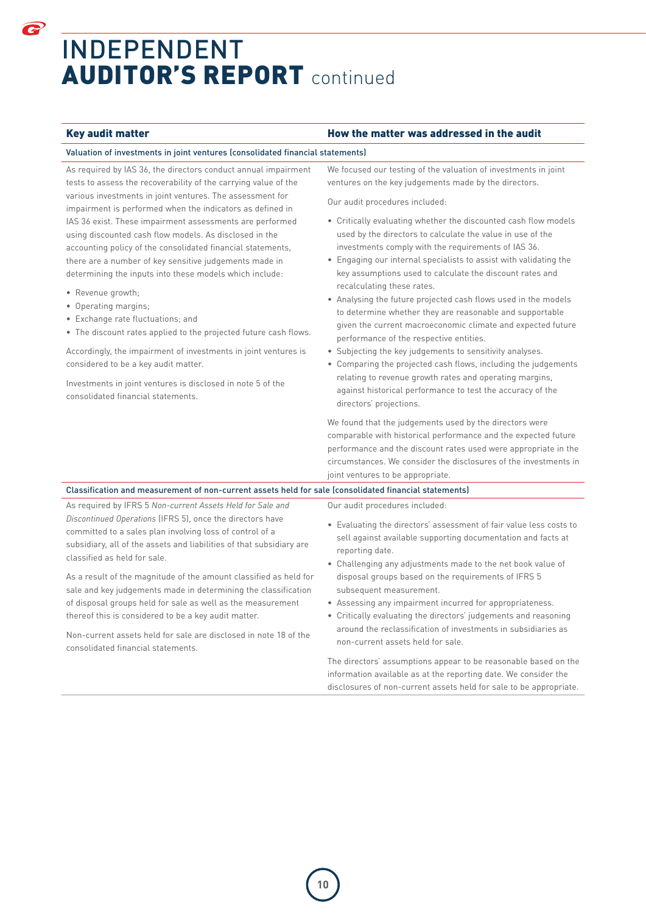# INDEPENDENT AUDITOR'S REPORT continued

| Key audit matter | How the matter was addressed in the audit |
|---|---|
| **Valuation of investments in joint ventures (consolidated financial statements)** | |
| As required by IAS 36, the directors conduct annual impairment tests to assess the recoverability of the carrying value of the various investments in joint ventures. The assessment for impairment is performed when the indicators as defined in IAS 36 exist. These impairment assessments are performed using discounted cash flow models. As disclosed in the accounting policy of the consolidated financial statements, there are a number of key sensitive judgements made in determining the inputs into these models which include:<br>• Revenue growth;<br>• Operating margins;<br>• Exchange rate fluctuations; and<br>• The discount rates applied to the projected future cash flows.<br><br>Accordingly, the impairment of investments in joint ventures is considered to be a key audit matter.<br><br>Investments in joint ventures is disclosed in note 5 of the consolidated financial statements. | We focused our testing of the valuation of investments in joint ventures on the key judgements made by the directors.<br><br>Our audit procedures included:<br>• Critically evaluating whether the discounted cash flow models used by the directors to calculate the value in use of the investments comply with the requirements of IAS 36.<br>• Engaging our internal specialists to assist with validating the key assumptions used to calculate the discount rates and recalculating these rates.<br>• Analysing the future projected cash flows used in the models to determine whether they are reasonable and supportable given the current macroeconomic climate and expected future performance of the respective entities.<br>• Subjecting the key judgements to sensitivity analyses.<br>• Comparing the projected cash flows, including the judgements relating to revenue growth rates and operating margins, against historical performance to test the accuracy of the directors' projections.<br><br>We found that the judgements used by the directors were comparable with historical performance and the expected future performance and the discount rates used were appropriate in the circumstances. We consider the disclosures of the investments in joint ventures to be appropriate. |
| **Classification and measurement of non-current assets held for sale (consolidated financial statements)** | |
| As required by IFRS 5 *Non-current Assets Held for Sale and Discontinued Operations* (IFRS 5), once the directors have committed to a sales plan involving loss of control of a subsidiary, all of the assets and liabilities of that subsidiary are classified as held for sale.<br><br>As a result of the magnitude of the amount classified as held for sale and key judgements made in determining the classification of disposal groups held for sale as well as the measurement thereof this is considered to be a key audit matter.<br><br>Non-current assets held for sale are disclosed in note 18 of the consolidated financial statements. | Our audit procedures included:<br>• Evaluating the directors' assessment of fair value less costs to sell against available supporting documentation and facts at reporting date.<br>• Challenging any adjustments made to the net book value of disposal groups based on the requirements of IFRS 5 subsequent measurement.<br>• Assessing any impairment incurred for appropriateness.<br>• Critically evaluating the directors' judgements and reasoning around the reclassification of investments in subsidiaries as non-current assets held for sale.<br><br>The directors' assumptions appear to be reasonable based on the information available as at the reporting date. We consider the disclosures of non-current assets held for sale to be appropriate. |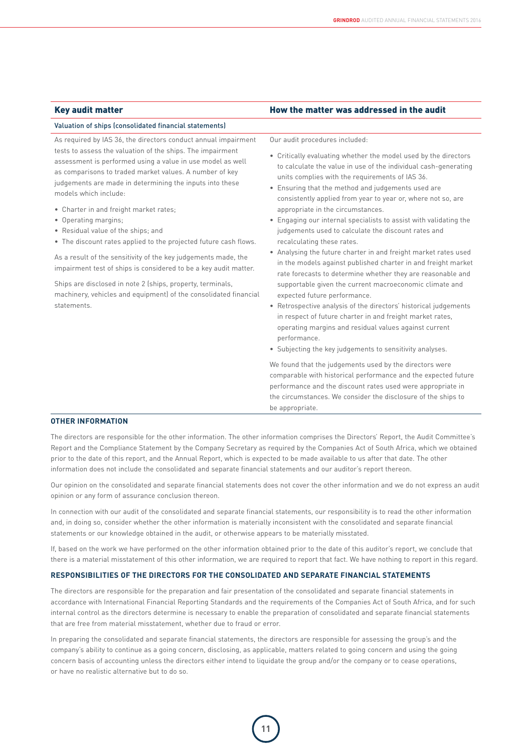| Key audit matter | How the matter was addressed in the audit |
|---|---|
| **Valuation of ships (consolidated financial statements)** | |
| As required by IAS 36, the directors conduct annual impairment tests to assess the valuation of the ships. The impairment assessment is performed using a value in use model as well as comparisons to traded market values. A number of key judgements are made in determining the inputs into these models which include:<br>• Charter in and freight market rates;<br>• Operating margins;<br>• Residual value of the ships; and<br>• The discount rates applied to the projected future cash flows.<br><br>As a result of the sensitivity of the key judgements made, the impairment test of ships is considered to be a key audit matter.<br><br>Ships are disclosed in note 2 (ships, property, terminals, machinery, vehicles and equipment) of the consolidated financial statements. | Our audit procedures included:<br>• Critically evaluating whether the model used by the directors to calculate the value in use of the individual cash-generating units complies with the requirements of IAS 36.<br>• Ensuring that the method and judgements used are consistently applied from year to year or, where not so, are appropriate in the circumstances.<br>• Engaging our internal specialists to assist with validating the judgements used to calculate the discount rates and recalculating these rates.<br>• Analysing the future charter in and freight market rates used in the models against published charter in and freight market rate forecasts to determine whether they are reasonable and supportable given the current macroeconomic climate and expected future performance.<br>• Retrospective analysis of the directors' historical judgements in respect of future charter in and freight market rates, operating margins and residual values against current performance.<br>• Subjecting the key judgements to sensitivity analyses.<br><br>We found that the judgements used by the directors were comparable with historical performance and the expected future performance and the discount rates used were appropriate in the circumstances. We consider the disclosure of the ships to be appropriate. |

## OTHER INFORMATION

The directors are responsible for the other information. The other information comprises the Directors' Report, the Audit Committee's Report and the Compliance Statement by the Company Secretary as required by the Companies Act of South Africa, which we obtained prior to the date of this report, and the Annual Report, which is expected to be made available to us after that date. The other information does not include the consolidated and separate financial statements and our auditor's report thereon.

Our opinion on the consolidated and separate financial statements does not cover the other information and we do not express an audit opinion or any form of assurance conclusion thereon.

In connection with our audit of the consolidated and separate financial statements, our responsibility is to read the other information and, in doing so, consider whether the other information is materially inconsistent with the consolidated and separate financial statements or our knowledge obtained in the audit, or otherwise appears to be materially misstated.

If, based on the work we have performed on the other information obtained prior to the date of this auditor's report, we conclude that there is a material misstatement of this other information, we are required to report that fact. We have nothing to report in this regard.

## RESPONSIBILITIES OF THE DIRECTORS FOR THE CONSOLIDATED AND SEPARATE FINANCIAL STATEMENTS

The directors are responsible for the preparation and fair presentation of the consolidated and separate financial statements in accordance with International Financial Reporting Standards and the requirements of the Companies Act of South Africa, and for such internal control as the directors determine is necessary to enable the preparation of consolidated and separate financial statements that are free from material misstatement, whether due to fraud or error.

In preparing the consolidated and separate financial statements, the directors are responsible for assessing the group's and the company's ability to continue as a going concern, disclosing, as applicable, matters related to going concern and using the going concern basis of accounting unless the directors either intend to liquidate the group and/or the company or to cease operations, or have no realistic alternative but to do so.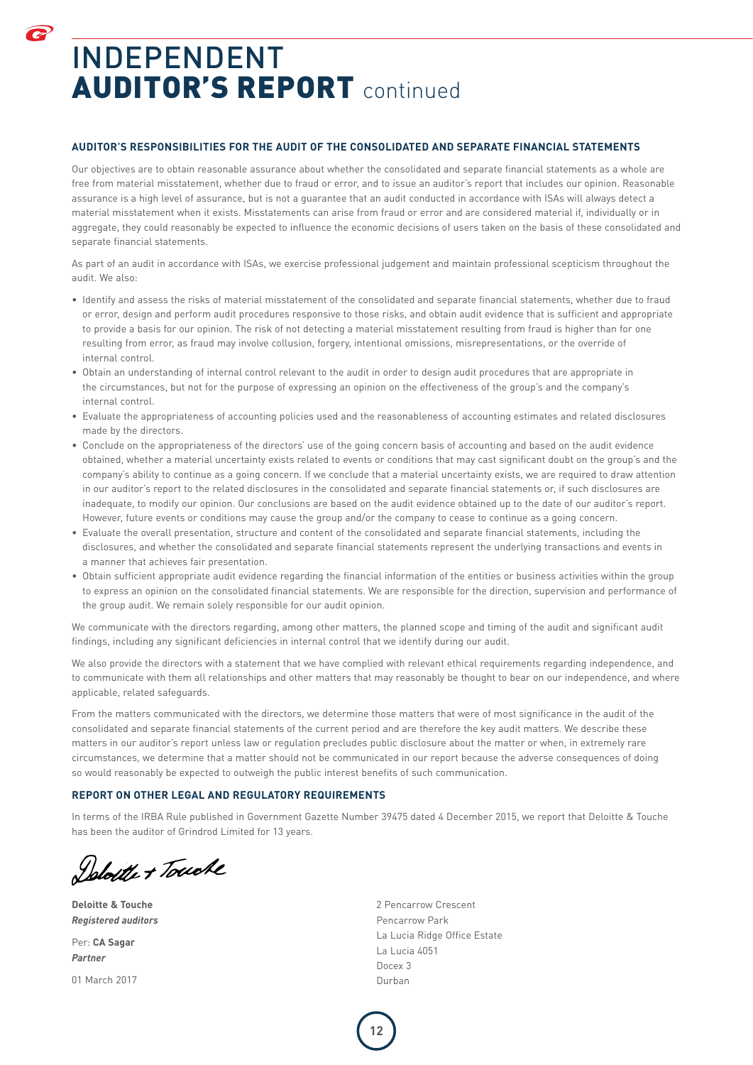# INDEPENDENT AUDITOR'S REPORT continued

### AUDITOR'S RESPONSIBILITIES FOR THE AUDIT OF THE CONSOLIDATED AND SEPARATE FINANCIAL STATEMENTS

Our objectives are to obtain reasonable assurance about whether the consolidated and separate financial statements as a whole are free from material misstatement, whether due to fraud or error, and to issue an auditor's report that includes our opinion. Reasonable assurance is a high level of assurance, but is not a guarantee that an audit conducted in accordance with ISAs will always detect a material misstatement when it exists. Misstatements can arise from fraud or error and are considered material if, individually or in aggregate, they could reasonably be expected to influence the economic decisions of users taken on the basis of these consolidated and separate financial statements.

As part of an audit in accordance with ISAs, we exercise professional judgement and maintain professional scepticism throughout the audit. We also:

- Identify and assess the risks of material misstatement of the consolidated and separate financial statements, whether due to fraud or error, design and perform audit procedures responsive to those risks, and obtain audit evidence that is sufficient and appropriate to provide a basis for our opinion. The risk of not detecting a material misstatement resulting from fraud is higher than for one resulting from error, as fraud may involve collusion, forgery, intentional omissions, misrepresentations, or the override of internal control.
- Obtain an understanding of internal control relevant to the audit in order to design audit procedures that are appropriate in the circumstances, but not for the purpose of expressing an opinion on the effectiveness of the group's and the company's internal control.
- Evaluate the appropriateness of accounting policies used and the reasonableness of accounting estimates and related disclosures made by the directors.
- Conclude on the appropriateness of the directors' use of the going concern basis of accounting and based on the audit evidence obtained, whether a material uncertainty exists related to events or conditions that may cast significant doubt on the group's and the company's ability to continue as a going concern. If we conclude that a material uncertainty exists, we are required to draw attention in our auditor's report to the related disclosures in the consolidated and separate financial statements or, if such disclosures are inadequate, to modify our opinion. Our conclusions are based on the audit evidence obtained up to the date of our auditor's report. However, future events or conditions may cause the group and/or the company to cease to continue as a going concern.
- Evaluate the overall presentation, structure and content of the consolidated and separate financial statements, including the disclosures, and whether the consolidated and separate financial statements represent the underlying transactions and events in a manner that achieves fair presentation.
- Obtain sufficient appropriate audit evidence regarding the financial information of the entities or business activities within the group to express an opinion on the consolidated financial statements. We are responsible for the direction, supervision and performance of the group audit. We remain solely responsible for our audit opinion.

We communicate with the directors regarding, among other matters, the planned scope and timing of the audit and significant audit findings, including any significant deficiencies in internal control that we identify during our audit.

We also provide the directors with a statement that we have complied with relevant ethical requirements regarding independence, and to communicate with them all relationships and other matters that may reasonably be thought to bear on our independence, and where applicable, related safeguards.

From the matters communicated with the directors, we determine those matters that were of most significance in the audit of the consolidated and separate financial statements of the current period and are therefore the key audit matters. We describe these matters in our auditor's report unless law or regulation precludes public disclosure about the matter or when, in extremely rare circumstances, we determine that a matter should not be communicated in our report because the adverse consequences of doing so would reasonably be expected to outweigh the public interest benefits of such communication.

### REPORT ON OTHER LEGAL AND REGULATORY REQUIREMENTS

In terms of the IRBA Rule published in Government Gazette Number 39475 dated 4 December 2015, we report that Deloitte & Touche has been the auditor of Grindrod Limited for 13 years.

Deloitte + Touche

**Deloitte & Touche**
***Registered auditors***

Per: **CA Sagar**
***Partner***

01 March 2017

2 Pencarrow Crescent
Pencarrow Park
La Lucia Ridge Office Estate
La Lucia 4051
Docex 3
Durban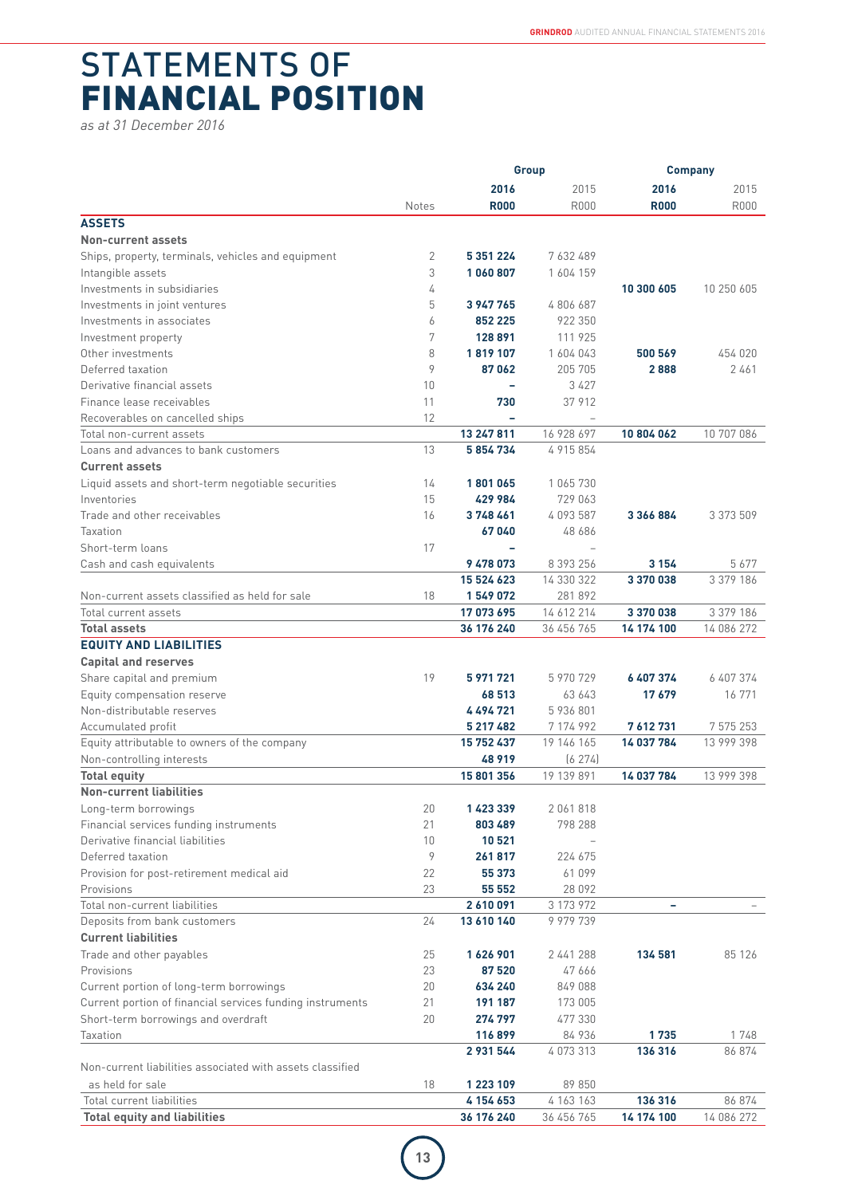# STATEMENTS OF **FINANCIAL POSITION**

*as at 31 December 2016*

| | Notes | Group 2016 R000 | Group 2015 R000 | Company 2016 R000 | Company 2015 R000 |
|---|---|---|---|---|---|
| **ASSETS** | | | | | |
| **Non-current assets** | | | | | |
| Ships, property, terminals, vehicles and equipment | 2 | **5 351 224** | 7 632 489 | | |
| Intangible assets | 3 | **1 060 807** | 1 604 159 | | |
| Investments in subsidiaries | 4 | | | **10 300 605** | 10 250 605 |
| Investments in joint ventures | 5 | **3 947 765** | 4 806 687 | | |
| Investments in associates | 6 | **852 225** | 922 350 | | |
| Investment property | 7 | **128 891** | 111 925 | | |
| Other investments | 8 | **1 819 107** | 1 604 043 | **500 569** | 454 020 |
| Deferred taxation | 9 | **87 062** | 205 705 | **2 888** | 2 461 |
| Derivative financial assets | 10 | **–** | 3 427 | | |
| Finance lease receivables | 11 | **730** | 37 912 | | |
| Recoverables on cancelled ships | 12 | **–** | – | | |
| Total non-current assets | | **13 247 811** | 16 928 697 | **10 804 062** | 10 707 086 |
| Loans and advances to bank customers | 13 | **5 854 734** | 4 915 854 | | |
| **Current assets** | | | | | |
| Liquid assets and short-term negotiable securities | 14 | **1 801 065** | 1 065 730 | | |
| Inventories | 15 | **429 984** | 729 063 | | |
| Trade and other receivables | 16 | **3 748 461** | 4 093 587 | **3 366 884** | 3 373 509 |
| Taxation | | **67 040** | 48 686 | | |
| Short-term loans | 17 | **–** | – | | |
| Cash and cash equivalents | | **9 478 073** | 8 393 256 | **3 154** | 5 677 |
| | | **15 524 623** | 14 330 322 | **3 370 038** | 3 379 186 |
| Non-current assets classified as held for sale | 18 | **1 549 072** | 281 892 | | |
| Total current assets | | **17 073 695** | 14 612 214 | **3 370 038** | 3 379 186 |
| **Total assets** | | **36 176 240** | 36 456 765 | **14 174 100** | 14 086 272 |
| **EQUITY AND LIABILITIES** | | | | | |
| **Capital and reserves** | | | | | |
| Share capital and premium | 19 | **5 971 721** | 5 970 729 | **6 407 374** | 6 407 374 |
| Equity compensation reserve | | **68 513** | 63 643 | **17 679** | 16 771 |
| Non-distributable reserves | | **4 494 721** | 5 936 801 | | |
| Accumulated profit | | **5 217 482** | 7 174 992 | **7 612 731** | 7 575 253 |
| Equity attributable to owners of the company | | **15 752 437** | 19 146 165 | **14 037 784** | 13 999 398 |
| Non-controlling interests | | **48 919** | (6 274) | | |
| **Total equity** | | **15 801 356** | 19 139 891 | **14 037 784** | 13 999 398 |
| **Non-current liabilities** | | | | | |
| Long-term borrowings | 20 | **1 423 339** | 2 061 818 | | |
| Financial services funding instruments | 21 | **803 489** | 798 288 | | |
| Derivative financial liabilities | 10 | **10 521** | – | | |
| Deferred taxation | 9 | **261 817** | 224 675 | | |
| Provision for post-retirement medical aid | 22 | **55 373** | 61 099 | | |
| Provisions | 23 | **55 552** | 28 092 | | |
| Total non-current liabilities | | **2 610 091** | 3 173 972 | **–** | – |
| Deposits from bank customers | 24 | **13 610 140** | 9 979 739 | | |
| **Current liabilities** | | | | | |
| Trade and other payables | 25 | **1 626 901** | 2 441 288 | **134 581** | 85 126 |
| Provisions | 23 | **87 520** | 47 666 | | |
| Current portion of long-term borrowings | 20 | **634 240** | 849 088 | | |
| Current portion of financial services funding instruments | 21 | **191 187** | 173 005 | | |
| Short-term borrowings and overdraft | 20 | **274 797** | 477 330 | | |
| Taxation | | **116 899** | 84 936 | **1 735** | 1 748 |
| | | **2 931 544** | 4 073 313 | **136 316** | 86 874 |
| Non-current liabilities associated with assets classified as held for sale | 18 | **1 223 109** | 89 850 | | |
| Total current liabilities | | **4 154 653** | 4 163 163 | **136 316** | 86 874 |
| **Total equity and liabilities** | | **36 176 240** | 36 456 765 | **14 174 100** | 14 086 272 |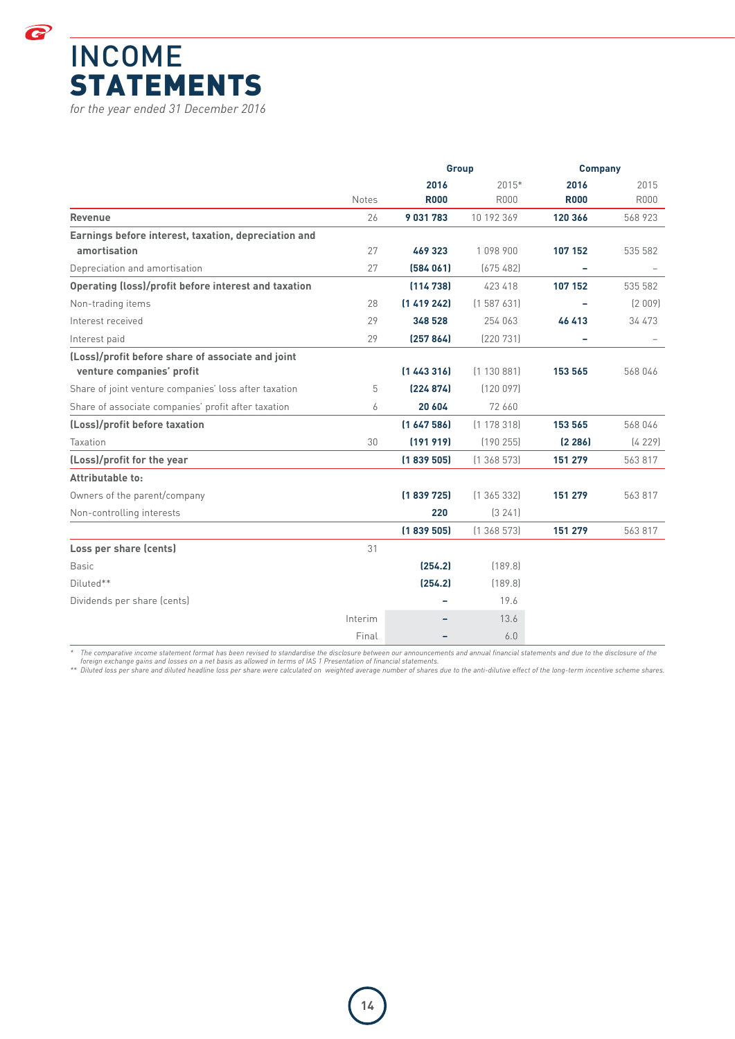# INCOME STATEMENTS

*for the year ended 31 December 2016*

| | Notes | Group 2016 R000 | Group 2015* R000 | Company 2016 R000 | Company 2015 R000 |
|---|---|---|---|---|---|
| **Revenue** | 26 | **9 031 783** | 10 192 369 | **120 366** | 568 923 |
| **Earnings before interest, taxation, depreciation and amortisation** | 27 | **469 323** | 1 098 900 | **107 152** | 535 582 |
| Depreciation and amortisation | 27 | **(584 061)** | (675 482) | **–** | – |
| **Operating (loss)/profit before interest and taxation** | | **(114 738)** | 423 418 | **107 152** | 535 582 |
| Non-trading items | 28 | **(1 419 242)** | (1 587 631) | **–** | (2 009) |
| Interest received | 29 | **348 528** | 254 063 | **46 413** | 34 473 |
| Interest paid | 29 | **(257 864)** | (220 731) | **–** | – |
| **(Loss)/profit before share of associate and joint venture companies' profit** | | **(1 443 316)** | (1 130 881) | **153 565** | 568 046 |
| Share of joint venture companies' loss after taxation | 5 | **(224 874)** | (120 097) | | |
| Share of associate companies' profit after taxation | 6 | **20 604** | 72 660 | | |
| **(Loss)/profit before taxation** | | **(1 647 586)** | (1 178 318) | **153 565** | 568 046 |
| Taxation | 30 | **(191 919)** | (190 255) | **(2 286)** | (4 229) |
| **(Loss)/profit for the year** | | **(1 839 505)** | (1 368 573) | **151 279** | 563 817 |
| **Attributable to:** | | | | | |
| Owners of the parent/company | | **(1 839 725)** | (1 365 332) | **151 279** | 563 817 |
| Non-controlling interests | | **220** | (3 241) | | |
| | | **(1 839 505)** | (1 368 573) | **151 279** | 563 817 |
| **Loss per share (cents)** | 31 | | | | |
| Basic | | **(254.2)** | (189.8) | | |
| Diluted** | | **(254.2)** | (189.8) | | |
| Dividends per share (cents) | | **–** | 19.6 | | |
| Interim | | **–** | 13.6 | | |
| Final | | **–** | 6.0 | | |

\* The comparative income statement format has been revised to standardise the disclosure between our announcements and annual financial statements and due to the disclosure of the foreign exchange gains and losses on a net basis as allowed in terms of IAS 1 Presentation of financial statements.

\** Diluted loss per share and diluted headline loss per share were calculated on weighted average number of shares due to the anti-dilutive effect of the long-term incentive scheme shares.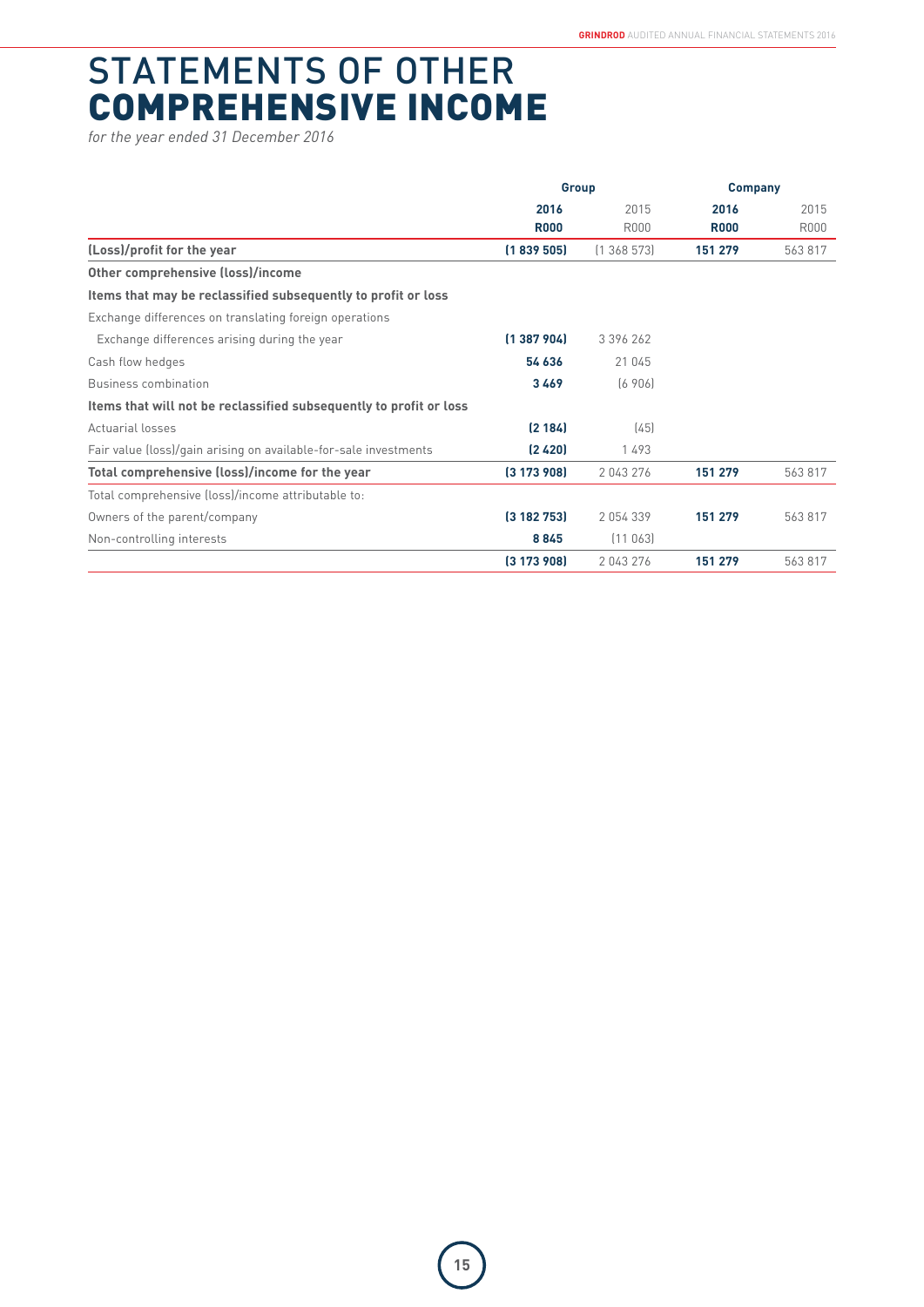# STATEMENTS OF OTHER **COMPREHENSIVE INCOME**

*for the year ended 31 December 2016*

| | Group | | Company | |
|---|---|---|---|---|
| | **2016** | 2015 | **2016** | 2015 |
| | **R000** | R000 | **R000** | R000 |
| **(Loss)/profit for the year** | **(1 839 505)** | (1 368 573) | **151 279** | 563 817 |
| **Other comprehensive (loss)/income** | | | | |
| **Items that may be reclassified subsequently to profit or loss** | | | | |
| Exchange differences on translating foreign operations | | | | |
| Exchange differences arising during the year | **(1 387 904)** | 3 396 262 | | |
| Cash flow hedges | **54 636** | 21 045 | | |
| Business combination | **3 469** | (6 906) | | |
| **Items that will not be reclassified subsequently to profit or loss** | | | | |
| Actuarial losses | **(2 184)** | (45) | | |
| Fair value (loss)/gain arising on available-for-sale investments | **(2 420)** | 1 493 | | |
| **Total comprehensive (loss)/income for the year** | **(3 173 908)** | 2 043 276 | **151 279** | 563 817 |
| Total comprehensive (loss)/income attributable to: | | | | |
| Owners of the parent/company | **(3 182 753)** | 2 054 339 | **151 279** | 563 817 |
| Non-controlling interests | **8 845** | (11 063) | | |
| | **(3 173 908)** | 2 043 276 | **151 279** | 563 817 |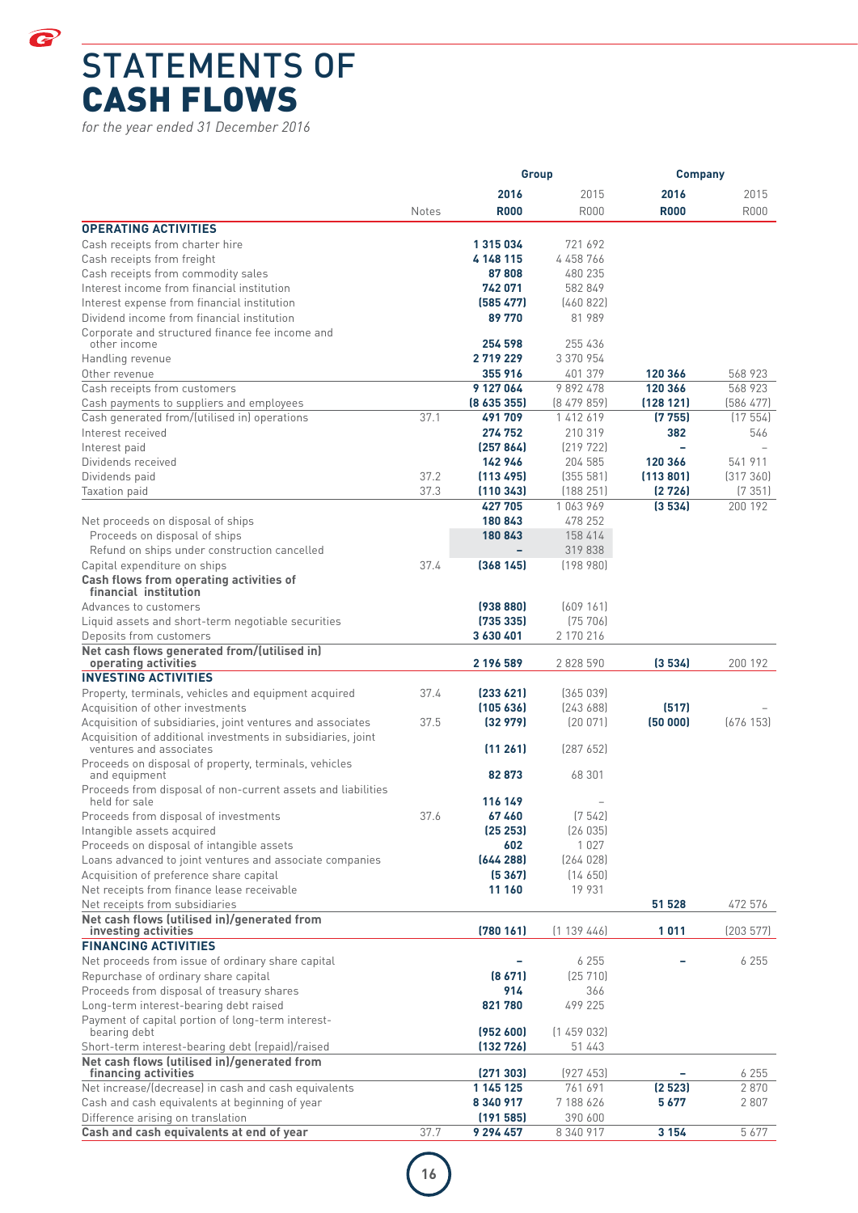# STATEMENTS OF **CASH FLOWS**

*for the year ended 31 December 2016*

| | Notes | Group 2016 R000 | Group 2015 R000 | Company 2016 R000 | Company 2015 R000 |
|---|---|---|---|---|---|
| **OPERATING ACTIVITIES** | | | | | |
| Cash receipts from charter hire | | **1 315 034** | 721 692 | | |
| Cash receipts from freight | | **4 148 115** | 4 458 766 | | |
| Cash receipts from commodity sales | | **87 808** | 480 235 | | |
| Interest income from financial institution | | **742 071** | 582 849 | | |
| Interest expense from financial institution | | **(585 477)** | (460 822) | | |
| Dividend income from financial institution | | **89 770** | 81 989 | | |
| Corporate and structured finance fee income and other income | | **254 598** | 255 436 | | |
| Handling revenue | | **2 719 229** | 3 370 954 | | |
| Other revenue | | **355 916** | 401 379 | **120 366** | 568 923 |
| Cash receipts from customers | | **9 127 064** | 9 892 478 | **120 366** | 568 923 |
| Cash payments to suppliers and employees | | **(8 635 355)** | (8 479 859) | **(128 121)** | (586 477) |
| Cash generated from/(utilised in) operations | 37.1 | **491 709** | 1 412 619 | **(7 755)** | (17 554) |
| Interest received | | **274 752** | 210 319 | **382** | 546 |
| Interest paid | | **(257 864)** | (219 722) | **–** | – |
| Dividends received | | **142 946** | 204 585 | **120 366** | 541 911 |
| Dividends paid | 37.2 | **(113 495)** | (355 581) | **(113 801)** | (317 360) |
| Taxation paid | 37.3 | **(110 343)** | (188 251) | **(2 726)** | (7 351) |
| | | **427 705** | 1 063 969 | **(3 534)** | 200 192 |
| Net proceeds on disposal of ships | | **180 843** | 478 252 | | |
| Proceeds on disposal of ships | | **180 843** | 158 414 | | |
| Refund on ships under construction cancelled | | **–** | 319 838 | | |
| Capital expenditure on ships | 37.4 | **(368 145)** | (198 980) | | |
| **Cash flows from operating activities of financial institution** | | | | | |
| Advances to customers | | **(938 880)** | (609 161) | | |
| Liquid assets and short-term negotiable securities | | **(735 335)** | (75 706) | | |
| Deposits from customers | | **3 630 401** | 2 170 216 | | |
| **Net cash flows generated from/(utilised in) operating activities** | | **2 196 589** | 2 828 590 | **(3 534)** | 200 192 |
| **INVESTING ACTIVITIES** | | | | | |
| Property, terminals, vehicles and equipment acquired | 37.4 | **(233 621)** | (365 039) | | |
| Acquisition of other investments | | **(105 636)** | (243 688) | **(517)** | – |
| Acquisition of subsidiaries, joint ventures and associates | 37.5 | **(32 979)** | (20 071) | **(50 000)** | (676 153) |
| Acquisition of additional investments in subsidiaries, joint ventures and associates | | **(11 261)** | (287 652) | | |
| Proceeds on disposal of property, terminals, vehicles and equipment | | **82 873** | 68 301 | | |
| Proceeds from disposal of non-current assets and liabilities held for sale | | **116 149** | – | | |
| Proceeds from disposal of investments | 37.6 | **67 460** | (7 542) | | |
| Intangible assets acquired | | **(25 253)** | (26 035) | | |
| Proceeds on disposal of intangible assets | | **602** | 1 027 | | |
| Loans advanced to joint ventures and associate companies | | **(644 288)** | (264 028) | | |
| Acquisition of preference share capital | | **(5 367)** | (14 650) | | |
| Net receipts from finance lease receivable | | **11 160** | 19 931 | | |
| Net receipts from subsidiaries | | | | **51 528** | 472 576 |
| **Net cash flows (utilised in)/generated from investing activities** | | **(780 161)** | (1 139 446) | **1 011** | (203 577) |
| **FINANCING ACTIVITIES** | | | | | |
| Net proceeds from issue of ordinary share capital | | **–** | 6 255 | **–** | 6 255 |
| Repurchase of ordinary share capital | | **(8 671)** | (25 710) | | |
| Proceeds from disposal of treasury shares | | **914** | 366 | | |
| Long-term interest-bearing debt raised | | **821 780** | 499 225 | | |
| Payment of capital portion of long-term interest-bearing debt | | **(952 600)** | (1 459 032) | | |
| Short-term interest-bearing debt (repaid)/raised | | **(132 726)** | 51 443 | | |
| **Net cash flows (utilised in)/generated from financing activities** | | **(271 303)** | (927 453) | **–** | 6 255 |
| Net increase/(decrease) in cash and cash equivalents | | **1 145 125** | 761 691 | **(2 523)** | 2 870 |
| Cash and cash equivalents at beginning of year | | **8 340 917** | 7 188 626 | **5 677** | 2 807 |
| Difference arising on translation | | **(191 585)** | 390 600 | | |
| **Cash and cash equivalents at end of year** | 37.7 | **9 294 457** | 8 340 917 | **3 154** | 5 677 |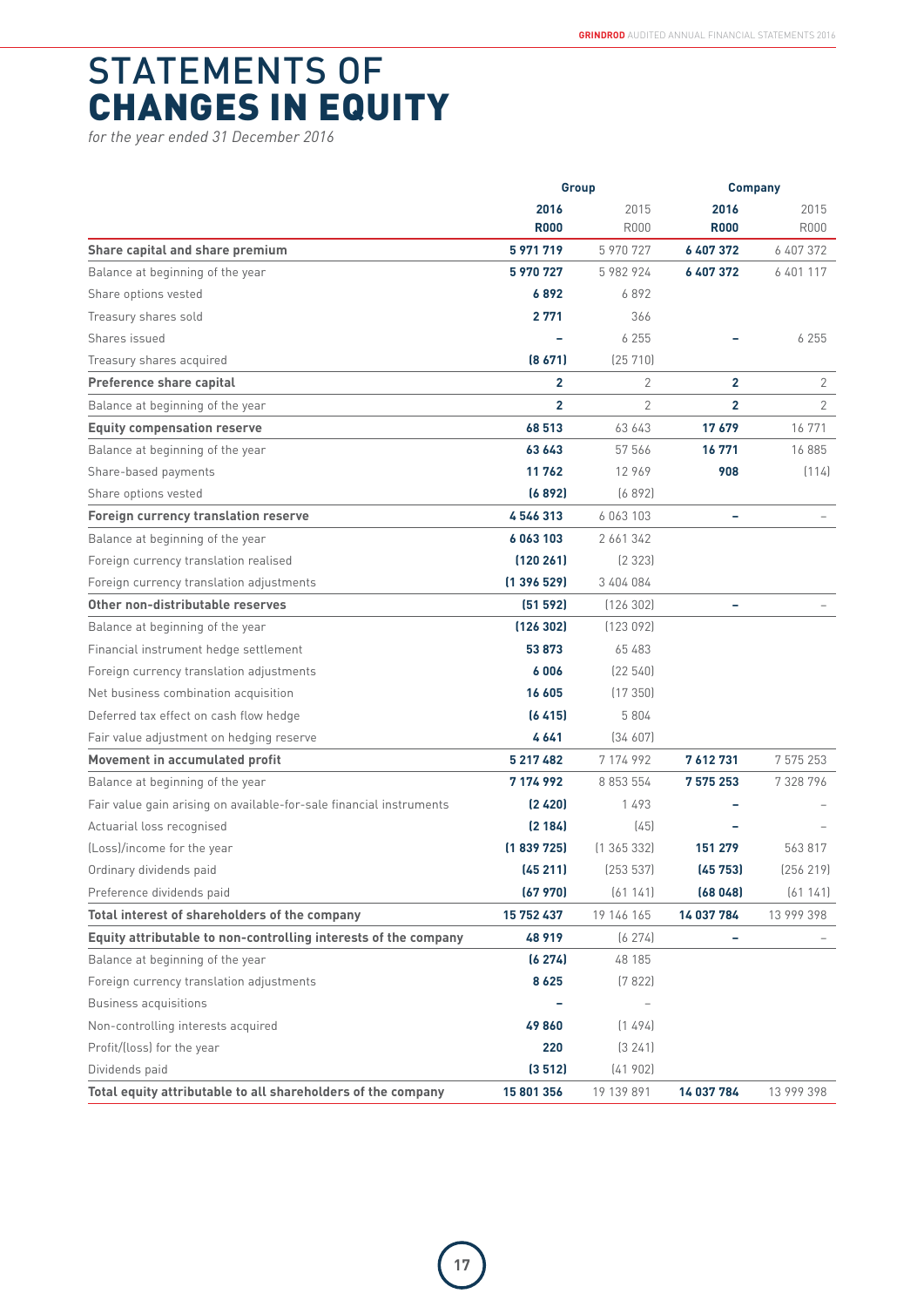# STATEMENTS OF CHANGES IN EQUITY

*for the year ended 31 December 2016*

| | Group | | Company | |
|---|---|---|---|---|
| | **2016** | 2015 | **2016** | 2015 |
| | **R000** | R000 | **R000** | R000 |
| **Share capital and share premium** | **5 971 719** | 5 970 727 | **6 407 372** | 6 407 372 |
| Balance at beginning of the year | **5 970 727** | 5 982 924 | **6 407 372** | 6 401 117 |
| Share options vested | **6 892** | 6 892 | | |
| Treasury shares sold | **2 771** | 366 | | |
| Shares issued | **–** | 6 255 | **–** | 6 255 |
| Treasury shares acquired | **(8 671)** | (25 710) | | |
| **Preference share capital** | **2** | 2 | **2** | 2 |
| Balance at beginning of the year | **2** | 2 | **2** | 2 |
| **Equity compensation reserve** | **68 513** | 63 643 | **17 679** | 16 771 |
| Balance at beginning of the year | **63 643** | 57 566 | **16 771** | 16 885 |
| Share-based payments | **11 762** | 12 969 | **908** | (114) |
| Share options vested | **(6 892)** | (6 892) | | |
| **Foreign currency translation reserve** | **4 546 313** | 6 063 103 | **–** | – |
| Balance at beginning of the year | **6 063 103** | 2 661 342 | | |
| Foreign currency translation realised | **(120 261)** | (2 323) | | |
| Foreign currency translation adjustments | **(1 396 529)** | 3 404 084 | | |
| **Other non-distributable reserves** | **(51 592)** | (126 302) | **–** | – |
| Balance at beginning of the year | **(126 302)** | (123 092) | | |
| Financial instrument hedge settlement | **53 873** | 65 483 | | |
| Foreign currency translation adjustments | **6 006** | (22 540) | | |
| Net business combination acquisition | **16 605** | (17 350) | | |
| Deferred tax effect on cash flow hedge | **(6 415)** | 5 804 | | |
| Fair value adjustment on hedging reserve | **4 641** | (34 607) | | |
| **Movement in accumulated profit** | **5 217 482** | 7 174 992 | **7 612 731** | 7 575 253 |
| Balance at beginning of the year | **7 174 992** | 8 853 554 | **7 575 253** | 7 328 796 |
| Fair value gain arising on available-for-sale financial instruments | **(2 420)** | 1 493 | **–** | – |
| Actuarial loss recognised | **(2 184)** | (45) | **–** | – |
| (Loss)/income for the year | **(1 839 725)** | (1 365 332) | **151 279** | 563 817 |
| Ordinary dividends paid | **(45 211)** | (253 537) | **(45 753)** | (256 219) |
| Preference dividends paid | **(67 970)** | (61 141) | **(68 048)** | (61 141) |
| **Total interest of shareholders of the company** | **15 752 437** | 19 146 165 | **14 037 784** | 13 999 398 |
| **Equity attributable to non-controlling interests of the company** | **48 919** | (6 274) | **–** | – |
| Balance at beginning of the year | **(6 274)** | 48 185 | | |
| Foreign currency translation adjustments | **8 625** | (7 822) | | |
| Business acquisitions | **–** | – | | |
| Non-controlling interests acquired | **49 860** | (1 494) | | |
| Profit/(loss) for the year | **220** | (3 241) | | |
| Dividends paid | **(3 512)** | (41 902) | | |
| **Total equity attributable to all shareholders of the company** | **15 801 356** | 19 139 891 | **14 037 784** | 13 999 398 |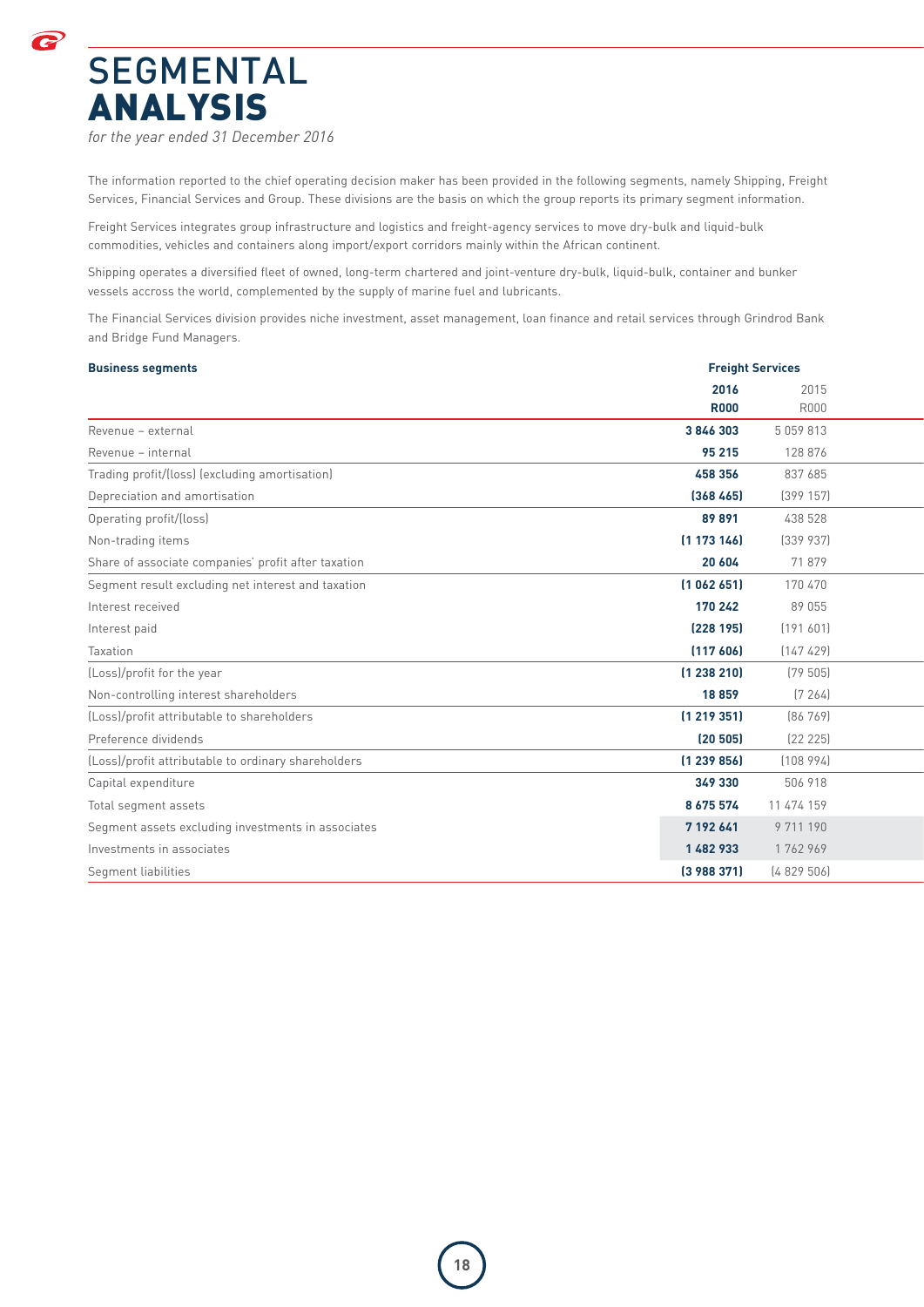# SEGMENTAL ANALYSIS

*for the year ended 31 December 2016*

The information reported to the chief operating decision maker has been provided in the following segments, namely Shipping, Freight Services, Financial Services and Group. These divisions are the basis on which the group reports its primary segment information.

Freight Services integrates group infrastructure and logistics and freight-agency services to move dry-bulk and liquid-bulk commodities, vehicles and containers along import/export corridors mainly within the African continent.

Shipping operates a diversified fleet of owned, long-term chartered and joint-venture dry-bulk, liquid-bulk, container and bunker vessels accross the world, complemented by the supply of marine fuel and lubricants.

The Financial Services division provides niche investment, asset management, loan finance and retail services through Grindrod Bank and Bridge Fund Managers.

| **Business segments** | **Freight Services** | |
|---|---|---|
| | **2016** | 2015 |
| | **R000** | R000 |
| Revenue – external | **3 846 303** | 5 059 813 |
| Revenue – internal | **95 215** | 128 876 |
| Trading profit/(loss) (excluding amortisation) | **458 356** | 837 685 |
| Depreciation and amortisation | **(368 465)** | (399 157) |
| Operating profit/(loss) | **89 891** | 438 528 |
| Non-trading items | **(1 173 146)** | (339 937) |
| Share of associate companies' profit after taxation | **20 604** | 71 879 |
| Segment result excluding net interest and taxation | **(1 062 651)** | 170 470 |
| Interest received | **170 242** | 89 055 |
| Interest paid | **(228 195)** | (191 601) |
| Taxation | **(117 606)** | (147 429) |
| (Loss)/profit for the year | **(1 238 210)** | (79 505) |
| Non-controlling interest shareholders | **18 859** | (7 264) |
| (Loss)/profit attributable to shareholders | **(1 219 351)** | (86 769) |
| Preference dividends | **(20 505)** | (22 225) |
| (Loss)/profit attributable to ordinary shareholders | **(1 239 856)** | (108 994) |
| Capital expenditure | **349 330** | 506 918 |
| Total segment assets | **8 675 574** | 11 474 159 |
| Segment assets excluding investments in associates | **7 192 641** | 9 711 190 |
| Investments in associates | **1 482 933** | 1 762 969 |
| Segment liabilities | **(3 988 371)** | (4 829 506) |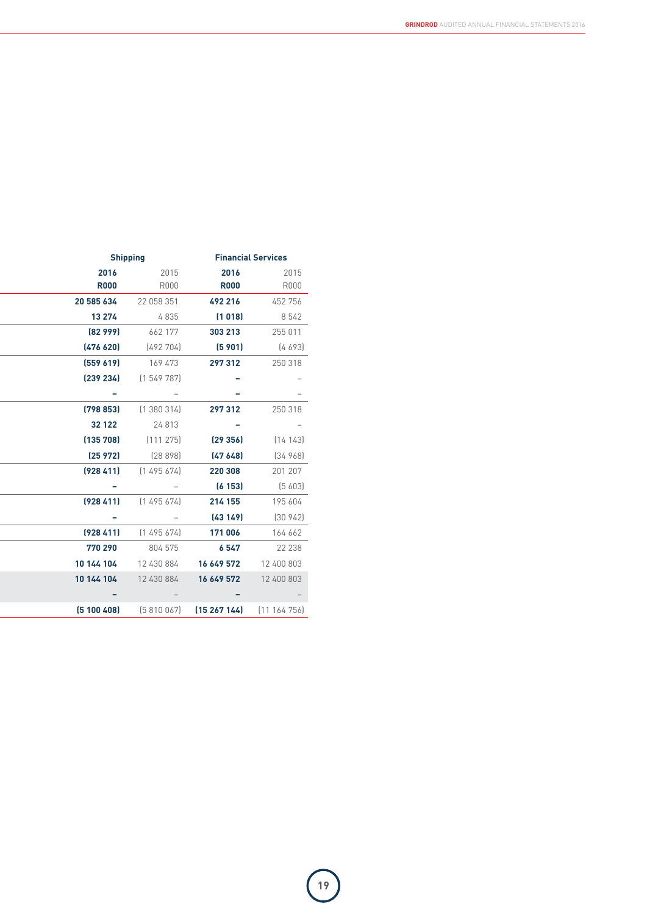| Shipping | | Financial Services | |
|---|---|---|---|
| **2016** | 2015 | **2016** | 2015 |
| **R000** | R000 | **R000** | R000 |
| **20 585 634** | 22 058 351 | **492 216** | 452 756 |
| **13 274** | 4 835 | **(1 018)** | 8 542 |
| **(82 999)** | 662 177 | **303 213** | 255 011 |
| **(476 620)** | (492 704) | **(5 901)** | (4 693) |
| **(559 619)** | 169 473 | **297 312** | 250 318 |
| **(239 234)** | (1 549 787) | **–** | – |
| **–** | – | **–** | – |
| **(798 853)** | (1 380 314) | **297 312** | 250 318 |
| **32 122** | 24 813 | **–** | – |
| **(135 708)** | (111 275) | **(29 356)** | (14 143) |
| **(25 972)** | (28 898) | **(47 648)** | (34 968) |
| **(928 411)** | (1 495 674) | **220 308** | 201 207 |
| **–** | – | **(6 153)** | (5 603) |
| **(928 411)** | (1 495 674) | **214 155** | 195 604 |
| **–** | – | **(43 149)** | (30 942) |
| **(928 411)** | (1 495 674) | **171 006** | 164 662 |
| **770 290** | 804 575 | **6 547** | 22 238 |
| **10 144 104** | 12 430 884 | **16 649 572** | 12 400 803 |
| **10 144 104** | 12 430 884 | **16 649 572** | 12 400 803 |
| **–** | – | **–** | – |
| **(5 100 408)** | (5 810 067) | **(15 267 144)** | (11 164 756) |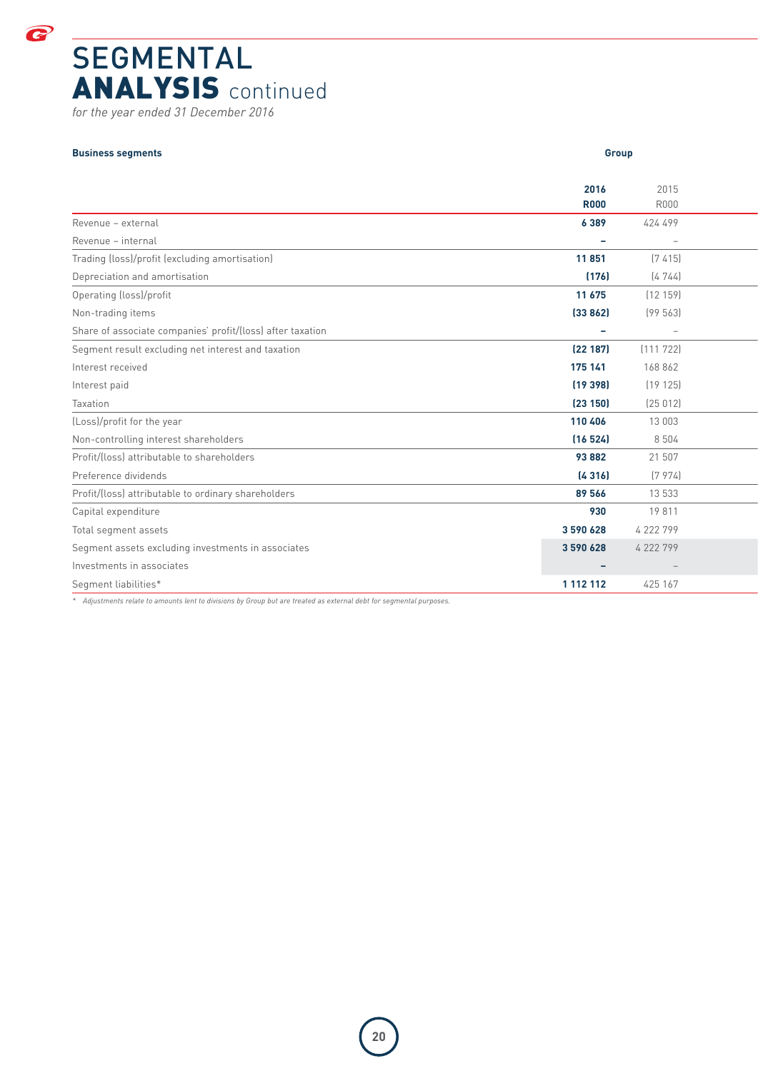# SEGMENTAL ANALYSIS continued

*for the year ended 31 December 2016*

| Business segments | Group | |
|---|---|---|
| | **2016** | 2015 |
| | **R000** | R000 |
| Revenue – external | **6 389** | 424 499 |
| Revenue – internal | **–** | – |
| Trading (loss)/profit (excluding amortisation) | **11 851** | (7 415) |
| Depreciation and amortisation | **(176)** | (4 744) |
| Operating (loss)/profit | **11 675** | (12 159) |
| Non-trading items | **(33 862)** | (99 563) |
| Share of associate companies' profit/(loss) after taxation | **–** | – |
| Segment result excluding net interest and taxation | **(22 187)** | (111 722) |
| Interest received | **175 141** | 168 862 |
| Interest paid | **(19 398)** | (19 125) |
| Taxation | **(23 150)** | (25 012) |
| (Loss)/profit for the year | **110 406** | 13 003 |
| Non-controlling interest shareholders | **(16 524)** | 8 504 |
| Profit/(loss) attributable to shareholders | **93 882** | 21 507 |
| Preference dividends | **(4 316)** | (7 974) |
| Profit/(loss) attributable to ordinary shareholders | **89 566** | 13 533 |
| Capital expenditure | **930** | 19 811 |
| Total segment assets | **3 590 628** | 4 222 799 |
| Segment assets excluding investments in associates | **3 590 628** | 4 222 799 |
| Investments in associates | **–** | – |
| Segment liabilities* | **1 112 112** | 425 167 |

*\* Adjustments relate to amounts lent to divisions by Group but are treated as external debt for segmental purposes.*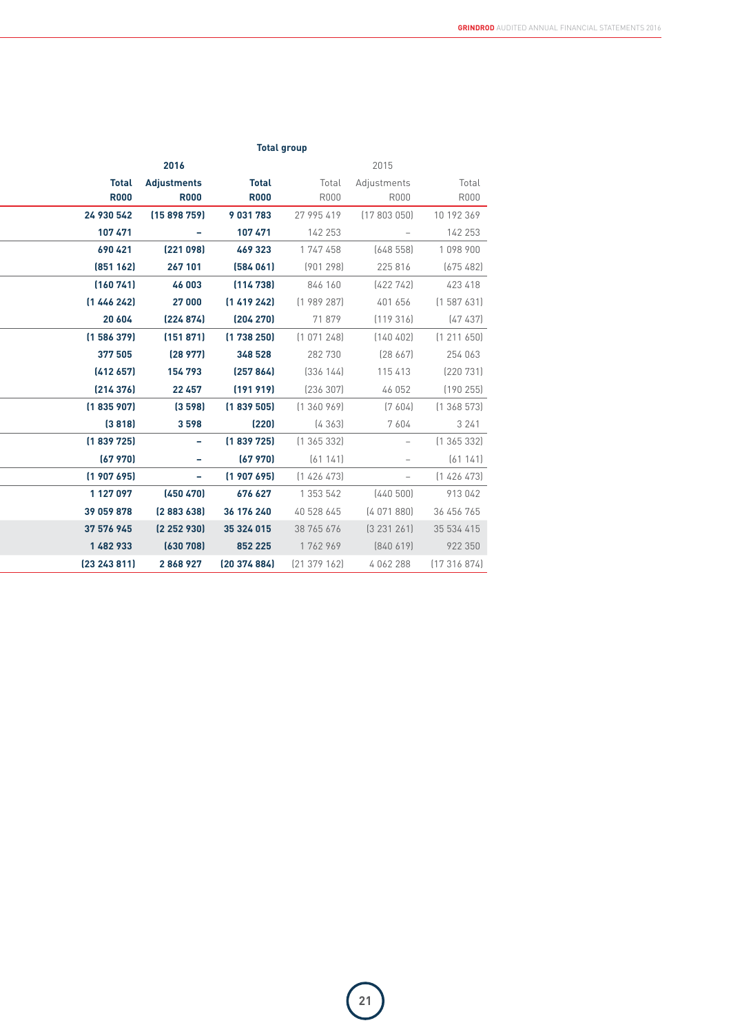| Total group | | | | | |
|---|---|---|---|---|---|
| 2016 | | | 2015 | | |
| **Total R000** | **Adjustments R000** | **Total R000** | Total R000 | Adjustments R000 | Total R000 |
| **24 930 542** | **(15 898 759)** | **9 031 783** | 27 995 419 | (17 803 050) | 10 192 369 |
| **107 471** | **–** | **107 471** | 142 253 | – | 142 253 |
| **690 421** | **(221 098)** | **469 323** | 1 747 458 | (648 558) | 1 098 900 |
| **(851 162)** | **267 101** | **(584 061)** | (901 298) | 225 816 | (675 482) |
| **(160 741)** | **46 003** | **(114 738)** | 846 160 | (422 742) | 423 418 |
| **(1 446 242)** | **27 000** | **(1 419 242)** | (1 989 287) | 401 656 | (1 587 631) |
| **20 604** | **(224 874)** | **(204 270)** | 71 879 | (119 316) | (47 437) |
| **(1 586 379)** | **(151 871)** | **(1 738 250)** | (1 071 248) | (140 402) | (1 211 650) |
| **377 505** | **(28 977)** | **348 528** | 282 730 | (28 667) | 254 063 |
| **(412 657)** | **154 793** | **(257 864)** | (336 144) | 115 413 | (220 731) |
| **(214 376)** | **22 457** | **(191 919)** | (236 307) | 46 052 | (190 255) |
| **(1 835 907)** | **(3 598)** | **(1 839 505)** | (1 360 969) | (7 604) | (1 368 573) |
| **(3 818)** | **3 598** | **(220)** | (4 363) | 7 604 | 3 241 |
| **(1 839 725)** | **–** | **(1 839 725)** | (1 365 332) | – | (1 365 332) |
| **(67 970)** | **–** | **(67 970)** | (61 141) | – | (61 141) |
| **(1 907 695)** | **–** | **(1 907 695)** | (1 426 473) | – | (1 426 473) |
| **1 127 097** | **(450 470)** | **676 627** | 1 353 542 | (440 500) | 913 042 |
| **39 059 878** | **(2 883 638)** | **36 176 240** | 40 528 645 | (4 071 880) | 36 456 765 |
| **37 576 945** | **(2 252 930)** | **35 324 015** | 38 765 676 | (3 231 261) | 35 534 415 |
| **1 482 933** | **(630 708)** | **852 225** | 1 762 969 | (840 619) | 922 350 |
| **(23 243 811)** | **2 868 927** | **(20 374 884)** | (21 379 162) | 4 062 288 | (17 316 874) |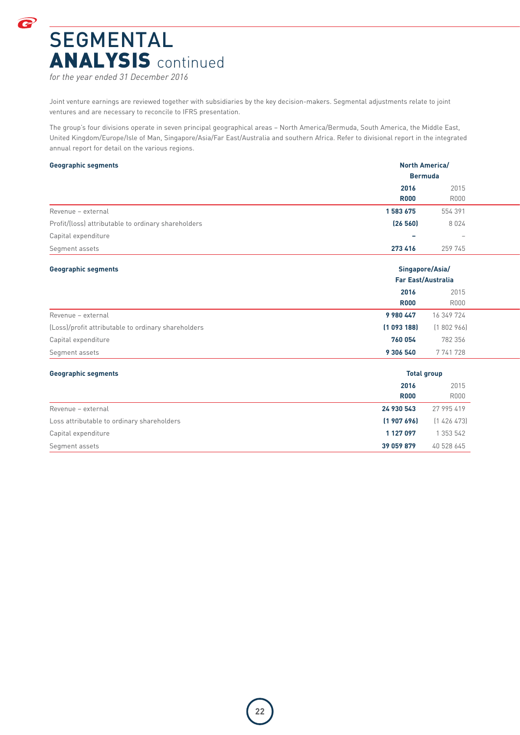# SEGMENTAL ANALYSIS continued

*for the year ended 31 December 2016*

Joint venture earnings are reviewed together with subsidiaries by the key decision-makers. Segmental adjustments relate to joint ventures and are necessary to reconcile to IFRS presentation.

The group's four divisions operate in seven principal geographical areas – North America/Bermuda, South America, the Middle East, United Kingdom/Europe/Isle of Man, Singapore/Asia/Far East/Australia and southern Africa. Refer to divisional report in the integrated annual report for detail on the various regions.

| **Geographic segments** | **North America/ Bermuda** | |
|---|---|---|
| | **2016** | 2015 |
| | **R000** | R000 |
| Revenue – external | **1 583 675** | 554 391 |
| Profit/(loss) attributable to ordinary shareholders | **(26 560)** | 8 024 |
| Capital expenditure | **–** | – |
| Segment assets | **273 416** | 259 745 |

| **Geographic segments** | **Singapore/Asia/ Far East/Australia** | |
|---|---|---|
| | **2016** | 2015 |
| | **R000** | R000 |
| Revenue – external | **9 980 447** | 16 349 724 |
| (Loss)/profit attributable to ordinary shareholders | **(1 093 188)** | (1 802 966) |
| Capital expenditure | **760 054** | 782 356 |
| Segment assets | **9 306 540** | 7 741 728 |

| **Geographic segments** | **Total group** | |
|---|---|---|
| | **2016** | 2015 |
| | **R000** | R000 |
| Revenue – external | **24 930 543** | 27 995 419 |
| Loss attributable to ordinary shareholders | **(1 907 696)** | (1 426 473) |
| Capital expenditure | **1 127 097** | 1 353 542 |
| Segment assets | **39 059 879** | 40 528 645 |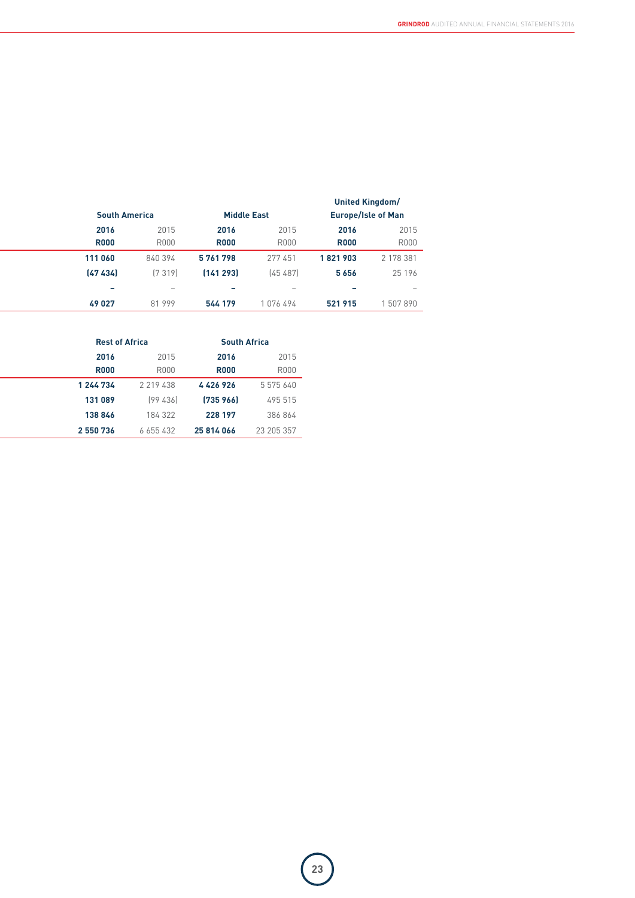| South America | | Middle East | | United Kingdom/ Europe/Isle of Man | |
|---|---|---|---|---|---|
| **2016** | 2015 | **2016** | 2015 | **2016** | 2015 |
| **R000** | R000 | **R000** | R000 | **R000** | R000 |
| **111 060** | 840 394 | **5 761 798** | 277 451 | **1 821 903** | 2 178 381 |
| **(47 434)** | (7 319) | **(141 293)** | (45 487) | **5 656** | 25 196 |
| **–** | – | **–** | – | **–** | – |
| **49 027** | 81 999 | **544 179** | 1 076 494 | **521 915** | 1 507 890 |

| Rest of Africa | | South Africa | |
|---|---|---|---|
| **2016** | 2015 | **2016** | 2015 |
| **R000** | R000 | **R000** | R000 |
| **1 244 734** | 2 219 438 | **4 426 926** | 5 575 640 |
| **131 089** | (99 436) | **(735 966)** | 495 515 |
| **138 846** | 184 322 | **228 197** | 386 864 |
| **2 550 736** | 6 655 432 | **25 814 066** | 23 205 357 |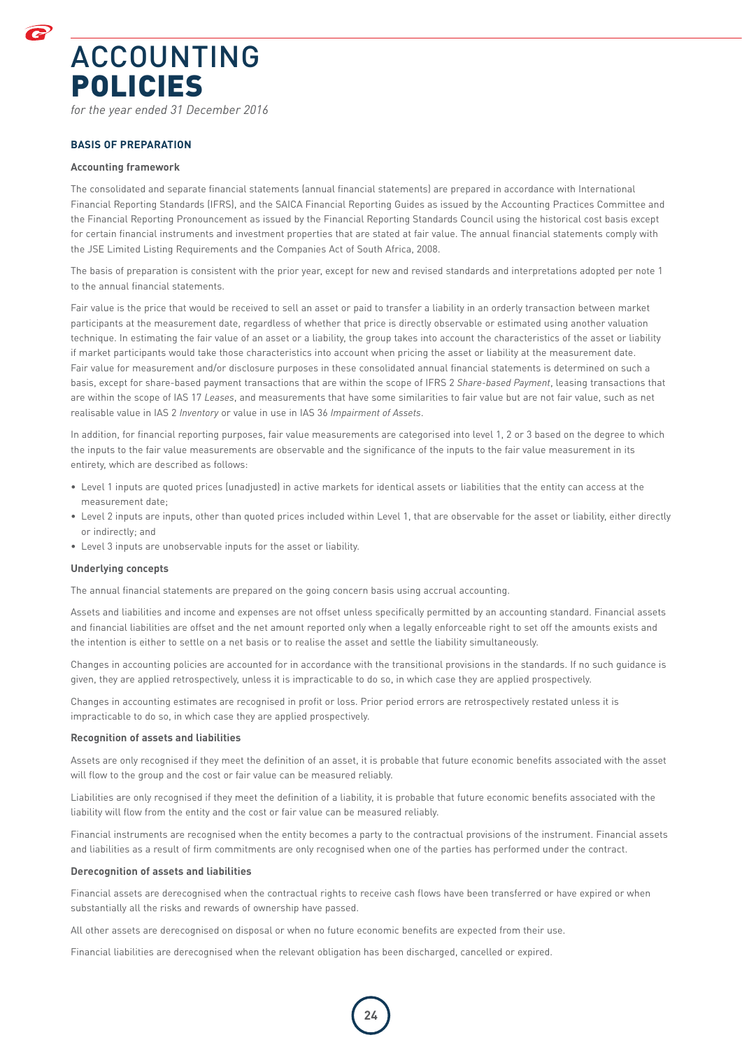# ACCOUNTING **POLICIES**

*for the year ended 31 December 2016*

## BASIS OF PREPARATION

### Accounting framework

The consolidated and separate financial statements (annual financial statements) are prepared in accordance with International Financial Reporting Standards (IFRS), and the SAICA Financial Reporting Guides as issued by the Accounting Practices Committee and the Financial Reporting Pronouncement as issued by the Financial Reporting Standards Council using the historical cost basis except for certain financial instruments and investment properties that are stated at fair value. The annual financial statements comply with the JSE Limited Listing Requirements and the Companies Act of South Africa, 2008.

The basis of preparation is consistent with the prior year, except for new and revised standards and interpretations adopted per note 1 to the annual financial statements.

Fair value is the price that would be received to sell an asset or paid to transfer a liability in an orderly transaction between market participants at the measurement date, regardless of whether that price is directly observable or estimated using another valuation technique. In estimating the fair value of an asset or a liability, the group takes into account the characteristics of the asset or liability if market participants would take those characteristics into account when pricing the asset or liability at the measurement date. Fair value for measurement and/or disclosure purposes in these consolidated annual financial statements is determined on such a basis, except for share-based payment transactions that are within the scope of IFRS 2 *Share-based Payment*, leasing transactions that are within the scope of IAS 17 *Leases*, and measurements that have some similarities to fair value but are not fair value, such as net realisable value in IAS 2 *Inventory* or value in use in IAS 36 *Impairment of Assets*.

In addition, for financial reporting purposes, fair value measurements are categorised into level 1, 2 or 3 based on the degree to which the inputs to the fair value measurements are observable and the significance of the inputs to the fair value measurement in its entirety, which are described as follows:

- Level 1 inputs are quoted prices (unadjusted) in active markets for identical assets or liabilities that the entity can access at the measurement date;
- Level 2 inputs are inputs, other than quoted prices included within Level 1, that are observable for the asset or liability, either directly or indirectly; and
- Level 3 inputs are unobservable inputs for the asset or liability.

### Underlying concepts

The annual financial statements are prepared on the going concern basis using accrual accounting.

Assets and liabilities and income and expenses are not offset unless specifically permitted by an accounting standard. Financial assets and financial liabilities are offset and the net amount reported only when a legally enforceable right to set off the amounts exists and the intention is either to settle on a net basis or to realise the asset and settle the liability simultaneously.

Changes in accounting policies are accounted for in accordance with the transitional provisions in the standards. If no such guidance is given, they are applied retrospectively, unless it is impracticable to do so, in which case they are applied prospectively.

Changes in accounting estimates are recognised in profit or loss. Prior period errors are retrospectively restated unless it is impracticable to do so, in which case they are applied prospectively.

### Recognition of assets and liabilities

Assets are only recognised if they meet the definition of an asset, it is probable that future economic benefits associated with the asset will flow to the group and the cost or fair value can be measured reliably.

Liabilities are only recognised if they meet the definition of a liability, it is probable that future economic benefits associated with the liability will flow from the entity and the cost or fair value can be measured reliably.

Financial instruments are recognised when the entity becomes a party to the contractual provisions of the instrument. Financial assets and liabilities as a result of firm commitments are only recognised when one of the parties has performed under the contract.

### Derecognition of assets and liabilities

Financial assets are derecognised when the contractual rights to receive cash flows have been transferred or have expired or when substantially all the risks and rewards of ownership have passed.

All other assets are derecognised on disposal or when no future economic benefits are expected from their use.

Financial liabilities are derecognised when the relevant obligation has been discharged, cancelled or expired.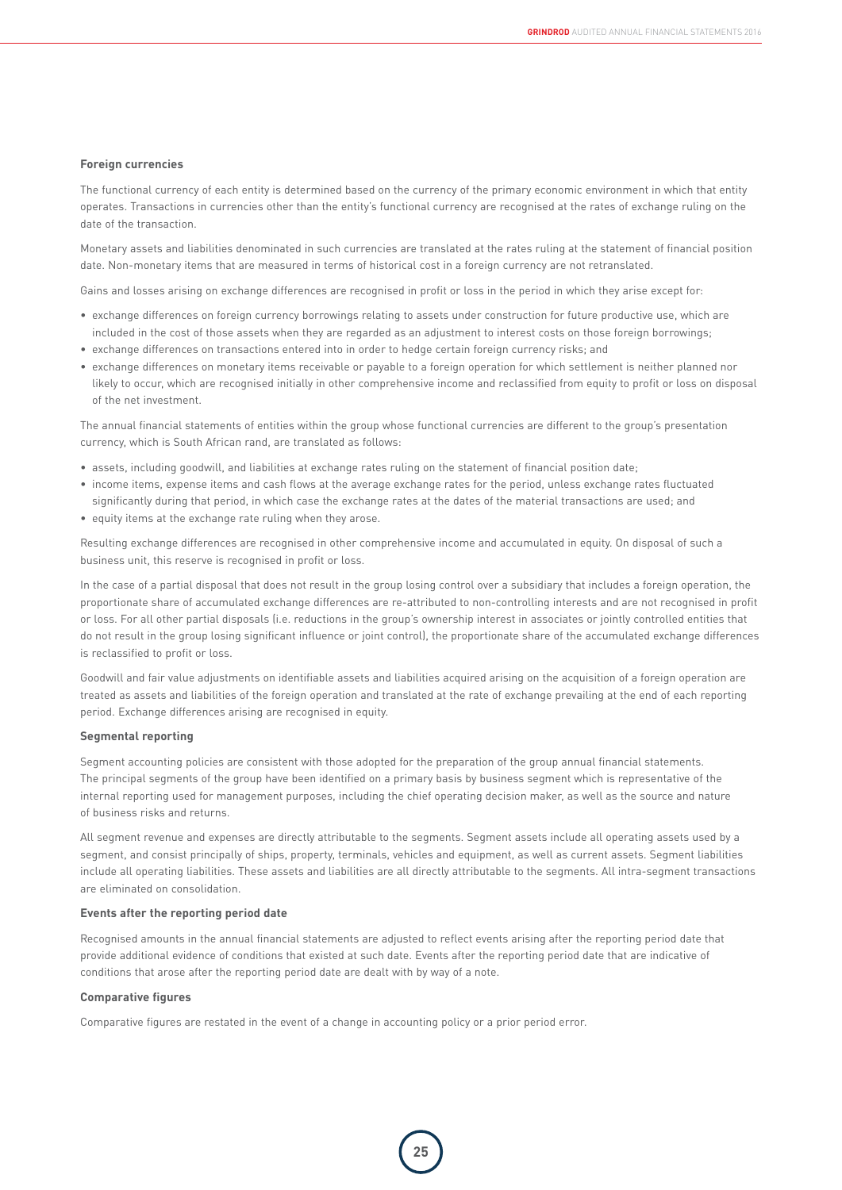**Foreign currencies**

The functional currency of each entity is determined based on the currency of the primary economic environment in which that entity operates. Transactions in currencies other than the entity's functional currency are recognised at the rates of exchange ruling on the date of the transaction.

Monetary assets and liabilities denominated in such currencies are translated at the rates ruling at the statement of financial position date. Non-monetary items that are measured in terms of historical cost in a foreign currency are not retranslated.

Gains and losses arising on exchange differences are recognised in profit or loss in the period in which they arise except for:

- exchange differences on foreign currency borrowings relating to assets under construction for future productive use, which are included in the cost of those assets when they are regarded as an adjustment to interest costs on those foreign borrowings;
- exchange differences on transactions entered into in order to hedge certain foreign currency risks; and
- exchange differences on monetary items receivable or payable to a foreign operation for which settlement is neither planned nor likely to occur, which are recognised initially in other comprehensive income and reclassified from equity to profit or loss on disposal of the net investment.

The annual financial statements of entities within the group whose functional currencies are different to the group's presentation currency, which is South African rand, are translated as follows:

- assets, including goodwill, and liabilities at exchange rates ruling on the statement of financial position date;
- income items, expense items and cash flows at the average exchange rates for the period, unless exchange rates fluctuated significantly during that period, in which case the exchange rates at the dates of the material transactions are used; and
- equity items at the exchange rate ruling when they arose.

Resulting exchange differences are recognised in other comprehensive income and accumulated in equity. On disposal of such a business unit, this reserve is recognised in profit or loss.

In the case of a partial disposal that does not result in the group losing control over a subsidiary that includes a foreign operation, the proportionate share of accumulated exchange differences are re-attributed to non-controlling interests and are not recognised in profit or loss. For all other partial disposals (i.e. reductions in the group's ownership interest in associates or jointly controlled entities that do not result in the group losing significant influence or joint control), the proportionate share of the accumulated exchange differences is reclassified to profit or loss.

Goodwill and fair value adjustments on identifiable assets and liabilities acquired arising on the acquisition of a foreign operation are treated as assets and liabilities of the foreign operation and translated at the rate of exchange prevailing at the end of each reporting period. Exchange differences arising are recognised in equity.

**Segmental reporting**

Segment accounting policies are consistent with those adopted for the preparation of the group annual financial statements. The principal segments of the group have been identified on a primary basis by business segment which is representative of the internal reporting used for management purposes, including the chief operating decision maker, as well as the source and nature of business risks and returns.

All segment revenue and expenses are directly attributable to the segments. Segment assets include all operating assets used by a segment, and consist principally of ships, property, terminals, vehicles and equipment, as well as current assets. Segment liabilities include all operating liabilities. These assets and liabilities are all directly attributable to the segments. All intra-segment transactions are eliminated on consolidation.

**Events after the reporting period date**

Recognised amounts in the annual financial statements are adjusted to reflect events arising after the reporting period date that provide additional evidence of conditions that existed at such date. Events after the reporting period date that are indicative of conditions that arose after the reporting period date are dealt with by way of a note.

**Comparative figures**

Comparative figures are restated in the event of a change in accounting policy or a prior period error.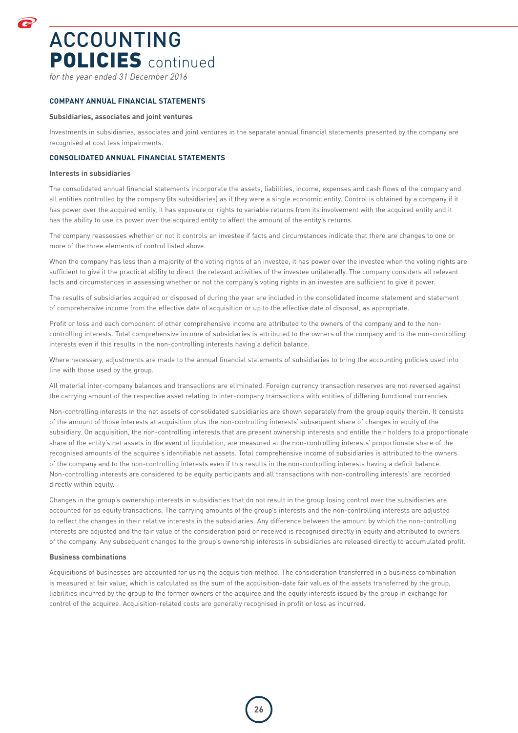# ACCOUNTING POLICIES continued

*for the year ended 31 December 2016*

## COMPANY ANNUAL FINANCIAL STATEMENTS

### Subsidiaries, associates and joint ventures

Investments in subsidiaries, associates and joint ventures in the separate annual financial statements presented by the company are recognised at cost less impairments.

## CONSOLIDATED ANNUAL FINANCIAL STATEMENTS

### Interests in subsidiaries

The consolidated annual financial statements incorporate the assets, liabilities, income, expenses and cash flows of the company and all entities controlled by the company (its subsidiaries) as if they were a single economic entity. Control is obtained by a company if it has power over the acquired entity, it has exposure or rights to variable returns from its involvement with the acquired entity and it has the ability to use its power over the acquired entity to affect the amount of the entity's returns.

The company reassesses whether or not it controls an investee if facts and circumstances indicate that there are changes to one or more of the three elements of control listed above.

When the company has less than a majority of the voting rights of an investee, it has power over the investee when the voting rights are sufficient to give it the practical ability to direct the relevant activities of the investee unilaterally. The company considers all relevant facts and circumstances in assessing whether or not the company's voting rights in an investee are sufficient to give it power.

The results of subsidiaries acquired or disposed of during the year are included in the consolidated income statement and statement of comprehensive income from the effective date of acquisition or up to the effective date of disposal, as appropriate.

Profit or loss and each component of other comprehensive income are attributed to the owners of the company and to the non-controlling interests. Total comprehensive income of subsidiaries is attributed to the owners of the company and to the non-controlling interests even if this results in the non-controlling interests having a deficit balance.

Where necessary, adjustments are made to the annual financial statements of subsidiaries to bring the accounting policies used into line with those used by the group.

All material inter-company balances and transactions are eliminated. Foreign currency transaction reserves are not reversed against the carrying amount of the respective asset relating to inter-company transactions with entities of differing functional currencies.

Non-controlling interests in the net assets of consolidated subsidiaries are shown separately from the group equity therein. It consists of the amount of those interests at acquisition plus the non-controlling interests' subsequent share of changes in equity of the subsidiary. On acquisition, the non-controlling interests that are present ownership interests and entitle their holders to a proportionate share of the entity's net assets in the event of liquidation, are measured at the non-controlling interests' proportionate share of the recognised amounts of the acquiree's identifiable net assets. Total comprehensive income of subsidiaries is attributed to the owners of the company and to the non-controlling interests even if this results in the non-controlling interests having a deficit balance. Non-controlling interests are considered to be equity participants and all transactions with non-controlling interests' are recorded directly within equity.

Changes in the group's ownership interests in subsidiaries that do not result in the group losing control over the subsidiaries are accounted for as equity transactions. The carrying amounts of the group's interests and the non-controlling interests are adjusted to reflect the changes in their relative interests in the subsidiaries. Any difference between the amount by which the non-controlling interests are adjusted and the fair value of the consideration paid or received is recognised directly in equity and attributed to owners of the company. Any subsequent changes to the group's ownership interests in subsidiaries are released directly to accumulated profit.

### Business combinations

Acquisitions of businesses are accounted for using the acquisition method. The consideration transferred in a business combination is measured at fair value, which is calculated as the sum of the acquisition-date fair values of the assets transferred by the group, liabilities incurred by the group to the former owners of the acquiree and the equity interests issued by the group in exchange for control of the acquiree. Acquisition-related costs are generally recognised in profit or loss as incurred.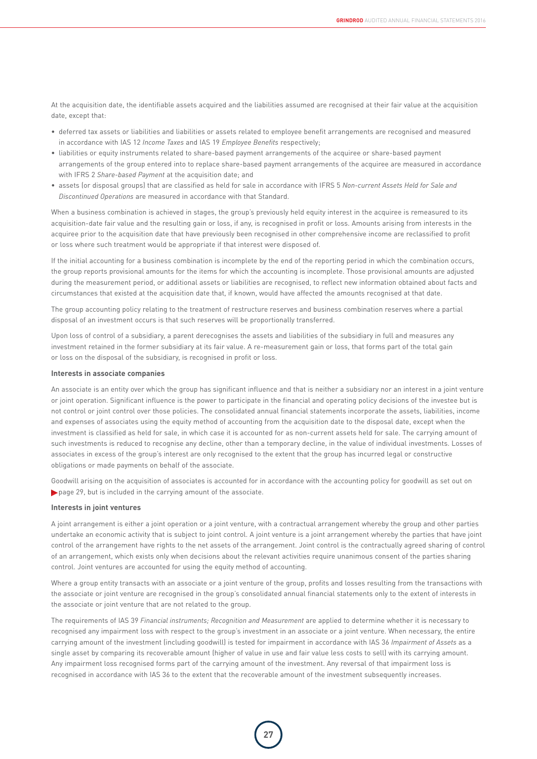At the acquisition date, the identifiable assets acquired and the liabilities assumed are recognised at their fair value at the acquisition date, except that:

- deferred tax assets or liabilities and liabilities or assets related to employee benefit arrangements are recognised and measured in accordance with IAS 12 *Income Taxes* and IAS 19 *Employee Benefits* respectively;
- liabilities or equity instruments related to share-based payment arrangements of the acquiree or share-based payment arrangements of the group entered into to replace share-based payment arrangements of the acquiree are measured in accordance with IFRS 2 *Share-based Payment* at the acquisition date; and
- assets (or disposal groups) that are classified as held for sale in accordance with IFRS 5 *Non-current Assets Held for Sale and Discontinued Operations* are measured in accordance with that Standard.

When a business combination is achieved in stages, the group's previously held equity interest in the acquiree is remeasured to its acquisition-date fair value and the resulting gain or loss, if any, is recognised in profit or loss. Amounts arising from interests in the acquiree prior to the acquisition date that have previously been recognised in other comprehensive income are reclassified to profit or loss where such treatment would be appropriate if that interest were disposed of.

If the initial accounting for a business combination is incomplete by the end of the reporting period in which the combination occurs, the group reports provisional amounts for the items for which the accounting is incomplete. Those provisional amounts are adjusted during the measurement period, or additional assets or liabilities are recognised, to reflect new information obtained about facts and circumstances that existed at the acquisition date that, if known, would have affected the amounts recognised at that date.

The group accounting policy relating to the treatment of restructure reserves and business combination reserves where a partial disposal of an investment occurs is that such reserves will be proportionally transferred.

Upon loss of control of a subsidiary, a parent derecognises the assets and liabilities of the subsidiary in full and measures any investment retained in the former subsidiary at its fair value. A re-measurement gain or loss, that forms part of the total gain or loss on the disposal of the subsidiary, is recognised in profit or loss.

**Interests in associate companies**

An associate is an entity over which the group has significant influence and that is neither a subsidiary nor an interest in a joint venture or joint operation. Significant influence is the power to participate in the financial and operating policy decisions of the investee but is not control or joint control over those policies. The consolidated annual financial statements incorporate the assets, liabilities, income and expenses of associates using the equity method of accounting from the acquisition date to the disposal date, except when the investment is classified as held for sale, in which case it is accounted for as non-current assets held for sale. The carrying amount of such investments is reduced to recognise any decline, other than a temporary decline, in the value of individual investments. Losses of associates in excess of the group's interest are only recognised to the extent that the group has incurred legal or constructive obligations or made payments on behalf of the associate.

Goodwill arising on the acquisition of associates is accounted for in accordance with the accounting policy for goodwill as set out on page 29, but is included in the carrying amount of the associate.

**Interests in joint ventures**

A joint arrangement is either a joint operation or a joint venture, with a contractual arrangement whereby the group and other parties undertake an economic activity that is subject to joint control. A joint venture is a joint arrangement whereby the parties that have joint control of the arrangement have rights to the net assets of the arrangement. Joint control is the contractually agreed sharing of control of an arrangement, which exists only when decisions about the relevant activities require unanimous consent of the parties sharing control. Joint ventures are accounted for using the equity method of accounting.

Where a group entity transacts with an associate or a joint venture of the group, profits and losses resulting from the transactions with the associate or joint venture are recognised in the group's consolidated annual financial statements only to the extent of interests in the associate or joint venture that are not related to the group.

The requirements of IAS 39 *Financial instruments; Recognition and Measurement* are applied to determine whether it is necessary to recognised any impairment loss with respect to the group's investment in an associate or a joint venture. When necessary, the entire carrying amount of the investment (including goodwill) is tested for impairment in accordance with IAS 36 *Impairment of Assets* as a single asset by comparing its recoverable amount (higher of value in use and fair value less costs to sell) with its carrying amount. Any impairment loss recognised forms part of the carrying amount of the investment. Any reversal of that impairment loss is recognised in accordance with IAS 36 to the extent that the recoverable amount of the investment subsequently increases.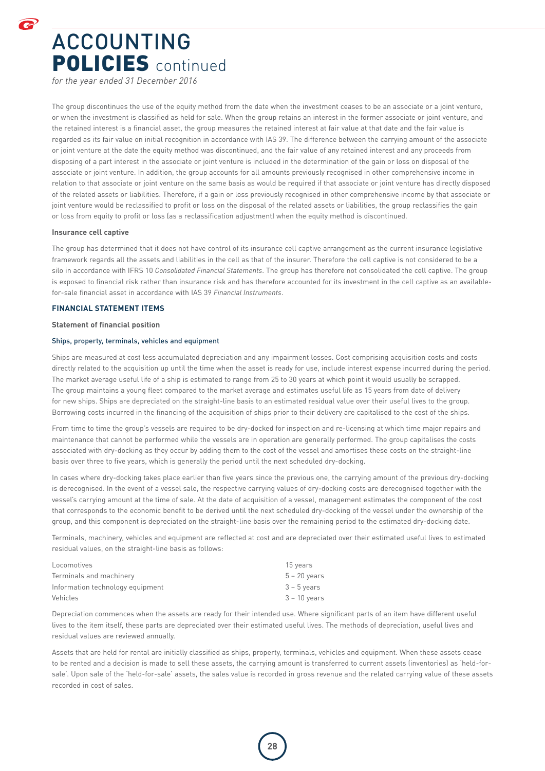# ACCOUNTING POLICIES continued

*for the year ended 31 December 2016*

The group discontinues the use of the equity method from the date when the investment ceases to be an associate or a joint venture, or when the investment is classified as held for sale. When the group retains an interest in the former associate or joint venture, and the retained interest is a financial asset, the group measures the retained interest at fair value at that date and the fair value is regarded as its fair value on initial recognition in accordance with IAS 39. The difference between the carrying amount of the associate or joint venture at the date the equity method was discontinued, and the fair value of any retained interest and any proceeds from disposing of a part interest in the associate or joint venture is included in the determination of the gain or loss on disposal of the associate or joint venture. In addition, the group accounts for all amounts previously recognised in other comprehensive income in relation to that associate or joint venture on the same basis as would be required if that associate or joint venture has directly disposed of the related assets or liabilities. Therefore, if a gain or loss previously recognised in other comprehensive income by that associate or joint venture would be reclassified to profit or loss on the disposal of the related assets or liabilities, the group reclassifies the gain or loss from equity to profit or loss (as a reclassification adjustment) when the equity method is discontinued.

**Insurance cell captive**

The group has determined that it does not have control of its insurance cell captive arrangement as the current insurance legislative framework regards all the assets and liabilities in the cell as that of the insurer. Therefore the cell captive is not considered to be a silo in accordance with IFRS 10 *Consolidated Financial Statements*. The group has therefore not consolidated the cell captive. The group is exposed to financial risk rather than insurance risk and has therefore accounted for its investment in the cell captive as an available-for-sale financial asset in accordance with IAS 39 *Financial Instruments*.

## FINANCIAL STATEMENT ITEMS

**Statement of financial position**

### Ships, property, terminals, vehicles and equipment

Ships are measured at cost less accumulated depreciation and any impairment losses. Cost comprising acquisition costs and costs directly related to the acquisition up until the time when the asset is ready for use, include interest expense incurred during the period. The market average useful life of a ship is estimated to range from 25 to 30 years at which point it would usually be scrapped. The group maintains a young fleet compared to the market average and estimates useful life as 15 years from date of delivery for new ships. Ships are depreciated on the straight-line basis to an estimated residual value over their useful lives to the group. Borrowing costs incurred in the financing of the acquisition of ships prior to their delivery are capitalised to the cost of the ships.

From time to time the group's vessels are required to be dry-docked for inspection and re-licensing at which time major repairs and maintenance that cannot be performed while the vessels are in operation are generally performed. The group capitalises the costs associated with dry-docking as they occur by adding them to the cost of the vessel and amortises these costs on the straight-line basis over three to five years, which is generally the period until the next scheduled dry-docking.

In cases where dry-docking takes place earlier than five years since the previous one, the carrying amount of the previous dry-docking is derecognised. In the event of a vessel sale, the respective carrying values of dry-docking costs are derecognised together with the vessel's carrying amount at the time of sale. At the date of acquisition of a vessel, management estimates the component of the cost that corresponds to the economic benefit to be derived until the next scheduled dry-docking of the vessel under the ownership of the group, and this component is depreciated on the straight-line basis over the remaining period to the estimated dry-docking date.

Terminals, machinery, vehicles and equipment are reflected at cost and are depreciated over their estimated useful lives to estimated residual values, on the straight-line basis as follows:

| | |
|---|---|
| Locomotives | 15 years |
| Terminals and machinery | 5 – 20 years |
| Information technology equipment | 3 – 5 years |
| Vehicles | 3 – 10 years |

Depreciation commences when the assets are ready for their intended use. Where significant parts of an item have different useful lives to the item itself, these parts are depreciated over their estimated useful lives. The methods of depreciation, useful lives and residual values are reviewed annually.

Assets that are held for rental are initially classified as ships, property, terminals, vehicles and equipment. When these assets cease to be rented and a decision is made to sell these assets, the carrying amount is transferred to current assets (inventories) as 'held-for-sale'. Upon sale of the 'held-for-sale' assets, the sales value is recorded in gross revenue and the related carrying value of these assets recorded in cost of sales.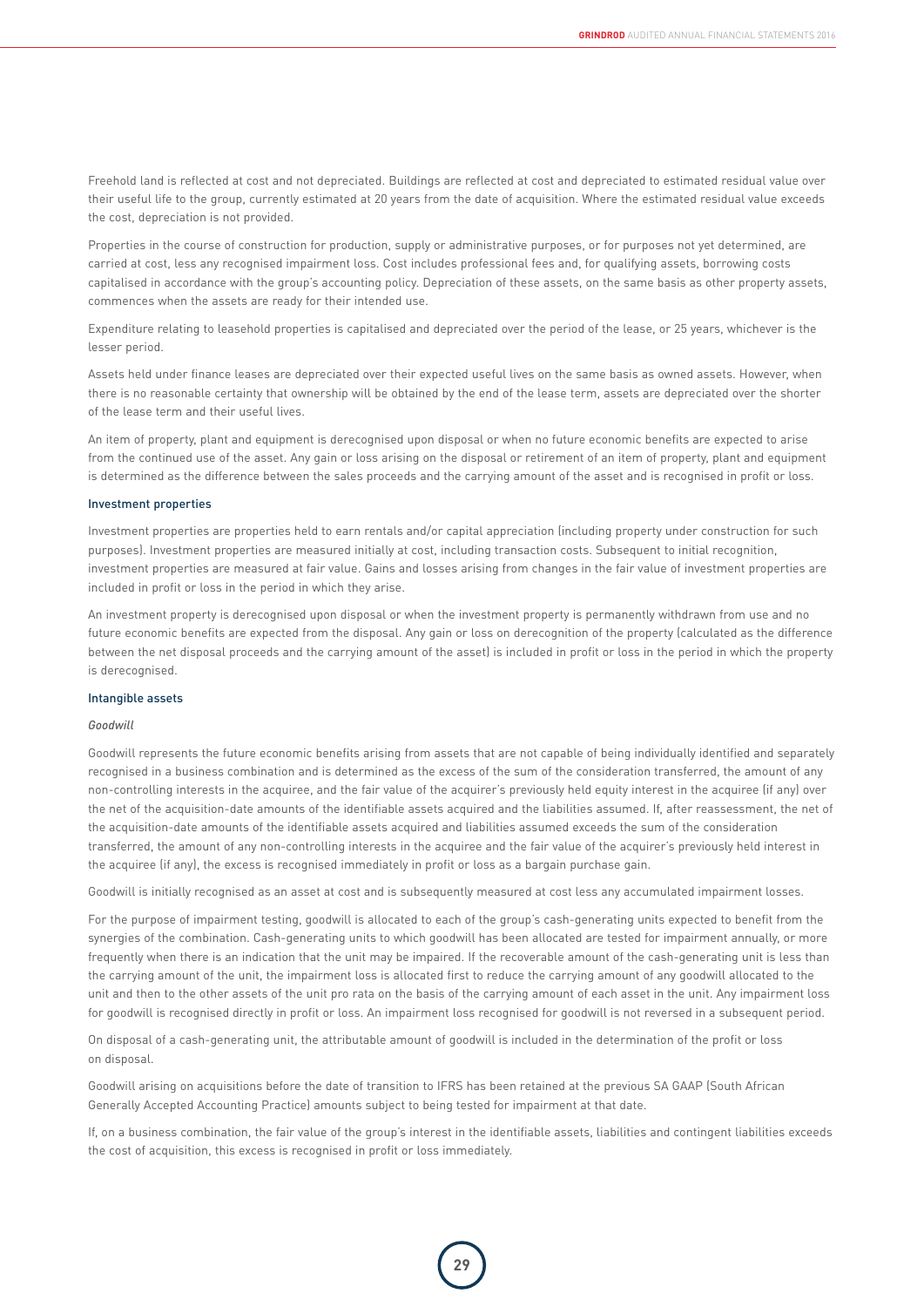Freehold land is reflected at cost and not depreciated. Buildings are reflected at cost and depreciated to estimated residual value over their useful life to the group, currently estimated at 20 years from the date of acquisition. Where the estimated residual value exceeds the cost, depreciation is not provided.

Properties in the course of construction for production, supply or administrative purposes, or for purposes not yet determined, are carried at cost, less any recognised impairment loss. Cost includes professional fees and, for qualifying assets, borrowing costs capitalised in accordance with the group's accounting policy. Depreciation of these assets, on the same basis as other property assets, commences when the assets are ready for their intended use.

Expenditure relating to leasehold properties is capitalised and depreciated over the period of the lease, or 25 years, whichever is the lesser period.

Assets held under finance leases are depreciated over their expected useful lives on the same basis as owned assets. However, when there is no reasonable certainty that ownership will be obtained by the end of the lease term, assets are depreciated over the shorter of the lease term and their useful lives.

An item of property, plant and equipment is derecognised upon disposal or when no future economic benefits are expected to arise from the continued use of the asset. Any gain or loss arising on the disposal or retirement of an item of property, plant and equipment is determined as the difference between the sales proceeds and the carrying amount of the asset and is recognised in profit or loss.

### Investment properties

Investment properties are properties held to earn rentals and/or capital appreciation (including property under construction for such purposes). Investment properties are measured initially at cost, including transaction costs. Subsequent to initial recognition, investment properties are measured at fair value. Gains and losses arising from changes in the fair value of investment properties are included in profit or loss in the period in which they arise.

An investment property is derecognised upon disposal or when the investment property is permanently withdrawn from use and no future economic benefits are expected from the disposal. Any gain or loss on derecognition of the property (calculated as the difference between the net disposal proceeds and the carrying amount of the asset) is included in profit or loss in the period in which the property is derecognised.

### Intangible assets

*Goodwill*

Goodwill represents the future economic benefits arising from assets that are not capable of being individually identified and separately recognised in a business combination and is determined as the excess of the sum of the consideration transferred, the amount of any non-controlling interests in the acquiree, and the fair value of the acquirer's previously held equity interest in the acquiree (if any) over the net of the acquisition-date amounts of the identifiable assets acquired and the liabilities assumed. If, after reassessment, the net of the acquisition-date amounts of the identifiable assets acquired and liabilities assumed exceeds the sum of the consideration transferred, the amount of any non-controlling interests in the acquiree and the fair value of the acquirer's previously held interest in the acquiree (if any), the excess is recognised immediately in profit or loss as a bargain purchase gain.

Goodwill is initially recognised as an asset at cost and is subsequently measured at cost less any accumulated impairment losses.

For the purpose of impairment testing, goodwill is allocated to each of the group's cash-generating units expected to benefit from the synergies of the combination. Cash-generating units to which goodwill has been allocated are tested for impairment annually, or more frequently when there is an indication that the unit may be impaired. If the recoverable amount of the cash-generating unit is less than the carrying amount of the unit, the impairment loss is allocated first to reduce the carrying amount of any goodwill allocated to the unit and then to the other assets of the unit pro rata on the basis of the carrying amount of each asset in the unit. Any impairment loss for goodwill is recognised directly in profit or loss. An impairment loss recognised for goodwill is not reversed in a subsequent period.

On disposal of a cash-generating unit, the attributable amount of goodwill is included in the determination of the profit or loss on disposal.

Goodwill arising on acquisitions before the date of transition to IFRS has been retained at the previous SA GAAP (South African Generally Accepted Accounting Practice) amounts subject to being tested for impairment at that date.

If, on a business combination, the fair value of the group's interest in the identifiable assets, liabilities and contingent liabilities exceeds the cost of acquisition, this excess is recognised in profit or loss immediately.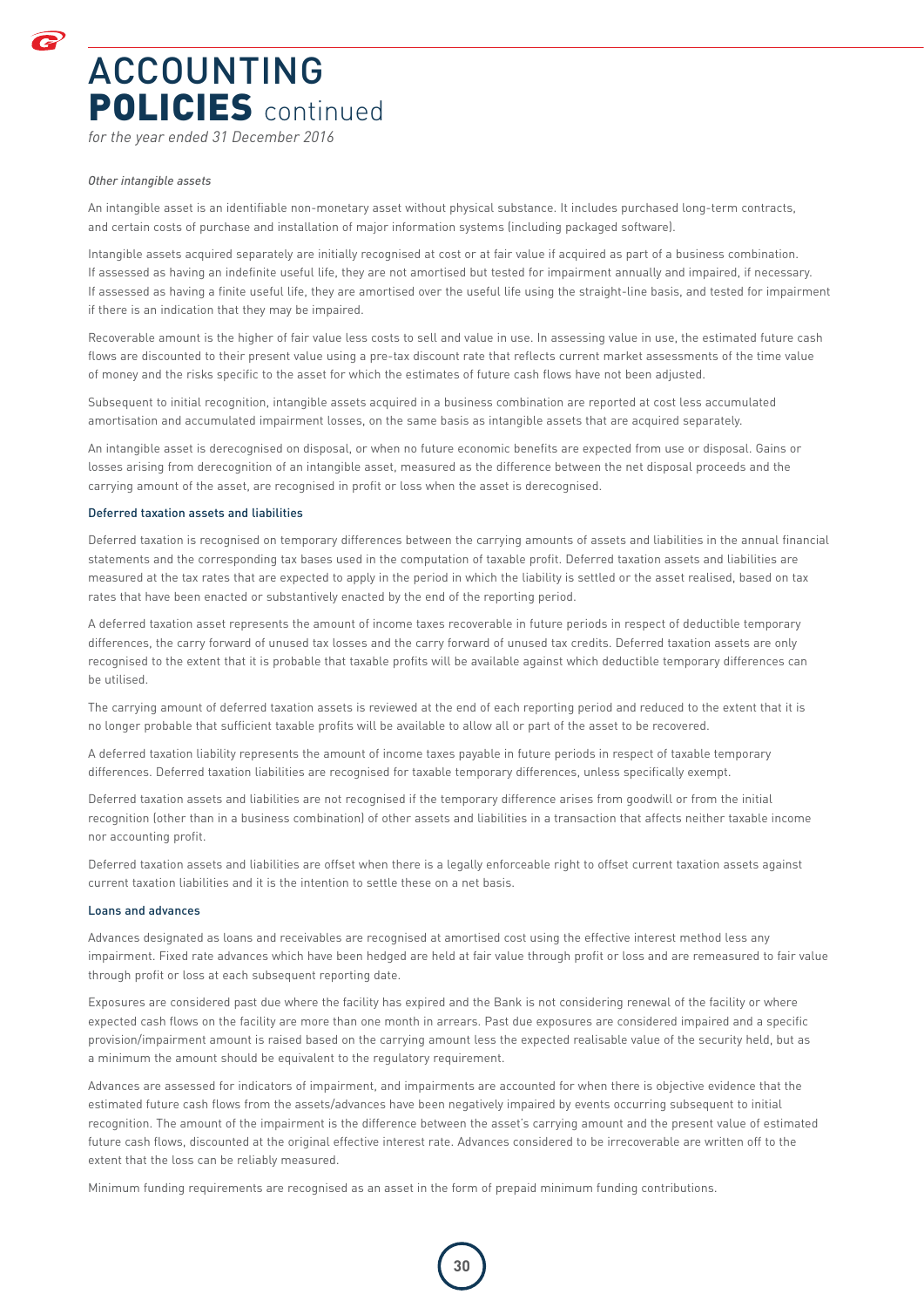# ACCOUNTING POLICIES continued

*for the year ended 31 December 2016*

*Other intangible assets*

An intangible asset is an identifiable non-monetary asset without physical substance. It includes purchased long-term contracts, and certain costs of purchase and installation of major information systems (including packaged software).

Intangible assets acquired separately are initially recognised at cost or at fair value if acquired as part of a business combination. If assessed as having an indefinite useful life, they are not amortised but tested for impairment annually and impaired, if necessary. If assessed as having a finite useful life, they are amortised over the useful life using the straight-line basis, and tested for impairment if there is an indication that they may be impaired.

Recoverable amount is the higher of fair value less costs to sell and value in use. In assessing value in use, the estimated future cash flows are discounted to their present value using a pre-tax discount rate that reflects current market assessments of the time value of money and the risks specific to the asset for which the estimates of future cash flows have not been adjusted.

Subsequent to initial recognition, intangible assets acquired in a business combination are reported at cost less accumulated amortisation and accumulated impairment losses, on the same basis as intangible assets that are acquired separately.

An intangible asset is derecognised on disposal, or when no future economic benefits are expected from use or disposal. Gains or losses arising from derecognition of an intangible asset, measured as the difference between the net disposal proceeds and the carrying amount of the asset, are recognised in profit or loss when the asset is derecognised.

## Deferred taxation assets and liabilities

Deferred taxation is recognised on temporary differences between the carrying amounts of assets and liabilities in the annual financial statements and the corresponding tax bases used in the computation of taxable profit. Deferred taxation assets and liabilities are measured at the tax rates that are expected to apply in the period in which the liability is settled or the asset realised, based on tax rates that have been enacted or substantively enacted by the end of the reporting period.

A deferred taxation asset represents the amount of income taxes recoverable in future periods in respect of deductible temporary differences, the carry forward of unused tax losses and the carry forward of unused tax credits. Deferred taxation assets are only recognised to the extent that it is probable that taxable profits will be available against which deductible temporary differences can be utilised.

The carrying amount of deferred taxation assets is reviewed at the end of each reporting period and reduced to the extent that it is no longer probable that sufficient taxable profits will be available to allow all or part of the asset to be recovered.

A deferred taxation liability represents the amount of income taxes payable in future periods in respect of taxable temporary differences. Deferred taxation liabilities are recognised for taxable temporary differences, unless specifically exempt.

Deferred taxation assets and liabilities are not recognised if the temporary difference arises from goodwill or from the initial recognition (other than in a business combination) of other assets and liabilities in a transaction that affects neither taxable income nor accounting profit.

Deferred taxation assets and liabilities are offset when there is a legally enforceable right to offset current taxation assets against current taxation liabilities and it is the intention to settle these on a net basis.

## Loans and advances

Advances designated as loans and receivables are recognised at amortised cost using the effective interest method less any impairment. Fixed rate advances which have been hedged are held at fair value through profit or loss and are remeasured to fair value through profit or loss at each subsequent reporting date.

Exposures are considered past due where the facility has expired and the Bank is not considering renewal of the facility or where expected cash flows on the facility are more than one month in arrears. Past due exposures are considered impaired and a specific provision/impairment amount is raised based on the carrying amount less the expected realisable value of the security held, but as a minimum the amount should be equivalent to the regulatory requirement.

Advances are assessed for indicators of impairment, and impairments are accounted for when there is objective evidence that the estimated future cash flows from the assets/advances have been negatively impaired by events occurring subsequent to initial recognition. The amount of the impairment is the difference between the asset's carrying amount and the present value of estimated future cash flows, discounted at the original effective interest rate. Advances considered to be irrecoverable are written off to the extent that the loss can be reliably measured.

Minimum funding requirements are recognised as an asset in the form of prepaid minimum funding contributions.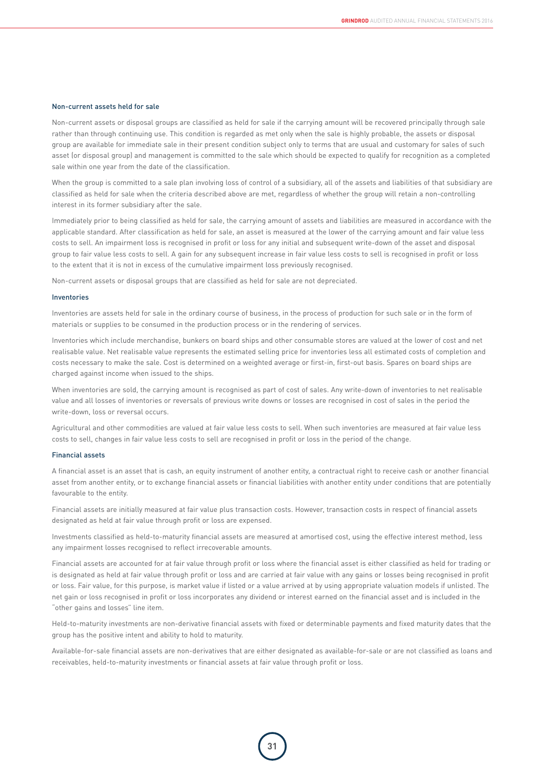### Non-current assets held for sale

Non-current assets or disposal groups are classified as held for sale if the carrying amount will be recovered principally through sale rather than through continuing use. This condition is regarded as met only when the sale is highly probable, the assets or disposal group are available for immediate sale in their present condition subject only to terms that are usual and customary for sales of such asset (or disposal group) and management is committed to the sale which should be expected to qualify for recognition as a completed sale within one year from the date of the classification.

When the group is committed to a sale plan involving loss of control of a subsidiary, all of the assets and liabilities of that subsidiary are classified as held for sale when the criteria described above are met, regardless of whether the group will retain a non-controlling interest in its former subsidiary after the sale.

Immediately prior to being classified as held for sale, the carrying amount of assets and liabilities are measured in accordance with the applicable standard. After classification as held for sale, an asset is measured at the lower of the carrying amount and fair value less costs to sell. An impairment loss is recognised in profit or loss for any initial and subsequent write-down of the asset and disposal group to fair value less costs to sell. A gain for any subsequent increase in fair value less costs to sell is recognised in profit or loss to the extent that it is not in excess of the cumulative impairment loss previously recognised.

Non-current assets or disposal groups that are classified as held for sale are not depreciated.

### Inventories

Inventories are assets held for sale in the ordinary course of business, in the process of production for such sale or in the form of materials or supplies to be consumed in the production process or in the rendering of services.

Inventories which include merchandise, bunkers on board ships and other consumable stores are valued at the lower of cost and net realisable value. Net realisable value represents the estimated selling price for inventories less all estimated costs of completion and costs necessary to make the sale. Cost is determined on a weighted average or first-in, first-out basis. Spares on board ships are charged against income when issued to the ships.

When inventories are sold, the carrying amount is recognised as part of cost of sales. Any write-down of inventories to net realisable value and all losses of inventories or reversals of previous write downs or losses are recognised in cost of sales in the period the write-down, loss or reversal occurs.

Agricultural and other commodities are valued at fair value less costs to sell. When such inventories are measured at fair value less costs to sell, changes in fair value less costs to sell are recognised in profit or loss in the period of the change.

### Financial assets

A financial asset is an asset that is cash, an equity instrument of another entity, a contractual right to receive cash or another financial asset from another entity, or to exchange financial assets or financial liabilities with another entity under conditions that are potentially favourable to the entity.

Financial assets are initially measured at fair value plus transaction costs. However, transaction costs in respect of financial assets designated as held at fair value through profit or loss are expensed.

Investments classified as held-to-maturity financial assets are measured at amortised cost, using the effective interest method, less any impairment losses recognised to reflect irrecoverable amounts.

Financial assets are accounted for at fair value through profit or loss where the financial asset is either classified as held for trading or is designated as held at fair value through profit or loss and are carried at fair value with any gains or losses being recognised in profit or loss. Fair value, for this purpose, is market value if listed or a value arrived at by using appropriate valuation models if unlisted. The net gain or loss recognised in profit or loss incorporates any dividend or interest earned on the financial asset and is included in the "other gains and losses" line item.

Held-to-maturity investments are non-derivative financial assets with fixed or determinable payments and fixed maturity dates that the group has the positive intent and ability to hold to maturity.

Available-for-sale financial assets are non-derivatives that are either designated as available-for-sale or are not classified as loans and receivables, held-to-maturity investments or financial assets at fair value through profit or loss.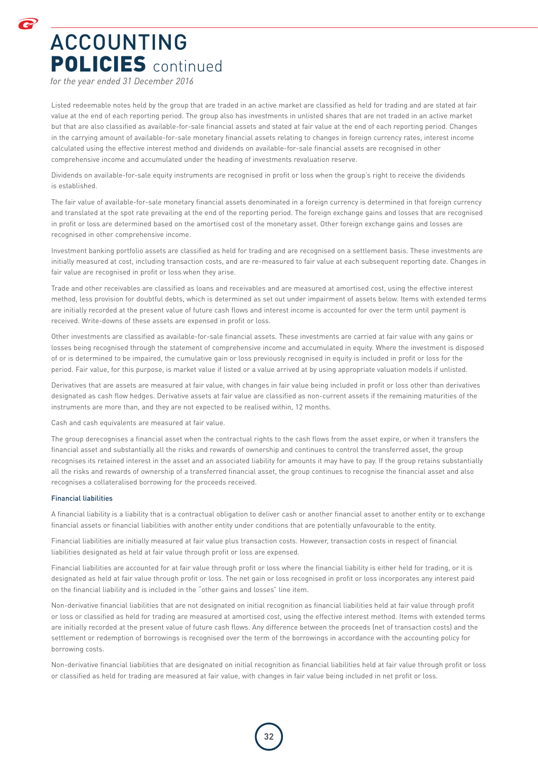# ACCOUNTING POLICIES continued

*for the year ended 31 December 2016*

Listed redeemable notes held by the group that are traded in an active market are classified as held for trading and are stated at fair value at the end of each reporting period. The group also has investments in unlisted shares that are not traded in an active market but that are also classified as available-for-sale financial assets and stated at fair value at the end of each reporting period. Changes in the carrying amount of available-for-sale monetary financial assets relating to changes in foreign currency rates, interest income calculated using the effective interest method and dividends on available-for-sale financial assets are recognised in other comprehensive income and accumulated under the heading of investments revaluation reserve.

Dividends on available-for-sale equity instruments are recognised in profit or loss when the group's right to receive the dividends is established.

The fair value of available-for-sale monetary financial assets denominated in a foreign currency is determined in that foreign currency and translated at the spot rate prevailing at the end of the reporting period. The foreign exchange gains and losses that are recognised in profit or loss are determined based on the amortised cost of the monetary asset. Other foreign exchange gains and losses are recognised in other comprehensive income.

Investment banking portfolio assets are classified as held for trading and are recognised on a settlement basis. These investments are initially measured at cost, including transaction costs, and are re-measured to fair value at each subsequent reporting date. Changes in fair value are recognised in profit or loss when they arise.

Trade and other receivables are classified as loans and receivables and are measured at amortised cost, using the effective interest method, less provision for doubtful debts, which is determined as set out under impairment of assets below. Items with extended terms are initially recorded at the present value of future cash flows and interest income is accounted for over the term until payment is received. Write-downs of these assets are expensed in profit or loss.

Other investments are classified as available-for-sale financial assets. These investments are carried at fair value with any gains or losses being recognised through the statement of comprehensive income and accumulated in equity. Where the investment is disposed of or is determined to be impaired, the cumulative gain or loss previously recognised in equity is included in profit or loss for the period. Fair value, for this purpose, is market value if listed or a value arrived at by using appropriate valuation models if unlisted.

Derivatives that are assets are measured at fair value, with changes in fair value being included in profit or loss other than derivatives designated as cash flow hedges. Derivative assets at fair value are classified as non-current assets if the remaining maturities of the instruments are more than, and they are not expected to be realised within, 12 months.

Cash and cash equivalents are measured at fair value.

The group derecognises a financial asset when the contractual rights to the cash flows from the asset expire, or when it transfers the financial asset and substantially all the risks and rewards of ownership and continues to control the transferred asset, the group recognises its retained interest in the asset and an associated liability for amounts it may have to pay. If the group retains substantially all the risks and rewards of ownership of a transferred financial asset, the group continues to recognise the financial asset and also recognises a collateralised borrowing for the proceeds received.

### Financial liabilities

A financial liability is a liability that is a contractual obligation to deliver cash or another financial asset to another entity or to exchange financial assets or financial liabilities with another entity under conditions that are potentially unfavourable to the entity.

Financial liabilities are initially measured at fair value plus transaction costs. However, transaction costs in respect of financial liabilities designated as held at fair value through profit or loss are expensed.

Financial liabilities are accounted for at fair value through profit or loss where the financial liability is either held for trading, or it is designated as held at fair value through profit or loss. The net gain or loss recognised in profit or loss incorporates any interest paid on the financial liability and is included in the "other gains and losses" line item.

Non-derivative financial liabilities that are not designated on initial recognition as financial liabilities held at fair value through profit or loss or classified as held for trading are measured at amortised cost, using the effective interest method. Items with extended terms are initially recorded at the present value of future cash flows. Any difference between the proceeds (net of transaction costs) and the settlement or redemption of borrowings is recognised over the term of the borrowings in accordance with the accounting policy for borrowing costs.

Non-derivative financial liabilities that are designated on initial recognition as financial liabilities held at fair value through profit or loss or classified as held for trading are measured at fair value, with changes in fair value being included in net profit or loss.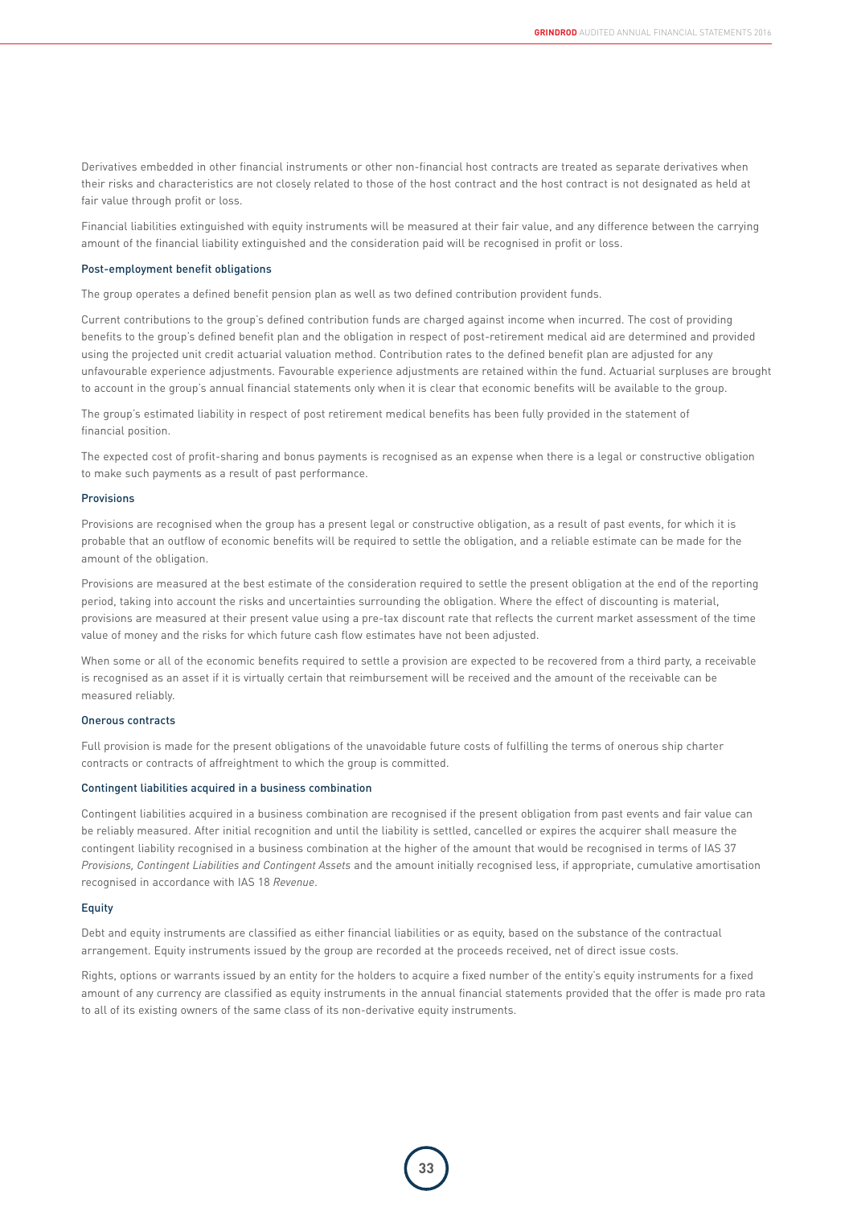Derivatives embedded in other financial instruments or other non-financial host contracts are treated as separate derivatives when their risks and characteristics are not closely related to those of the host contract and the host contract is not designated as held at fair value through profit or loss.

Financial liabilities extinguished with equity instruments will be measured at their fair value, and any difference between the carrying amount of the financial liability extinguished and the consideration paid will be recognised in profit or loss.

### Post-employment benefit obligations

The group operates a defined benefit pension plan as well as two defined contribution provident funds.

Current contributions to the group's defined contribution funds are charged against income when incurred. The cost of providing benefits to the group's defined benefit plan and the obligation in respect of post-retirement medical aid are determined and provided using the projected unit credit actuarial valuation method. Contribution rates to the defined benefit plan are adjusted for any unfavourable experience adjustments. Favourable experience adjustments are retained within the fund. Actuarial surpluses are brought to account in the group's annual financial statements only when it is clear that economic benefits will be available to the group.

The group's estimated liability in respect of post retirement medical benefits has been fully provided in the statement of financial position.

The expected cost of profit-sharing and bonus payments is recognised as an expense when there is a legal or constructive obligation to make such payments as a result of past performance.

### Provisions

Provisions are recognised when the group has a present legal or constructive obligation, as a result of past events, for which it is probable that an outflow of economic benefits will be required to settle the obligation, and a reliable estimate can be made for the amount of the obligation.

Provisions are measured at the best estimate of the consideration required to settle the present obligation at the end of the reporting period, taking into account the risks and uncertainties surrounding the obligation. Where the effect of discounting is material, provisions are measured at their present value using a pre-tax discount rate that reflects the current market assessment of the time value of money and the risks for which future cash flow estimates have not been adjusted.

When some or all of the economic benefits required to settle a provision are expected to be recovered from a third party, a receivable is recognised as an asset if it is virtually certain that reimbursement will be received and the amount of the receivable can be measured reliably.

### Onerous contracts

Full provision is made for the present obligations of the unavoidable future costs of fulfilling the terms of onerous ship charter contracts or contracts of affreightment to which the group is committed.

### Contingent liabilities acquired in a business combination

Contingent liabilities acquired in a business combination are recognised if the present obligation from past events and fair value can be reliably measured. After initial recognition and until the liability is settled, cancelled or expires the acquirer shall measure the contingent liability recognised in a business combination at the higher of the amount that would be recognised in terms of IAS 37 *Provisions, Contingent Liabilities and Contingent Assets* and the amount initially recognised less, if appropriate, cumulative amortisation recognised in accordance with IAS 18 *Revenue*.

### Equity

Debt and equity instruments are classified as either financial liabilities or as equity, based on the substance of the contractual arrangement. Equity instruments issued by the group are recorded at the proceeds received, net of direct issue costs.

Rights, options or warrants issued by an entity for the holders to acquire a fixed number of the entity's equity instruments for a fixed amount of any currency are classified as equity instruments in the annual financial statements provided that the offer is made pro rata to all of its existing owners of the same class of its non-derivative equity instruments.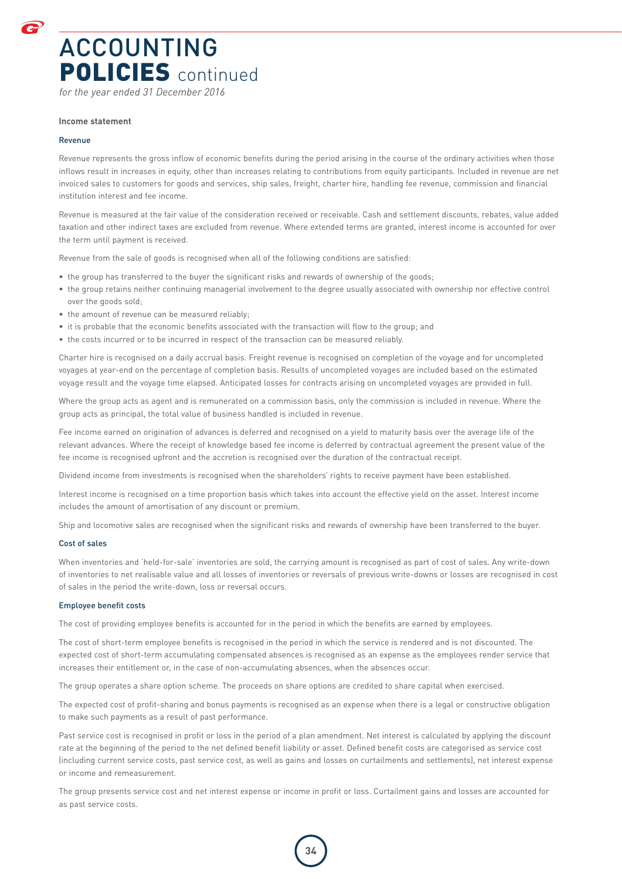# ACCOUNTING POLICIES continued

*for the year ended 31 December 2016*

### Income statement

#### Revenue

Revenue represents the gross inflow of economic benefits during the period arising in the course of the ordinary activities when those inflows result in increases in equity, other than increases relating to contributions from equity participants. Included in revenue are net invoiced sales to customers for goods and services, ship sales, freight, charter hire, handling fee revenue, commission and financial institution interest and fee income.

Revenue is measured at the fair value of the consideration received or receivable. Cash and settlement discounts, rebates, value added taxation and other indirect taxes are excluded from revenue. Where extended terms are granted, interest income is accounted for over the term until payment is received.

Revenue from the sale of goods is recognised when all of the following conditions are satisfied:

- the group has transferred to the buyer the significant risks and rewards of ownership of the goods;
- the group retains neither continuing managerial involvement to the degree usually associated with ownership nor effective control over the goods sold;
- the amount of revenue can be measured reliably;
- it is probable that the economic benefits associated with the transaction will flow to the group; and
- the costs incurred or to be incurred in respect of the transaction can be measured reliably.

Charter hire is recognised on a daily accrual basis. Freight revenue is recognised on completion of the voyage and for uncompleted voyages at year-end on the percentage of completion basis. Results of uncompleted voyages are included based on the estimated voyage result and the voyage time elapsed. Anticipated losses for contracts arising on uncompleted voyages are provided in full.

Where the group acts as agent and is remunerated on a commission basis, only the commission is included in revenue. Where the group acts as principal, the total value of business handled is included in revenue.

Fee income earned on origination of advances is deferred and recognised on a yield to maturity basis over the average life of the relevant advances. Where the receipt of knowledge based fee income is deferred by contractual agreement the present value of the fee income is recognised upfront and the accretion is recognised over the duration of the contractual receipt.

Dividend income from investments is recognised when the shareholders' rights to receive payment have been established.

Interest income is recognised on a time proportion basis which takes into account the effective yield on the asset. Interest income includes the amount of amortisation of any discount or premium.

Ship and locomotive sales are recognised when the significant risks and rewards of ownership have been transferred to the buyer.

#### Cost of sales

When inventories and 'held-for-sale' inventories are sold, the carrying amount is recognised as part of cost of sales. Any write-down of inventories to net realisable value and all losses of inventories or reversals of previous write-downs or losses are recognised in cost of sales in the period the write-down, loss or reversal occurs.

#### Employee benefit costs

The cost of providing employee benefits is accounted for in the period in which the benefits are earned by employees.

The cost of short-term employee benefits is recognised in the period in which the service is rendered and is not discounted. The expected cost of short-term accumulating compensated absences is recognised as an expense as the employees render service that increases their entitlement or, in the case of non-accumulating absences, when the absences occur.

The group operates a share option scheme. The proceeds on share options are credited to share capital when exercised.

The expected cost of profit-sharing and bonus payments is recognised as an expense when there is a legal or constructive obligation to make such payments as a result of past performance.

Past service cost is recognised in profit or loss in the period of a plan amendment. Net interest is calculated by applying the discount rate at the beginning of the period to the net defined benefit liability or asset. Defined benefit costs are categorised as service cost (including current service costs, past service cost, as well as gains and losses on curtailments and settlements), net interest expense or income and remeasurement.

The group presents service cost and net interest expense or income in profit or loss. Curtailment gains and losses are accounted for as past service costs.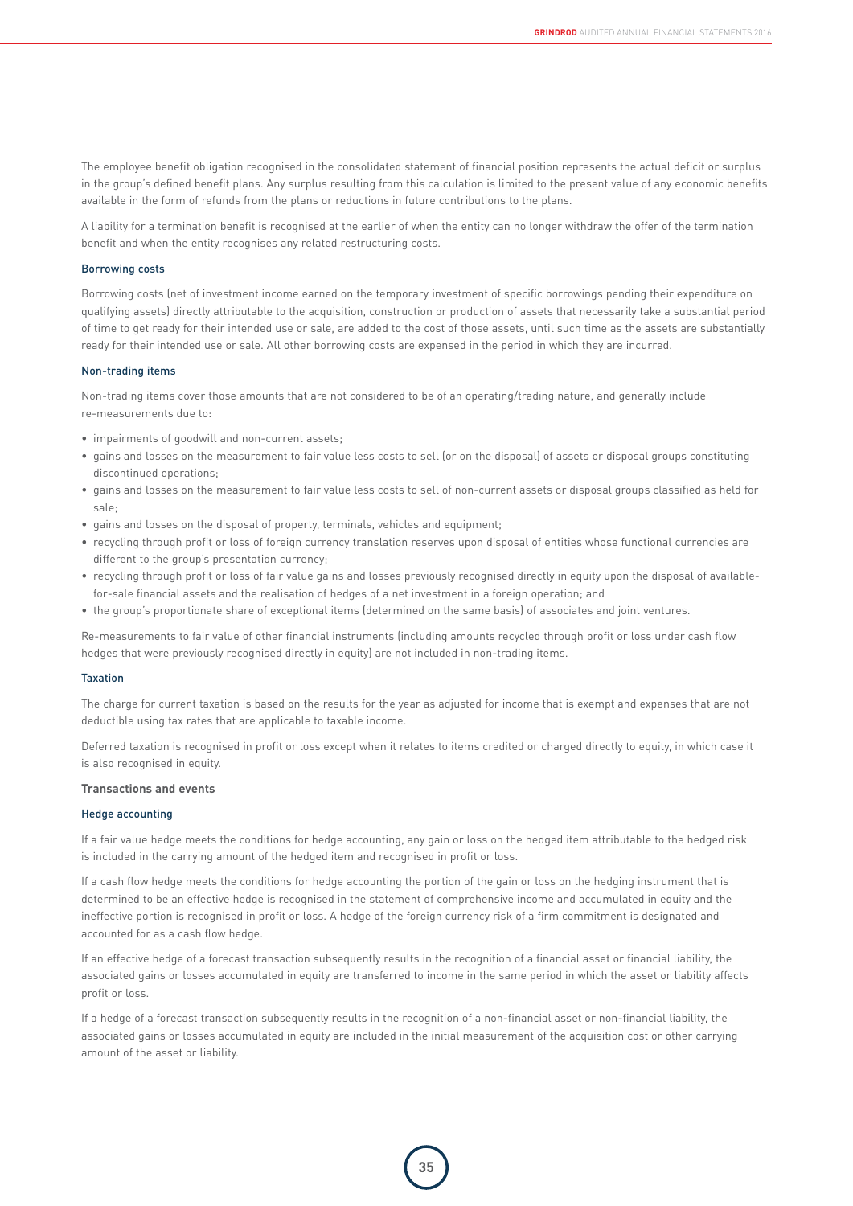The employee benefit obligation recognised in the consolidated statement of financial position represents the actual deficit or surplus in the group's defined benefit plans. Any surplus resulting from this calculation is limited to the present value of any economic benefits available in the form of refunds from the plans or reductions in future contributions to the plans.

A liability for a termination benefit is recognised at the earlier of when the entity can no longer withdraw the offer of the termination benefit and when the entity recognises any related restructuring costs.

### Borrowing costs

Borrowing costs (net of investment income earned on the temporary investment of specific borrowings pending their expenditure on qualifying assets) directly attributable to the acquisition, construction or production of assets that necessarily take a substantial period of time to get ready for their intended use or sale, are added to the cost of those assets, until such time as the assets are substantially ready for their intended use or sale. All other borrowing costs are expensed in the period in which they are incurred.

### Non-trading items

Non-trading items cover those amounts that are not considered to be of an operating/trading nature, and generally include re-measurements due to:

- impairments of goodwill and non-current assets;
- gains and losses on the measurement to fair value less costs to sell (or on the disposal) of assets or disposal groups constituting discontinued operations;
- gains and losses on the measurement to fair value less costs to sell of non-current assets or disposal groups classified as held for sale;
- gains and losses on the disposal of property, terminals, vehicles and equipment;
- recycling through profit or loss of foreign currency translation reserves upon disposal of entities whose functional currencies are different to the group's presentation currency;
- recycling through profit or loss of fair value gains and losses previously recognised directly in equity upon the disposal of available-for-sale financial assets and the realisation of hedges of a net investment in a foreign operation; and
- the group's proportionate share of exceptional items (determined on the same basis) of associates and joint ventures.

Re-measurements to fair value of other financial instruments (including amounts recycled through profit or loss under cash flow hedges that were previously recognised directly in equity) are not included in non-trading items.

### Taxation

The charge for current taxation is based on the results for the year as adjusted for income that is exempt and expenses that are not deductible using tax rates that are applicable to taxable income.

Deferred taxation is recognised in profit or loss except when it relates to items credited or charged directly to equity, in which case it is also recognised in equity.

## Transactions and events

### Hedge accounting

If a fair value hedge meets the conditions for hedge accounting, any gain or loss on the hedged item attributable to the hedged risk is included in the carrying amount of the hedged item and recognised in profit or loss.

If a cash flow hedge meets the conditions for hedge accounting the portion of the gain or loss on the hedging instrument that is determined to be an effective hedge is recognised in the statement of comprehensive income and accumulated in equity and the ineffective portion is recognised in profit or loss. A hedge of the foreign currency risk of a firm commitment is designated and accounted for as a cash flow hedge.

If an effective hedge of a forecast transaction subsequently results in the recognition of a financial asset or financial liability, the associated gains or losses accumulated in equity are transferred to income in the same period in which the asset or liability affects profit or loss.

If a hedge of a forecast transaction subsequently results in the recognition of a non-financial asset or non-financial liability, the associated gains or losses accumulated in equity are included in the initial measurement of the acquisition cost or other carrying amount of the asset or liability.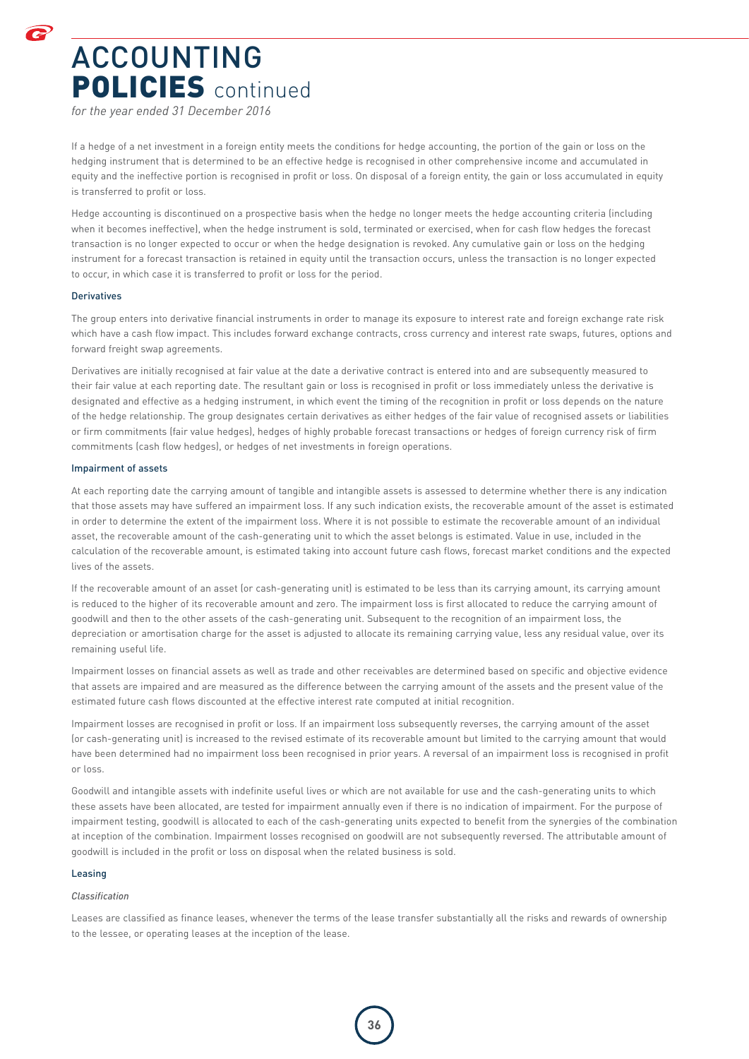# ACCOUNTING POLICIES continued

*for the year ended 31 December 2016*

If a hedge of a net investment in a foreign entity meets the conditions for hedge accounting, the portion of the gain or loss on the hedging instrument that is determined to be an effective hedge is recognised in other comprehensive income and accumulated in equity and the ineffective portion is recognised in profit or loss. On disposal of a foreign entity, the gain or loss accumulated in equity is transferred to profit or loss.

Hedge accounting is discontinued on a prospective basis when the hedge no longer meets the hedge accounting criteria (including when it becomes ineffective), when the hedge instrument is sold, terminated or exercised, when for cash flow hedges the forecast transaction is no longer expected to occur or when the hedge designation is revoked. Any cumulative gain or loss on the hedging instrument for a forecast transaction is retained in equity until the transaction occurs, unless the transaction is no longer expected to occur, in which case it is transferred to profit or loss for the period.

### Derivatives

The group enters into derivative financial instruments in order to manage its exposure to interest rate and foreign exchange rate risk which have a cash flow impact. This includes forward exchange contracts, cross currency and interest rate swaps, futures, options and forward freight swap agreements.

Derivatives are initially recognised at fair value at the date a derivative contract is entered into and are subsequently measured to their fair value at each reporting date. The resultant gain or loss is recognised in profit or loss immediately unless the derivative is designated and effective as a hedging instrument, in which event the timing of the recognition in profit or loss depends on the nature of the hedge relationship. The group designates certain derivatives as either hedges of the fair value of recognised assets or liabilities or firm commitments (fair value hedges), hedges of highly probable forecast transactions or hedges of foreign currency risk of firm commitments (cash flow hedges), or hedges of net investments in foreign operations.

### Impairment of assets

At each reporting date the carrying amount of tangible and intangible assets is assessed to determine whether there is any indication that those assets may have suffered an impairment loss. If any such indication exists, the recoverable amount of the asset is estimated in order to determine the extent of the impairment loss. Where it is not possible to estimate the recoverable amount of an individual asset, the recoverable amount of the cash-generating unit to which the asset belongs is estimated. Value in use, included in the calculation of the recoverable amount, is estimated taking into account future cash flows, forecast market conditions and the expected lives of the assets.

If the recoverable amount of an asset (or cash-generating unit) is estimated to be less than its carrying amount, its carrying amount is reduced to the higher of its recoverable amount and zero. The impairment loss is first allocated to reduce the carrying amount of goodwill and then to the other assets of the cash-generating unit. Subsequent to the recognition of an impairment loss, the depreciation or amortisation charge for the asset is adjusted to allocate its remaining carrying value, less any residual value, over its remaining useful life.

Impairment losses on financial assets as well as trade and other receivables are determined based on specific and objective evidence that assets are impaired and are measured as the difference between the carrying amount of the assets and the present value of the estimated future cash flows discounted at the effective interest rate computed at initial recognition.

Impairment losses are recognised in profit or loss. If an impairment loss subsequently reverses, the carrying amount of the asset (or cash-generating unit) is increased to the revised estimate of its recoverable amount but limited to the carrying amount that would have been determined had no impairment loss been recognised in prior years. A reversal of an impairment loss is recognised in profit or loss.

Goodwill and intangible assets with indefinite useful lives or which are not available for use and the cash-generating units to which these assets have been allocated, are tested for impairment annually even if there is no indication of impairment. For the purpose of impairment testing, goodwill is allocated to each of the cash-generating units expected to benefit from the synergies of the combination at inception of the combination. Impairment losses recognised on goodwill are not subsequently reversed. The attributable amount of goodwill is included in the profit or loss on disposal when the related business is sold.

### Leasing

*Classification*

Leases are classified as finance leases, whenever the terms of the lease transfer substantially all the risks and rewards of ownership to the lessee, or operating leases at the inception of the lease.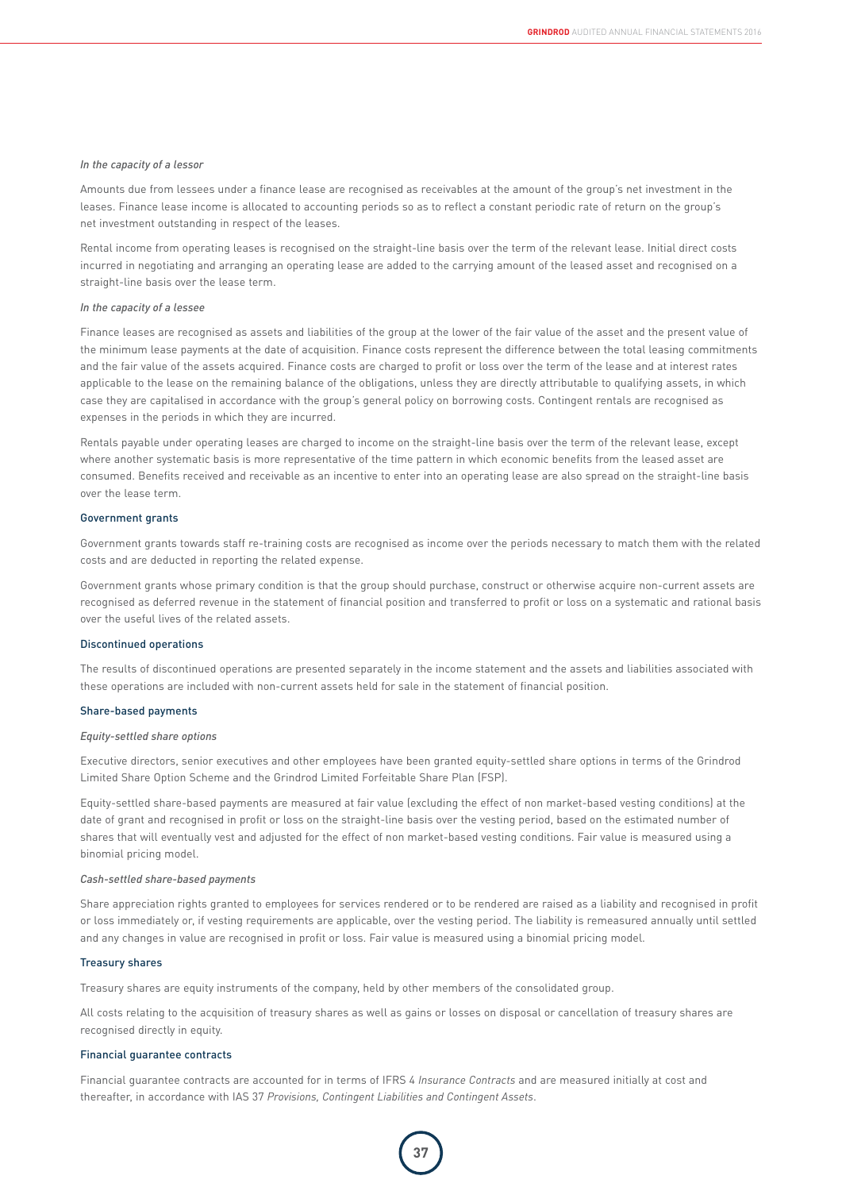*In the capacity of a lessor*

Amounts due from lessees under a finance lease are recognised as receivables at the amount of the group's net investment in the leases. Finance lease income is allocated to accounting periods so as to reflect a constant periodic rate of return on the group's net investment outstanding in respect of the leases.

Rental income from operating leases is recognised on the straight-line basis over the term of the relevant lease. Initial direct costs incurred in negotiating and arranging an operating lease are added to the carrying amount of the leased asset and recognised on a straight-line basis over the lease term.

*In the capacity of a lessee*

Finance leases are recognised as assets and liabilities of the group at the lower of the fair value of the asset and the present value of the minimum lease payments at the date of acquisition. Finance costs represent the difference between the total leasing commitments and the fair value of the assets acquired. Finance costs are charged to profit or loss over the term of the lease and at interest rates applicable to the lease on the remaining balance of the obligations, unless they are directly attributable to qualifying assets, in which case they are capitalised in accordance with the group's general policy on borrowing costs. Contingent rentals are recognised as expenses in the periods in which they are incurred.

Rentals payable under operating leases are charged to income on the straight-line basis over the term of the relevant lease, except where another systematic basis is more representative of the time pattern in which economic benefits from the leased asset are consumed. Benefits received and receivable as an incentive to enter into an operating lease are also spread on the straight-line basis over the lease term.

### Government grants

Government grants towards staff re-training costs are recognised as income over the periods necessary to match them with the related costs and are deducted in reporting the related expense.

Government grants whose primary condition is that the group should purchase, construct or otherwise acquire non-current assets are recognised as deferred revenue in the statement of financial position and transferred to profit or loss on a systematic and rational basis over the useful lives of the related assets.

### Discontinued operations

The results of discontinued operations are presented separately in the income statement and the assets and liabilities associated with these operations are included with non-current assets held for sale in the statement of financial position.

### Share-based payments

*Equity-settled share options*

Executive directors, senior executives and other employees have been granted equity-settled share options in terms of the Grindrod Limited Share Option Scheme and the Grindrod Limited Forfeitable Share Plan (FSP).

Equity-settled share-based payments are measured at fair value (excluding the effect of non market-based vesting conditions) at the date of grant and recognised in profit or loss on the straight-line basis over the vesting period, based on the estimated number of shares that will eventually vest and adjusted for the effect of non market-based vesting conditions. Fair value is measured using a binomial pricing model.

*Cash-settled share-based payments*

Share appreciation rights granted to employees for services rendered or to be rendered are raised as a liability and recognised in profit or loss immediately or, if vesting requirements are applicable, over the vesting period. The liability is remeasured annually until settled and any changes in value are recognised in profit or loss. Fair value is measured using a binomial pricing model.

### Treasury shares

Treasury shares are equity instruments of the company, held by other members of the consolidated group.

All costs relating to the acquisition of treasury shares as well as gains or losses on disposal or cancellation of treasury shares are recognised directly in equity.

### Financial guarantee contracts

Financial guarantee contracts are accounted for in terms of IFRS 4 *Insurance Contracts* and are measured initially at cost and thereafter, in accordance with IAS 37 *Provisions, Contingent Liabilities and Contingent Assets*.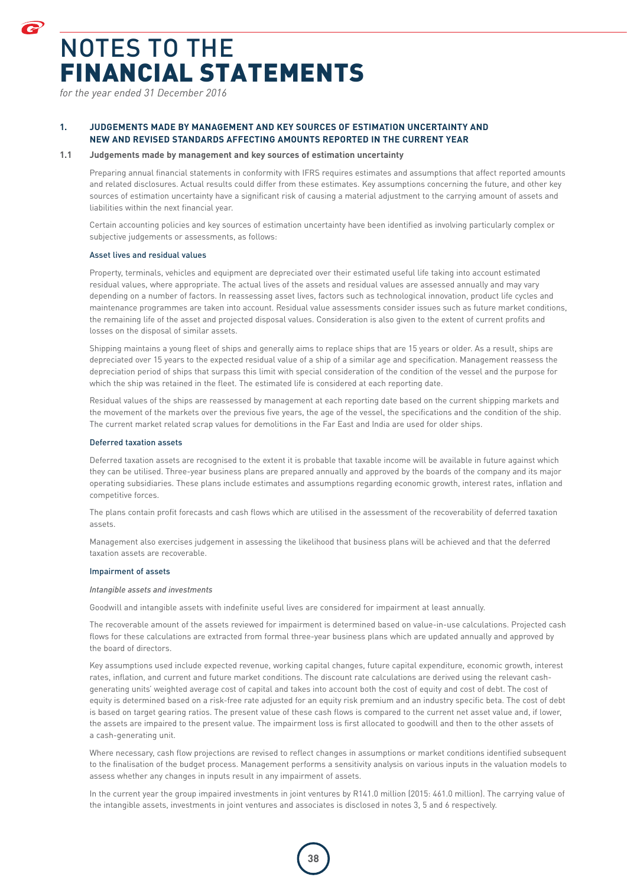# NOTES TO THE FINANCIAL STATEMENTS

*for the year ended 31 December 2016*

## 1. JUDGEMENTS MADE BY MANAGEMENT AND KEY SOURCES OF ESTIMATION UNCERTAINTY AND NEW AND REVISED STANDARDS AFFECTING AMOUNTS REPORTED IN THE CURRENT YEAR

### 1.1 Judgements made by management and key sources of estimation uncertainty

Preparing annual financial statements in conformity with IFRS requires estimates and assumptions that affect reported amounts and related disclosures. Actual results could differ from these estimates. Key assumptions concerning the future, and other key sources of estimation uncertainty have a significant risk of causing a material adjustment to the carrying amount of assets and liabilities within the next financial year.

Certain accounting policies and key sources of estimation uncertainty have been identified as involving particularly complex or subjective judgements or assessments, as follows:

#### Asset lives and residual values

Property, terminals, vehicles and equipment are depreciated over their estimated useful life taking into account estimated residual values, where appropriate. The actual lives of the assets and residual values are assessed annually and may vary depending on a number of factors. In reassessing asset lives, factors such as technological innovation, product life cycles and maintenance programmes are taken into account. Residual value assessments consider issues such as future market conditions, the remaining life of the asset and projected disposal values. Consideration is also given to the extent of current profits and losses on the disposal of similar assets.

Shipping maintains a young fleet of ships and generally aims to replace ships that are 15 years or older. As a result, ships are depreciated over 15 years to the expected residual value of a ship of a similar age and specification. Management reassess the depreciation period of ships that surpass this limit with special consideration of the condition of the vessel and the purpose for which the ship was retained in the fleet. The estimated life is considered at each reporting date.

Residual values of the ships are reassessed by management at each reporting date based on the current shipping markets and the movement of the markets over the previous five years, the age of the vessel, the specifications and the condition of the ship. The current market related scrap values for demolitions in the Far East and India are used for older ships.

#### Deferred taxation assets

Deferred taxation assets are recognised to the extent it is probable that taxable income will be available in future against which they can be utilised. Three-year business plans are prepared annually and approved by the boards of the company and its major operating subsidiaries. These plans include estimates and assumptions regarding economic growth, interest rates, inflation and competitive forces.

The plans contain profit forecasts and cash flows which are utilised in the assessment of the recoverability of deferred taxation assets.

Management also exercises judgement in assessing the likelihood that business plans will be achieved and that the deferred taxation assets are recoverable.

#### Impairment of assets

*Intangible assets and investments*

Goodwill and intangible assets with indefinite useful lives are considered for impairment at least annually.

The recoverable amount of the assets reviewed for impairment is determined based on value-in-use calculations. Projected cash flows for these calculations are extracted from formal three-year business plans which are updated annually and approved by the board of directors.

Key assumptions used include expected revenue, working capital changes, future capital expenditure, economic growth, interest rates, inflation, and current and future market conditions. The discount rate calculations are derived using the relevant cash-generating units' weighted average cost of capital and takes into account both the cost of equity and cost of debt. The cost of equity is determined based on a risk-free rate adjusted for an equity risk premium and an industry specific beta. The cost of debt is based on target gearing ratios. The present value of these cash flows is compared to the current net asset value and, if lower, the assets are impaired to the present value. The impairment loss is first allocated to goodwill and then to the other assets of a cash-generating unit.

Where necessary, cash flow projections are revised to reflect changes in assumptions or market conditions identified subsequent to the finalisation of the budget process. Management performs a sensitivity analysis on various inputs in the valuation models to assess whether any changes in inputs result in any impairment of assets.

In the current year the group impaired investments in joint ventures by R141.0 million (2015: 461.0 million). The carrying value of the intangible assets, investments in joint ventures and associates is disclosed in notes 3, 5 and 6 respectively.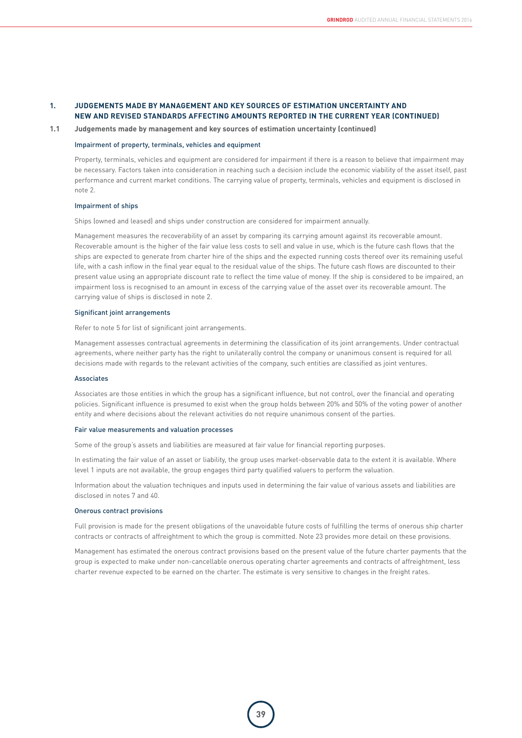## 1. JUDGEMENTS MADE BY MANAGEMENT AND KEY SOURCES OF ESTIMATION UNCERTAINTY AND NEW AND REVISED STANDARDS AFFECTING AMOUNTS REPORTED IN THE CURRENT YEAR (CONTINUED)

### 1.1 Judgements made by management and key sources of estimation uncertainty (continued)

#### Impairment of property, terminals, vehicles and equipment

Property, terminals, vehicles and equipment are considered for impairment if there is a reason to believe that impairment may be necessary. Factors taken into consideration in reaching such a decision include the economic viability of the asset itself, past performance and current market conditions. The carrying value of property, terminals, vehicles and equipment is disclosed in note 2.

#### Impairment of ships

Ships (owned and leased) and ships under construction are considered for impairment annually.

Management measures the recoverability of an asset by comparing its carrying amount against its recoverable amount. Recoverable amount is the higher of the fair value less costs to sell and value in use, which is the future cash flows that the ships are expected to generate from charter hire of the ships and the expected running costs thereof over its remaining useful life, with a cash inflow in the final year equal to the residual value of the ships. The future cash flows are discounted to their present value using an appropriate discount rate to reflect the time value of money. If the ship is considered to be impaired, an impairment loss is recognised to an amount in excess of the carrying value of the asset over its recoverable amount. The carrying value of ships is disclosed in note 2.

#### Significant joint arrangements

Refer to note 5 for list of significant joint arrangements.

Management assesses contractual agreements in determining the classification of its joint arrangements. Under contractual agreements, where neither party has the right to unilaterally control the company or unanimous consent is required for all decisions made with regards to the relevant activities of the company, such entities are classified as joint ventures.

#### Associates

Associates are those entities in which the group has a significant influence, but not control, over the financial and operating policies. Significant influence is presumed to exist when the group holds between 20% and 50% of the voting power of another entity and where decisions about the relevant activities do not require unanimous consent of the parties.

#### Fair value measurements and valuation processes

Some of the group's assets and liabilities are measured at fair value for financial reporting purposes.

In estimating the fair value of an asset or liability, the group uses market-observable data to the extent it is available. Where level 1 inputs are not available, the group engages third party qualified valuers to perform the valuation.

Information about the valuation techniques and inputs used in determining the fair value of various assets and liabilities are disclosed in notes 7 and 40.

#### Onerous contract provisions

Full provision is made for the present obligations of the unavoidable future costs of fulfilling the terms of onerous ship charter contracts or contracts of affreightment to which the group is committed. Note 23 provides more detail on these provisions.

Management has estimated the onerous contract provisions based on the present value of the future charter payments that the group is expected to make under non-cancellable onerous operating charter agreements and contracts of affreightment, less charter revenue expected to be earned on the charter. The estimate is very sensitive to changes in the freight rates.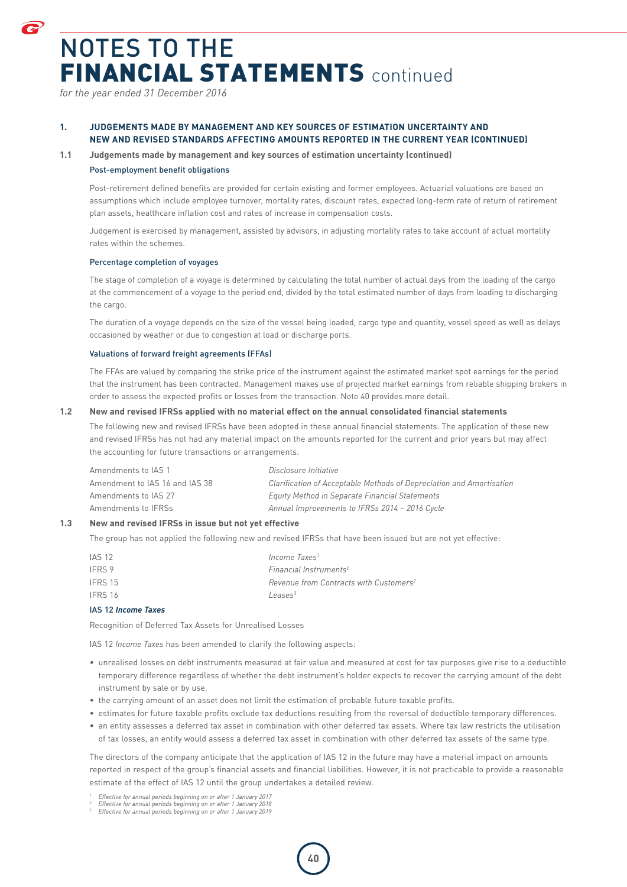# NOTES TO THE FINANCIAL STATEMENTS continued

*for the year ended 31 December 2016*

## 1. JUDGEMENTS MADE BY MANAGEMENT AND KEY SOURCES OF ESTIMATION UNCERTAINTY AND NEW AND REVISED STANDARDS AFFECTING AMOUNTS REPORTED IN THE CURRENT YEAR (CONTINUED)

### 1.1 Judgements made by management and key sources of estimation uncertainty (continued)

#### Post-employment benefit obligations

Post-retirement defined benefits are provided for certain existing and former employees. Actuarial valuations are based on assumptions which include employee turnover, mortality rates, discount rates, expected long-term rate of return of retirement plan assets, healthcare inflation cost and rates of increase in compensation costs.

Judgement is exercised by management, assisted by advisors, in adjusting mortality rates to take account of actual mortality rates within the schemes.

#### Percentage completion of voyages

The stage of completion of a voyage is determined by calculating the total number of actual days from the loading of the cargo at the commencement of a voyage to the period end, divided by the total estimated number of days from loading to discharging the cargo.

The duration of a voyage depends on the size of the vessel being loaded, cargo type and quantity, vessel speed as well as delays occasioned by weather or due to congestion at load or discharge ports.

#### Valuations of forward freight agreements (FFAs)

The FFAs are valued by comparing the strike price of the instrument against the estimated market spot earnings for the period that the instrument has been contracted. Management makes use of projected market earnings from reliable shipping brokers in order to assess the expected profits or losses from the transaction. Note 40 provides more detail.

### 1.2 New and revised IFRSs applied with no material effect on the annual consolidated financial statements

The following new and revised IFRSs have been adopted in these annual financial statements. The application of these new and revised IFRSs has not had any material impact on the amounts reported for the current and prior years but may affect the accounting for future transactions or arrangements.

| | |
|---|---|
| Amendments to IAS 1 | *Disclosure Initiative* |
| Amendment to IAS 16 and IAS 38 | *Clarification of Acceptable Methods of Depreciation and Amortisation* |
| Amendments to IAS 27 | *Equity Method in Separate Financial Statements* |
| Amendments to IFRSs | *Annual Improvements to IFRSs 2014 – 2016 Cycle* |

### 1.3 New and revised IFRSs in issue but not yet effective

The group has not applied the following new and revised IFRSs that have been issued but are not yet effective:

| | |
|---|---|
| IAS 12 | *Income Taxes*[1] |
| IFRS 9 | *Financial Instruments*[2] |
| IFRS 15 | *Revenue from Contracts with Customers*[2] |
| IFRS 16 | *Leases*[3] |

#### IAS 12 *Income Taxes*

Recognition of Deferred Tax Assets for Unrealised Losses

IAS 12 *Income Taxes* has been amended to clarify the following aspects:

- unrealised losses on debt instruments measured at fair value and measured at cost for tax purposes give rise to a deductible temporary difference regardless of whether the debt instrument's holder expects to recover the carrying amount of the debt instrument by sale or by use.
- the carrying amount of an asset does not limit the estimation of probable future taxable profits.
- estimates for future taxable profits exclude tax deductions resulting from the reversal of deductible temporary differences.
- an entity assesses a deferred tax asset in combination with other deferred tax assets. Where tax law restricts the utilisation of tax losses, an entity would assess a deferred tax asset in combination with other deferred tax assets of the same type.

The directors of the company anticipate that the application of IAS 12 in the future may have a material impact on amounts reported in respect of the group's financial assets and financial liabilities. However, it is not practicable to provide a reasonable estimate of the effect of IAS 12 until the group undertakes a detailed review.

[1] *Effective for annual periods beginning on or after 1 January 2017*
[2] *Effective for annual periods beginning on or after 1 January 2018*
[3] *Effective for annual periods beginning on or after 1 January 2019*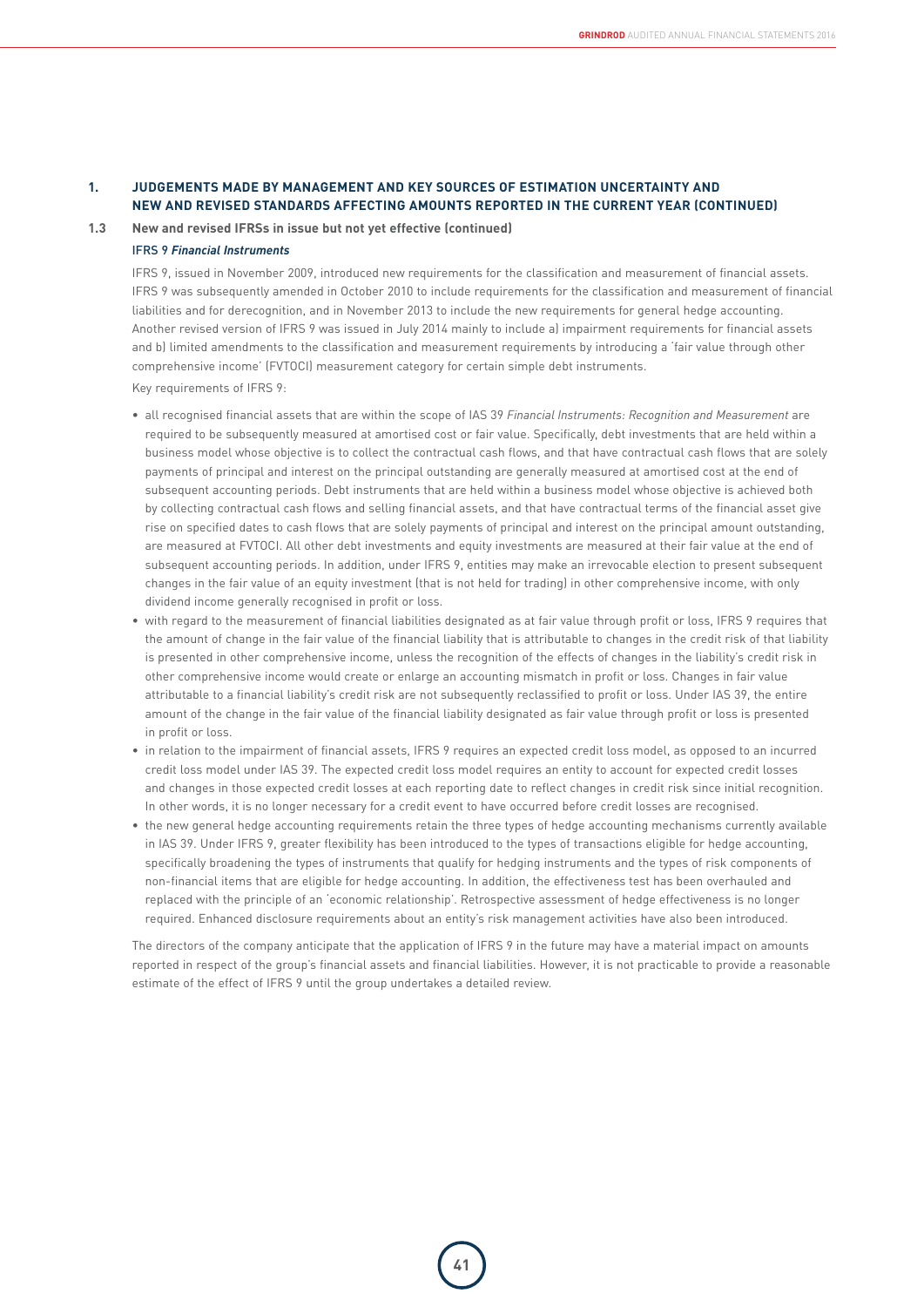## 1. JUDGEMENTS MADE BY MANAGEMENT AND KEY SOURCES OF ESTIMATION UNCERTAINTY AND NEW AND REVISED STANDARDS AFFECTING AMOUNTS REPORTED IN THE CURRENT YEAR (CONTINUED)

### 1.3 New and revised IFRSs in issue but not yet effective (continued)

**IFRS 9 *Financial Instruments***

IFRS 9, issued in November 2009, introduced new requirements for the classification and measurement of financial assets. IFRS 9 was subsequently amended in October 2010 to include requirements for the classification and measurement of financial liabilities and for derecognition, and in November 2013 to include the new requirements for general hedge accounting. Another revised version of IFRS 9 was issued in July 2014 mainly to include a) impairment requirements for financial assets and b) limited amendments to the classification and measurement requirements by introducing a 'fair value through other comprehensive income' (FVTOCI) measurement category for certain simple debt instruments.

Key requirements of IFRS 9:

- all recognised financial assets that are within the scope of IAS 39 *Financial Instruments: Recognition and Measurement* are required to be subsequently measured at amortised cost or fair value. Specifically, debt investments that are held within a business model whose objective is to collect the contractual cash flows, and that have contractual cash flows that are solely payments of principal and interest on the principal outstanding are generally measured at amortised cost at the end of subsequent accounting periods. Debt instruments that are held within a business model whose objective is achieved both by collecting contractual cash flows and selling financial assets, and that have contractual terms of the financial asset give rise on specified dates to cash flows that are solely payments of principal and interest on the principal amount outstanding, are measured at FVTOCI. All other debt investments and equity investments are measured at their fair value at the end of subsequent accounting periods. In addition, under IFRS 9, entities may make an irrevocable election to present subsequent changes in the fair value of an equity investment (that is not held for trading) in other comprehensive income, with only dividend income generally recognised in profit or loss.
- with regard to the measurement of financial liabilities designated as at fair value through profit or loss, IFRS 9 requires that the amount of change in the fair value of the financial liability that is attributable to changes in the credit risk of that liability is presented in other comprehensive income, unless the recognition of the effects of changes in the liability's credit risk in other comprehensive income would create or enlarge an accounting mismatch in profit or loss. Changes in fair value attributable to a financial liability's credit risk are not subsequently reclassified to profit or loss. Under IAS 39, the entire amount of the change in the fair value of the financial liability designated as fair value through profit or loss is presented in profit or loss.
- in relation to the impairment of financial assets, IFRS 9 requires an expected credit loss model, as opposed to an incurred credit loss model under IAS 39. The expected credit loss model requires an entity to account for expected credit losses and changes in those expected credit losses at each reporting date to reflect changes in credit risk since initial recognition. In other words, it is no longer necessary for a credit event to have occurred before credit losses are recognised.
- the new general hedge accounting requirements retain the three types of hedge accounting mechanisms currently available in IAS 39. Under IFRS 9, greater flexibility has been introduced to the types of transactions eligible for hedge accounting, specifically broadening the types of instruments that qualify for hedging instruments and the types of risk components of non-financial items that are eligible for hedge accounting. In addition, the effectiveness test has been overhauled and replaced with the principle of an 'economic relationship'. Retrospective assessment of hedge effectiveness is no longer required. Enhanced disclosure requirements about an entity's risk management activities have also been introduced.

The directors of the company anticipate that the application of IFRS 9 in the future may have a material impact on amounts reported in respect of the group's financial assets and financial liabilities. However, it is not practicable to provide a reasonable estimate of the effect of IFRS 9 until the group undertakes a detailed review.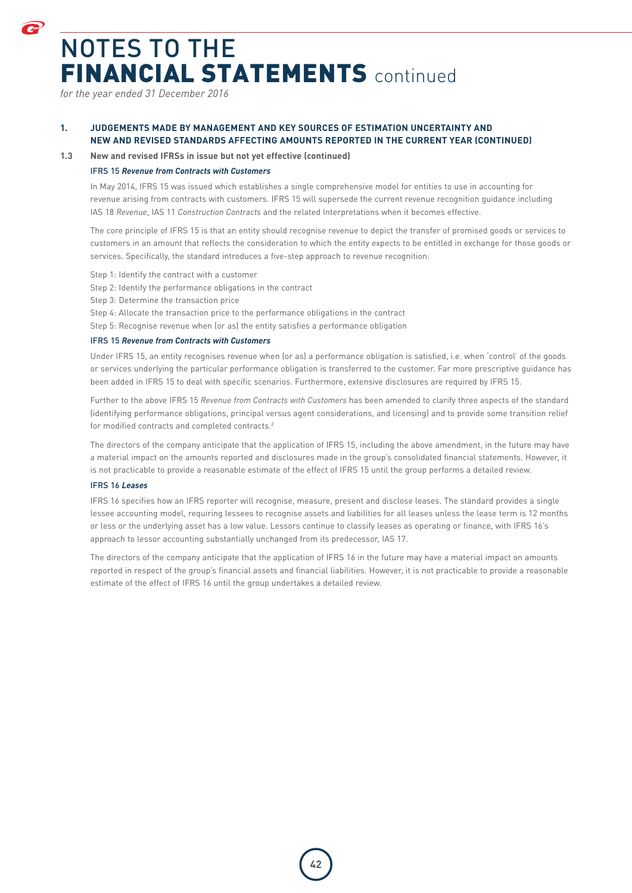# NOTES TO THE FINANCIAL STATEMENTS continued

*for the year ended 31 December 2016*

## 1. JUDGEMENTS MADE BY MANAGEMENT AND KEY SOURCES OF ESTIMATION UNCERTAINTY AND NEW AND REVISED STANDARDS AFFECTING AMOUNTS REPORTED IN THE CURRENT YEAR (CONTINUED)

### 1.3 New and revised IFRSs in issue but not yet effective (continued)

#### IFRS 15 *Revenue from Contracts with Customers*

In May 2014, IFRS 15 was issued which establishes a single comprehensive model for entities to use in accounting for revenue arising from contracts with customers. IFRS 15 will supersede the current revenue recognition guidance including IAS 18 *Revenue*, IAS 11 *Construction Contracts* and the related Interpretations when it becomes effective.

The core principle of IFRS 15 is that an entity should recognise revenue to depict the transfer of promised goods or services to customers in an amount that reflects the consideration to which the entity expects to be entitled in exchange for those goods or services. Specifically, the standard introduces a five-step approach to revenue recognition:

Step 1: Identify the contract with a customer
Step 2: Identify the performance obligations in the contract
Step 3: Determine the transaction price
Step 4: Allocate the transaction price to the performance obligations in the contract
Step 5: Recognise revenue when (or as) the entity satisfies a performance obligation

#### IFRS 15 *Revenue from Contracts with Customers*

Under IFRS 15, an entity recognises revenue when (or as) a performance obligation is satisfied, i.e. when 'control' of the goods or services underlying the particular performance obligation is transferred to the customer. Far more prescriptive guidance has been added in IFRS 15 to deal with specific scenarios. Furthermore, extensive disclosures are required by IFRS 15.

Further to the above IFRS 15 *Revenue from Contracts with Customers* has been amended to clarify three aspects of the standard (identifying performance obligations, principal versus agent considerations, and licensing) and to provide some transition relief for modified contracts and completed contracts.[2]

The directors of the company anticipate that the application of IFRS 15, including the above amendment, in the future may have a material impact on the amounts reported and disclosures made in the group's consolidated financial statements. However, it is not practicable to provide a reasonable estimate of the effect of IFRS 15 until the group performs a detailed review.

#### IFRS 16 *Leases*

IFRS 16 specifies how an IFRS reporter will recognise, measure, present and disclose leases. The standard provides a single lessee accounting model, requiring lessees to recognise assets and liabilities for all leases unless the lease term is 12 months or less or the underlying asset has a low value. Lessors continue to classify leases as operating or finance, with IFRS 16's approach to lessor accounting substantially unchanged from its predecessor, IAS 17.

The directors of the company anticipate that the application of IFRS 16 in the future may have a material impact on amounts reported in respect of the group's financial assets and financial liabilities. However, it is not practicable to provide a reasonable estimate of the effect of IFRS 16 until the group undertakes a detailed review.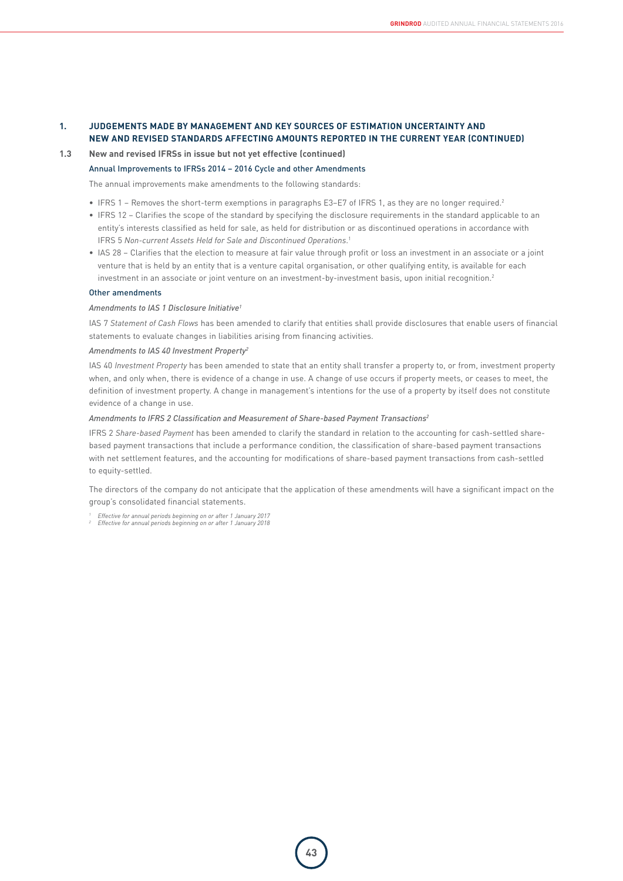## 1. JUDGEMENTS MADE BY MANAGEMENT AND KEY SOURCES OF ESTIMATION UNCERTAINTY AND NEW AND REVISED STANDARDS AFFECTING AMOUNTS REPORTED IN THE CURRENT YEAR (CONTINUED)

### 1.3 New and revised IFRSs in issue but not yet effective (continued)

#### Annual Improvements to IFRSs 2014 – 2016 Cycle and other Amendments

The annual improvements make amendments to the following standards:

- IFRS 1 – Removes the short-term exemptions in paragraphs E3–E7 of IFRS 1, as they are no longer required.[2]
- IFRS 12 – Clarifies the scope of the standard by specifying the disclosure requirements in the standard applicable to an entity's interests classified as held for sale, as held for distribution or as discontinued operations in accordance with IFRS 5 *Non-current Assets Held for Sale and Discontinued Operations*.[1]
- IAS 28 – Clarifies that the election to measure at fair value through profit or loss an investment in an associate or a joint venture that is held by an entity that is a venture capital organisation, or other qualifying entity, is available for each investment in an associate or joint venture on an investment-by-investment basis, upon initial recognition.[2]

#### Other amendments

*Amendments to IAS 1 Disclosure Initiative*[1]

IAS 7 *Statement of Cash Flows* has been amended to clarify that entities shall provide disclosures that enable users of financial statements to evaluate changes in liabilities arising from financing activities.

*Amendments to IAS 40 Investment Property*[2]

IAS 40 *Investment Property* has been amended to state that an entity shall transfer a property to, or from, investment property when, and only when, there is evidence of a change in use. A change of use occurs if property meets, or ceases to meet, the definition of investment property. A change in management's intentions for the use of a property by itself does not constitute evidence of a change in use.

*Amendments to IFRS 2 Classification and Measurement of Share-based Payment Transactions*[2]

IFRS 2 *Share-based Payment* has been amended to clarify the standard in relation to the accounting for cash-settled share-based payment transactions that include a performance condition, the classification of share-based payment transactions with net settlement features, and the accounting for modifications of share-based payment transactions from cash-settled to equity-settled.

The directors of the company do not anticipate that the application of these amendments will have a significant impact on the group's consolidated financial statements.

[1] *Effective for annual periods beginning on or after 1 January 2017*
[2] *Effective for annual periods beginning on or after 1 January 2018*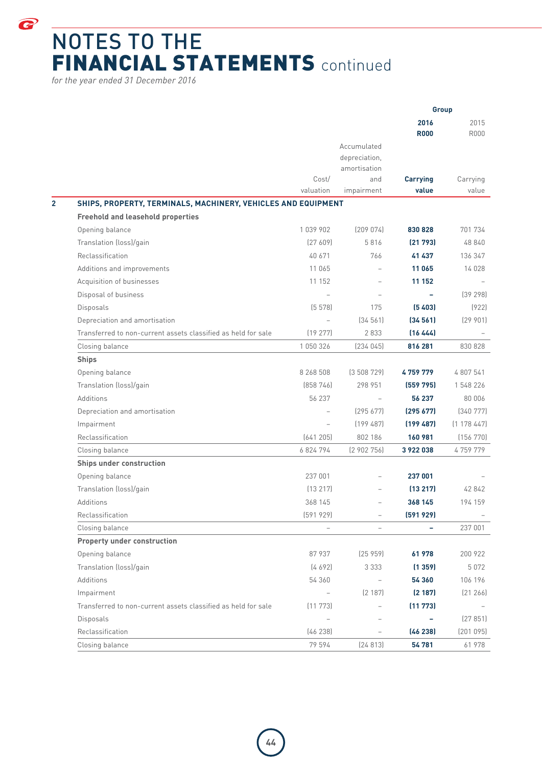# NOTES TO THE FINANCIAL STATEMENTS continued

*for the year ended 31 December 2016*

| | | | Group | |
|---|---|---|---|---|
| | | | **2016 R000** | 2015 R000 |
| | Cost/ valuation | Accumulated depreciation, amortisation and impairment | **Carrying value** | Carrying value |
| **2 SHIPS, PROPERTY, TERMINALS, MACHINERY, VEHICLES AND EQUIPMENT** | | | | |
| **Freehold and leasehold properties** | | | | |
| Opening balance | 1 039 902 | (209 074) | **830 828** | 701 734 |
| Translation (loss)/gain | (27 609) | 5 816 | **(21 793)** | 48 840 |
| Reclassification | 40 671 | 766 | **41 437** | 136 347 |
| Additions and improvements | 11 065 | – | **11 065** | 14 028 |
| Acquisition of businesses | 11 152 | – | **11 152** | – |
| Disposal of business | – | – | **–** | (39 298) |
| Disposals | (5 578) | 175 | **(5 403)** | (922) |
| Depreciation and amortisation | – | (34 561) | **(34 561)** | (29 901) |
| Transferred to non-current assets classified as held for sale | (19 277) | 2 833 | **(16 444)** | – |
| Closing balance | 1 050 326 | (234 045) | **816 281** | 830 828 |
| **Ships** | | | | |
| Opening balance | 8 268 508 | (3 508 729) | **4 759 779** | 4 807 541 |
| Translation (loss)/gain | (858 746) | 298 951 | **(559 795)** | 1 548 226 |
| Additions | 56 237 | – | **56 237** | 80 006 |
| Depreciation and amortisation | – | (295 677) | **(295 677)** | (340 777) |
| Impairment | – | (199 487) | **(199 487)** | (1 178 447) |
| Reclassification | (641 205) | 802 186 | **160 981** | (156 770) |
| Closing balance | 6 824 794 | (2 902 756) | **3 922 038** | 4 759 779 |
| **Ships under construction** | | | | |
| Opening balance | 237 001 | – | **237 001** | – |
| Translation (loss)/gain | (13 217) | – | **(13 217)** | 42 842 |
| Additions | 368 145 | – | **368 145** | 194 159 |
| Reclassification | (591 929) | – | **(591 929)** | – |
| Closing balance | – | – | **–** | 237 001 |
| **Property under construction** | | | | |
| Opening balance | 87 937 | (25 959) | **61 978** | 200 922 |
| Translation (loss)/gain | (4 692) | 3 333 | **(1 359)** | 5 072 |
| Additions | 54 360 | – | **54 360** | 106 196 |
| Impairment | – | (2 187) | **(2 187)** | (21 266) |
| Transferred to non-current assets classified as held for sale | (11 773) | – | **(11 773)** | – |
| Disposals | – | – | **–** | (27 851) |
| Reclassification | (46 238) | – | **(46 238)** | (201 095) |
| Closing balance | 79 594 | (24 813) | **54 781** | 61 978 |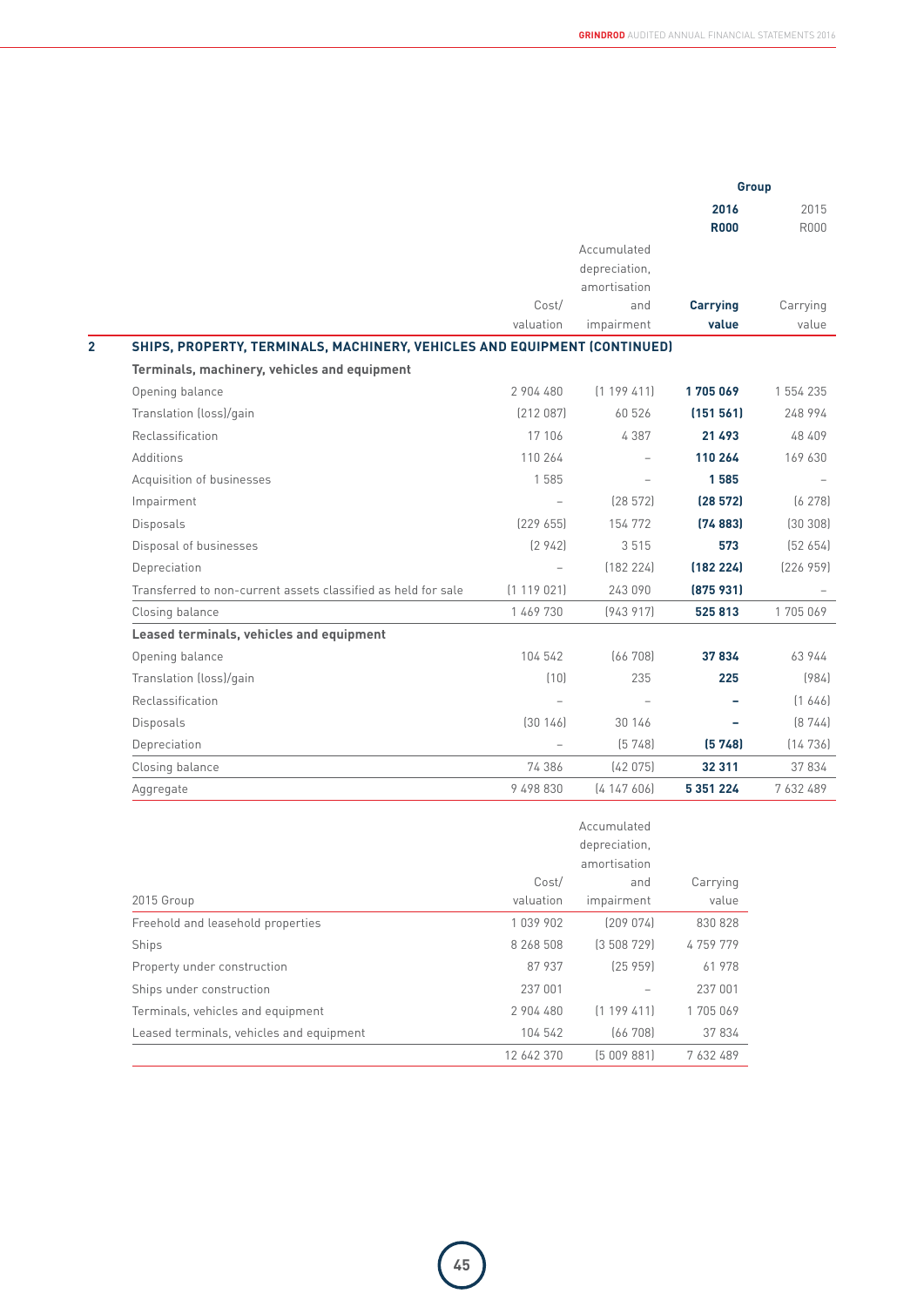## 2 SHIPS, PROPERTY, TERMINALS, MACHINERY, VEHICLES AND EQUIPMENT (CONTINUED)

| | | | Group | |
|---|---|---|---|---|
| | | | **2016** | 2015 |
| | | | **R000** | R000 |
| | Cost/ valuation | Accumulated depreciation, amortisation and impairment | **Carrying value** | Carrying value |
| **Terminals, machinery, vehicles and equipment** | | | | |
| Opening balance | 2 904 480 | (1 199 411) | **1 705 069** | 1 554 235 |
| Translation (loss)/gain | (212 087) | 60 526 | **(151 561)** | 248 994 |
| Reclassification | 17 106 | 4 387 | **21 493** | 48 409 |
| Additions | 110 264 | – | **110 264** | 169 630 |
| Acquisition of businesses | 1 585 | – | **1 585** | – |
| Impairment | – | (28 572) | **(28 572)** | (6 278) |
| Disposals | (229 655) | 154 772 | **(74 883)** | (30 308) |
| Disposal of businesses | (2 942) | 3 515 | **573** | (52 654) |
| Depreciation | – | (182 224) | **(182 224)** | (226 959) |
| Transferred to non-current assets classified as held for sale | (1 119 021) | 243 090 | **(875 931)** | – |
| Closing balance | 1 469 730 | (943 917) | **525 813** | 1 705 069 |
| **Leased terminals, vehicles and equipment** | | | | |
| Opening balance | 104 542 | (66 708) | **37 834** | 63 944 |
| Translation (loss)/gain | (10) | 235 | **225** | (984) |
| Reclassification | – | – | **–** | (1 646) |
| Disposals | (30 146) | 30 146 | **–** | (8 744) |
| Depreciation | – | (5 748) | **(5 748)** | (14 736) |
| Closing balance | 74 386 | (42 075) | **32 311** | 37 834 |
| Aggregate | 9 498 830 | (4 147 606) | **5 351 224** | 7 632 489 |

| 2015 Group | Cost/ valuation | Accumulated depreciation, amortisation and impairment | Carrying value |
|---|---|---|---|
| Freehold and leasehold properties | 1 039 902 | (209 074) | 830 828 |
| Ships | 8 268 508 | (3 508 729) | 4 759 779 |
| Property under construction | 87 937 | (25 959) | 61 978 |
| Ships under construction | 237 001 | – | 237 001 |
| Terminals, vehicles and equipment | 2 904 480 | (1 199 411) | 1 705 069 |
| Leased terminals, vehicles and equipment | 104 542 | (66 708) | 37 834 |
| | 12 642 370 | (5 009 881) | 7 632 489 |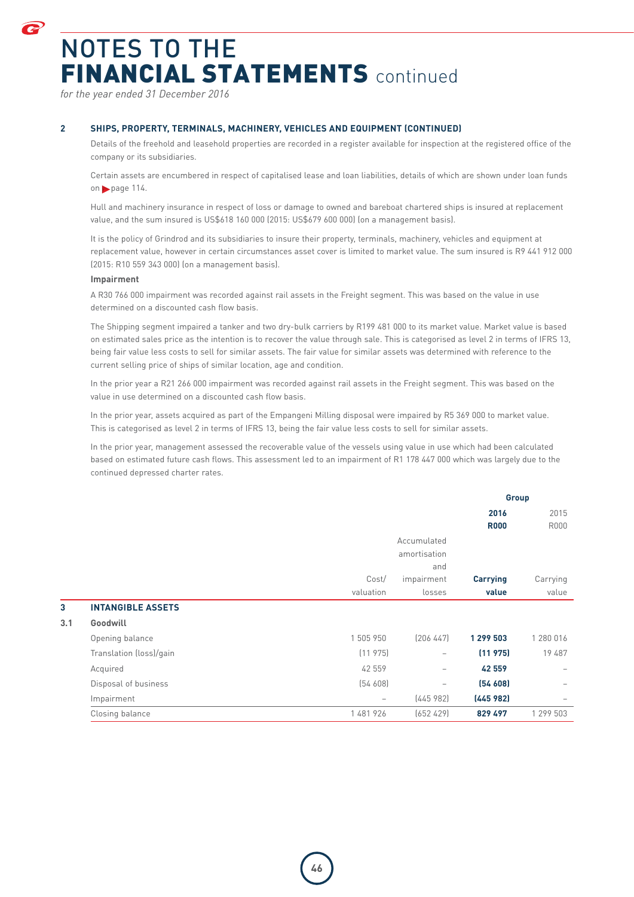# NOTES TO THE FINANCIAL STATEMENTS continued

*for the year ended 31 December 2016*

## 2 SHIPS, PROPERTY, TERMINALS, MACHINERY, VEHICLES AND EQUIPMENT (CONTINUED)

Details of the freehold and leasehold properties are recorded in a register available for inspection at the registered office of the company or its subsidiaries.

Certain assets are encumbered in respect of capitalised lease and loan liabilities, details of which are shown under loan funds on page 114.

Hull and machinery insurance in respect of loss or damage to owned and bareboat chartered ships is insured at replacement value, and the sum insured is US$618 160 000 (2015: US$679 600 000) (on a management basis).

It is the policy of Grindrod and its subsidiaries to insure their property, terminals, machinery, vehicles and equipment at replacement value, however in certain circumstances asset cover is limited to market value. The sum insured is R9 441 912 000 (2015: R10 559 343 000) (on a management basis).

**Impairment**

A R30 766 000 impairment was recorded against rail assets in the Freight segment. This was based on the value in use determined on a discounted cash flow basis.

The Shipping segment impaired a tanker and two dry-bulk carriers by R199 481 000 to its market value. Market value is based on estimated sales price as the intention is to recover the value through sale. This is categorised as level 2 in terms of IFRS 13, being fair value less costs to sell for similar assets. The fair value for similar assets was determined with reference to the current selling price of ships of similar location, age and condition.

In the prior year a R21 266 000 impairment was recorded against rail assets in the Freight segment. This was based on the value in use determined on a discounted cash flow basis.

In the prior year, assets acquired as part of the Empangeni Milling disposal were impaired by R5 369 000 to market value. This is categorised as level 2 in terms of IFRS 13, being the fair value less costs to sell for similar assets.

In the prior year, management assessed the recoverable value of the vessels using value in use which had been calculated based on estimated future cash flows. This assessment led to an impairment of R1 178 447 000 which was largely due to the continued depressed charter rates.

| | | | | Group | |
|---|---|---|---|---|---|
| | | | | **2016** | 2015 |
| | | | | **R000** | R000 |
| | | Cost/ valuation | Accumulated amortisation and impairment losses | **Carrying value** | Carrying value |
| **3** | **INTANGIBLE ASSETS** | | | | |
| **3.1** | **Goodwill** | | | | |
| | Opening balance | 1 505 950 | (206 447) | **1 299 503** | 1 280 016 |
| | Translation (loss)/gain | (11 975) | – | **(11 975)** | 19 487 |
| | Acquired | 42 559 | – | **42 559** | – |
| | Disposal of business | (54 608) | – | **(54 608)** | – |
| | Impairment | – | (445 982) | **(445 982)** | – |
| | Closing balance | 1 481 926 | (652 429) | **829 497** | 1 299 503 |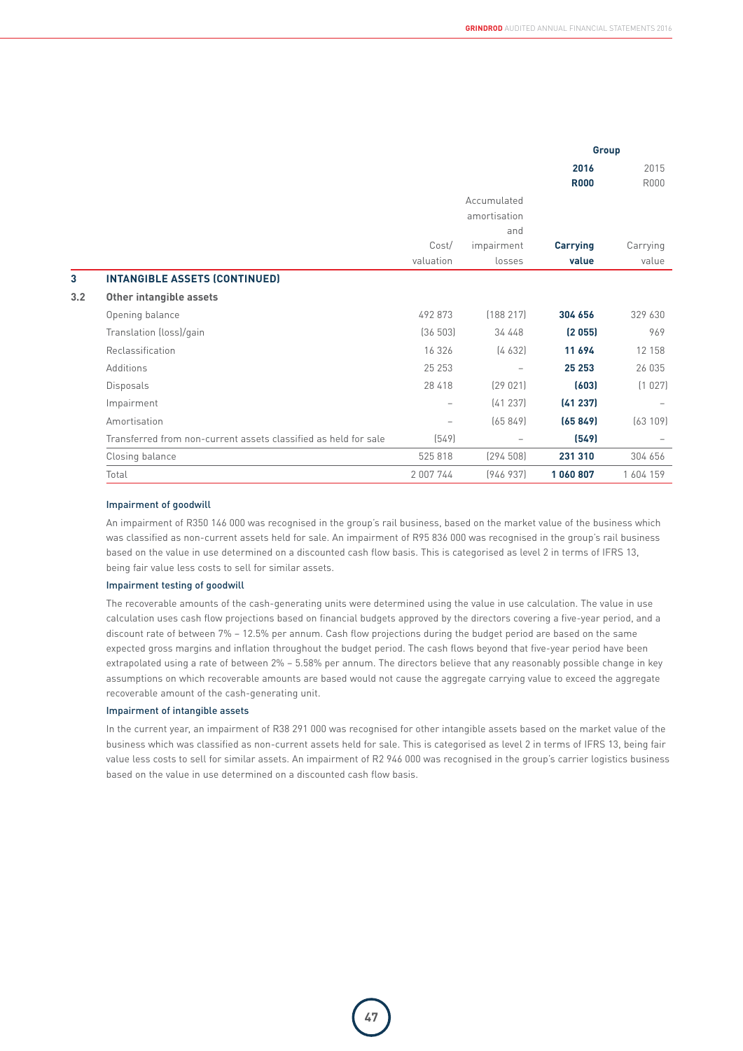| | | | Group | |
|---|---|---|---|---|
| | | | **2016** | 2015 |
| | | | **R000** | R000 |
| | Cost/ valuation | Accumulated amortisation and impairment losses | **Carrying value** | Carrying value |
| **3 INTANGIBLE ASSETS (CONTINUED)** | | | | |
| **3.2 Other intangible assets** | | | | |
| Opening balance | 492 873 | (188 217) | **304 656** | 329 630 |
| Translation (loss)/gain | (36 503) | 34 448 | **(2 055)** | 969 |
| Reclassification | 16 326 | (4 632) | **11 694** | 12 158 |
| Additions | 25 253 | – | **25 253** | 26 035 |
| Disposals | 28 418 | (29 021) | **(603)** | (1 027) |
| Impairment | – | (41 237) | **(41 237)** | – |
| Amortisation | – | (65 849) | **(65 849)** | (63 109) |
| Transferred from non-current assets classified as held for sale | (549) | – | **(549)** | – |
| Closing balance | 525 818 | (294 508) | **231 310** | 304 656 |
| Total | 2 007 744 | (946 937) | **1 060 807** | 1 604 159 |

#### Impairment of goodwill

An impairment of R350 146 000 was recognised in the group's rail business, based on the market value of the business which was classified as non-current assets held for sale. An impairment of R95 836 000 was recognised in the group's rail business based on the value in use determined on a discounted cash flow basis. This is categorised as level 2 in terms of IFRS 13, being fair value less costs to sell for similar assets.

#### Impairment testing of goodwill

The recoverable amounts of the cash-generating units were determined using the value in use calculation. The value in use calculation uses cash flow projections based on financial budgets approved by the directors covering a five-year period, and a discount rate of between 7% – 12.5% per annum. Cash flow projections during the budget period are based on the same expected gross margins and inflation throughout the budget period. The cash flows beyond that five-year period have been extrapolated using a rate of between 2% – 5.58% per annum. The directors believe that any reasonably possible change in key assumptions on which recoverable amounts are based would not cause the aggregate carrying value to exceed the aggregate recoverable amount of the cash-generating unit.

#### Impairment of intangible assets

In the current year, an impairment of R38 291 000 was recognised for other intangible assets based on the market value of the business which was classified as non-current assets held for sale. This is categorised as level 2 in terms of IFRS 13, being fair value less costs to sell for similar assets. An impairment of R2 946 000 was recognised in the group's carrier logistics business based on the value in use determined on a discounted cash flow basis.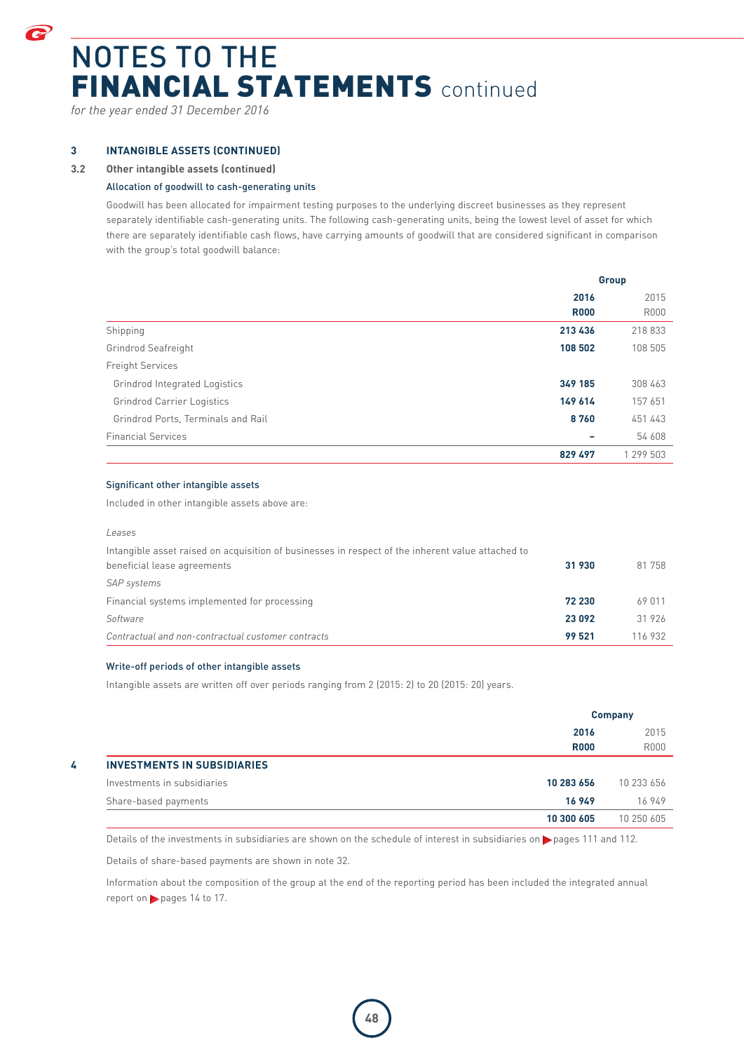# NOTES TO THE FINANCIAL STATEMENTS continued

*for the year ended 31 December 2016*

## 3 INTANGIBLE ASSETS (CONTINUED)

### 3.2 Other intangible assets (continued)

#### Allocation of goodwill to cash-generating units

Goodwill has been allocated for impairment testing purposes to the underlying discreet businesses as they represent separately identifiable cash-generating units. The following cash-generating units, being the lowest level of asset for which there are separately identifiable cash flows, have carrying amounts of goodwill that are considered significant in comparison with the group's total goodwill balance:

| | Group | |
|---|---|---|
| | **2016** | 2015 |
| | **R000** | R000 |
| Shipping | **213 436** | 218 833 |
| Grindrod Seafreight | **108 502** | 108 505 |
| Freight Services | | |
| Grindrod Integrated Logistics | **349 185** | 308 463 |
| Grindrod Carrier Logistics | **149 614** | 157 651 |
| Grindrod Ports, Terminals and Rail | **8 760** | 451 443 |
| Financial Services | **–** | 54 608 |
| | **829 497** | 1 299 503 |

#### Significant other intangible assets

Included in other intangible assets above are:

| | **2016** | 2015 |
|---|---|---|
| *Leases* | | |
| Intangible asset raised on acquisition of businesses in respect of the inherent value attached to beneficial lease agreements | **31 930** | 81 758 |
| *SAP systems* | | |
| Financial systems implemented for processing | **72 230** | 69 011 |
| *Software* | **23 092** | 31 926 |
| *Contractual and non-contractual customer contracts* | **99 521** | 116 932 |

#### Write-off periods of other intangible assets

Intangible assets are written off over periods ranging from 2 (2015: 2) to 20 (2015: 20) years.

| | Company | |
|---|---|---|
| | **2016** | 2015 |
| | **R000** | R000 |
| **4 INVESTMENTS IN SUBSIDIARIES** | | |
| Investments in subsidiaries | **10 283 656** | 10 233 656 |
| Share-based payments | **16 949** | 16 949 |
| | **10 300 605** | 10 250 605 |

Details of the investments in subsidiaries are shown on the schedule of interest in subsidiaries on pages 111 and 112.

Details of share-based payments are shown in note 32.

Information about the composition of the group at the end of the reporting period has been included the integrated annual report on pages 14 to 17.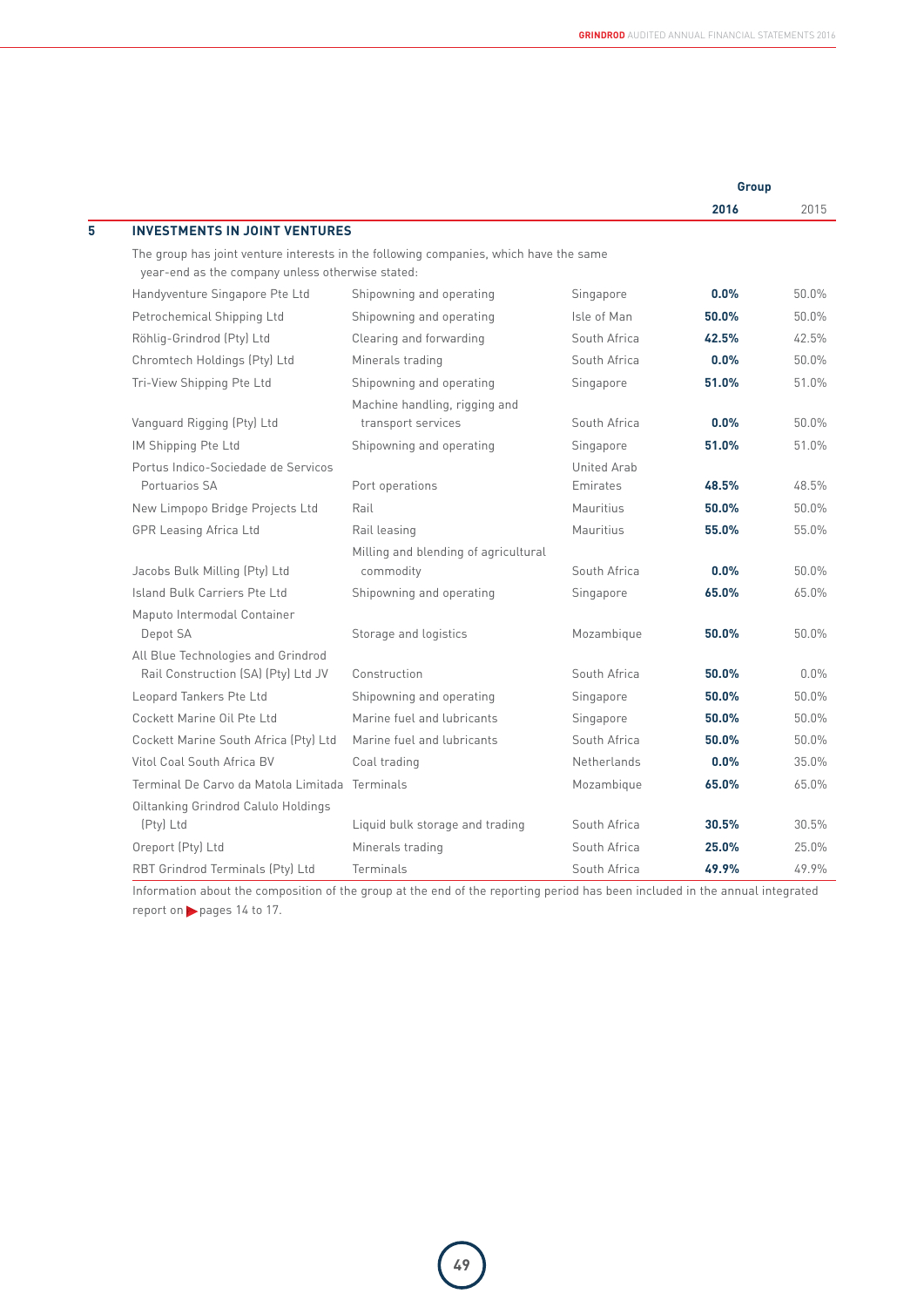## 5 INVESTMENTS IN JOINT VENTURES

The group has joint venture interests in the following companies, which have the same year-end as the company unless otherwise stated:

| | | | Group 2016 | Group 2015 |
|---|---|---|---|---|
| Handyventure Singapore Pte Ltd | Shipowning and operating | Singapore | **0.0%** | 50.0% |
| Petrochemical Shipping Ltd | Shipowning and operating | Isle of Man | **50.0%** | 50.0% |
| Röhlig-Grindrod (Pty) Ltd | Clearing and forwarding | South Africa | **42.5%** | 42.5% |
| Chromtech Holdings (Pty) Ltd | Minerals trading | South Africa | **0.0%** | 50.0% |
| Tri-View Shipping Pte Ltd | Shipowning and operating | Singapore | **51.0%** | 51.0% |
| Vanguard Rigging (Pty) Ltd | Machine handling, rigging and transport services | South Africa | **0.0%** | 50.0% |
| IM Shipping Pte Ltd | Shipowning and operating | Singapore | **51.0%** | 51.0% |
| Portus Indico-Sociedade de Servicos Portuarios SA | Port operations | United Arab Emirates | **48.5%** | 48.5% |
| New Limpopo Bridge Projects Ltd | Rail | Mauritius | **50.0%** | 50.0% |
| GPR Leasing Africa Ltd | Rail leasing | Mauritius | **55.0%** | 55.0% |
| Jacobs Bulk Milling (Pty) Ltd | Milling and blending of agricultural commodity | South Africa | **0.0%** | 50.0% |
| Island Bulk Carriers Pte Ltd | Shipowning and operating | Singapore | **65.0%** | 65.0% |
| Maputo Intermodal Container Depot SA | Storage and logistics | Mozambique | **50.0%** | 50.0% |
| All Blue Technologies and Grindrod Rail Construction (SA) (Pty) Ltd JV | Construction | South Africa | **50.0%** | 0.0% |
| Leopard Tankers Pte Ltd | Shipowning and operating | Singapore | **50.0%** | 50.0% |
| Cockett Marine Oil Pte Ltd | Marine fuel and lubricants | Singapore | **50.0%** | 50.0% |
| Cockett Marine South Africa (Pty) Ltd | Marine fuel and lubricants | South Africa | **50.0%** | 50.0% |
| Vitol Coal South Africa BV | Coal trading | Netherlands | **0.0%** | 35.0% |
| Terminal De Carvo da Matola Limitada | Terminals | Mozambique | **65.0%** | 65.0% |
| Oiltanking Grindrod Calulo Holdings (Pty) Ltd | Liquid bulk storage and trading | South Africa | **30.5%** | 30.5% |
| Oreport (Pty) Ltd | Minerals trading | South Africa | **25.0%** | 25.0% |
| RBT Grindrod Terminals (Pty) Ltd | Terminals | South Africa | **49.9%** | 49.9% |

Information about the composition of the group at the end of the reporting period has been included in the annual integrated report on pages 14 to 17.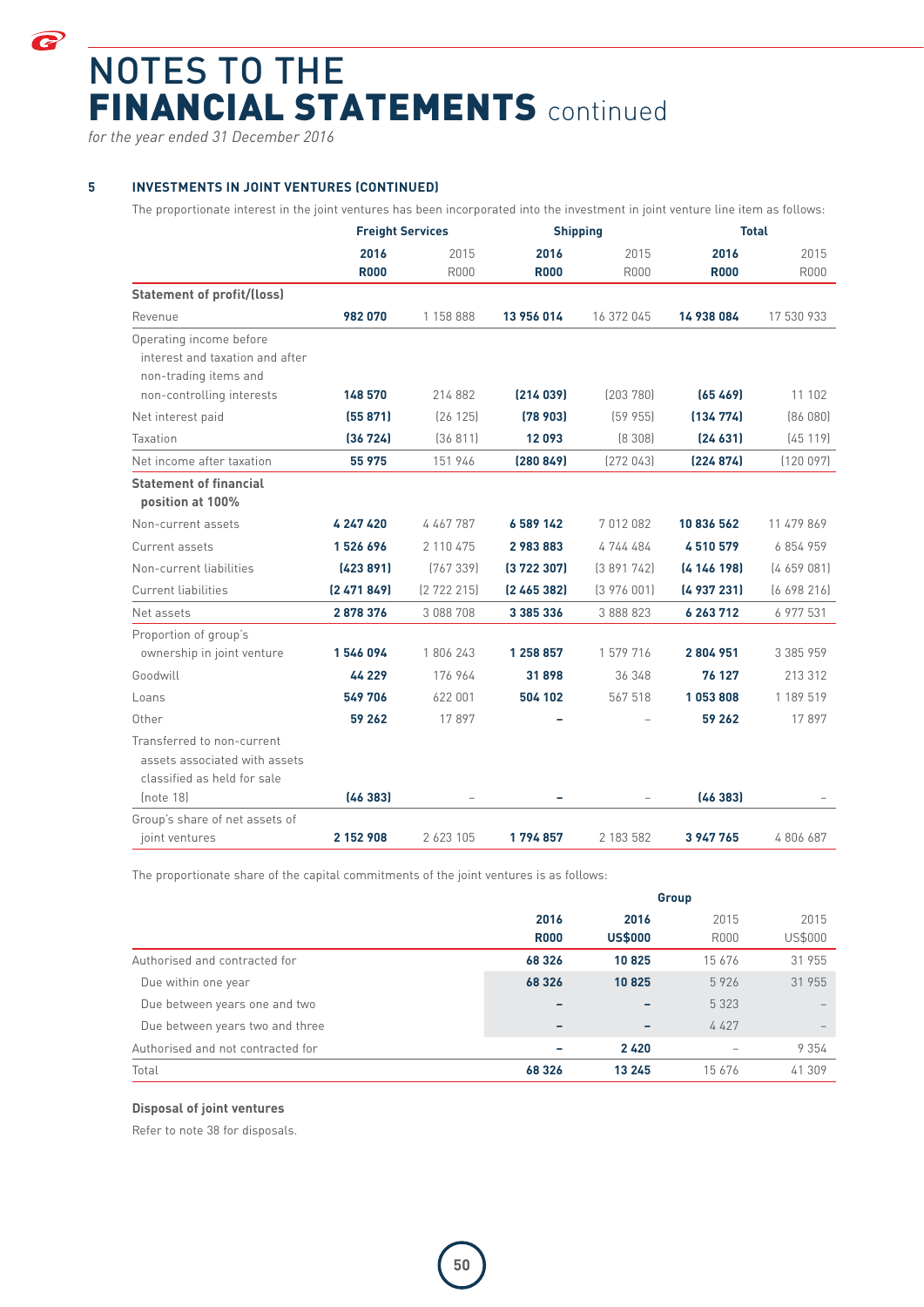# NOTES TO THE FINANCIAL STATEMENTS continued

*for the year ended 31 December 2016*

## 5 INVESTMENTS IN JOINT VENTURES (CONTINUED)

The proportionate interest in the joint ventures has been incorporated into the investment in joint venture line item as follows:

| | Freight Services | | Shipping | | Total | |
|---|---|---|---|---|---|---|
| | **2016 R000** | 2015 R000 | **2016 R000** | 2015 R000 | **2016 R000** | 2015 R000 |
| **Statement of profit/(loss)** | | | | | | |
| Revenue | **982 070** | 1 158 888 | **13 956 014** | 16 372 045 | **14 938 084** | 17 530 933 |
| Operating income before interest and taxation and after non-trading items and non-controlling interests | **148 570** | 214 882 | **(214 039)** | (203 780) | **(65 469)** | 11 102 |
| Net interest paid | **(55 871)** | (26 125) | **(78 903)** | (59 955) | **(134 774)** | (86 080) |
| Taxation | **(36 724)** | (36 811) | **12 093** | (8 308) | **(24 631)** | (45 119) |
| Net income after taxation | **55 975** | 151 946 | **(280 849)** | (272 043) | **(224 874)** | (120 097) |
| **Statement of financial position at 100%** | | | | | | |
| Non-current assets | **4 247 420** | 4 467 787 | **6 589 142** | 7 012 082 | **10 836 562** | 11 479 869 |
| Current assets | **1 526 696** | 2 110 475 | **2 983 883** | 4 744 484 | **4 510 579** | 6 854 959 |
| Non-current liabilities | **(423 891)** | (767 339) | **(3 722 307)** | (3 891 742) | **(4 146 198)** | (4 659 081) |
| Current liabilities | **(2 471 849)** | (2 722 215) | **(2 465 382)** | (3 976 001) | **(4 937 231)** | (6 698 216) |
| Net assets | **2 878 376** | 3 088 708 | **3 385 336** | 3 888 823 | **6 263 712** | 6 977 531 |
| Proportion of group's ownership in joint venture | **1 546 094** | 1 806 243 | **1 258 857** | 1 579 716 | **2 804 951** | 3 385 959 |
| Goodwill | **44 229** | 176 964 | **31 898** | 36 348 | **76 127** | 213 312 |
| Loans | **549 706** | 622 001 | **504 102** | 567 518 | **1 053 808** | 1 189 519 |
| Other | **59 262** | 17 897 | **–** | – | **59 262** | 17 897 |
| Transferred to non-current assets associated with assets classified as held for sale (note 18) | **(46 383)** | – | **–** | – | **(46 383)** | – |
| Group's share of net assets of joint ventures | **2 152 908** | 2 623 105 | **1 794 857** | 2 183 582 | **3 947 765** | 4 806 687 |

The proportionate share of the capital commitments of the joint ventures is as follows:

| | Group | | | |
|---|---|---|---|---|
| | **2016 R000** | **2016 US$000** | 2015 R000 | 2015 US$000 |
| Authorised and contracted for | **68 326** | **10 825** | 15 676 | 31 955 |
| Due within one year | **68 326** | **10 825** | 5 926 | 31 955 |
| Due between years one and two | **–** | **–** | 5 323 | – |
| Due between years two and three | **–** | **–** | 4 427 | – |
| Authorised and not contracted for | **–** | **2 420** | – | 9 354 |
| Total | **68 326** | **13 245** | 15 676 | 41 309 |

**Disposal of joint ventures**

Refer to note 38 for disposals.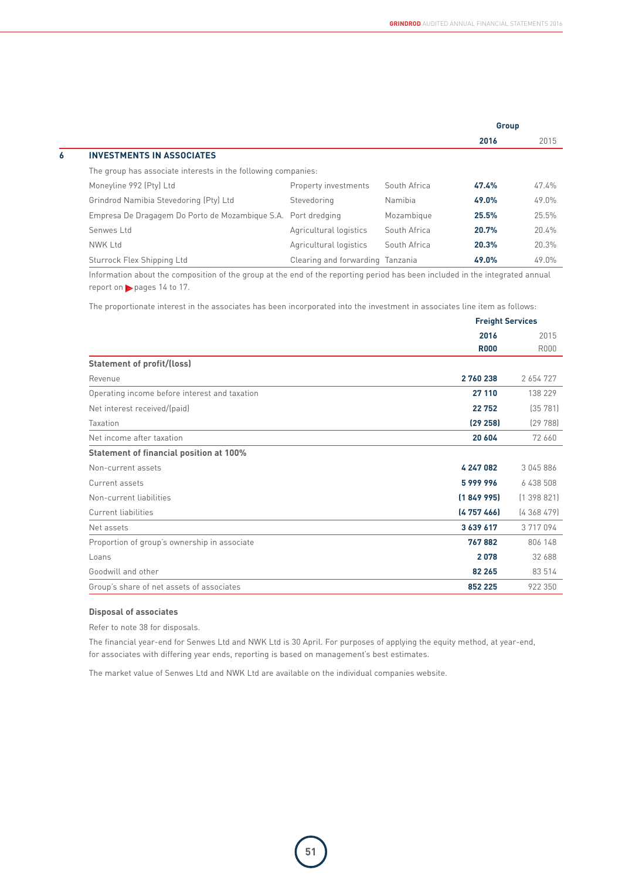## 6 INVESTMENTS IN ASSOCIATES

| | | | Group | |
|---|---|---|---|---|
| | | | **2016** | 2015 |
| The group has associate interests in the following companies: | | | | |
| Moneyline 992 (Pty) Ltd | Property investments | South Africa | ***47.4%*** | *47.4%* |
| Grindrod Namibia Stevedoring (Pty) Ltd | Stevedoring | Namibia | ***49.0%*** | *49.0%* |
| Empresa De Dragagem Do Porto de Mozambique S.A. | Port dredging | Mozambique | ***25.5%*** | *25.5%* |
| Senwes Ltd | Agricultural logistics | South Africa | ***20.7%*** | *20.4%* |
| NWK Ltd | Agricultural logistics | South Africa | ***20.3%*** | *20.3%* |
| Sturrock Flex Shipping Ltd | Clearing and forwarding | Tanzania | ***49.0%*** | *49.0%* |

Information about the composition of the group at the end of the reporting period has been included in the integrated annual report on pages 14 to 17.

The proportionate interest in the associates has been incorporated into the investment in associates line item as follows:

| | Freight Services | |
|---|---|---|
| | **2016** | 2015 |
| | **R000** | R000 |
| **Statement of profit/(loss)** | | |
| Revenue | **2 760 238** | 2 654 727 |
| Operating income before interest and taxation | **27 110** | 138 229 |
| Net interest received/(paid) | **22 752** | (35 781) |
| Taxation | **(29 258)** | (29 788) |
| Net income after taxation | **20 604** | 72 660 |
| **Statement of financial position at 100%** | | |
| Non-current assets | **4 247 082** | 3 045 886 |
| Current assets | **5 999 996** | 6 438 508 |
| Non-current liabilities | **(1 849 995)** | (1 398 821) |
| Current liabilities | **(4 757 466)** | (4 368 479) |
| Net assets | **3 639 617** | 3 717 094 |
| Proportion of group's ownership in associate | **767 882** | 806 148 |
| Loans | **2 078** | 32 688 |
| Goodwill and other | **82 265** | 83 514 |
| Group's share of net assets of associates | **852 225** | 922 350 |

**Disposal of associates**

Refer to note 38 for disposals.

The financial year-end for Senwes Ltd and NWK Ltd is 30 April. For purposes of applying the equity method, at year-end, for associates with differing year ends, reporting is based on management's best estimates.

The market value of Senwes Ltd and NWK Ltd are available on the individual companies website.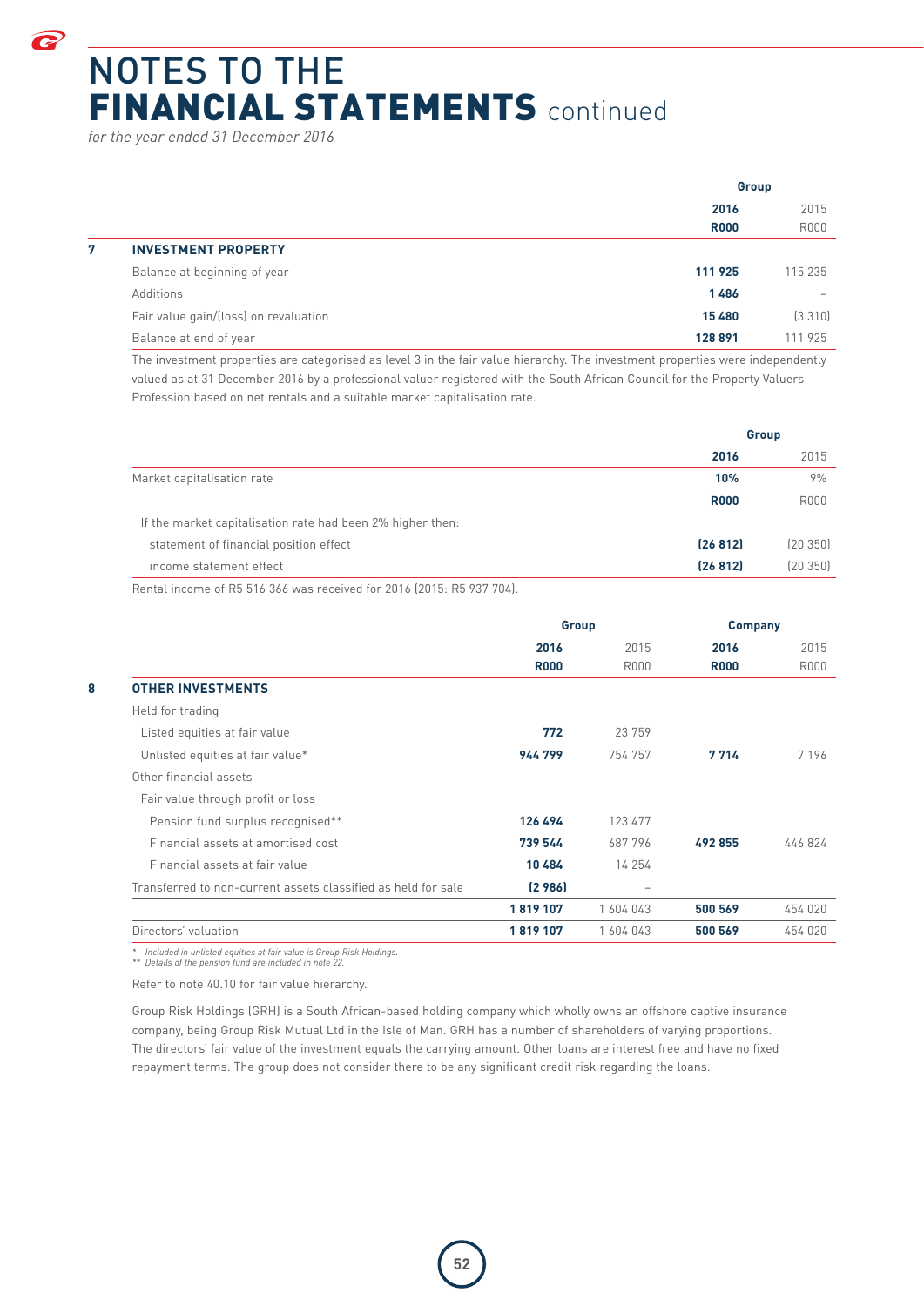# NOTES TO THE FINANCIAL STATEMENTS continued

*for the year ended 31 December 2016*

| | | Group | |
|---|---|---|---|
| | | **2016** | 2015 |
| | | **R000** | R000 |
| **7** | **INVESTMENT PROPERTY** | | |
| | Balance at beginning of year | **111 925** | 115 235 |
| | Additions | **1 486** | – |
| | Fair value gain/(loss) on revaluation | **15 480** | (3 310) |
| | Balance at end of year | **128 891** | 111 925 |

The investment properties are categorised as level 3 in the fair value hierarchy. The investment properties were independently valued as at 31 December 2016 by a professional valuer registered with the South African Council for the Property Valuers Profession based on net rentals and a suitable market capitalisation rate.

| | Group | |
|---|---|---|
| | **2016** | 2015 |
| Market capitalisation rate | **10%** | 9% |
| | **R000** | R000 |
| If the market capitalisation rate had been 2% higher then: | | |
| statement of financial position effect | **(26 812)** | (20 350) |
| income statement effect | **(26 812)** | (20 350) |

Rental income of R5 516 366 was received for 2016 (2015: R5 937 704).

| | | Group | | Company | |
|---|---|---|---|---|---|
| | | **2016** | 2015 | **2016** | 2015 |
| | | **R000** | R000 | **R000** | R000 |
| **8** | **OTHER INVESTMENTS** | | | | |
| | Held for trading | | | | |
| | Listed equities at fair value | **772** | 23 759 | | |
| | Unlisted equities at fair value* | **944 799** | 754 757 | **7 714** | 7 196 |
| | Other financial assets | | | | |
| | Fair value through profit or loss | | | | |
| | Pension fund surplus recognised** | **126 494** | 123 477 | | |
| | Financial assets at amortised cost | **739 544** | 687 796 | **492 855** | 446 824 |
| | Financial assets at fair value | **10 484** | 14 254 | | |
| | Transferred to non-current assets classified as held for sale | **(2 986)** | – | | |
| | | **1 819 107** | 1 604 043 | **500 569** | 454 020 |
| | Directors' valuation | **1 819 107** | 1 604 043 | **500 569** | 454 020 |

*\* Included in unlisted equities at fair value is Group Risk Holdings.*
*\*\* Details of the pension fund are included in note 22.*

Refer to note 40.10 for fair value hierarchy.

Group Risk Holdings (GRH) is a South African-based holding company which wholly owns an offshore captive insurance company, being Group Risk Mutual Ltd in the Isle of Man. GRH has a number of shareholders of varying proportions. The directors' fair value of the investment equals the carrying amount. Other loans are interest free and have no fixed repayment terms. The group does not consider there to be any significant credit risk regarding the loans.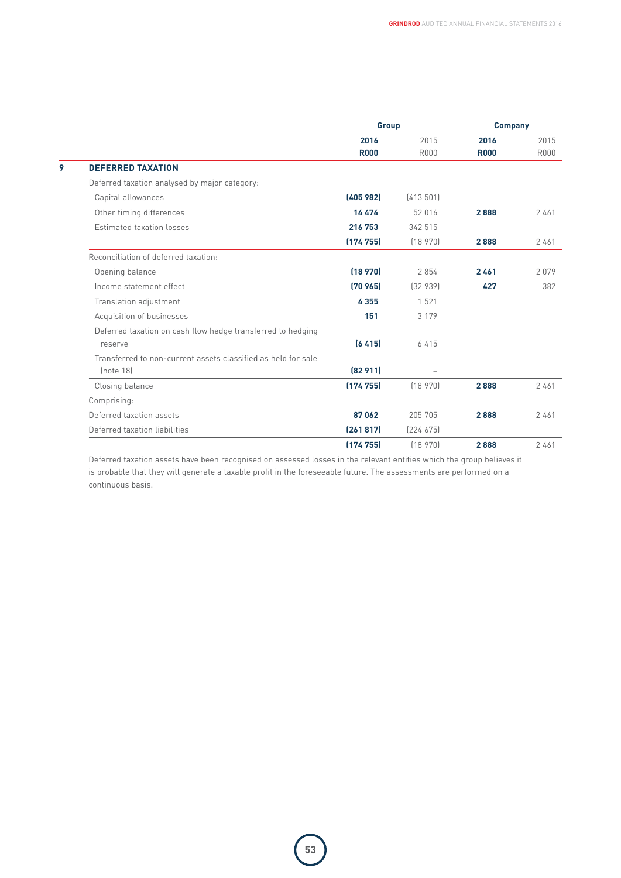| | Group | | Company | |
|---|---|---|---|---|
| | **2016** | 2015 | **2016** | 2015 |
| | **R000** | R000 | **R000** | R000 |
| **9 DEFERRED TAXATION** | | | | |
| Deferred taxation analysed by major category: | | | | |
| Capital allowances | **(405 982)** | (413 501) | | |
| Other timing differences | **14 474** | 52 016 | **2 888** | 2 461 |
| Estimated taxation losses | **216 753** | 342 515 | | |
| | **(174 755)** | (18 970) | **2 888** | 2 461 |
| Reconciliation of deferred taxation: | | | | |
| Opening balance | **(18 970)** | 2 854 | **2 461** | 2 079 |
| Income statement effect | **(70 965)** | (32 939) | **427** | 382 |
| Translation adjustment | **4 355** | 1 521 | | |
| Acquisition of businesses | **151** | 3 179 | | |
| Deferred taxation on cash flow hedge transferred to hedging reserve | **(6 415)** | 6 415 | | |
| Transferred to non-current assets classified as held for sale (note 18) | **(82 911)** | – | | |
| Closing balance | **(174 755)** | (18 970) | **2 888** | 2 461 |
| Comprising: | | | | |
| Deferred taxation assets | **87 062** | 205 705 | **2 888** | 2 461 |
| Deferred taxation liabilities | **(261 817)** | (224 675) | | |
| | **(174 755)** | (18 970) | **2 888** | 2 461 |

Deferred taxation assets have been recognised on assessed losses in the relevant entities which the group believes it is probable that they will generate a taxable profit in the foreseeable future. The assessments are performed on a continuous basis.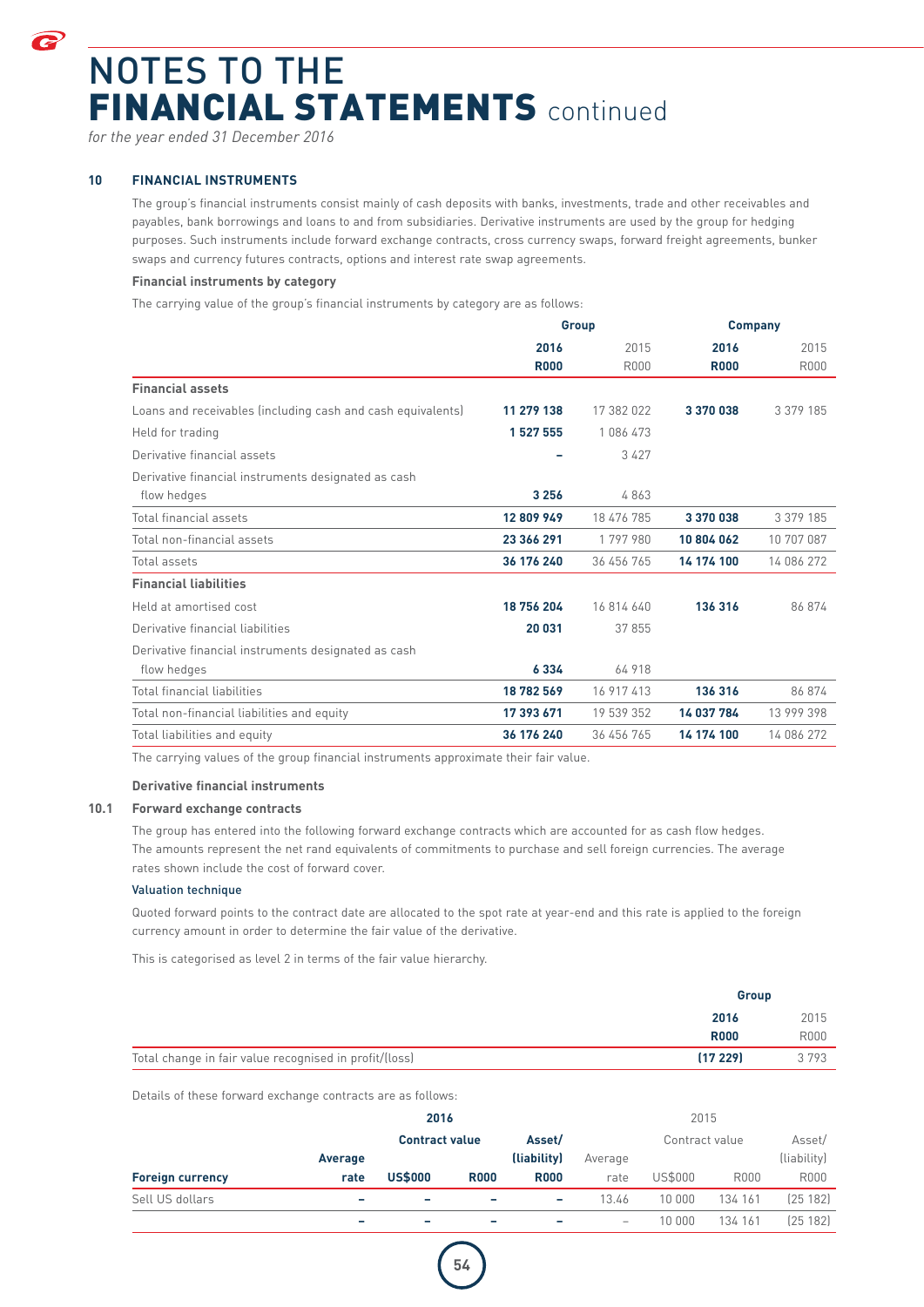# NOTES TO THE FINANCIAL STATEMENTS continued

*for the year ended 31 December 2016*

## 10 FINANCIAL INSTRUMENTS

The group's financial instruments consist mainly of cash deposits with banks, investments, trade and other receivables and payables, bank borrowings and loans to and from subsidiaries. Derivative instruments are used by the group for hedging purposes. Such instruments include forward exchange contracts, cross currency swaps, forward freight agreements, bunker swaps and currency futures contracts, options and interest rate swap agreements.

**Financial instruments by category**

The carrying value of the group's financial instruments by category are as follows:

| | Group | | Company | |
|---|---|---|---|---|
| | **2016 R000** | 2015 R000 | **2016 R000** | 2015 R000 |
| **Financial assets** | | | | |
| Loans and receivables (including cash and cash equivalents) | **11 279 138** | 17 382 022 | **3 370 038** | 3 379 185 |
| Held for trading | **1 527 555** | 1 086 473 | | |
| Derivative financial assets | **–** | 3 427 | | |
| Derivative financial instruments designated as cash flow hedges | **3 256** | 4 863 | | |
| Total financial assets | **12 809 949** | 18 476 785 | **3 370 038** | 3 379 185 |
| Total non-financial assets | **23 366 291** | 1 797 980 | **10 804 062** | 10 707 087 |
| Total assets | **36 176 240** | 36 456 765 | **14 174 100** | 14 086 272 |
| **Financial liabilities** | | | | |
| Held at amortised cost | **18 756 204** | 16 814 640 | **136 316** | 86 874 |
| Derivative financial liabilities | **20 031** | 37 855 | | |
| Derivative financial instruments designated as cash flow hedges | **6 334** | 64 918 | | |
| Total financial liabilities | **18 782 569** | 16 917 413 | **136 316** | 86 874 |
| Total non-financial liabilities and equity | **17 393 671** | 19 539 352 | **14 037 784** | 13 999 398 |
| Total liabilities and equity | **36 176 240** | 36 456 765 | **14 174 100** | 14 086 272 |

The carrying values of the group financial instruments approximate their fair value.

**Derivative financial instruments**

### 10.1 Forward exchange contracts

The group has entered into the following forward exchange contracts which are accounted for as cash flow hedges. The amounts represent the net rand equivalents of commitments to purchase and sell foreign currencies. The average rates shown include the cost of forward cover.

**Valuation technique**

Quoted forward points to the contract date are allocated to the spot rate at year-end and this rate is applied to the foreign currency amount in order to determine the fair value of the derivative.

This is categorised as level 2 in terms of the fair value hierarchy.

| | Group | |
|---|---|---|
| | **2016 R000** | 2015 R000 |
| Total change in fair value recognised in profit/(loss) | **(17 229)** | 3 793 |

Details of these forward exchange contracts are as follows:

| | **2016** | | | | 2015 | | | |
|---|---|---|---|---|---|---|---|---|
| | | **Contract value** | | **Asset/ (liability)** | | Contract value | | Asset/ (liability) |
| **Foreign currency** | **Average rate** | **US$000** | **R000** | **R000** | Average rate | US$000 | R000 | R000 |
| Sell US dollars | **–** | **–** | **–** | **–** | 13.46 | 10 000 | 134 161 | (25 182) |
| | **–** | **–** | **–** | **–** | – | 10 000 | 134 161 | (25 182) |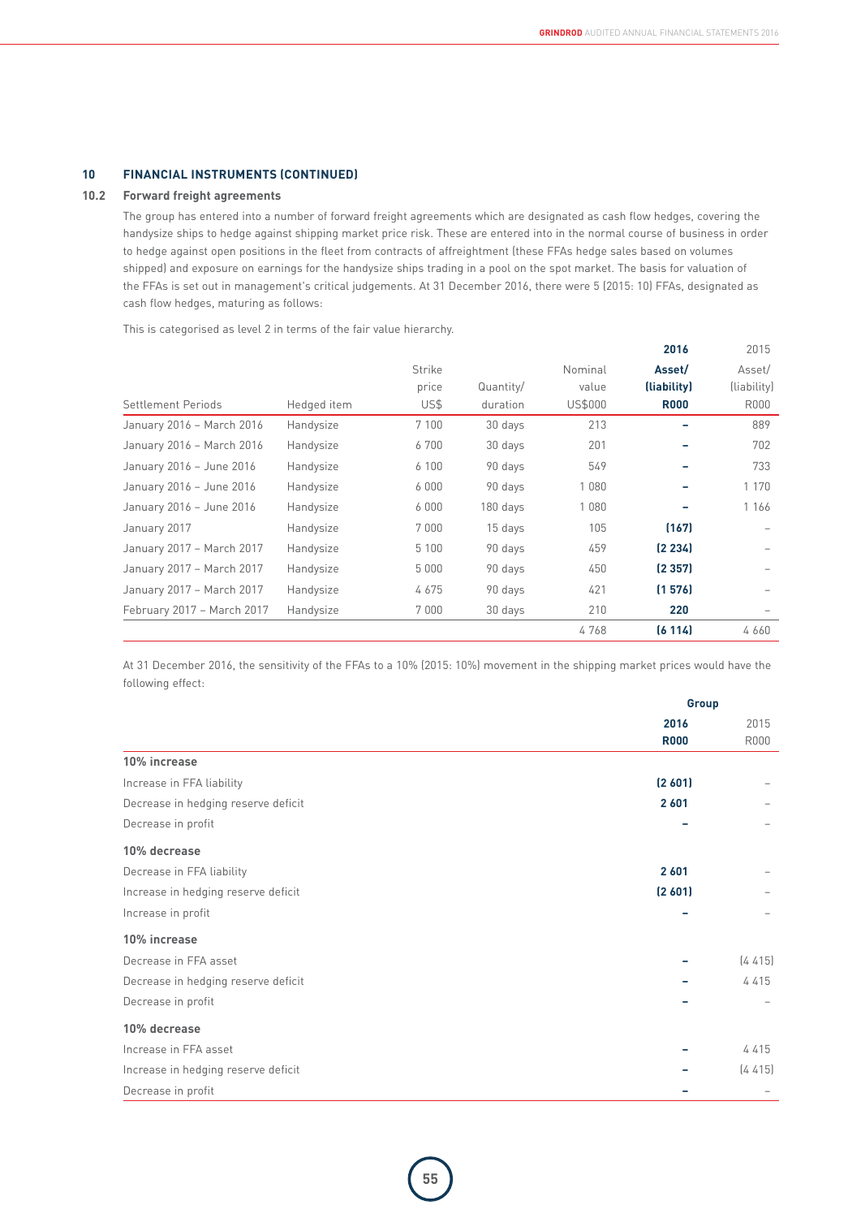## 10 FINANCIAL INSTRUMENTS (CONTINUED)

### 10.2 Forward freight agreements

The group has entered into a number of forward freight agreements which are designated as cash flow hedges, covering the handysize ships to hedge against shipping market price risk. These are entered into in the normal course of business in order to hedge against open positions in the fleet from contracts of affreightment (these FFAs hedge sales based on volumes shipped) and exposure on earnings for the handysize ships trading in a pool on the spot market. The basis for valuation of the FFAs is set out in management's critical judgements. At 31 December 2016, there were 5 (2015: 10) FFAs, designated as cash flow hedges, maturing as follows:

This is categorised as level 2 in terms of the fair value hierarchy.

| Settlement Periods | Hedged item | Strike price US$ | Quantity/ duration | Nominal value US$000 | **2016 Asset/ (liability) R000** | 2015 Asset/ (liability) R000 |
|---|---|---|---|---|---|---|
| January 2016 – March 2016 | Handysize | 7 100 | 30 days | 213 | **–** | 889 |
| January 2016 – March 2016 | Handysize | 6 700 | 30 days | 201 | **–** | 702 |
| January 2016 – June 2016 | Handysize | 6 100 | 90 days | 549 | **–** | 733 |
| January 2016 – June 2016 | Handysize | 6 000 | 90 days | 1 080 | **–** | 1 170 |
| January 2016 – June 2016 | Handysize | 6 000 | 180 days | 1 080 | **–** | 1 166 |
| January 2017 | Handysize | 7 000 | 15 days | 105 | **(167)** | – |
| January 2017 – March 2017 | Handysize | 5 100 | 90 days | 459 | **(2 234)** | – |
| January 2017 – March 2017 | Handysize | 5 000 | 90 days | 450 | **(2 357)** | – |
| January 2017 – March 2017 | Handysize | 4 675 | 90 days | 421 | **(1 576)** | – |
| February 2017 – March 2017 | Handysize | 7 000 | 30 days | 210 | **220** | – |
| | | | | 4 768 | **(6 114)** | 4 660 |

At 31 December 2016, the sensitivity of the FFAs to a 10% (2015: 10%) movement in the shipping market prices would have the following effect:

| | Group | |
|---|---|---|
| | **2016 R000** | 2015 R000 |
| **10% increase** | | |
| Increase in FFA liability | **(2 601)** | – |
| Decrease in hedging reserve deficit | **2 601** | – |
| Decrease in profit | **–** | – |
| **10% decrease** | | |
| Decrease in FFA liability | **2 601** | – |
| Increase in hedging reserve deficit | **(2 601)** | – |
| Increase in profit | **–** | – |
| **10% increase** | | |
| Decrease in FFA asset | **–** | (4 415) |
| Decrease in hedging reserve deficit | **–** | 4 415 |
| Decrease in profit | **–** | – |
| **10% decrease** | | |
| Increase in FFA asset | **–** | 4 415 |
| Increase in hedging reserve deficit | **–** | (4 415) |
| Decrease in profit | **–** | – |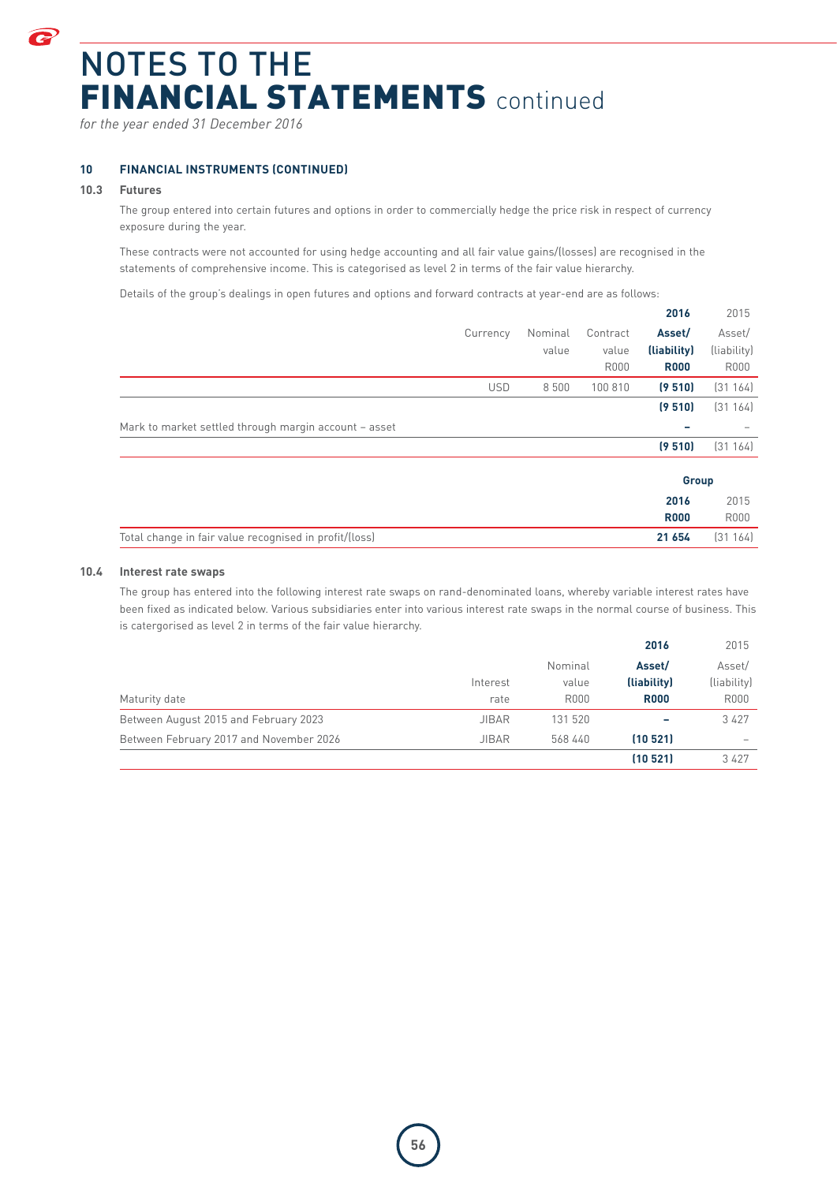# NOTES TO THE FINANCIAL STATEMENTS continued

*for the year ended 31 December 2016*

## 10 FINANCIAL INSTRUMENTS (CONTINUED)

### 10.3 Futures

The group entered into certain futures and options in order to commercially hedge the price risk in respect of currency exposure during the year.

These contracts were not accounted for using hedge accounting and all fair value gains/(losses) are recognised in the statements of comprehensive income. This is categorised as level 2 in terms of the fair value hierarchy.

Details of the group's dealings in open futures and options and forward contracts at year-end are as follows:

| | Currency | Nominal value | Contract value R000 | **2016 Asset/ (liability) R000** | 2015 Asset/ (liability) R000 |
|---|---|---|---|---|---|
| | USD | 8 500 | 100 810 | **(9 510)** | (31 164) |
| | | | | **(9 510)** | (31 164) |
| Mark to market settled through margin account – asset | | | | **–** | – |
| | | | | **(9 510)** | (31 164) |

| | Group | |
|---|---|---|
| | **2016 R000** | 2015 R000 |
| Total change in fair value recognised in profit/(loss) | **21 654** | (31 164) |

### 10.4 Interest rate swaps

The group has entered into the following interest rate swaps on rand-denominated loans, whereby variable interest rates have been fixed as indicated below. Various subsidiaries enter into various interest rate swaps in the normal course of business. This is catergorised as level 2 in terms of the fair value hierarchy.

| Maturity date | Interest rate | Nominal value R000 | **2016 Asset/ (liability) R000** | 2015 Asset/ (liability) R000 |
|---|---|---|---|---|
| Between August 2015 and February 2023 | JIBAR | 131 520 | **–** | 3 427 |
| Between February 2017 and November 2026 | JIBAR | 568 440 | **(10 521)** | – |
| | | | **(10 521)** | 3 427 |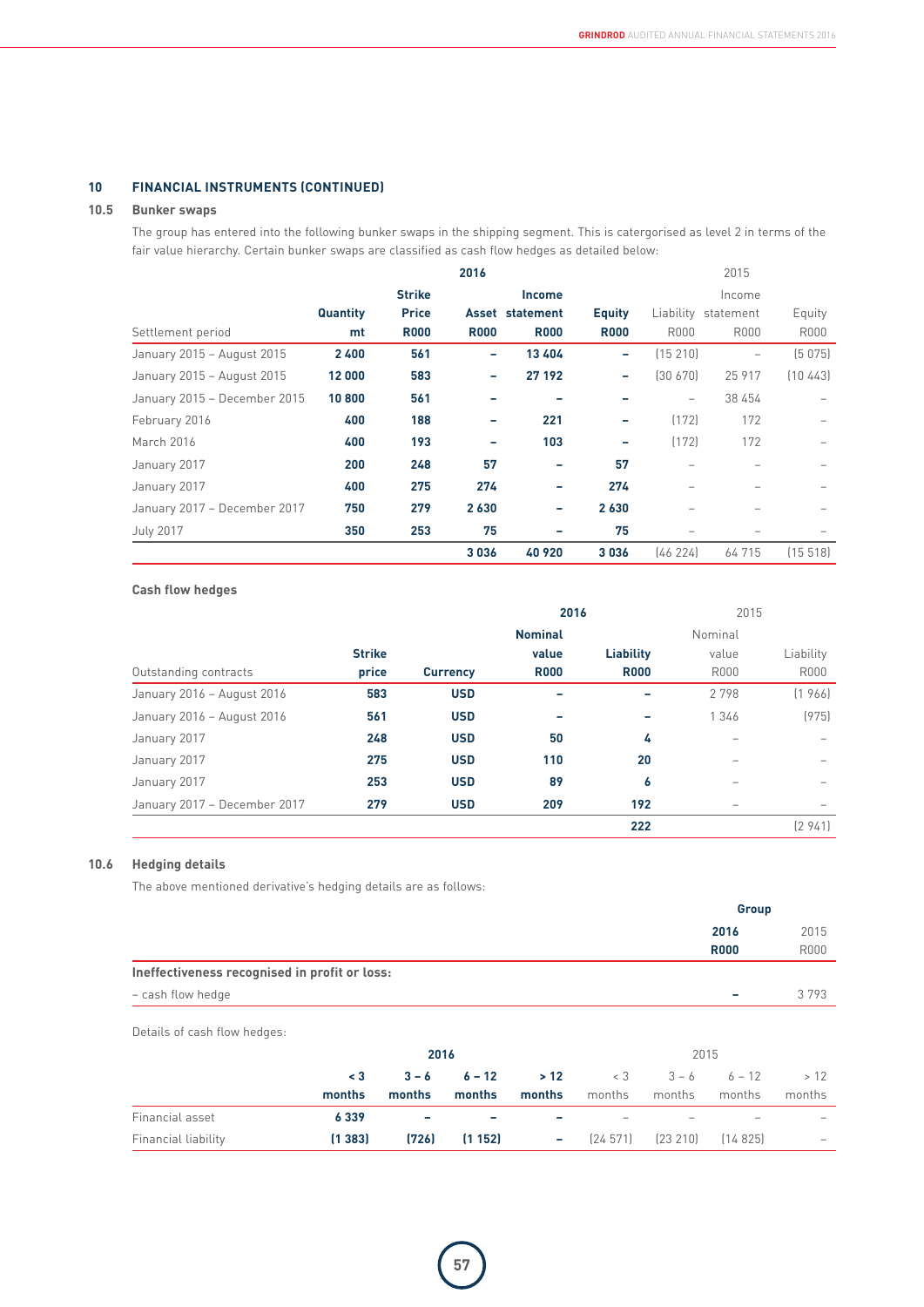## 10 FINANCIAL INSTRUMENTS (CONTINUED)

### 10.5 Bunker swaps

The group has entered into the following bunker swaps in the shipping segment. This is catergorised as level 2 in terms of the fair value hierarchy. Certain bunker swaps are classified as cash flow hedges as detailed below:

| | | | 2016 | | | 2015 | | |
|---|---|---|---|---|---|---|---|---|
| Settlement period | Quantity mt | Strike Price R000 | Asset R000 | Income statement R000 | Equity R000 | Liability R000 | Income statement R000 | Equity R000 |
| January 2015 – August 2015 | **2 400** | **561** | **–** | **13 404** | **–** | (15 210) | – | (5 075) |
| January 2015 – August 2015 | **12 000** | **583** | **–** | **27 192** | **–** | (30 670) | 25 917 | (10 443) |
| January 2015 – December 2015 | **10 800** | **561** | **–** | **–** | **–** | – | 38 454 | – |
| February 2016 | **400** | **188** | **–** | **221** | **–** | (172) | 172 | – |
| March 2016 | **400** | **193** | **–** | **103** | **–** | (172) | 172 | – |
| January 2017 | **200** | **248** | **57** | **–** | **57** | – | – | – |
| January 2017 | **400** | **275** | **274** | **–** | **274** | – | – | – |
| January 2017 – December 2017 | **750** | **279** | **2 630** | **–** | **2 630** | – | – | – |
| July 2017 | **350** | **253** | **75** | **–** | **75** | – | – | – |
| | | | **3 036** | **40 920** | **3 036** | (46 224) | 64 715 | (15 518) |

**Cash flow hedges**

| | | | 2016 | | 2015 | |
|---|---|---|---|---|---|---|
| Outstanding contracts | Strike price | Currency | Nominal value R000 | Liability R000 | Nominal value R000 | Liability R000 |
| January 2016 – August 2016 | **583** | **USD** | **–** | **–** | 2 798 | (1 966) |
| January 2016 – August 2016 | **561** | **USD** | **–** | **–** | 1 346 | (975) |
| January 2017 | **248** | **USD** | **50** | **4** | – | – |
| January 2017 | **275** | **USD** | **110** | **20** | – | – |
| January 2017 | **253** | **USD** | **89** | **6** | – | – |
| January 2017 – December 2017 | **279** | **USD** | **209** | **192** | – | – |
| | | | | **222** | | (2 941) |

### 10.6 Hedging details

The above mentioned derivative's hedging details are as follows:

| | Group | |
|---|---|---|
| | **2016 R000** | 2015 R000 |
| **Ineffectiveness recognised in profit or loss:** | | |
| – cash flow hedge | **–** | 3 793 |

Details of cash flow hedges:

| | 2016 | | | | 2015 | | | |
|---|---|---|---|---|---|---|---|---|
| | < 3 months | 3 – 6 months | 6 – 12 months | > 12 months | < 3 months | 3 – 6 months | 6 – 12 months | > 12 months |
| Financial asset | **6 339** | **–** | **–** | **–** | – | – | – | – |
| Financial liability | **(1 383)** | **(726)** | **(1 152)** | **–** | (24 571) | (23 210) | (14 825) | – |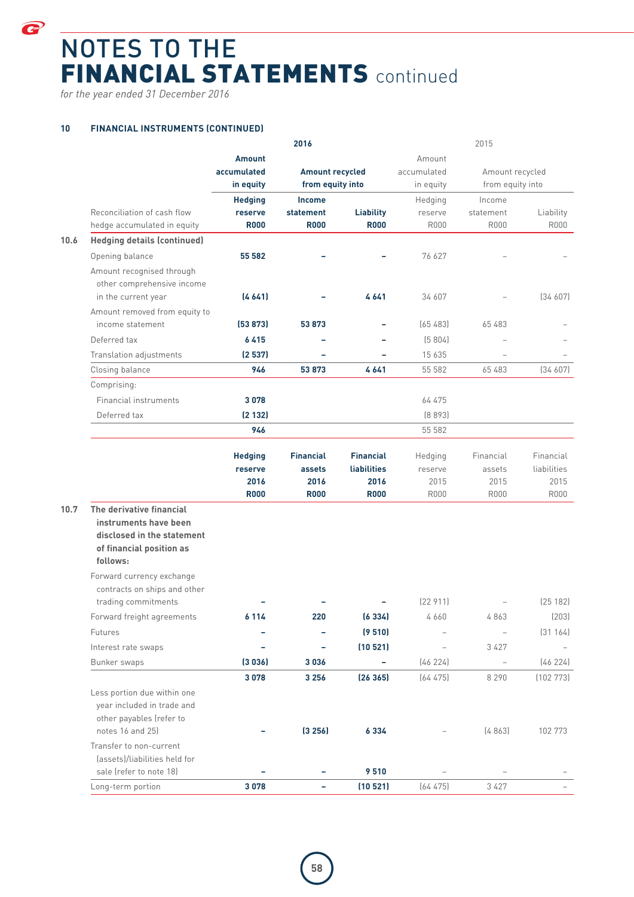# NOTES TO THE FINANCIAL STATEMENTS continued

*for the year ended 31 December 2016*

## 10 FINANCIAL INSTRUMENTS (CONTINUED)

| | 2016 | | | 2015 | | |
|---|---|---|---|---|---|---|
| | **Amount accumulated in equity** | **Amount recycled from equity into** | | Amount accumulated in equity | Amount recycled from equity into | |
| Reconciliation of cash flow hedge accumulated in equity | **Hedging reserve R000** | **Income statement R000** | **Liability R000** | Hedging reserve R000 | Income statement R000 | Liability R000 |
| **10.6 Hedging details (continued)** | | | | | | |
| Opening balance | **55 582** | **–** | **–** | 76 627 | – | – |
| Amount recognised through other comprehensive income in the current year | **(4 641)** | **–** | **4 641** | 34 607 | – | (34 607) |
| Amount removed from equity to income statement | **(53 873)** | **53 873** | **–** | (65 483) | 65 483 | – |
| Deferred tax | **6 415** | **–** | **–** | (5 804) | – | – |
| Translation adjustments | **(2 537)** | **–** | **–** | 15 635 | – | – |
| Closing balance | **946** | **53 873** | **4 641** | 55 582 | 65 483 | (34 607) |
| Comprising: | | | | | | |
| Financial instruments | **3 078** | | | 64 475 | | |
| Deferred tax | **(2 132)** | | | (8 893) | | |
| | **946** | | | 55 582 | | |

| | **Hedging reserve 2016 R000** | **Financial assets 2016 R000** | **Financial liabilities 2016 R000** | Hedging reserve 2015 R000 | Financial assets 2015 R000 | Financial liabilities 2015 R000 |
|---|---|---|---|---|---|---|
| **10.7 The derivative financial instruments have been disclosed in the statement of financial position as follows:** | | | | | | |
| Forward currency exchange contracts on ships and other trading commitments | **–** | **–** | **–** | (22 911) | – | (25 182) |
| Forward freight agreements | **6 114** | **220** | **(6 334)** | 4 660 | 4 863 | (203) |
| Futures | **–** | **–** | **(9 510)** | – | – | (31 164) |
| Interest rate swaps | **–** | **–** | **(10 521)** | – | 3 427 | – |
| Bunker swaps | **(3 036)** | **3 036** | **–** | (46 224) | – | (46 224) |
| | **3 078** | **3 256** | **(26 365)** | (64 475) | 8 290 | (102 773) |
| Less portion due within one year included in trade and other payables (refer to notes 16 and 25) | **–** | **(3 256)** | **6 334** | – | (4 863) | 102 773 |
| Transfer to non-current (assets)/liabilities held for sale (refer to note 18) | **–** | **–** | **9 510** | – | – | – |
| Long-term portion | **3 078** | **–** | **(10 521)** | (64 475) | 3 427 | – |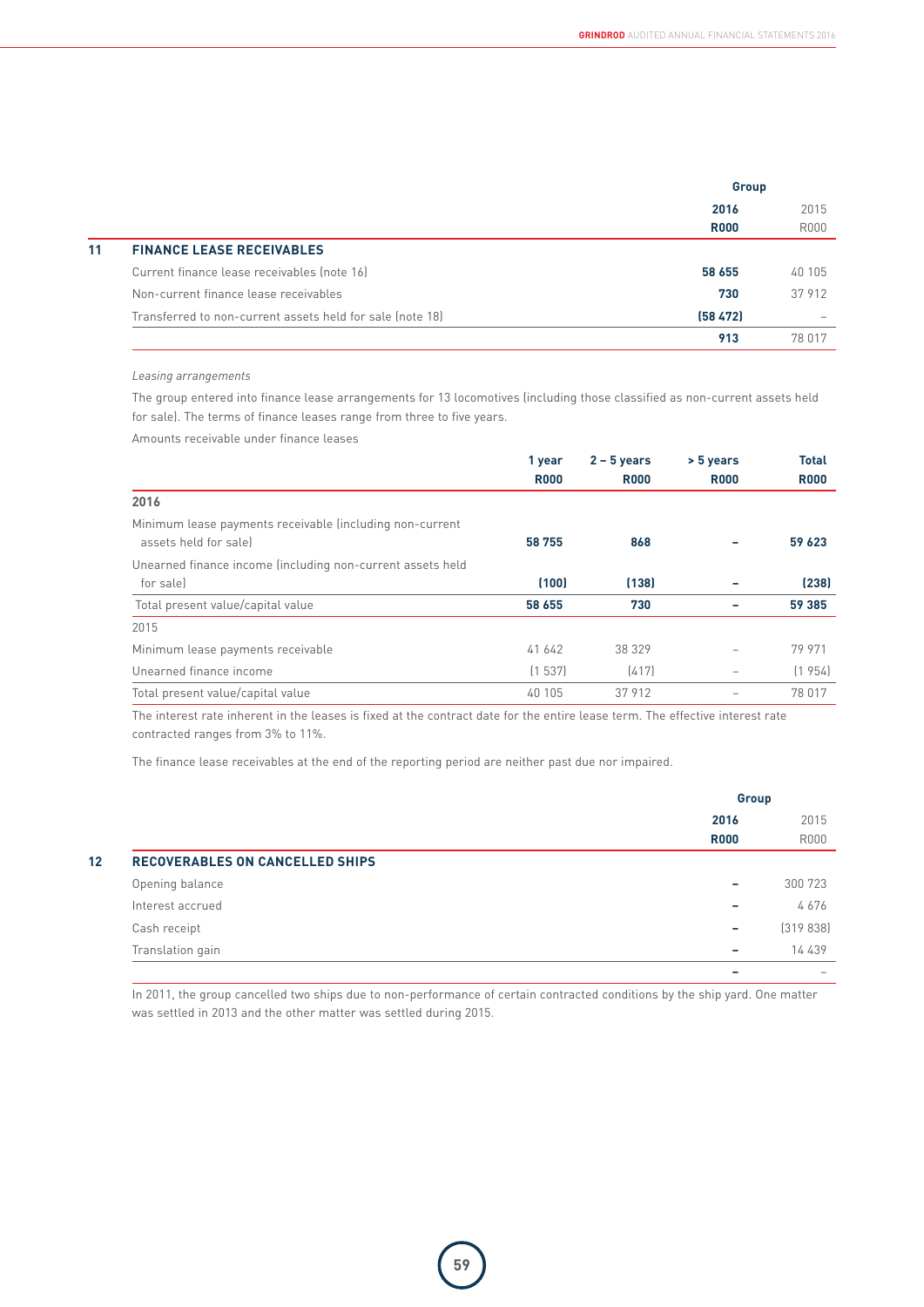| | Group | |
|---|---|---|
| | **2016** | 2015 |
| | **R000** | R000 |
| **11 FINANCE LEASE RECEIVABLES** | | |
| Current finance lease receivables (note 16) | **58 655** | 40 105 |
| Non-current finance lease receivables | **730** | 37 912 |
| Transferred to non-current assets held for sale (note 18) | **(58 472)** | – |
| | **913** | 78 017 |

*Leasing arrangements*

The group entered into finance lease arrangements for 13 locomotives (including those classified as non-current assets held for sale). The terms of finance leases range from three to five years.

Amounts receivable under finance leases

| | 1 year R000 | 2 – 5 years R000 | > 5 years R000 | Total R000 |
|---|---|---|---|---|
| **2016** | | | | |
| Minimum lease payments receivable (including non-current assets held for sale) | **58 755** | **868** | **–** | **59 623** |
| Unearned finance income (including non-current assets held for sale) | **(100)** | **(138)** | **–** | **(238)** |
| Total present value/capital value | **58 655** | **730** | **–** | **59 385** |
| 2015 | | | | |
| Minimum lease payments receivable | 41 642 | 38 329 | – | 79 971 |
| Unearned finance income | (1 537) | (417) | – | (1 954) |
| Total present value/capital value | 40 105 | 37 912 | – | 78 017 |

The interest rate inherent in the leases is fixed at the contract date for the entire lease term. The effective interest rate contracted ranges from 3% to 11%.

The finance lease receivables at the end of the reporting period are neither past due nor impaired.

| | Group | |
|---|---|---|
| | **2016** | 2015 |
| | **R000** | R000 |
| **12 RECOVERABLES ON CANCELLED SHIPS** | | |
| Opening balance | **–** | 300 723 |
| Interest accrued | **–** | 4 676 |
| Cash receipt | **–** | (319 838) |
| Translation gain | **–** | 14 439 |
| | **–** | – |

In 2011, the group cancelled two ships due to non-performance of certain contracted conditions by the ship yard. One matter was settled in 2013 and the other matter was settled during 2015.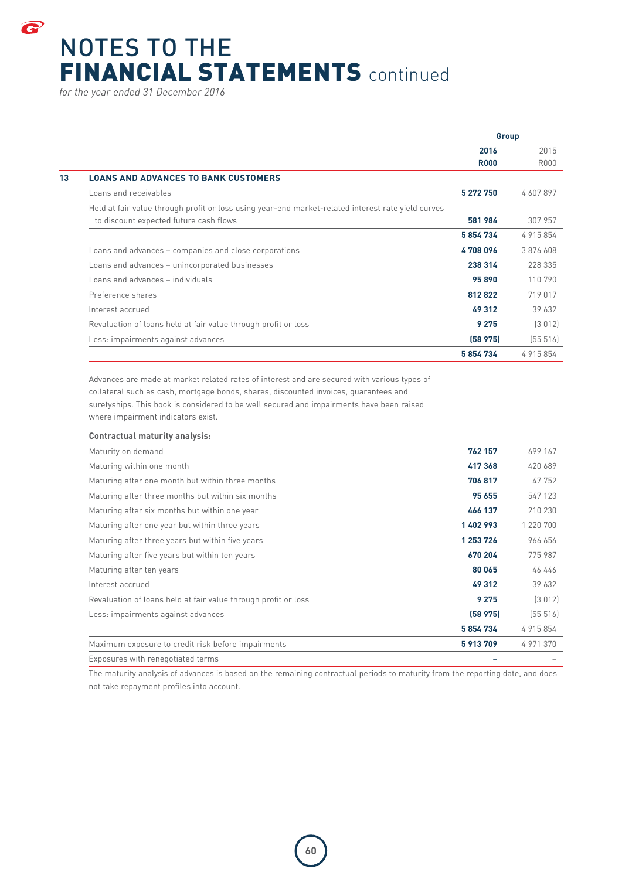# NOTES TO THE FINANCIAL STATEMENTS continued

*for the year ended 31 December 2016*

| | | Group | |
|---|---|---|---|
| | | **2016** | 2015 |
| | | **R000** | R000 |
| **13** | **LOANS AND ADVANCES TO BANK CUSTOMERS** | | |
| | Loans and receivables | **5 272 750** | 4 607 897 |
| | Held at fair value through profit or loss using year-end market-related interest rate yield curves to discount expected future cash flows | **581 984** | 307 957 |
| | | **5 854 734** | 4 915 854 |
| | Loans and advances – companies and close corporations | **4 708 096** | 3 876 608 |
| | Loans and advances – unincorporated businesses | **238 314** | 228 335 |
| | Loans and advances – individuals | **95 890** | 110 790 |
| | Preference shares | **812 822** | 719 017 |
| | Interest accrued | **49 312** | 39 632 |
| | Revaluation of loans held at fair value through profit or loss | **9 275** | (3 012) |
| | Less: impairments against advances | **(58 975)** | (55 516) |
| | | **5 854 734** | 4 915 854 |

Advances are made at market related rates of interest and are secured with various types of collateral such as cash, mortgage bonds, shares, discounted invoices, guarantees and suretyships. This book is considered to be well secured and impairments have been raised where impairment indicators exist.

**Contractual maturity analysis:**

| | **2016** | 2015 |
|---|---|---|
| Maturity on demand | **762 157** | 699 167 |
| Maturing within one month | **417 368** | 420 689 |
| Maturing after one month but within three months | **706 817** | 47 752 |
| Maturing after three months but within six months | **95 655** | 547 123 |
| Maturing after six months but within one year | **466 137** | 210 230 |
| Maturing after one year but within three years | **1 402 993** | 1 220 700 |
| Maturing after three years but within five years | **1 253 726** | 966 656 |
| Maturing after five years but within ten years | **670 204** | 775 987 |
| Maturing after ten years | **80 065** | 46 446 |
| Interest accrued | **49 312** | 39 632 |
| Revaluation of loans held at fair value through profit or loss | **9 275** | (3 012) |
| Less: impairments against advances | **(58 975)** | (55 516) |
| | **5 854 734** | 4 915 854 |
| Maximum exposure to credit risk before impairments | **5 913 709** | 4 971 370 |
| Exposures with renegotiated terms | **–** | – |

The maturity analysis of advances is based on the remaining contractual periods to maturity from the reporting date, and does not take repayment profiles into account.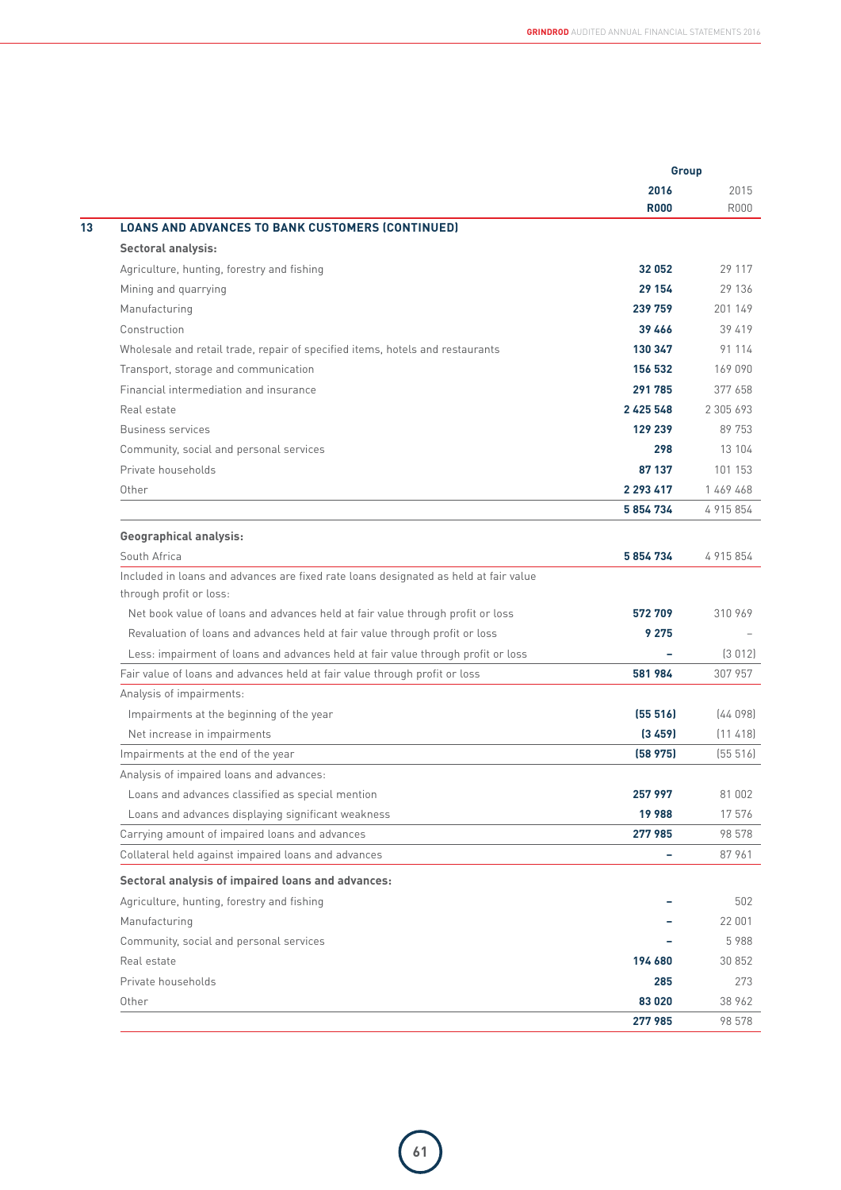| | Group | |
|---|---|---|
| | **2016** | 2015 |
| | **R000** | R000 |
| **13 LOANS AND ADVANCES TO BANK CUSTOMERS (CONTINUED)** | | |
| **Sectoral analysis:** | | |
| Agriculture, hunting, forestry and fishing | **32 052** | 29 117 |
| Mining and quarrying | **29 154** | 29 136 |
| Manufacturing | **239 759** | 201 149 |
| Construction | **39 466** | 39 419 |
| Wholesale and retail trade, repair of specified items, hotels and restaurants | **130 347** | 91 114 |
| Transport, storage and communication | **156 532** | 169 090 |
| Financial intermediation and insurance | **291 785** | 377 658 |
| Real estate | **2 425 548** | 2 305 693 |
| Business services | **129 239** | 89 753 |
| Community, social and personal services | **298** | 13 104 |
| Private households | **87 137** | 101 153 |
| Other | **2 293 417** | 1 469 468 |
| | **5 854 734** | 4 915 854 |
| **Geographical analysis:** | | |
| South Africa | **5 854 734** | 4 915 854 |
| Included in loans and advances are fixed rate loans designated as held at fair value through profit or loss: | | |
| Net book value of loans and advances held at fair value through profit or loss | **572 709** | 310 969 |
| Revaluation of loans and advances held at fair value through profit or loss | **9 275** | – |
| Less: impairment of loans and advances held at fair value through profit or loss | **–** | (3 012) |
| Fair value of loans and advances held at fair value through profit or loss | **581 984** | 307 957 |
| Analysis of impairments: | | |
| Impairments at the beginning of the year | **(55 516)** | (44 098) |
| Net increase in impairments | **(3 459)** | (11 418) |
| Impairments at the end of the year | **(58 975)** | (55 516) |
| Analysis of impaired loans and advances: | | |
| Loans and advances classified as special mention | **257 997** | 81 002 |
| Loans and advances displaying significant weakness | **19 988** | 17 576 |
| Carrying amount of impaired loans and advances | **277 985** | 98 578 |
| Collateral held against impaired loans and advances | **–** | 87 961 |
| **Sectoral analysis of impaired loans and advances:** | | |
| Agriculture, hunting, forestry and fishing | **–** | 502 |
| Manufacturing | **–** | 22 001 |
| Community, social and personal services | **–** | 5 988 |
| Real estate | **194 680** | 30 852 |
| Private households | **285** | 273 |
| Other | **83 020** | 38 962 |
| | **277 985** | 98 578 |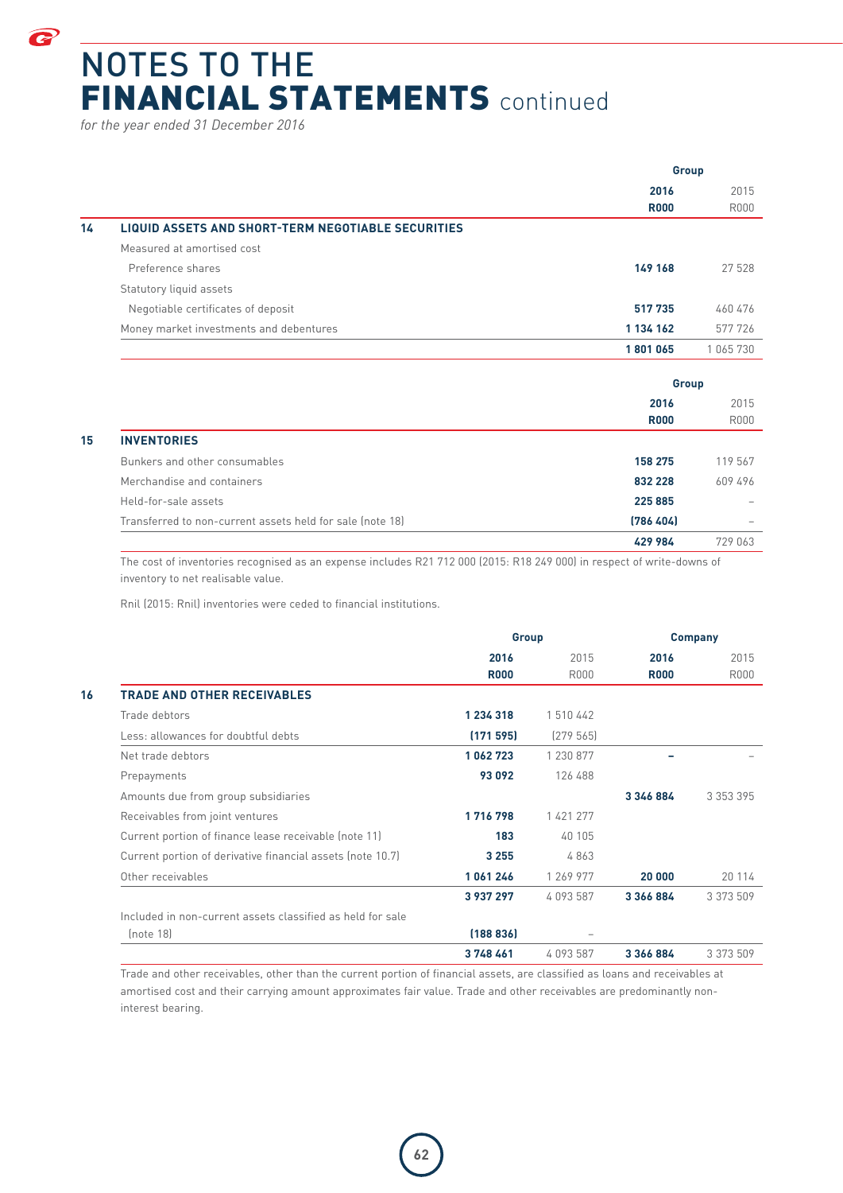# NOTES TO THE FINANCIAL STATEMENTS continued

*for the year ended 31 December 2016*

| | | Group | |
|---|---|---|---|
| | | **2016** | 2015 |
| | | **R000** | R000 |
| **14** | **LIQUID ASSETS AND SHORT-TERM NEGOTIABLE SECURITIES** | | |
| | Measured at amortised cost | | |
| | Preference shares | **149 168** | 27 528 |
| | Statutory liquid assets | | |
| | Negotiable certificates of deposit | **517 735** | 460 476 |
| | Money market investments and debentures | **1 134 162** | 577 726 |
| | | **1 801 065** | 1 065 730 |

| | | Group | |
|---|---|---|---|
| | | **2016** | 2015 |
| | | **R000** | R000 |
| **15** | **INVENTORIES** | | |
| | Bunkers and other consumables | **158 275** | 119 567 |
| | Merchandise and containers | **832 228** | 609 496 |
| | Held-for-sale assets | **225 885** | – |
| | Transferred to non-current assets held for sale (note 18) | **(786 404)** | – |
| | | **429 984** | 729 063 |

The cost of inventories recognised as an expense includes R21 712 000 (2015: R18 249 000) in respect of write-downs of inventory to net realisable value.

Rnil (2015: Rnil) inventories were ceded to financial institutions.

| | | Group | | Company | |
|---|---|---|---|---|---|
| | | **2016** | 2015 | **2016** | 2015 |
| | | **R000** | R000 | **R000** | R000 |
| **16** | **TRADE AND OTHER RECEIVABLES** | | | | |
| | Trade debtors | **1 234 318** | 1 510 442 | | |
| | Less: allowances for doubtful debts | **(171 595)** | (279 565) | | |
| | Net trade debtors | **1 062 723** | 1 230 877 | **–** | – |
| | Prepayments | **93 092** | 126 488 | | |
| | Amounts due from group subsidiaries | | | **3 346 884** | 3 353 395 |
| | Receivables from joint ventures | **1 716 798** | 1 421 277 | | |
| | Current portion of finance lease receivable (note 11) | **183** | 40 105 | | |
| | Current portion of derivative financial assets (note 10.7) | **3 255** | 4 863 | | |
| | Other receivables | **1 061 246** | 1 269 977 | **20 000** | 20 114 |
| | | **3 937 297** | 4 093 587 | **3 366 884** | 3 373 509 |
| | Included in non-current assets classified as held for sale (note 18) | **(188 836)** | – | | |
| | | **3 748 461** | 4 093 587 | **3 366 884** | 3 373 509 |

Trade and other receivables, other than the current portion of financial assets, are classified as loans and receivables at amortised cost and their carrying amount approximates fair value. Trade and other receivables are predominantly non-interest bearing.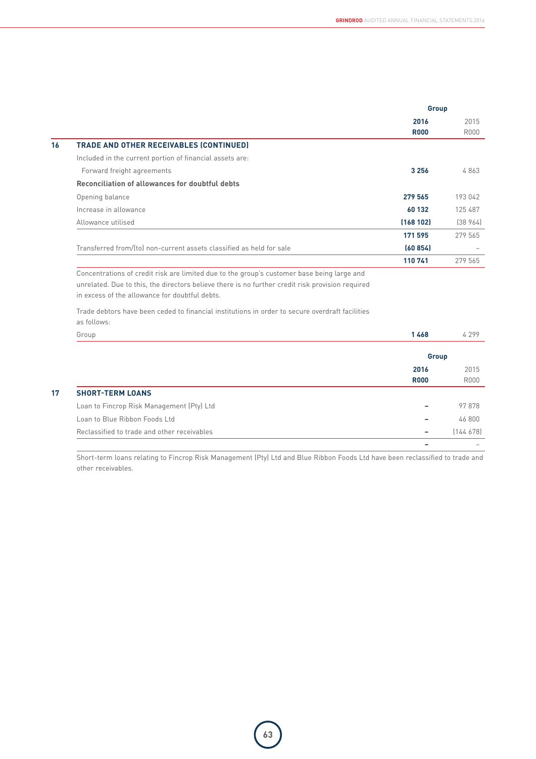| | Group | |
|---|---|---|
| | **2016** | 2015 |
| | **R000** | R000 |
| **16 TRADE AND OTHER RECEIVABLES (CONTINUED)** | | |
| Included in the current portion of financial assets are: | | |
| Forward freight agreements | **3 256** | 4 863 |
| **Reconciliation of allowances for doubtful debts** | | |
| Opening balance | **279 565** | 193 042 |
| Increase in allowance | **60 132** | 125 487 |
| Allowance utilised | **(168 102)** | (38 964) |
| | **171 595** | 279 565 |
| Transferred from/(to) non-current assets classified as held for sale | **(60 854)** | – |
| | **110 741** | 279 565 |

Concentrations of credit risk are limited due to the group's customer base being large and unrelated. Due to this, the directors believe there is no further credit risk provision required in excess of the allowance for doubtful debts.

Trade debtors have been ceded to financial institutions in order to secure overdraft facilities as follows:

| | **2016** | 2015 |
|---|---|---|
| Group | **1 468** | 4 299 |

| | Group | |
|---|---|---|
| | **2016** | 2015 |
| | **R000** | R000 |
| **17 SHORT-TERM LOANS** | | |
| Loan to Fincrop Risk Management (Pty) Ltd | **–** | 97 878 |
| Loan to Blue Ribbon Foods Ltd | **–** | 46 800 |
| Reclassified to trade and other receivables | **–** | (144 678) |
| | **–** | – |

Short-term loans relating to Fincrop Risk Management (Pty) Ltd and Blue Ribbon Foods Ltd have been reclassified to trade and other receivables.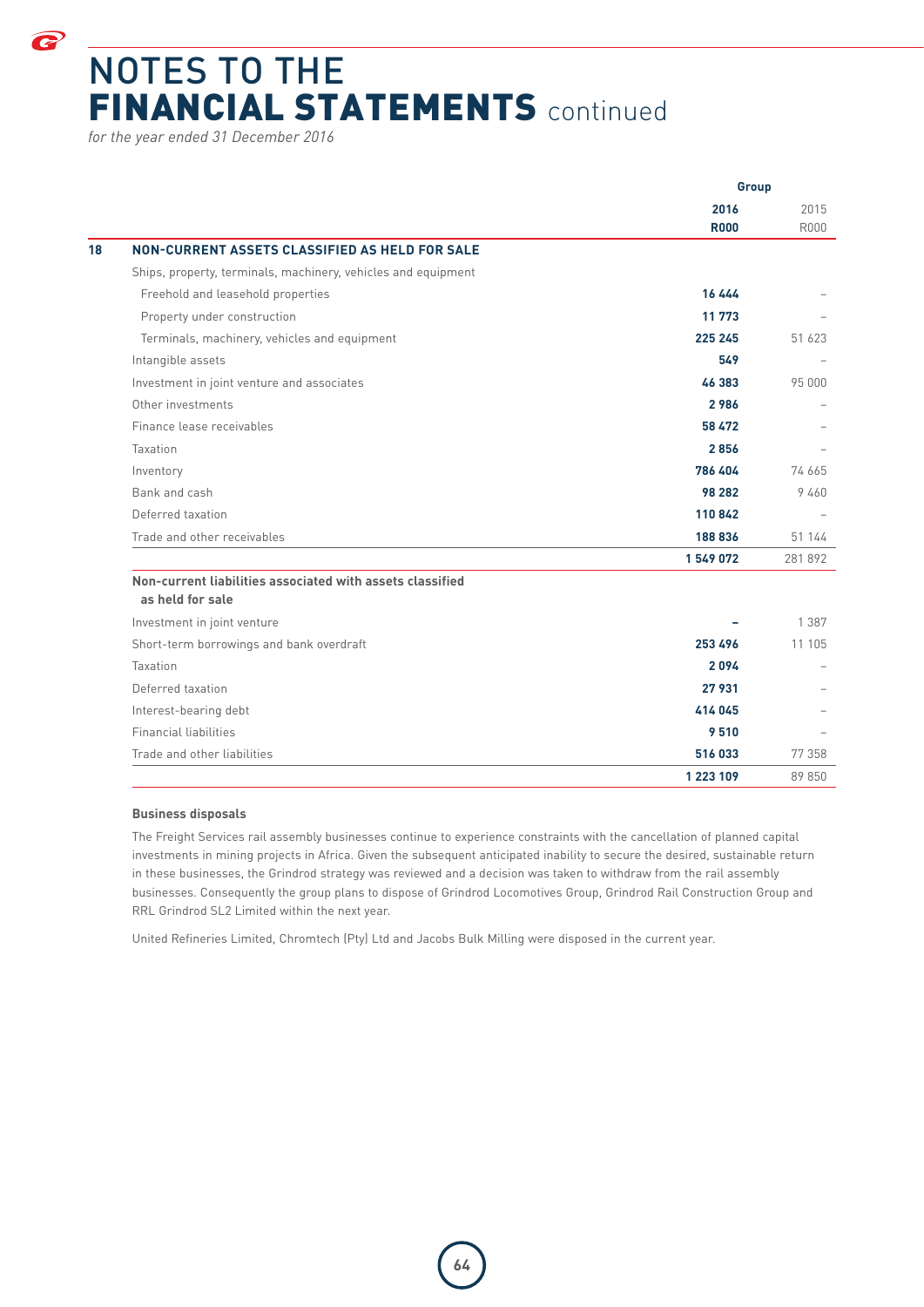# NOTES TO THE FINANCIAL STATEMENTS continued

*for the year ended 31 December 2016*

| | | Group | |
|---|---|---|---|
| | | **2016** | 2015 |
| | | **R000** | R000 |
| **18** | **NON-CURRENT ASSETS CLASSIFIED AS HELD FOR SALE** | | |
| | Ships, property, terminals, machinery, vehicles and equipment | | |
| | Freehold and leasehold properties | **16 444** | – |
| | Property under construction | **11 773** | – |
| | Terminals, machinery, vehicles and equipment | **225 245** | 51 623 |
| | Intangible assets | **549** | – |
| | Investment in joint venture and associates | **46 383** | 95 000 |
| | Other investments | **2 986** | – |
| | Finance lease receivables | **58 472** | – |
| | Taxation | **2 856** | – |
| | Inventory | **786 404** | 74 665 |
| | Bank and cash | **98 282** | 9 460 |
| | Deferred taxation | **110 842** | – |
| | Trade and other receivables | **188 836** | 51 144 |
| | | **1 549 072** | 281 892 |
| | **Non-current liabilities associated with assets classified as held for sale** | | |
| | Investment in joint venture | **–** | 1 387 |
| | Short-term borrowings and bank overdraft | **253 496** | 11 105 |
| | Taxation | **2 094** | – |
| | Deferred taxation | **27 931** | – |
| | Interest-bearing debt | **414 045** | – |
| | Financial liabilities | **9 510** | – |
| | Trade and other liabilities | **516 033** | 77 358 |
| | | **1 223 109** | 89 850 |

**Business disposals**

The Freight Services rail assembly businesses continue to experience constraints with the cancellation of planned capital investments in mining projects in Africa. Given the subsequent anticipated inability to secure the desired, sustainable return in these businesses, the Grindrod strategy was reviewed and a decision was taken to withdraw from the rail assembly businesses. Consequently the group plans to dispose of Grindrod Locomotives Group, Grindrod Rail Construction Group and RRL Grindrod SL2 Limited within the next year.

United Refineries Limited, Chromtech (Pty) Ltd and Jacobs Bulk Milling were disposed in the current year.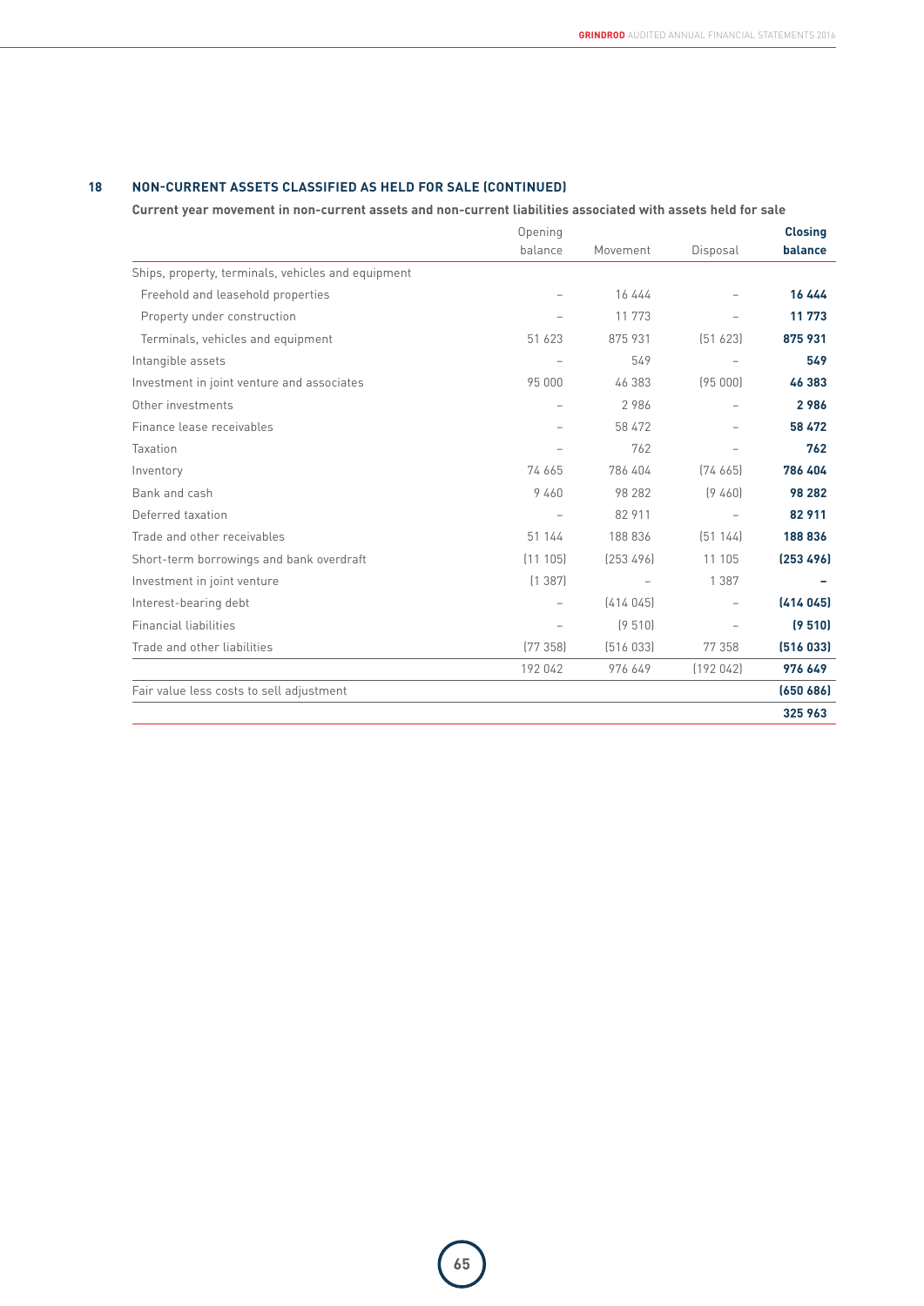## 18 NON-CURRENT ASSETS CLASSIFIED AS HELD FOR SALE (CONTINUED)

**Current year movement in non-current assets and non-current liabilities associated with assets held for sale**

| | Opening balance | Movement | Disposal | **Closing balance** |
|---|---|---|---|---|
| Ships, property, terminals, vehicles and equipment | | | | |
| Freehold and leasehold properties | – | 16 444 | – | **16 444** |
| Property under construction | – | 11 773 | – | **11 773** |
| Terminals, vehicles and equipment | 51 623 | 875 931 | (51 623) | **875 931** |
| Intangible assets | – | 549 | – | **549** |
| Investment in joint venture and associates | 95 000 | 46 383 | (95 000) | **46 383** |
| Other investments | – | 2 986 | – | **2 986** |
| Finance lease receivables | – | 58 472 | – | **58 472** |
| Taxation | – | 762 | – | **762** |
| Inventory | 74 665 | 786 404 | (74 665) | **786 404** |
| Bank and cash | 9 460 | 98 282 | (9 460) | **98 282** |
| Deferred taxation | – | 82 911 | – | **82 911** |
| Trade and other receivables | 51 144 | 188 836 | (51 144) | **188 836** |
| Short-term borrowings and bank overdraft | (11 105) | (253 496) | 11 105 | **(253 496)** |
| Investment in joint venture | (1 387) | – | 1 387 | **–** |
| Interest-bearing debt | – | (414 045) | – | **(414 045)** |
| Financial liabilities | – | (9 510) | – | **(9 510)** |
| Trade and other liabilities | (77 358) | (516 033) | 77 358 | **(516 033)** |
| | 192 042 | 976 649 | (192 042) | **976 649** |
| Fair value less costs to sell adjustment | | | | **(650 686)** |
| | | | | **325 963** |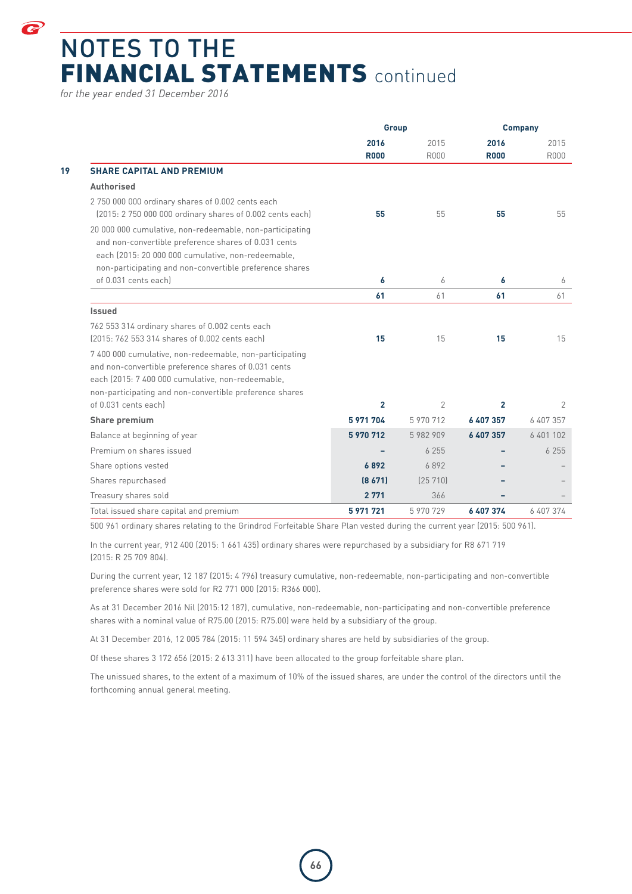# NOTES TO THE FINANCIAL STATEMENTS continued

*for the year ended 31 December 2016*

| | | Group | | Company | |
|---|---|---|---|---|---|
| | | **2016** | 2015 | **2016** | 2015 |
| | | **R000** | R000 | **R000** | R000 |
| **19** | **SHARE CAPITAL AND PREMIUM** | | | | |
| | **Authorised** | | | | |
| | 2 750 000 000 ordinary shares of 0.002 cents each (2015: 2 750 000 000 ordinary shares of 0.002 cents each) | **55** | 55 | **55** | 55 |
| | 20 000 000 cumulative, non-redeemable, non-participating and non-convertible preference shares of 0.031 cents each (2015: 20 000 000 cumulative, non-redeemable, non-participating and non-convertible preference shares of 0.031 cents each) | **6** | 6 | **6** | 6 |
| | | **61** | 61 | **61** | 61 |
| | **Issued** | | | | |
| | 762 553 314 ordinary shares of 0.002 cents each (2015: 762 553 314 shares of 0.002 cents each) | **15** | 15 | **15** | 15 |
| | 7 400 000 cumulative, non-redeemable, non-participating and non-convertible preference shares of 0.031 cents each (2015: 7 400 000 cumulative, non-redeemable, non-participating and non-convertible preference shares of 0.031 cents each) | **2** | 2 | **2** | 2 |
| | **Share premium** | **5 971 704** | 5 970 712 | **6 407 357** | 6 407 357 |
| | Balance at beginning of year | **5 970 712** | 5 982 909 | **6 407 357** | 6 401 102 |
| | Premium on shares issued | **–** | 6 255 | **–** | 6 255 |
| | Share options vested | **6 892** | 6 892 | **–** | – |
| | Shares repurchased | **(8 671)** | (25 710) | **–** | – |
| | Treasury shares sold | **2 771** | 366 | **–** | – |
| | Total issued share capital and premium | **5 971 721** | 5 970 729 | **6 407 374** | 6 407 374 |

500 961 ordinary shares relating to the Grindrod Forfeitable Share Plan vested during the current year (2015: 500 961).

In the current year, 912 400 (2015: 1 661 435) ordinary shares were repurchased by a subsidiary for R8 671 719 (2015: R 25 709 804).

During the current year, 12 187 (2015: 4 796) treasury cumulative, non-redeemable, non-participating and non-convertible preference shares were sold for R2 771 000 (2015: R366 000).

As at 31 December 2016 Nil (2015:12 187), cumulative, non-redeemable, non-participating and non-convertible preference shares with a nominal value of R75.00 (2015: R75.00) were held by a subsidiary of the group.

At 31 December 2016, 12 005 784 (2015: 11 594 345) ordinary shares are held by subsidiaries of the group.

Of these shares 3 172 656 (2015: 2 613 311) have been allocated to the group forfeitable share plan.

The unissued shares, to the extent of a maximum of 10% of the issued shares, are under the control of the directors until the forthcoming annual general meeting.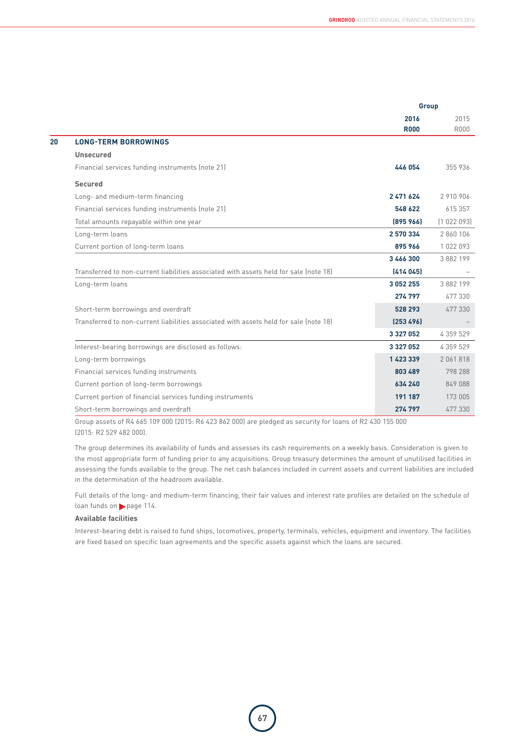|  | Group |  |
|---|---|---|
|  | **2016** | 2015 |
|  | **R000** | R000 |
| **20 LONG-TERM BORROWINGS** |  |  |
| **Unsecured** |  |  |
| Financial services funding instruments (note 21) | **446 054** | 355 936 |
| **Secured** |  |  |
| Long- and medium-term financing | **2 471 624** | 2 910 906 |
| Financial services funding instruments (note 21) | **548 622** | 615 357 |
| Total amounts repayable within one year | **(895 966)** | (1 022 093) |
| Long-term loans | **2 570 334** | 2 860 106 |
| Current portion of long-term loans | **895 966** | 1 022 093 |
|  | **3 466 300** | 3 882 199 |
| Transferred to non-current liabilities associated with assets held for sale (note 18) | **(414 045)** | – |
| Long-term loans | **3 052 255** | 3 882 199 |
|  | **274 797** | 477 330 |
| Short-term borrowings and overdraft | **528 293** | 477 330 |
| Transferred to non-current liabilities associated with assets held for sale (note 18) | **(253 496)** | – |
|  | **3 327 052** | 4 359 529 |
| Interest-bearing borrowings are disclosed as follows: | **3 327 052** | 4 359 529 |
| Long-term borrowings | **1 423 339** | 2 061 818 |
| Financial services funding instruments | **803 489** | 798 288 |
| Current portion of long-term borrowings | **634 240** | 849 088 |
| Current portion of financial services funding instruments | **191 187** | 173 005 |
| Short-term borrowings and overdraft | **274 797** | 477 330 |

Group assets of R4 665 109 000 (2015: R6 423 862 000) are pledged as security for loans of R2 430 155 000 (2015: R2 529 482 000).

The group determines its availability of funds and assesses its cash requirements on a weekly basis. Consideration is given to the most appropriate form of funding prior to any acquisitions. Group treasury determines the amount of unutilised facilities in assessing the funds available to the group. The net cash balances included in current assets and current liabilities are included in the determination of the headroom available.

Full details of the long- and medium-term financing, their fair values and interest rate profiles are detailed on the schedule of loan funds on page 114.

**Available facilities**

Interest-bearing debt is raised to fund ships, locomotives, property, terminals, vehicles, equipment and inventory. The facilities are fixed based on specific loan agreements and the specific assets against which the loans are secured.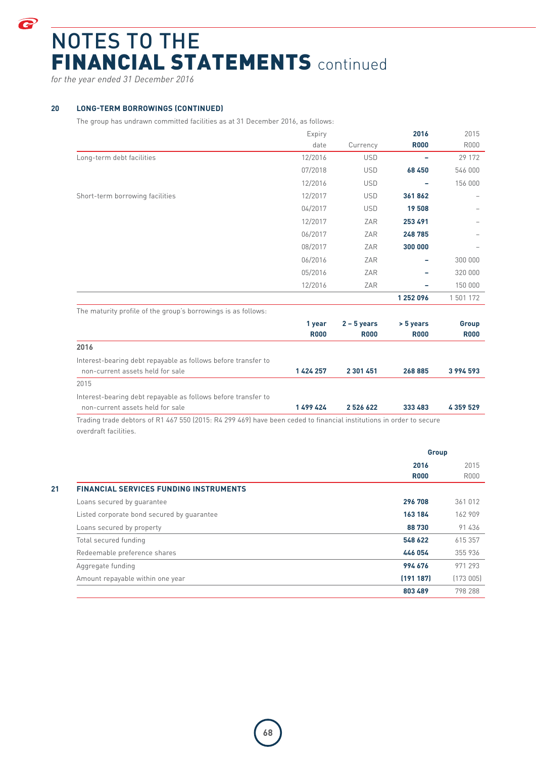# NOTES TO THE FINANCIAL STATEMENTS continued

*for the year ended 31 December 2016*

## 20 LONG-TERM BORROWINGS (CONTINUED)

The group has undrawn committed facilities as at 31 December 2016, as follows:

| | Expiry date | Currency | 2016 R000 | 2015 R000 |
|---|---|---|---|---|
| Long-term debt facilities | 12/2016 | USD | – | 29 172 |
| | 07/2018 | USD | 68 450 | 546 000 |
| | 12/2016 | USD | – | 156 000 |
| Short-term borrowing facilities | 12/2017 | USD | 361 862 | – |
| | 04/2017 | USD | 19 508 | – |
| | 12/2017 | ZAR | 253 491 | – |
| | 06/2017 | ZAR | 248 785 | – |
| | 08/2017 | ZAR | 300 000 | – |
| | 06/2016 | ZAR | – | 300 000 |
| | 05/2016 | ZAR | – | 320 000 |
| | 12/2016 | ZAR | – | 150 000 |
| | | | 1 252 096 | 1 501 172 |

The maturity profile of the group's borrowings is as follows:

| | 1 year R000 | 2 – 5 years R000 | > 5 years R000 | Group R000 |
|---|---|---|---|---|
| **2016** | | | | |
| Interest-bearing debt repayable as follows before transfer to non-current assets held for sale | 1 424 257 | 2 301 451 | 268 885 | 3 994 593 |
| 2015 | | | | |
| Interest-bearing debt repayable as follows before transfer to non-current assets held for sale | 1 499 424 | 2 526 622 | 333 483 | 4 359 529 |

Trading trade debtors of R1 467 550 (2015: R4 299 469) have been ceded to financial institutions in order to secure overdraft facilities.

## 21 FINANCIAL SERVICES FUNDING INSTRUMENTS

| | Group 2016 R000 | Group 2015 R000 |
|---|---|---|
| Loans secured by guarantee | 296 708 | 361 012 |
| Listed corporate bond secured by guarantee | 163 184 | 162 909 |
| Loans secured by property | 88 730 | 91 436 |
| Total secured funding | 548 622 | 615 357 |
| Redeemable preference shares | 446 054 | 355 936 |
| Aggregate funding | 994 676 | 971 293 |
| Amount repayable within one year | (191 187) | (173 005) |
| | 803 489 | 798 288 |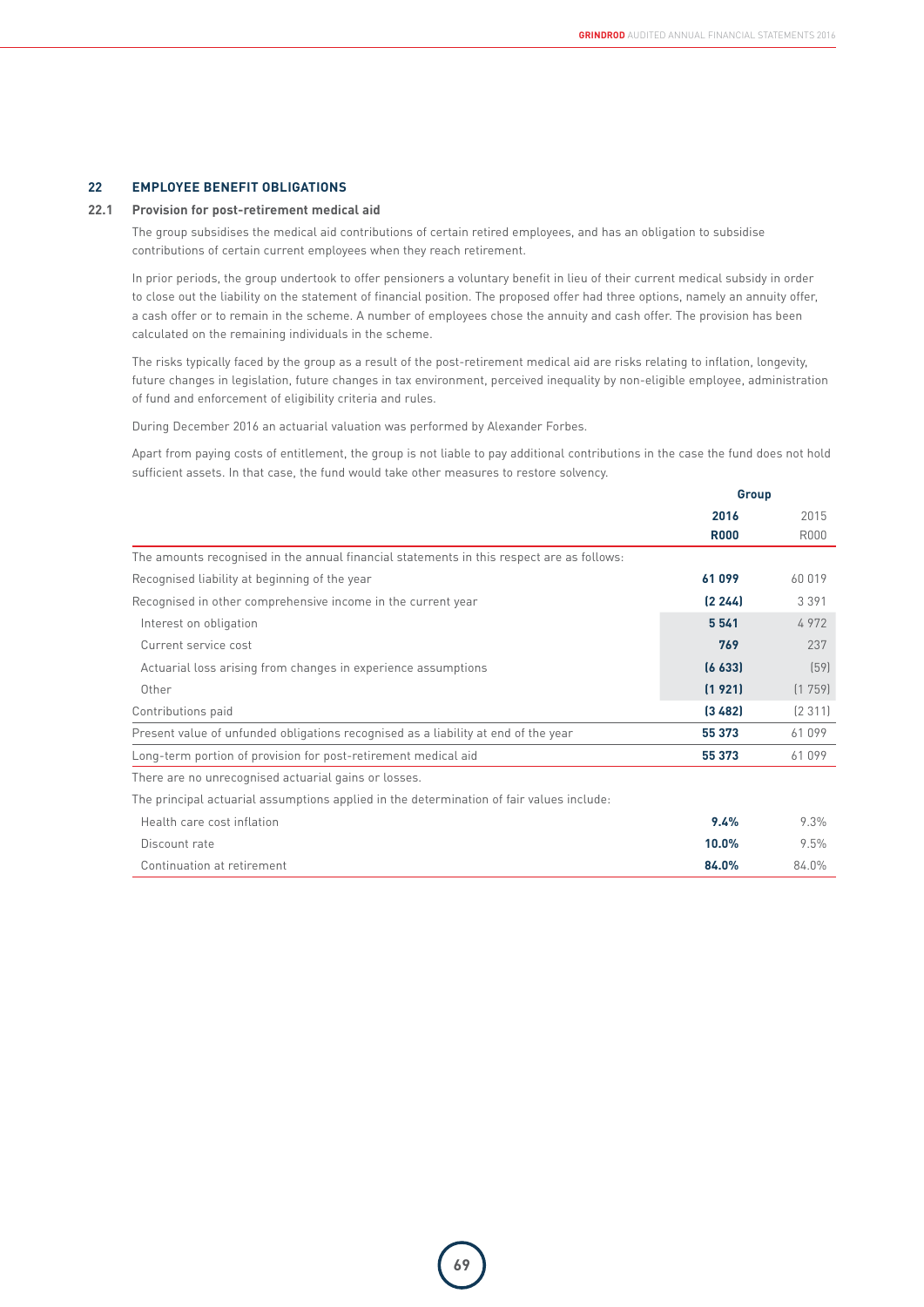## 22 EMPLOYEE BENEFIT OBLIGATIONS

### 22.1 Provision for post-retirement medical aid

The group subsidises the medical aid contributions of certain retired employees, and has an obligation to subsidise contributions of certain current employees when they reach retirement.

In prior periods, the group undertook to offer pensioners a voluntary benefit in lieu of their current medical subsidy in order to close out the liability on the statement of financial position. The proposed offer had three options, namely an annuity offer, a cash offer or to remain in the scheme. A number of employees chose the annuity and cash offer. The provision has been calculated on the remaining individuals in the scheme.

The risks typically faced by the group as a result of the post-retirement medical aid are risks relating to inflation, longevity, future changes in legislation, future changes in tax environment, perceived inequality by non-eligible employee, administration of fund and enforcement of eligibility criteria and rules.

During December 2016 an actuarial valuation was performed by Alexander Forbes.

Apart from paying costs of entitlement, the group is not liable to pay additional contributions in the case the fund does not hold sufficient assets. In that case, the fund would take other measures to restore solvency.

| | Group | |
|---|---|---|
| | **2016** | 2015 |
| | **R000** | R000 |
| The amounts recognised in the annual financial statements in this respect are as follows: | | |
| Recognised liability at beginning of the year | **61 099** | 60 019 |
| Recognised in other comprehensive income in the current year | **(2 244)** | 3 391 |
| Interest on obligation | **5 541** | 4 972 |
| Current service cost | **769** | 237 |
| Actuarial loss arising from changes in experience assumptions | **(6 633)** | (59) |
| Other | **(1 921)** | (1 759) |
| Contributions paid | **(3 482)** | (2 311) |
| Present value of unfunded obligations recognised as a liability at end of the year | **55 373** | 61 099 |
| Long-term portion of provision for post-retirement medical aid | **55 373** | 61 099 |
| There are no unrecognised actuarial gains or losses. | | |
| The principal actuarial assumptions applied in the determination of fair values include: | | |
| Health care cost inflation | **9.4%** | 9.3% |
| Discount rate | **10.0%** | 9.5% |
| Continuation at retirement | **84.0%** | 84.0% |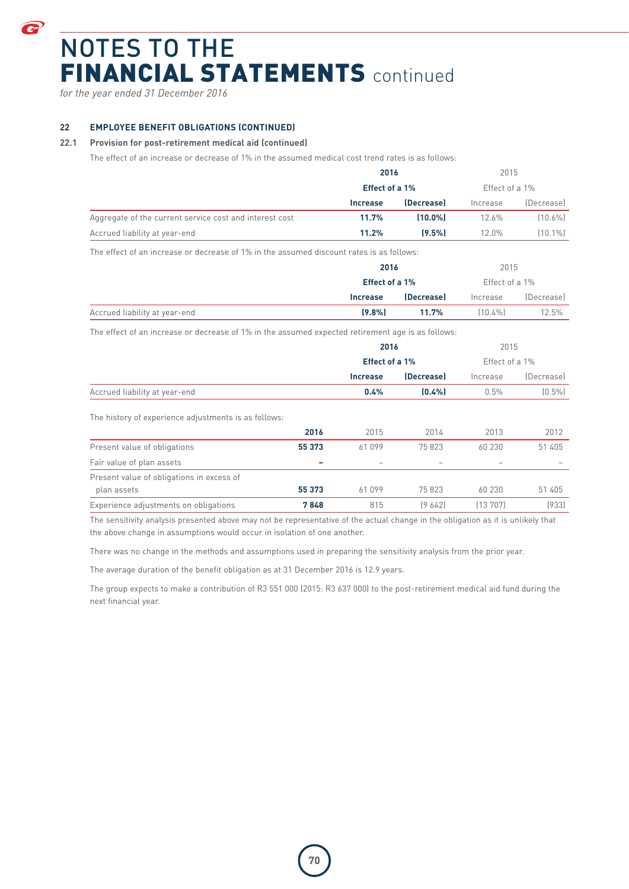# NOTES TO THE FINANCIAL STATEMENTS continued

*for the year ended 31 December 2016*

## 22 EMPLOYEE BENEFIT OBLIGATIONS (CONTINUED)

### 22.1 Provision for post-retirement medical aid (continued)

The effect of an increase or decrease of 1% in the assumed medical cost trend rates is as follows:

| | **2016** | | 2015 | |
|---|---|---|---|---|
| | **Effect of a 1%** | | Effect of a 1% | |
| | **Increase** | **(Decrease)** | Increase | (Decrease) |
| Aggregate of the current service cost and interest cost | **11.7%** | **(10.0%)** | 12.6% | (10.6%) |
| Accrued liability at year-end | **11.2%** | **(9.5%)** | 12.0% | (10.1%) |

The effect of an increase or decrease of 1% in the assumed discount rates is as follows:

| | **2016** | | 2015 | |
|---|---|---|---|---|
| | **Effect of a 1%** | | Effect of a 1% | |
| | **Increase** | **(Decrease)** | Increase | (Decrease) |
| Accrued liability at year-end | **(9.8%)** | **11.7%** | (10.4%) | 12.5% |

The effect of an increase or decrease of 1% in the assumed expected retirement age is as follows:

| | **2016** | | 2015 | |
|---|---|---|---|---|
| | **Effect of a 1%** | | Effect of a 1% | |
| | **Increase** | **(Decrease)** | Increase | (Decrease) |
| Accrued liability at year-end | **0.4%** | **(0.4%)** | 0.5% | (0.5%) |

The history of experience adjustments is as follows:

| | **2016** | 2015 | 2014 | 2013 | 2012 |
|---|---|---|---|---|---|
| Present value of obligations | **55 373** | 61 099 | 75 823 | 60 230 | 51 405 |
| Fair value of plan assets | **–** | – | – | – | – |
| Present value of obligations in excess of plan assets | **55 373** | 61 099 | 75 823 | 60 230 | 51 405 |
| Experience adjustments on obligations | **7 848** | 815 | (9 642) | (13 707) | (933) |

The sensitivity analysis presented above may not be representative of the actual change in the obligation as it is unlikely that the above change in assumptions would occur in isolation of one another.

There was no change in the methods and assumptions used in preparing the sensitivity analysis from the prior year.

The average duration of the benefit obligation as at 31 December 2016 is 12.9 years.

The group expects to make a contribution of R3 551 000 (2015: R3 637 000) to the post-retirement medical aid fund during the next financial year.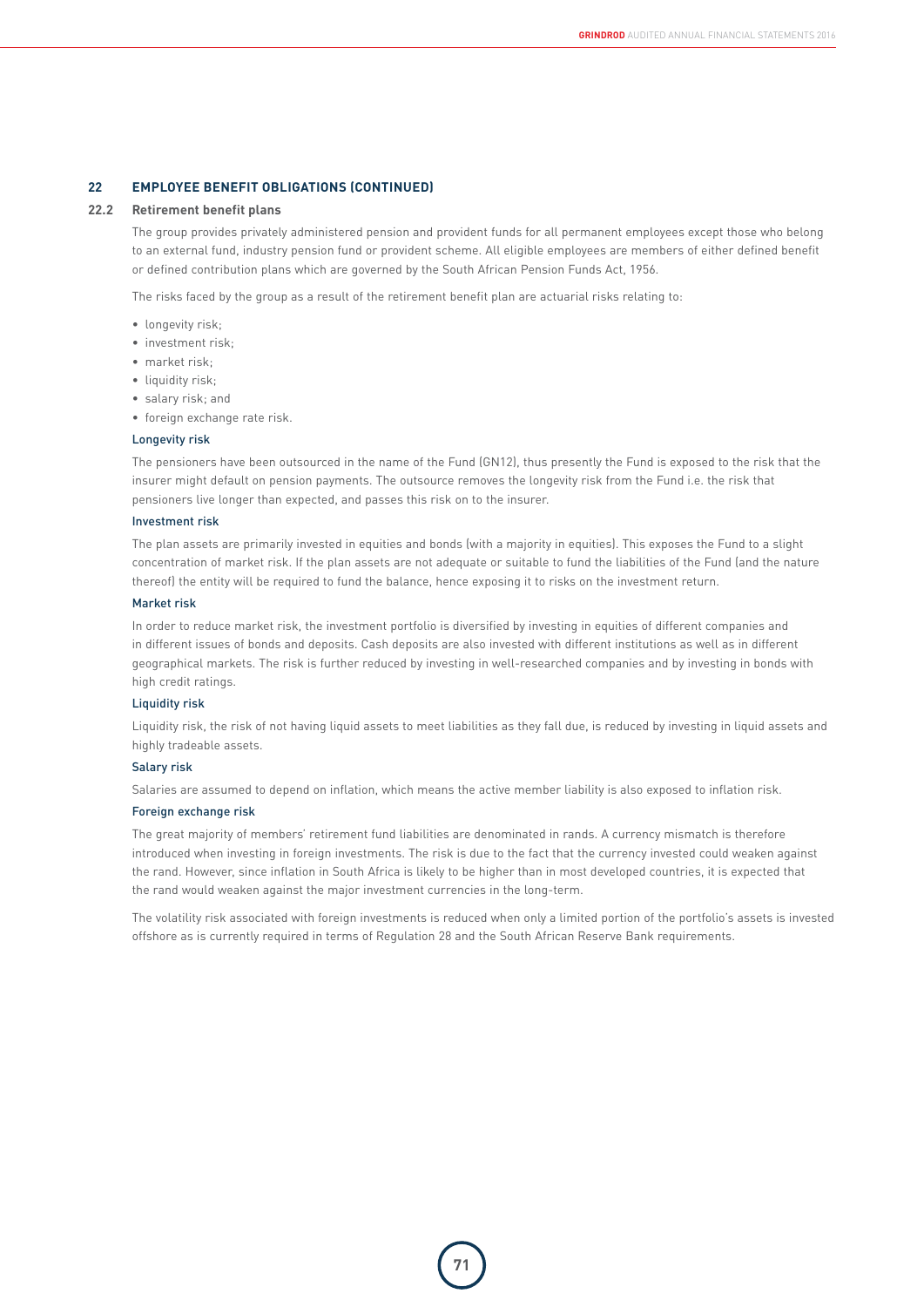## 22 EMPLOYEE BENEFIT OBLIGATIONS (CONTINUED)

### 22.2 Retirement benefit plans

The group provides privately administered pension and provident funds for all permanent employees except those who belong to an external fund, industry pension fund or provident scheme. All eligible employees are members of either defined benefit or defined contribution plans which are governed by the South African Pension Funds Act, 1956.

The risks faced by the group as a result of the retirement benefit plan are actuarial risks relating to:

- longevity risk;
- investment risk;
- market risk;
- liquidity risk;
- salary risk; and
- foreign exchange rate risk.

#### Longevity risk

The pensioners have been outsourced in the name of the Fund (GN12), thus presently the Fund is exposed to the risk that the insurer might default on pension payments. The outsource removes the longevity risk from the Fund i.e. the risk that pensioners live longer than expected, and passes this risk on to the insurer.

#### Investment risk

The plan assets are primarily invested in equities and bonds (with a majority in equities). This exposes the Fund to a slight concentration of market risk. If the plan assets are not adequate or suitable to fund the liabilities of the Fund (and the nature thereof) the entity will be required to fund the balance, hence exposing it to risks on the investment return.

#### Market risk

In order to reduce market risk, the investment portfolio is diversified by investing in equities of different companies and in different issues of bonds and deposits. Cash deposits are also invested with different institutions as well as in different geographical markets. The risk is further reduced by investing in well-researched companies and by investing in bonds with high credit ratings.

#### Liquidity risk

Liquidity risk, the risk of not having liquid assets to meet liabilities as they fall due, is reduced by investing in liquid assets and highly tradeable assets.

#### Salary risk

Salaries are assumed to depend on inflation, which means the active member liability is also exposed to inflation risk.

#### Foreign exchange risk

The great majority of members' retirement fund liabilities are denominated in rands. A currency mismatch is therefore introduced when investing in foreign investments. The risk is due to the fact that the currency invested could weaken against the rand. However, since inflation in South Africa is likely to be higher than in most developed countries, it is expected that the rand would weaken against the major investment currencies in the long-term.

The volatility risk associated with foreign investments is reduced when only a limited portion of the portfolio's assets is invested offshore as is currently required in terms of Regulation 28 and the South African Reserve Bank requirements.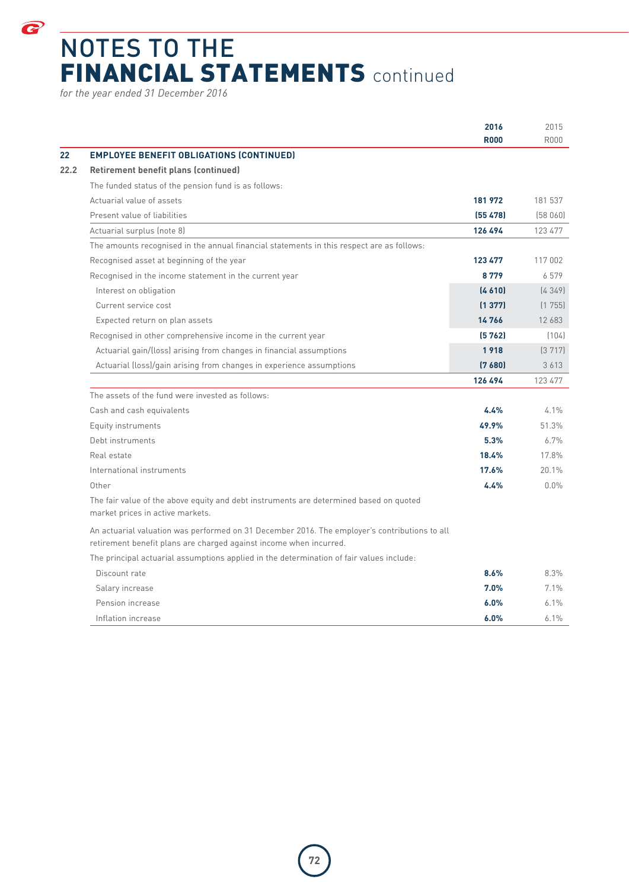# NOTES TO THE FINANCIAL STATEMENTS continued

*for the year ended 31 December 2016*

| | | 2016 R000 | 2015 R000 |
|---|---|---|---|
| **22** | **EMPLOYEE BENEFIT OBLIGATIONS (CONTINUED)** | | |
| **22.2** | **Retirement benefit plans (continued)** | | |
| | The funded status of the pension fund is as follows: | | |
| | Actuarial value of assets | **181 972** | 181 537 |
| | Present value of liabilities | **(55 478)** | (58 060) |
| | Actuarial surplus (note 8) | **126 494** | 123 477 |
| | The amounts recognised in the annual financial statements in this respect are as follows: | | |
| | Recognised asset at beginning of the year | **123 477** | 117 002 |
| | Recognised in the income statement in the current year | **8 779** | 6 579 |
| | Interest on obligation | **(4 610)** | (4 349) |
| | Current service cost | **(1 377)** | (1 755) |
| | Expected return on plan assets | **14 766** | 12 683 |
| | Recognised in other comprehensive income in the current year | **(5 762)** | (104) |
| | Actuarial gain/(loss) arising from changes in financial assumptions | **1 918** | (3 717) |
| | Actuarial (loss)/gain arising from changes in experience assumptions | **(7 680)** | 3 613 |
| | | **126 494** | 123 477 |
| | The assets of the fund were invested as follows: | | |
| | Cash and cash equivalents | **4.4%** | 4.1% |
| | Equity instruments | **49.9%** | 51.3% |
| | Debt instruments | **5.3%** | 6.7% |
| | Real estate | **18.4%** | 17.8% |
| | International instruments | **17.6%** | 20.1% |
| | Other | **4.4%** | 0.0% |

The fair value of the above equity and debt instruments are determined based on quoted market prices in active markets.

An actuarial valuation was performed on 31 December 2016. The employer's contributions to all retirement benefit plans are charged against income when incurred.

The principal actuarial assumptions applied in the determination of fair values include:

| | 2016 | 2015 |
|---|---|---|
| Discount rate | **8.6%** | 8.3% |
| Salary increase | **7.0%** | 7.1% |
| Pension increase | **6.0%** | 6.1% |
| Inflation increase | **6.0%** | 6.1% |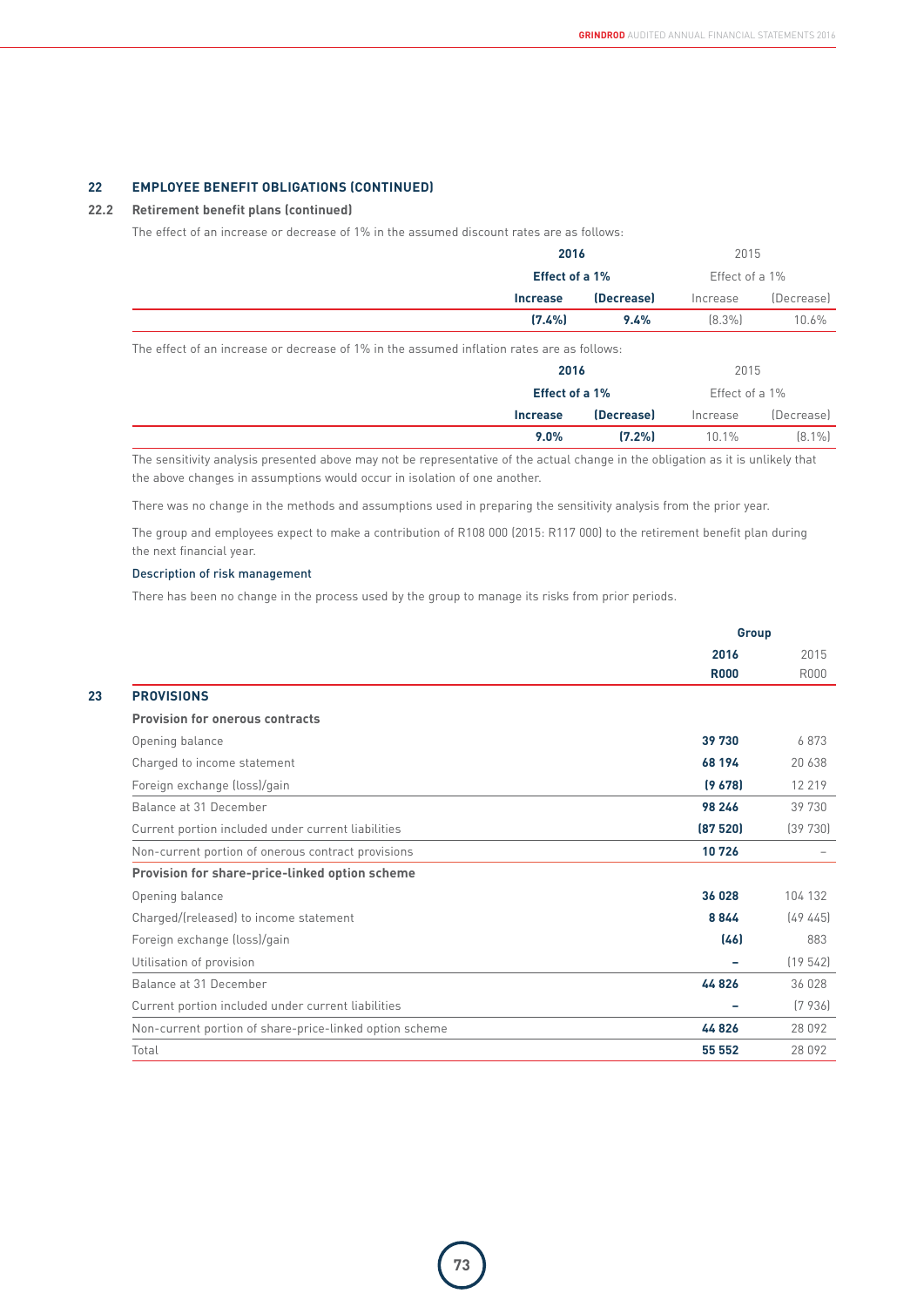## 22 EMPLOYEE BENEFIT OBLIGATIONS (CONTINUED)

### 22.2 Retirement benefit plans (continued)

The effect of an increase or decrease of 1% in the assumed discount rates are as follows:

| | 2016 | | 2015 | |
|---|---|---|---|---|
| | **Effect of a 1%** | | Effect of a 1% | |
| | **Increase** | **(Decrease)** | Increase | (Decrease) |
| | **(7.4%)** | **9.4%** | (8.3%) | 10.6% |

The effect of an increase or decrease of 1% in the assumed inflation rates are as follows:

| | 2016 | | 2015 | |
|---|---|---|---|---|
| | **Effect of a 1%** | | Effect of a 1% | |
| | **Increase** | **(Decrease)** | Increase | (Decrease) |
| | **9.0%** | **(7.2%)** | 10.1% | (8.1%) |

The sensitivity analysis presented above may not be representative of the actual change in the obligation as it is unlikely that the above changes in assumptions would occur in isolation of one another.

There was no change in the methods and assumptions used in preparing the sensitivity analysis from the prior year.

The group and employees expect to make a contribution of R108 000 (2015: R117 000) to the retirement benefit plan during the next financial year.

#### Description of risk management

There has been no change in the process used by the group to manage its risks from prior periods.

## 23 PROVISIONS

| | Group | |
|---|---|---|
| | **2016** | 2015 |
| | **R000** | R000 |
| **Provision for onerous contracts** | | |
| Opening balance | **39 730** | 6 873 |
| Charged to income statement | **68 194** | 20 638 |
| Foreign exchange (loss)/gain | **(9 678)** | 12 219 |
| Balance at 31 December | **98 246** | 39 730 |
| Current portion included under current liabilities | **(87 520)** | (39 730) |
| Non-current portion of onerous contract provisions | **10 726** | – |
| **Provision for share-price-linked option scheme** | | |
| Opening balance | **36 028** | 104 132 |
| Charged/(released) to income statement | **8 844** | (49 445) |
| Foreign exchange (loss)/gain | **(46)** | 883 |
| Utilisation of provision | **–** | (19 542) |
| Balance at 31 December | **44 826** | 36 028 |
| Current portion included under current liabilities | **–** | (7 936) |
| Non-current portion of share-price-linked option scheme | **44 826** | 28 092 |
| Total | **55 552** | 28 092 |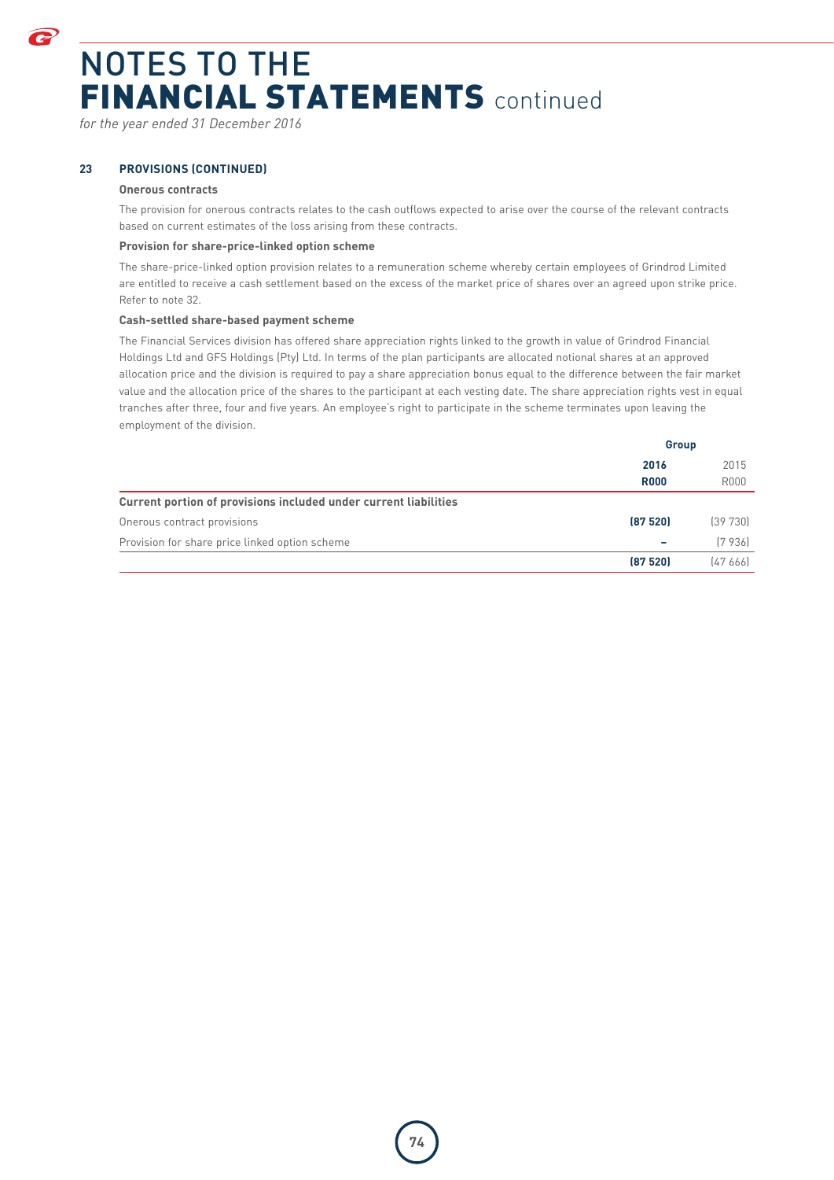# NOTES TO THE FINANCIAL STATEMENTS continued

*for the year ended 31 December 2016*

## 23 PROVISIONS (CONTINUED)

### Onerous contracts

The provision for onerous contracts relates to the cash outflows expected to arise over the course of the relevant contracts based on current estimates of the loss arising from these contracts.

### Provision for share-price-linked option scheme

The share-price-linked option provision relates to a remuneration scheme whereby certain employees of Grindrod Limited are entitled to receive a cash settlement based on the excess of the market price of shares over an agreed upon strike price. Refer to note 32.

### Cash-settled share-based payment scheme

The Financial Services division has offered share appreciation rights linked to the growth in value of Grindrod Financial Holdings Ltd and GFS Holdings (Pty) Ltd. In terms of the plan participants are allocated notional shares at an approved allocation price and the division is required to pay a share appreciation bonus equal to the difference between the fair market value and the allocation price of the shares to the participant at each vesting date. The share appreciation rights vest in equal tranches after three, four and five years. An employee's right to participate in the scheme terminates upon leaving the employment of the division.

| | Group | |
|---|---|---|
| | **2016** | 2015 |
| | **R000** | R000 |
| **Current portion of provisions included under current liabilities** | | |
| Onerous contract provisions | **(87 520)** | (39 730) |
| Provision for share price linked option scheme | **–** | (7 936) |
| | **(87 520)** | (47 666) |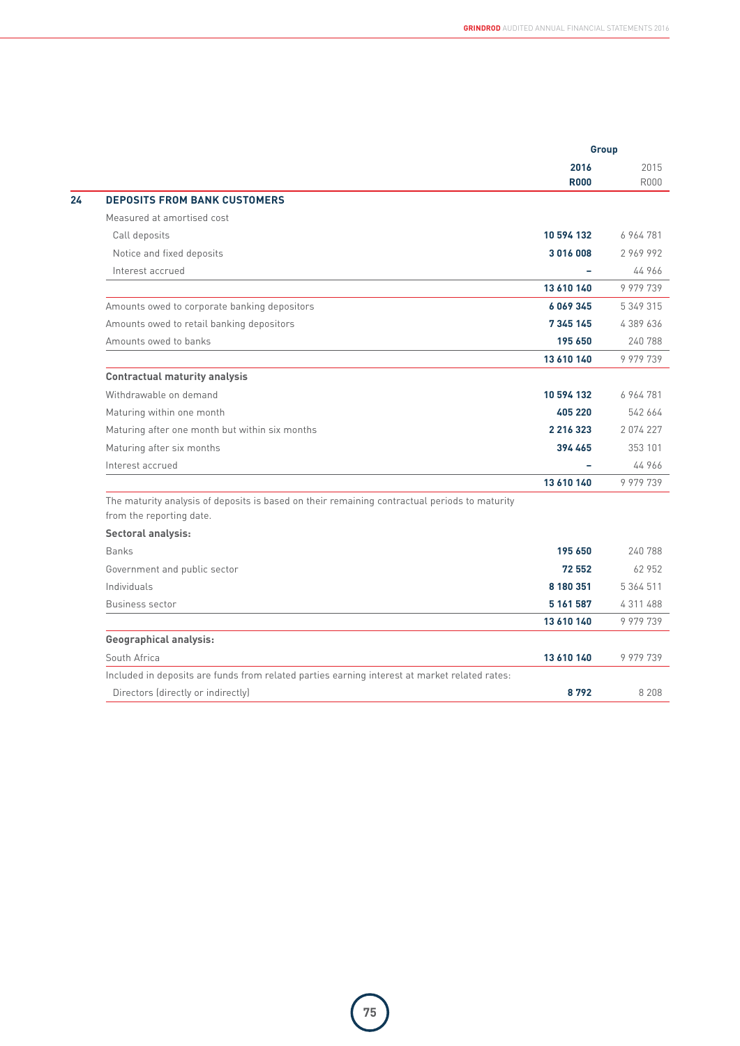## 24 DEPOSITS FROM BANK CUSTOMERS

| | Group 2016 R000 | Group 2015 R000 |
|---|---|---|
| Measured at amortised cost | | |
| Call deposits | **10 594 132** | 6 964 781 |
| Notice and fixed deposits | **3 016 008** | 2 969 992 |
| Interest accrued | **–** | 44 966 |
| | **13 610 140** | 9 979 739 |
| Amounts owed to corporate banking depositors | **6 069 345** | 5 349 315 |
| Amounts owed to retail banking depositors | **7 345 145** | 4 389 636 |
| Amounts owed to banks | **195 650** | 240 788 |
| | **13 610 140** | 9 979 739 |
| **Contractual maturity analysis** | | |
| Withdrawable on demand | **10 594 132** | 6 964 781 |
| Maturing within one month | **405 220** | 542 664 |
| Maturing after one month but within six months | **2 216 323** | 2 074 227 |
| Maturing after six months | **394 465** | 353 101 |
| Interest accrued | **–** | 44 966 |
| | **13 610 140** | 9 979 739 |
| The maturity analysis of deposits is based on their remaining contractual periods to maturity from the reporting date. | | |
| **Sectoral analysis:** | | |
| Banks | **195 650** | 240 788 |
| Government and public sector | **72 552** | 62 952 |
| Individuals | **8 180 351** | 5 364 511 |
| Business sector | **5 161 587** | 4 311 488 |
| | **13 610 140** | 9 979 739 |
| **Geographical analysis:** | | |
| South Africa | **13 610 140** | 9 979 739 |
| Included in deposits are funds from related parties earning interest at market related rates: | | |
| Directors (directly or indirectly) | **8 792** | 8 208 |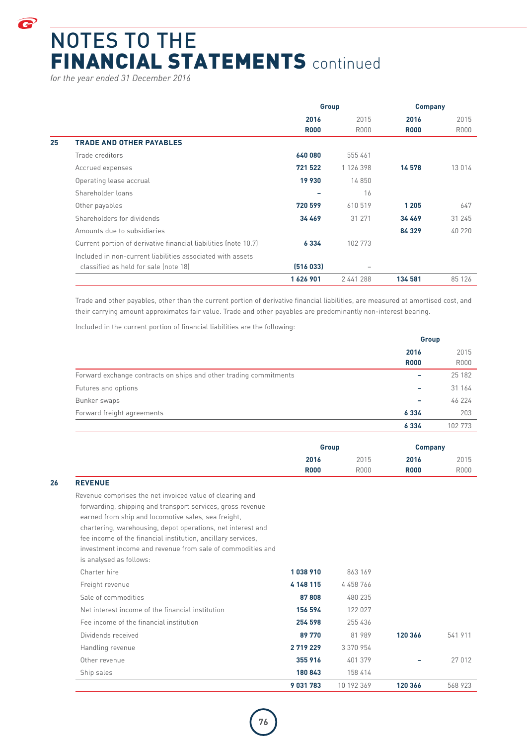# NOTES TO THE FINANCIAL STATEMENTS continued

*for the year ended 31 December 2016*

| | | Group | | Company | |
|---|---|---|---|---|---|
| | | **2016** | 2015 | **2016** | 2015 |
| | | **R000** | R000 | **R000** | R000 |
| **25** | **TRADE AND OTHER PAYABLES** | | | | |
| | Trade creditors | **640 080** | 555 461 | | |
| | Accrued expenses | **721 522** | 1 126 398 | **14 578** | 13 014 |
| | Operating lease accrual | **19 930** | 14 850 | | |
| | Shareholder loans | **–** | 16 | | |
| | Other payables | **720 599** | 610 519 | **1 205** | 647 |
| | Shareholders for dividends | **34 469** | 31 271 | **34 469** | 31 245 |
| | Amounts due to subsidiaries | | | **84 329** | 40 220 |
| | Current portion of derivative financial liabilities (note 10.7) | **6 334** | 102 773 | | |
| | Included in non-current liabilities associated with assets classified as held for sale (note 18) | **(516 033)** | – | | |
| | | **1 626 901** | 2 441 288 | **134 581** | 85 126 |

Trade and other payables, other than the current portion of derivative financial liabilities, are measured at amortised cost, and their carrying amount approximates fair value. Trade and other payables are predominantly non-interest bearing.

Included in the current portion of financial liabilities are the following:

| | Group | |
|---|---|---|
| | **2016** | 2015 |
| | **R000** | R000 |
| Forward exchange contracts on ships and other trading commitments | **–** | 25 182 |
| Futures and options | **–** | 31 164 |
| Bunker swaps | **–** | 46 224 |
| Forward freight agreements | **6 334** | 203 |
| | **6 334** | 102 773 |

| | | Group | | Company | |
|---|---|---|---|---|---|
| | | **2016** | 2015 | **2016** | 2015 |
| | | **R000** | R000 | **R000** | R000 |
| **26** | **REVENUE** | | | | |
| | Revenue comprises the net invoiced value of clearing and forwarding, shipping and transport services, gross revenue earned from ship and locomotive sales, sea freight, chartering, warehousing, depot operations, net interest and fee income of the financial institution, ancillary services, investment income and revenue from sale of commodities and is analysed as follows: | | | | |
| | Charter hire | **1 038 910** | 863 169 | | |
| | Freight revenue | **4 148 115** | 4 458 766 | | |
| | Sale of commodities | **87 808** | 480 235 | | |
| | Net interest income of the financial institution | **156 594** | 122 027 | | |
| | Fee income of the financial institution | **254 598** | 255 436 | | |
| | Dividends received | **89 770** | 81 989 | **120 366** | 541 911 |
| | Handling revenue | **2 719 229** | 3 370 954 | | |
| | Other revenue | **355 916** | 401 379 | **–** | 27 012 |
| | Ship sales | **180 843** | 158 414 | | |
| | | **9 031 783** | 10 192 369 | **120 366** | 568 923 |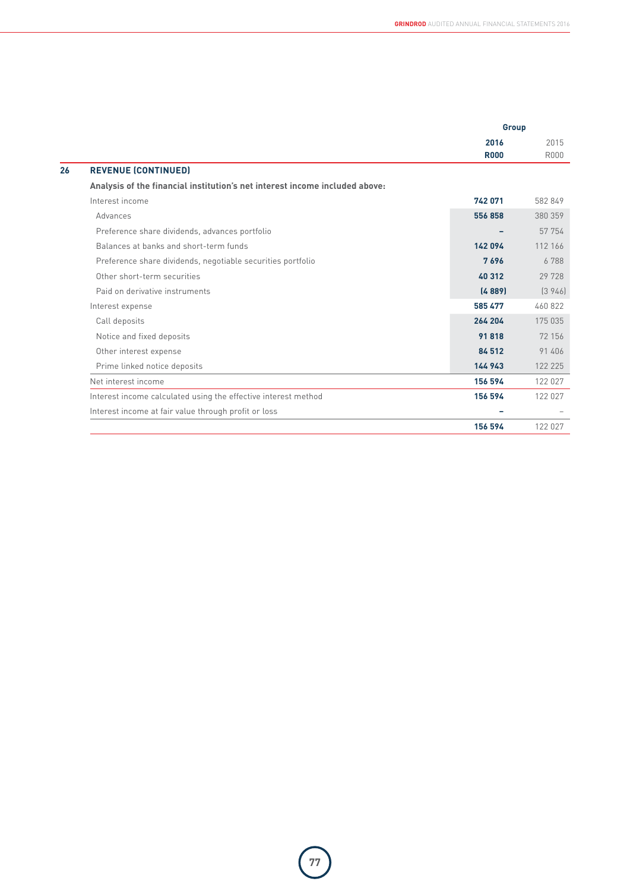| | Group | |
|---|---|---|
| | **2016** | 2015 |
| | **R000** | R000 |
| **26 REVENUE (CONTINUED)** | | |
| **Analysis of the financial institution's net interest income included above:** | | |
| Interest income | **742 071** | 582 849 |
| Advances | **556 858** | 380 359 |
| Preference share dividends, advances portfolio | **–** | 57 754 |
| Balances at banks and short-term funds | **142 094** | 112 166 |
| Preference share dividends, negotiable securities portfolio | **7 696** | 6 788 |
| Other short-term securities | **40 312** | 29 728 |
| Paid on derivative instruments | **(4 889)** | (3 946) |
| Interest expense | **585 477** | 460 822 |
| Call deposits | **264 204** | 175 035 |
| Notice and fixed deposits | **91 818** | 72 156 |
| Other interest expense | **84 512** | 91 406 |
| Prime linked notice deposits | **144 943** | 122 225 |
| Net interest income | **156 594** | 122 027 |
| Interest income calculated using the effective interest method | **156 594** | 122 027 |
| Interest income at fair value through profit or loss | **–** | – |
| | **156 594** | 122 027 |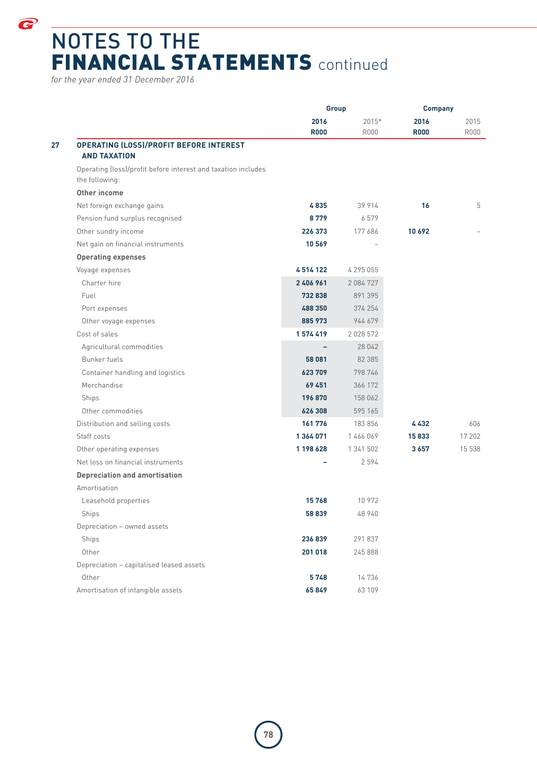# NOTES TO THE FINANCIAL STATEMENTS continued

*for the year ended 31 December 2016*

| | | Group | | Company | |
|---|---|---|---|---|---|
| | | **2016** | 2015* | **2016** | 2015 |
| | | **R000** | R000 | **R000** | R000 |
| **27** | **OPERATING (LOSS)/PROFIT BEFORE INTEREST AND TAXATION** | | | | |
| | Operating (loss)/profit before interest and taxation includes the following: | | | | |
| | **Other income** | | | | |
| | Net foreign exchange gains | **4 835** | 39 914 | **16** | 5 |
| | Pension fund surplus recognised | **8 779** | 6 579 | | |
| | Other sundry income | **226 373** | 177 686 | **10 692** | – |
| | Net gain on financial instruments | **10 569** | – | | |
| | **Operating expenses** | | | | |
| | Voyage expenses | **4 514 122** | 4 295 055 | | |
| | Charter hire | **2 406 961** | 2 084 727 | | |
| | Fuel | **732 838** | 891 395 | | |
| | Port expenses | **488 350** | 374 254 | | |
| | Other voyage expenses | **885 973** | 944 679 | | |
| | Cost of sales | **1 574 419** | 2 028 572 | | |
| | Agricultural commodities | **–** | 28 042 | | |
| | Bunker fuels | **58 081** | 82 385 | | |
| | Container handling and logistics | **623 709** | 798 746 | | |
| | Merchandise | **69 451** | 366 172 | | |
| | Ships | **196 870** | 158 062 | | |
| | Other commodities | **626 308** | 595 165 | | |
| | Distribution and selling costs | **161 776** | 183 856 | **4 432** | 606 |
| | Staff costs | **1 364 071** | 1 466 069 | **15 833** | 17 202 |
| | Other operating expenses | **1 198 628** | 1 341 502 | **3 657** | 15 538 |
| | Net loss on financial instruments | **–** | 2 594 | | |
| | **Depreciation and amortisation** | | | | |
| | Amortisation | | | | |
| | Leasehold properties | **15 768** | 10 972 | | |
| | Ships | **58 839** | 48 940 | | |
| | Depreciation – owned assets | | | | |
| | Ships | **236 839** | 291 837 | | |
| | Other | **201 018** | 245 888 | | |
| | Depreciation – capitalised leased assets | | | | |
| | Other | **5 748** | 14 736 | | |
| | Amortisation of intangible assets | **65 849** | 63 109 | | |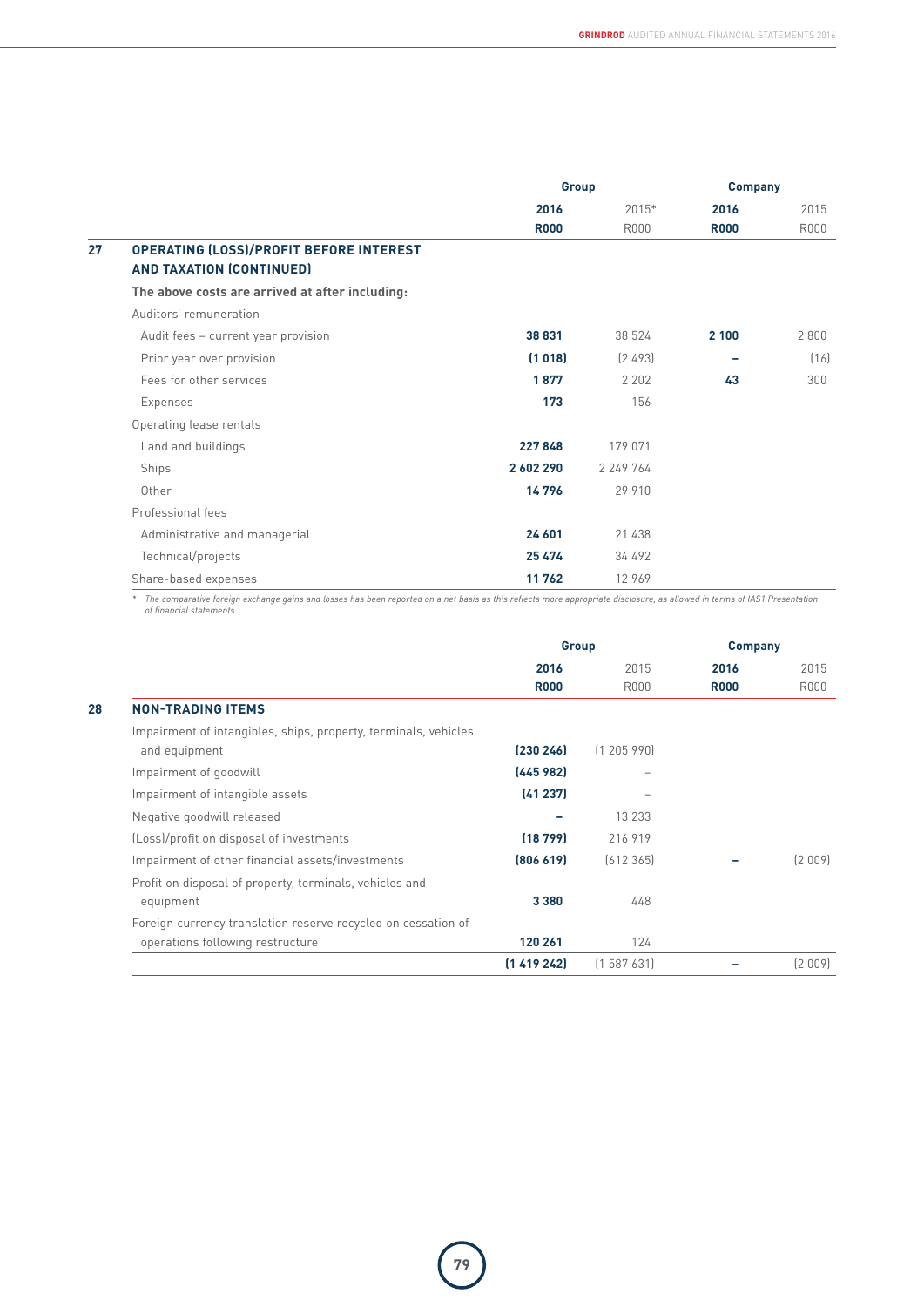| | Group | | Company | |
|---|---|---|---|---|
| | **2016** | 2015* | **2016** | 2015 |
| | **R000** | R000 | **R000** | R000 |
| **27 OPERATING (LOSS)/PROFIT BEFORE INTEREST AND TAXATION (CONTINUED)** | | | | |
| **The above costs are arrived at after including:** | | | | |
| Auditors' remuneration | | | | |
| Audit fees – current year provision | **38 831** | 38 524 | **2 100** | 2 800 |
| Prior year over provision | **(1 018)** | (2 493) | **–** | (16) |
| Fees for other services | **1 877** | 2 202 | **43** | 300 |
| Expenses | **173** | 156 | | |
| Operating lease rentals | | | | |
| Land and buildings | **227 848** | 179 071 | | |
| Ships | **2 602 290** | 2 249 764 | | |
| Other | **14 796** | 29 910 | | |
| Professional fees | | | | |
| Administrative and managerial | **24 601** | 21 438 | | |
| Technical/projects | **25 474** | 34 492 | | |
| Share-based expenses | **11 762** | 12 969 | | |

* *The comparative foreign exchange gains and losses has been reported on a net basis as this reflects more appropriate disclosure, as allowed in terms of IAS1 Presentation of financial statements.*

| | Group | | Company | |
|---|---|---|---|---|
| | **2016** | 2015 | **2016** | 2015 |
| | **R000** | R000 | **R000** | R000 |
| **28 NON-TRADING ITEMS** | | | | |
| Impairment of intangibles, ships, property, terminals, vehicles and equipment | **(230 246)** | (1 205 990) | | |
| Impairment of goodwill | **(445 982)** | – | | |
| Impairment of intangible assets | **(41 237)** | – | | |
| Negative goodwill released | **–** | 13 233 | | |
| (Loss)/profit on disposal of investments | **(18 799)** | 216 919 | | |
| Impairment of other financial assets/investments | **(806 619)** | (612 365) | **–** | (2 009) |
| Profit on disposal of property, terminals, vehicles and equipment | **3 380** | 448 | | |
| Foreign currency translation reserve recycled on cessation of operations following restructure | **120 261** | 124 | | |
| | **(1 419 242)** | (1 587 631) | **–** | (2 009) |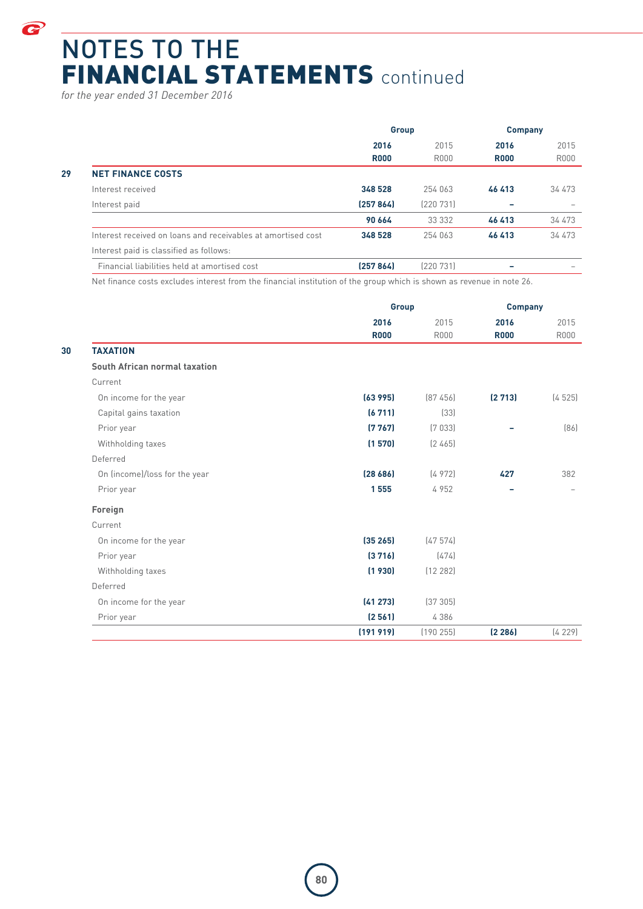# NOTES TO THE FINANCIAL STATEMENTS continued

*for the year ended 31 December 2016*

| | | Group | | Company | |
|---|---|---|---|---|---|
| | | **2016** | 2015 | **2016** | 2015 |
| | | **R000** | R000 | **R000** | R000 |
| **29** | **NET FINANCE COSTS** | | | | |
| | Interest received | **348 528** | 254 063 | **46 413** | 34 473 |
| | Interest paid | **(257 864)** | (220 731) | **–** | – |
| | | **90 664** | 33 332 | **46 413** | 34 473 |
| | Interest received on loans and receivables at amortised cost | **348 528** | 254 063 | **46 413** | 34 473 |
| | Interest paid is classified as follows: | | | | |
| | Financial liabilities held at amortised cost | **(257 864)** | (220 731) | **–** | – |

Net finance costs excludes interest from the financial institution of the group which is shown as revenue in note 26.

| | | Group | | Company | |
|---|---|---|---|---|---|
| | | **2016** | 2015 | **2016** | 2015 |
| | | **R000** | R000 | **R000** | R000 |
| **30** | **TAXATION** | | | | |
| | **South African normal taxation** | | | | |
| | Current | | | | |
| | On income for the year | **(63 995)** | (87 456) | **(2 713)** | (4 525) |
| | Capital gains taxation | **(6 711)** | (33) | | |
| | Prior year | **(7 767)** | (7 033) | **–** | (86) |
| | Withholding taxes | **(1 570)** | (2 465) | | |
| | Deferred | | | | |
| | On (income)/loss for the year | **(28 686)** | (4 972) | **427** | 382 |
| | Prior year | **1 555** | 4 952 | **–** | – |
| | **Foreign** | | | | |
| | Current | | | | |
| | On income for the year | **(35 265)** | (47 574) | | |
| | Prior year | **(3 716)** | (474) | | |
| | Withholding taxes | **(1 930)** | (12 282) | | |
| | Deferred | | | | |
| | On income for the year | **(41 273)** | (37 305) | | |
| | Prior year | **(2 561)** | 4 386 | | |
| | | **(191 919)** | (190 255) | **(2 286)** | (4 229) |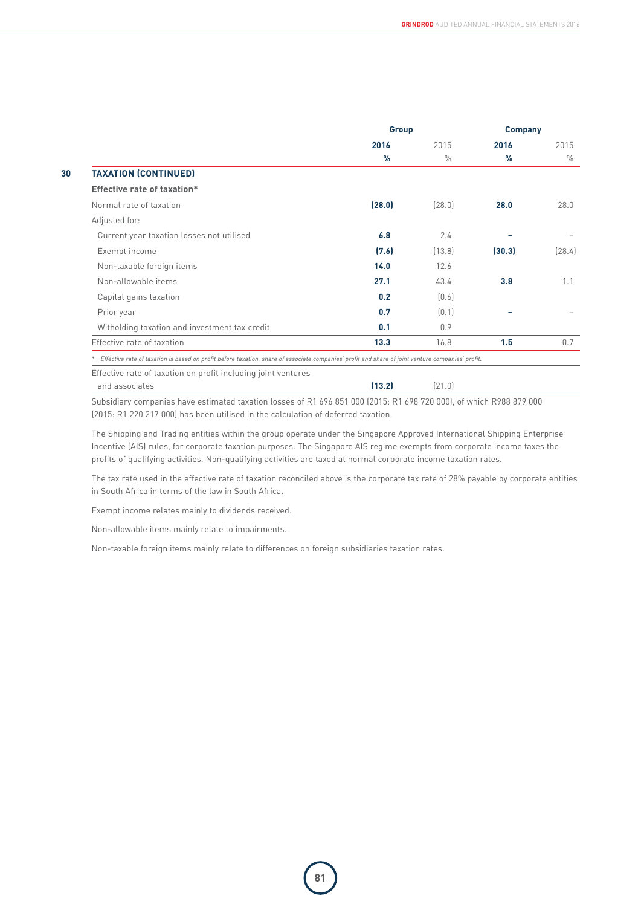## 30 TAXATION (CONTINUED)

| | Group | | Company | |
|---|---|---|---|---|
| | **2016** | 2015 | **2016** | 2015 |
| | **%** | % | **%** | % |
| **Effective rate of taxation*** | | | | |
| Normal rate of taxation | **(28.0)** | (28.0) | **28.0** | 28.0 |
| Adjusted for: | | | | |
| Current year taxation losses not utilised | **6.8** | 2.4 | **–** | – |
| Exempt income | **(7.6)** | (13.8) | **(30.3)** | (28.4) |
| Non-taxable foreign items | **14.0** | 12.6 | | |
| Non-allowable items | **27.1** | 43.4 | **3.8** | 1.1 |
| Capital gains taxation | **0.2** | (0.6) | | |
| Prior year | **0.7** | (0.1) | **–** | – |
| Witholding taxation and investment tax credit | **0.1** | 0.9 | | |
| Effective rate of taxation | **13.3** | 16.8 | **1.5** | 0.7 |

*Effective rate of taxation is based on profit before taxation, share of associate companies' profit and share of joint venture companies' profit.*

| | Group | |
|---|---|---|
| | **2016** | 2015 |
| Effective rate of taxation on profit including joint ventures and associates | **(13.2)** | (21.0) |

Subsidiary companies have estimated taxation losses of R1 696 851 000 (2015: R1 698 720 000), of which R988 879 000 (2015: R1 220 217 000) has been utilised in the calculation of deferred taxation.

The Shipping and Trading entities within the group operate under the Singapore Approved International Shipping Enterprise Incentive (AIS) rules, for corporate taxation purposes. The Singapore AIS regime exempts from corporate income taxes the profits of qualifying activities. Non-qualifying activities are taxed at normal corporate income taxation rates.

The tax rate used in the effective rate of taxation reconciled above is the corporate tax rate of 28% payable by corporate entities in South Africa in terms of the law in South Africa.

Exempt income relates mainly to dividends received.

Non-allowable items mainly relate to impairments.

Non-taxable foreign items mainly relate to differences on foreign subsidiaries taxation rates.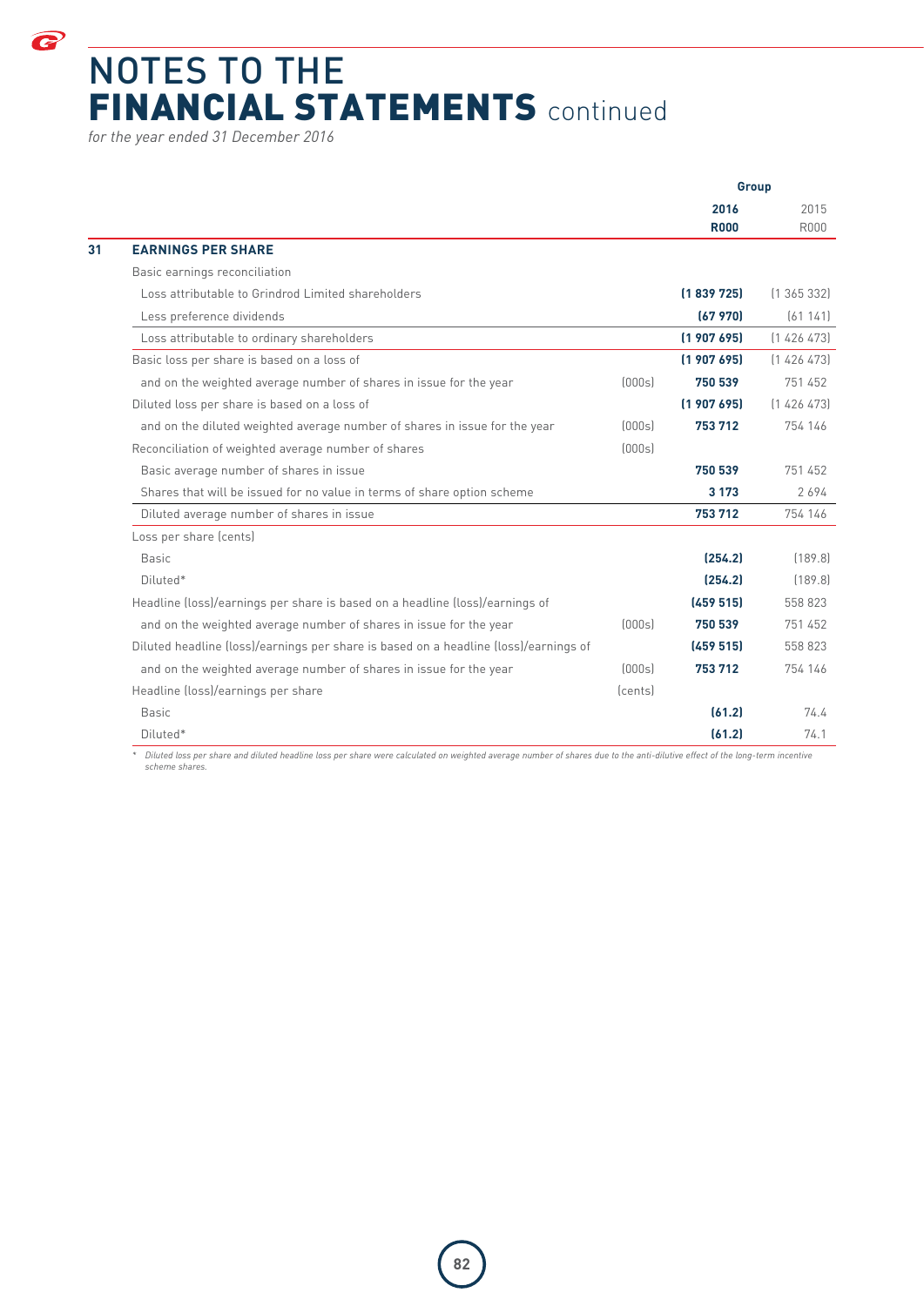# NOTES TO THE FINANCIAL STATEMENTS continued

*for the year ended 31 December 2016*

| | | | Group | |
|---|---|---|---|---|
| | | | **2016** | 2015 |
| | | | **R000** | R000 |
| **31** | **EARNINGS PER SHARE** | | | |
| | Basic earnings reconciliation | | | |
| | Loss attributable to Grindrod Limited shareholders | | **(1 839 725)** | (1 365 332) |
| | Less preference dividends | | **(67 970)** | (61 141) |
| | Loss attributable to ordinary shareholders | | **(1 907 695)** | (1 426 473) |
| | Basic loss per share is based on a loss of | | **(1 907 695)** | (1 426 473) |
| | and on the weighted average number of shares in issue for the year | (000s) | **750 539** | 751 452 |
| | Diluted loss per share is based on a loss of | | **(1 907 695)** | (1 426 473) |
| | and on the diluted weighted average number of shares in issue for the year | (000s) | **753 712** | 754 146 |
| | Reconciliation of weighted average number of shares | (000s) | | |
| | Basic average number of shares in issue | | **750 539** | 751 452 |
| | Shares that will be issued for no value in terms of share option scheme | | **3 173** | 2 694 |
| | Diluted average number of shares in issue | | **753 712** | 754 146 |
| | Loss per share (cents) | | | |
| | Basic | | **(254.2)** | (189.8) |
| | Diluted* | | **(254.2)** | (189.8) |
| | Headline (loss)/earnings per share is based on a headline (loss)/earnings of | | **(459 515)** | 558 823 |
| | and on the weighted average number of shares in issue for the year | (000s) | **750 539** | 751 452 |
| | Diluted headline (loss)/earnings per share is based on a headline (loss)/earnings of | | **(459 515)** | 558 823 |
| | and on the weighted average number of shares in issue for the year | (000s) | **753 712** | 754 146 |
| | Headline (loss)/earnings per share | (cents) | | |
| | Basic | | **(61.2)** | 74.4 |
| | Diluted* | | **(61.2)** | 74.1 |

\* *Diluted loss per share and diluted headline loss per share were calculated on weighted average number of shares due to the anti-dilutive effect of the long-term incentive scheme shares.*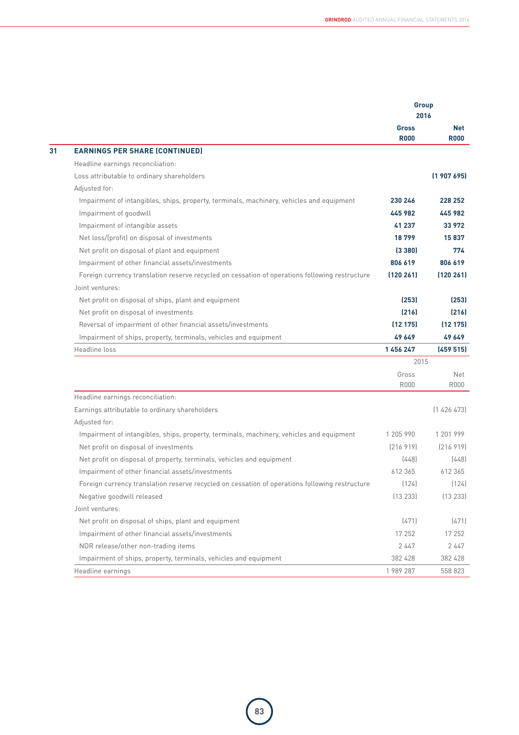| | Group 2016 | |
|---|---|---|
| | **Gross R000** | **Net R000** |
| **31 EARNINGS PER SHARE (CONTINUED)** | | |
| Headline earnings reconciliation: | | |
| Loss attributable to ordinary shareholders | | **(1 907 695)** |
| Adjusted for: | | |
| Impairment of intangibles, ships, property, terminals, machinery, vehicles and equipment | **230 246** | **228 252** |
| Impairment of goodwill | **445 982** | **445 982** |
| Impairment of intangible assets | **41 237** | **33 972** |
| Net loss/(profit) on disposal of investments | **18 799** | **15 837** |
| Net profit on disposal of plant and equipment | **(3 380)** | **774** |
| Impairment of other financial assets/investments | **806 619** | **806 619** |
| Foreign currency translation reserve recycled on cessation of operations following restructure | **(120 261)** | **(120 261)** |
| Joint ventures: | | |
| Net profit on disposal of ships, plant and equipment | **(253)** | **(253)** |
| Net profit on disposal of investments | **(216)** | **(216)** |
| Reversal of impairment of other financial assets/investments | **(12 175)** | **(12 175)** |
| Impairment of ships, property, terminals, vehicles and equipment | **49 649** | **49 649** |
| Headline loss | **1 456 247** | **(459 515)** |

| | 2015 | |
|---|---|---|
| | Gross R000 | Net R000 |
| Headline earnings reconciliation: | | |
| Earnings attributable to ordinary shareholders | | (1 426 473) |
| Adjusted for: | | |
| Impairment of intangibles, ships, property, terminals, machinery, vehicles and equipment | 1 205 990 | 1 201 999 |
| Net profit on disposal of investments | (216 919) | (216 919) |
| Net profit on disposal of property, terminals, vehicles and equipment | (448) | (448) |
| Impairment of other financial assets/investments | 612 365 | 612 365 |
| Foreign currency translation reserve recycled on cessation of operations following restructure | (124) | (124) |
| Negative goodwill released | (13 233) | (13 233) |
| Joint ventures: | | |
| Net profit on disposal of ships, plant and equipment | (471) | (471) |
| Impairment of other financial assets/investments | 17 252 | 17 252 |
| NDR release/other non-trading items | 2 447 | 2 447 |
| Impairment of ships, property, terminals, vehicles and equipment | 382 428 | 382 428 |
| Headline earnings | 1 989 287 | 558 823 |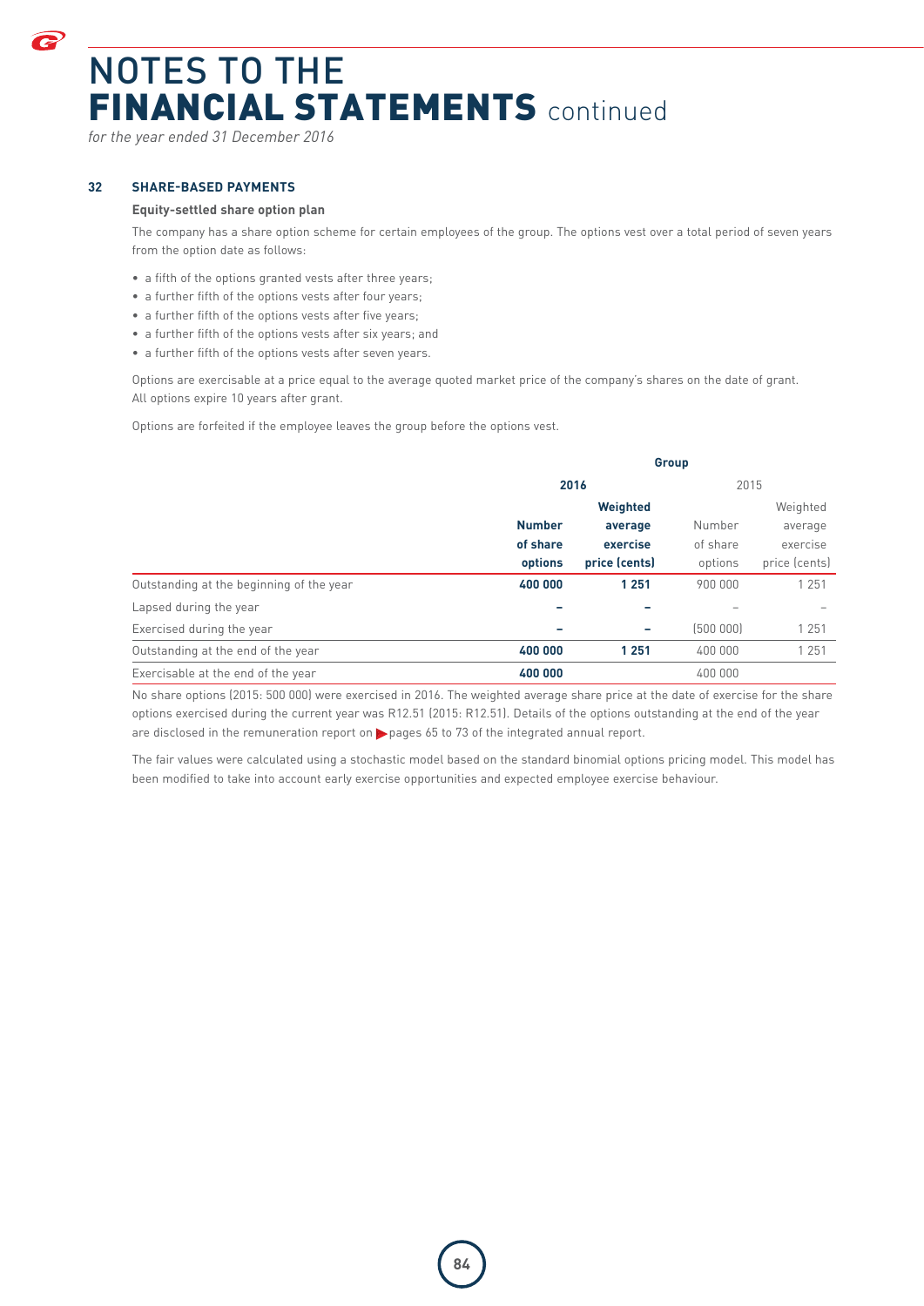# NOTES TO THE FINANCIAL STATEMENTS continued

*for the year ended 31 December 2016*

## 32 SHARE-BASED PAYMENTS

### Equity-settled share option plan

The company has a share option scheme for certain employees of the group. The options vest over a total period of seven years from the option date as follows:

- a fifth of the options granted vests after three years;
- a further fifth of the options vests after four years;
- a further fifth of the options vests after five years;
- a further fifth of the options vests after six years; and
- a further fifth of the options vests after seven years.

Options are exercisable at a price equal to the average quoted market price of the company's shares on the date of grant. All options expire 10 years after grant.

Options are forfeited if the employee leaves the group before the options vest.

| | Group | | | |
|---|---|---|---|---|
| | **2016** | | 2015 | |
| | **Number of share options** | **Weighted average exercise price (cents)** | Number of share options | Weighted average exercise price (cents) |
| Outstanding at the beginning of the year | **400 000** | **1 251** | 900 000 | 1 251 |
| Lapsed during the year | **–** | **–** | – | – |
| Exercised during the year | **–** | **–** | (500 000) | 1 251 |
| Outstanding at the end of the year | **400 000** | **1 251** | 400 000 | 1 251 |
| Exercisable at the end of the year | **400 000** | | 400 000 | |

No share options (2015: 500 000) were exercised in 2016. The weighted average share price at the date of exercise for the share options exercised during the current year was R12.51 (2015: R12.51). Details of the options outstanding at the end of the year are disclosed in the remuneration report on pages 65 to 73 of the integrated annual report.

The fair values were calculated using a stochastic model based on the standard binomial options pricing model. This model has been modified to take into account early exercise opportunities and expected employee exercise behaviour.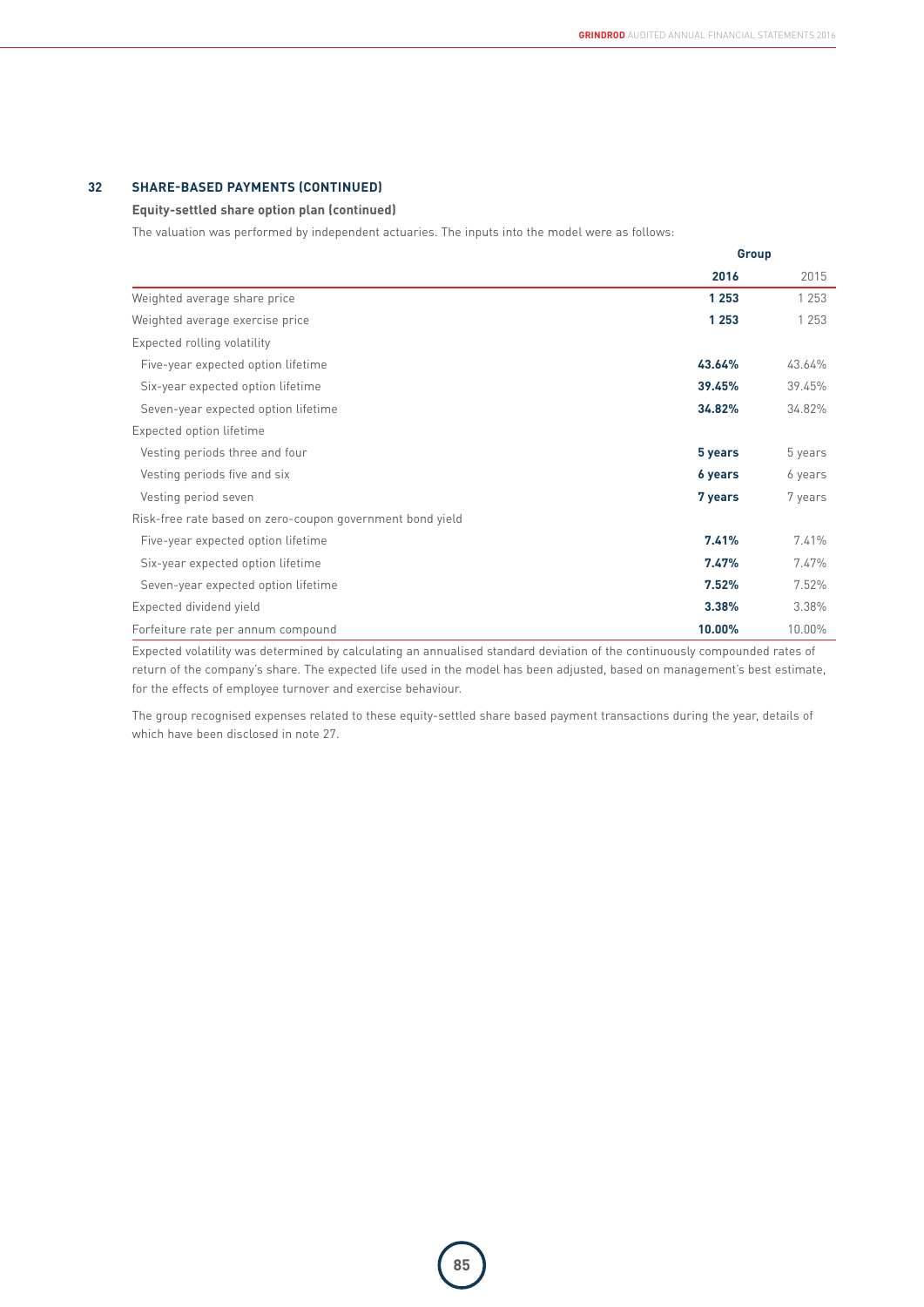## 32 SHARE-BASED PAYMENTS (CONTINUED)

### Equity-settled share option plan (continued)

The valuation was performed by independent actuaries. The inputs into the model were as follows:

| | Group | |
|---|---|---|
| | **2016** | 2015 |
| Weighted average share price | **1 253** | 1 253 |
| Weighted average exercise price | **1 253** | 1 253 |
| Expected rolling volatility | | |
| Five-year expected option lifetime | **43.64%** | 43.64% |
| Six-year expected option lifetime | **39.45%** | 39.45% |
| Seven-year expected option lifetime | **34.82%** | 34.82% |
| Expected option lifetime | | |
| Vesting periods three and four | **5 years** | 5 years |
| Vesting periods five and six | **6 years** | 6 years |
| Vesting period seven | **7 years** | 7 years |
| Risk-free rate based on zero-coupon government bond yield | | |
| Five-year expected option lifetime | **7.41%** | 7.41% |
| Six-year expected option lifetime | **7.47%** | 7.47% |
| Seven-year expected option lifetime | **7.52%** | 7.52% |
| Expected dividend yield | **3.38%** | 3.38% |
| Forfeiture rate per annum compound | **10.00%** | 10.00% |

Expected volatility was determined by calculating an annualised standard deviation of the continuously compounded rates of return of the company's share. The expected life used in the model has been adjusted, based on management's best estimate, for the effects of employee turnover and exercise behaviour.

The group recognised expenses related to these equity-settled share based payment transactions during the year, details of which have been disclosed in note 27.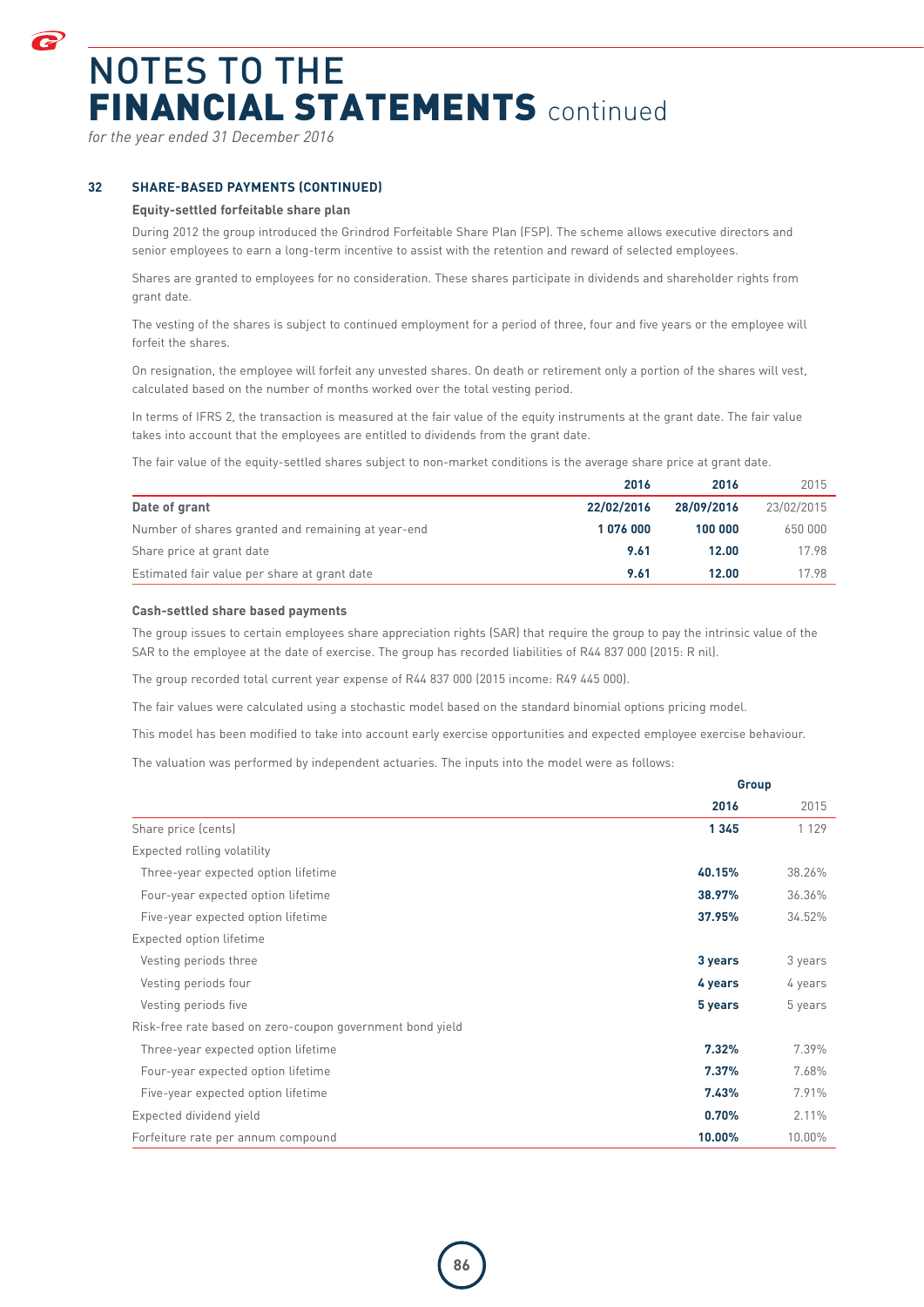# NOTES TO THE FINANCIAL STATEMENTS continued

*for the year ended 31 December 2016*

## 32 SHARE-BASED PAYMENTS (CONTINUED)

### Equity-settled forfeitable share plan

During 2012 the group introduced the Grindrod Forfeitable Share Plan (FSP). The scheme allows executive directors and senior employees to earn a long-term incentive to assist with the retention and reward of selected employees.

Shares are granted to employees for no consideration. These shares participate in dividends and shareholder rights from grant date.

The vesting of the shares is subject to continued employment for a period of three, four and five years or the employee will forfeit the shares.

On resignation, the employee will forfeit any unvested shares. On death or retirement only a portion of the shares will vest, calculated based on the number of months worked over the total vesting period.

In terms of IFRS 2, the transaction is measured at the fair value of the equity instruments at the grant date. The fair value takes into account that the employees are entitled to dividends from the grant date.

The fair value of the equity-settled shares subject to non-market conditions is the average share price at grant date.

| | **2016** | **2016** | 2015 |
|---|---|---|---|
| **Date of grant** | **22/02/2016** | **28/09/2016** | 23/02/2015 |
| Number of shares granted and remaining at year-end | **1 076 000** | **100 000** | 650 000 |
| Share price at grant date | **9.61** | **12.00** | 17.98 |
| Estimated fair value per share at grant date | **9.61** | **12.00** | 17.98 |

### Cash-settled share based payments

The group issues to certain employees share appreciation rights (SAR) that require the group to pay the intrinsic value of the SAR to the employee at the date of exercise. The group has recorded liabilities of R44 837 000 (2015: R nil).

The group recorded total current year expense of R44 837 000 (2015 income: R49 445 000).

The fair values were calculated using a stochastic model based on the standard binomial options pricing model.

This model has been modified to take into account early exercise opportunities and expected employee exercise behaviour.

The valuation was performed by independent actuaries. The inputs into the model were as follows:

| | **Group** | |
|---|---|---|
| | **2016** | 2015 |
| Share price (cents) | **1 345** | 1 129 |
| Expected rolling volatility | | |
| Three-year expected option lifetime | **40.15%** | 38.26% |
| Four-year expected option lifetime | **38.97%** | 36.36% |
| Five-year expected option lifetime | **37.95%** | 34.52% |
| Expected option lifetime | | |
| Vesting periods three | **3 years** | 3 years |
| Vesting periods four | **4 years** | 4 years |
| Vesting periods five | **5 years** | 5 years |
| Risk-free rate based on zero-coupon government bond yield | | |
| Three-year expected option lifetime | **7.32%** | 7.39% |
| Four-year expected option lifetime | **7.37%** | 7.68% |
| Five-year expected option lifetime | **7.43%** | 7.91% |
| Expected dividend yield | **0.70%** | 2.11% |
| Forfeiture rate per annum compound | **10.00%** | 10.00% |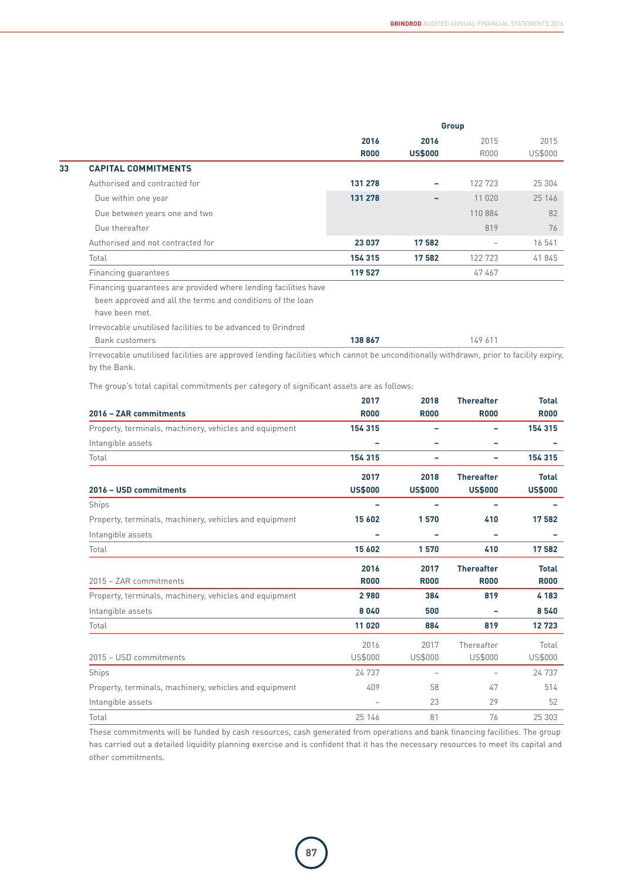| | Group | | | |
|---|---|---|---|---|
| | **2016** | **2016** | 2015 | 2015 |
| | **R000** | **US$000** | R000 | US$000 |
| **33 CAPITAL COMMITMENTS** | | | | |
| Authorised and contracted for | **131 278** | **–** | 122 723 | 25 304 |
| Due within one year | **131 278** | **–** | 11 020 | 25 146 |
| Due between years one and two | | | 110 884 | 82 |
| Due thereafter | | | 819 | 76 |
| Authorised and not contracted for | **23 037** | **17 582** | – | 16 541 |
| Total | **154 315** | **17 582** | 122 723 | 41 845 |
| Financing guarantees | **119 527** | | 47 467 | |
| Financing guarantees are provided where lending facilities have been approved and all the terms and conditions of the loan have been met. | | | | |
| Irrevocable unutilised facilities to be advanced to Grindrod Bank customers | **138 867** | | 149 611 | |

Irrevocable unutilised facilities are approved lending facilities which cannot be unconditionally withdrawn, prior to facility expiry, by the Bank.

The group's total capital commitments per category of significant assets are as follows:

| **2016 – ZAR commitments** | **2017 R000** | **2018 R000** | **Thereafter R000** | **Total R000** |
|---|---|---|---|---|
| Property, terminals, machinery, vehicles and equipment | **154 315** | **–** | **–** | **154 315** |
| Intangible assets | **–** | **–** | **–** | **–** |
| Total | **154 315** | **–** | **–** | **154 315** |

| **2016 – USD commitments** | **2017 US$000** | **2018 US$000** | **Thereafter US$000** | **Total US$000** |
|---|---|---|---|---|
| Ships | **–** | **–** | **–** | **–** |
| Property, terminals, machinery, vehicles and equipment | **15 602** | **1 570** | **410** | **17 582** |
| Intangible assets | **–** | **–** | **–** | **–** |
| Total | **15 602** | **1 570** | **410** | **17 582** |

| 2015 – ZAR commitments | **2016 R000** | **2017 R000** | **Thereafter R000** | **Total R000** |
|---|---|---|---|---|
| Property, terminals, machinery, vehicles and equipment | **2 980** | **384** | **819** | **4 183** |
| Intangible assets | **8 040** | **500** | **–** | **8 540** |
| Total | **11 020** | **884** | **819** | **12 723** |

| 2015 – USD commitments | 2016 US$000 | 2017 US$000 | Thereafter US$000 | Total US$000 |
|---|---|---|---|---|
| Ships | 24 737 | – | – | 24 737 |
| Property, terminals, machinery, vehicles and equipment | 409 | 58 | 47 | 514 |
| Intangible assets | – | 23 | 29 | 52 |
| Total | 25 146 | 81 | 76 | 25 303 |

These commitments will be funded by cash resources, cash generated from operations and bank financing facilities. The group has carried out a detailed liquidity planning exercise and is confident that it has the necessary resources to meet its capital and other commitments.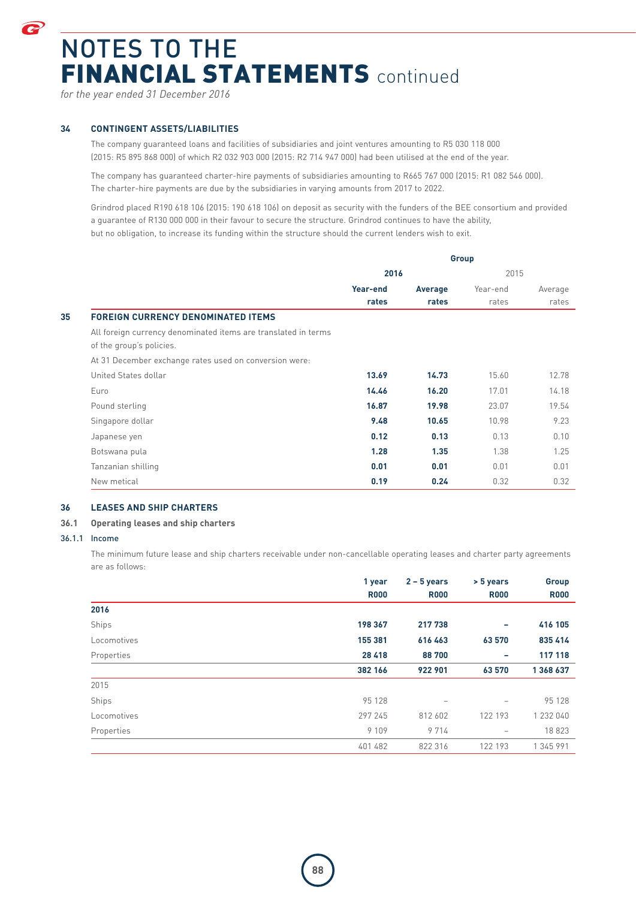# NOTES TO THE FINANCIAL STATEMENTS continued

*for the year ended 31 December 2016*

## 34 CONTINGENT ASSETS/LIABILITIES

The company guaranteed loans and facilities of subsidiaries and joint ventures amounting to R5 030 118 000 (2015: R5 895 868 000) of which R2 032 903 000 (2015: R2 714 947 000) had been utilised at the end of the year.

The company has guaranteed charter-hire payments of subsidiaries amounting to R665 767 000 (2015: R1 082 546 000). The charter-hire payments are due by the subsidiaries in varying amounts from 2017 to 2022.

Grindrod placed R190 618 106 (2015: 190 618 106) on deposit as security with the funders of the BEE consortium and provided a guarantee of R130 000 000 in their favour to secure the structure. Grindrod continues to have the ability, but no obligation, to increase its funding within the structure should the current lenders wish to exit.

## 35 FOREIGN CURRENCY DENOMINATED ITEMS

All foreign currency denominated items are translated in terms of the group's policies.

At 31 December exchange rates used on conversion were:

| | Group | | | |
|---|---|---|---|---|
| | 2016 | | 2015 | |
| | Year-end rates | Average rates | Year-end rates | Average rates |
| United States dollar | **13.69** | **14.73** | 15.60 | 12.78 |
| Euro | **14.46** | **16.20** | 17.01 | 14.18 |
| Pound sterling | **16.87** | **19.98** | 23.07 | 19.54 |
| Singapore dollar | **9.48** | **10.65** | 10.98 | 9.23 |
| Japanese yen | **0.12** | **0.13** | 0.13 | 0.10 |
| Botswana pula | **1.28** | **1.35** | 1.38 | 1.25 |
| Tanzanian shilling | **0.01** | **0.01** | 0.01 | 0.01 |
| New metical | **0.19** | **0.24** | 0.32 | 0.32 |

## 36 LEASES AND SHIP CHARTERS

### 36.1 Operating leases and ship charters

#### 36.1.1 Income

The minimum future lease and ship charters receivable under non-cancellable operating leases and charter party agreements are as follows:

| | 1 year R000 | 2 – 5 years R000 | > 5 years R000 | Group R000 |
|---|---|---|---|---|
| **2016** | | | | |
| Ships | **198 367** | **217 738** | **–** | **416 105** |
| Locomotives | **155 381** | **616 463** | **63 570** | **835 414** |
| Properties | **28 418** | **88 700** | **–** | **117 118** |
| | **382 166** | **922 901** | **63 570** | **1 368 637** |
| 2015 | | | | |
| Ships | 95 128 | – | – | 95 128 |
| Locomotives | 297 245 | 812 602 | 122 193 | 1 232 040 |
| Properties | 9 109 | 9 714 | – | 18 823 |
| | 401 482 | 822 316 | 122 193 | 1 345 991 |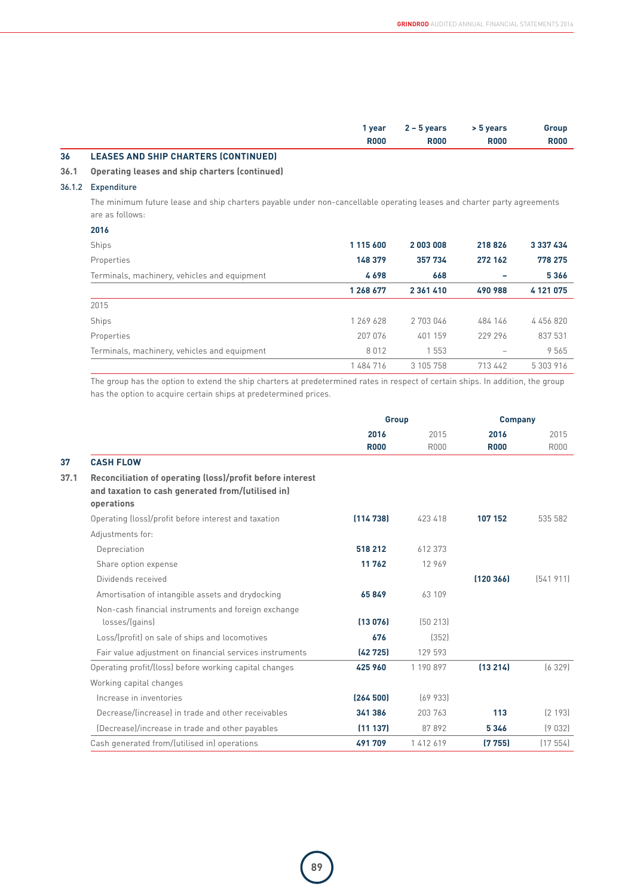## 36 LEASES AND SHIP CHARTERS (CONTINUED)

### 36.1 Operating leases and ship charters (continued)

#### 36.1.2 Expenditure

The minimum future lease and ship charters payable under non-cancellable operating leases and charter party agreements are as follows:

| | 1 year R000 | 2 – 5 years R000 | > 5 years R000 | Group R000 |
|---|---|---|---|---|
| **2016** | | | | |
| Ships | **1 115 600** | **2 003 008** | **218 826** | **3 337 434** |
| Properties | **148 379** | **357 734** | **272 162** | **778 275** |
| Terminals, machinery, vehicles and equipment | **4 698** | **668** | **–** | **5 366** |
| | **1 268 677** | **2 361 410** | **490 988** | **4 121 075** |
| 2015 | | | | |
| Ships | 1 269 628 | 2 703 046 | 484 146 | 4 456 820 |
| Properties | 207 076 | 401 159 | 229 296 | 837 531 |
| Terminals, machinery, vehicles and equipment | 8 012 | 1 553 | – | 9 565 |
| | 1 484 716 | 3 105 758 | 713 442 | 5 303 916 |

The group has the option to extend the ship charters at predetermined rates in respect of certain ships. In addition, the group has the option to acquire certain ships at predetermined prices.

## 37 CASH FLOW

### 37.1 Reconciliation of operating (loss)/profit before interest and taxation to cash generated from/(utilised in) operations

| | Group 2016 R000 | Group 2015 R000 | Company 2016 R000 | Company 2015 R000 |
|---|---|---|---|---|
| Operating (loss)/profit before interest and taxation | **(114 738)** | 423 418 | **107 152** | 535 582 |
| Adjustments for: | | | | |
| Depreciation | **518 212** | 612 373 | | |
| Share option expense | **11 762** | 12 969 | | |
| Dividends received | | | **(120 366)** | (541 911) |
| Amortisation of intangible assets and drydocking | **65 849** | 63 109 | | |
| Non-cash financial instruments and foreign exchange losses/(gains) | **(13 076)** | (50 213) | | |
| Loss/(profit) on sale of ships and locomotives | **676** | (352) | | |
| Fair value adjustment on financial services instruments | **(42 725)** | 129 593 | | |
| Operating profit/(loss) before working capital changes | **425 960** | 1 190 897 | **(13 214)** | (6 329) |
| Working capital changes | | | | |
| Increase in inventories | **(264 500)** | (69 933) | | |
| Decrease/(increase) in trade and other receivables | **341 386** | 203 763 | **113** | (2 193) |
| (Decrease)/increase in trade and other payables | **(11 137)** | 87 892 | **5 346** | (9 032) |
| Cash generated from/(utilised in) operations | **491 709** | 1 412 619 | **(7 755)** | (17 554) |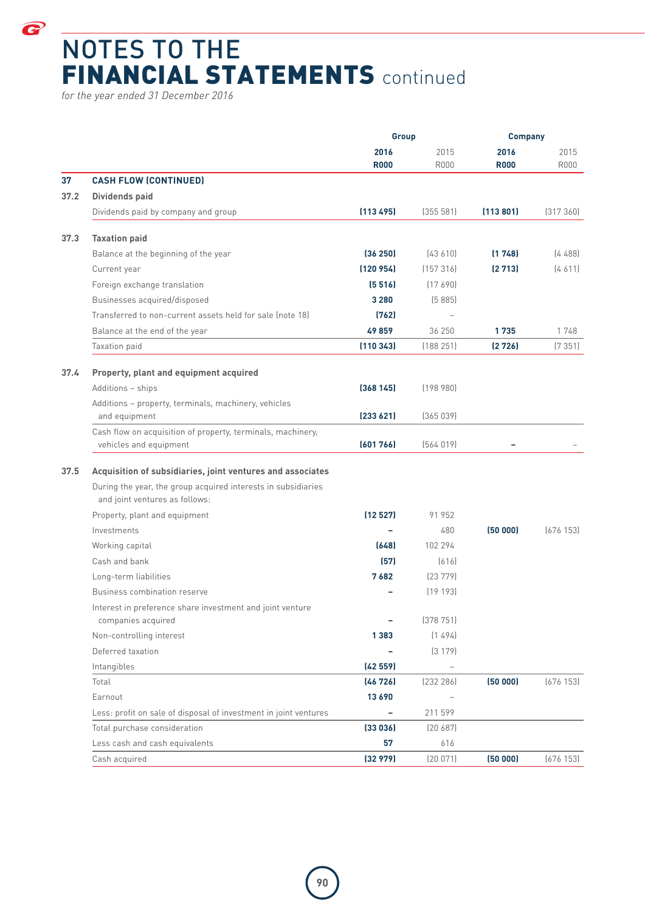# NOTES TO THE FINANCIAL STATEMENTS continued

*for the year ended 31 December 2016*

| | | Group | | Company | |
|---|---|---|---|---|---|
| | | **2016** | 2015 | **2016** | 2015 |
| | | **R000** | R000 | **R000** | R000 |
| **37** | **CASH FLOW (CONTINUED)** | | | | |
| **37.2** | **Dividends paid** | | | | |
| | Dividends paid by company and group | **(113 495)** | (355 581) | **(113 801)** | (317 360) |
| **37.3** | **Taxation paid** | | | | |
| | Balance at the beginning of the year | **(36 250)** | (43 610) | **(1 748)** | (4 488) |
| | Current year | **(120 954)** | (157 316) | **(2 713)** | (4 611) |
| | Foreign exchange translation | **(5 516)** | (17 690) | | |
| | Businesses acquired/disposed | **3 280** | (5 885) | | |
| | Transferred to non-current assets held for sale (note 18) | **(762)** | – | | |
| | Balance at the end of the year | **49 859** | 36 250 | **1 735** | 1 748 |
| | Taxation paid | **(110 343)** | (188 251) | **(2 726)** | (7 351) |
| **37.4** | **Property, plant and equipment acquired** | | | | |
| | Additions – ships | **(368 145)** | (198 980) | | |
| | Additions – property, terminals, machinery, vehicles and equipment | **(233 621)** | (365 039) | | |
| | Cash flow on acquisition of property, terminals, machinery, vehicles and equipment | **(601 766)** | (564 019) | **–** | – |
| **37.5** | **Acquisition of subsidiaries, joint ventures and associates** | | | | |
| | During the year, the group acquired interests in subsidiaries and joint ventures as follows: | | | | |
| | Property, plant and equipment | **(12 527)** | 91 952 | | |
| | Investments | **–** | 480 | **(50 000)** | (676 153) |
| | Working capital | **(648)** | 102 294 | | |
| | Cash and bank | **(57)** | (616) | | |
| | Long-term liabilities | **7 682** | (23 779) | | |
| | Business combination reserve | **–** | (19 193) | | |
| | Interest in preference share investment and joint venture companies acquired | **–** | (378 751) | | |
| | Non-controlling interest | **1 383** | (1 494) | | |
| | Deferred taxation | **–** | (3 179) | | |
| | Intangibles | **(42 559)** | – | | |
| | Total | **(46 726)** | (232 286) | **(50 000)** | (676 153) |
| | Earnout | **13 690** | – | | |
| | Less: profit on sale of disposal of investment in joint ventures | **–** | 211 599 | | |
| | Total purchase consideration | **(33 036)** | (20 687) | | |
| | Less cash and cash equivalents | **57** | 616 | | |
| | Cash acquired | **(32 979)** | (20 071) | **(50 000)** | (676 153) |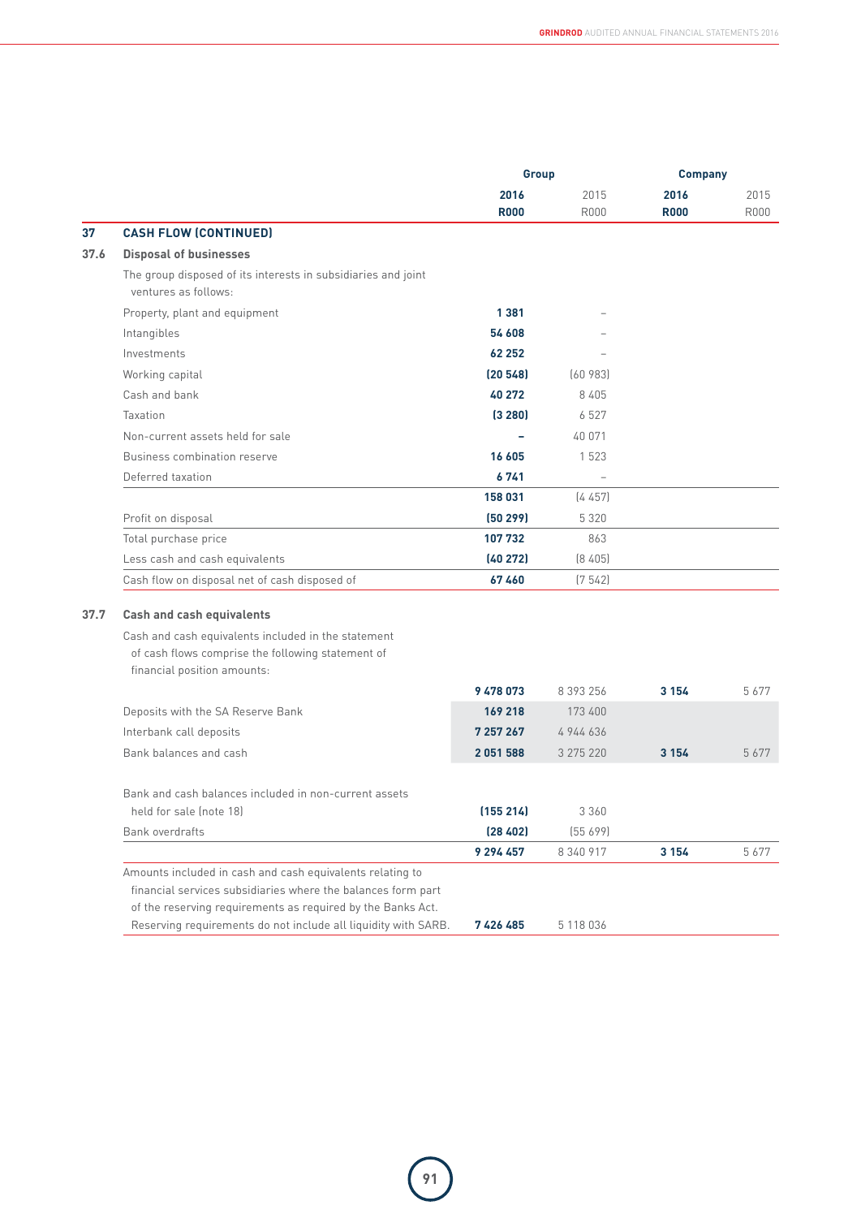| | | Group | | Company | |
|---|---|---|---|---|---|
| | | **2016** | 2015 | **2016** | 2015 |
| | | **R000** | R000 | **R000** | R000 |
| **37** | **CASH FLOW (CONTINUED)** | | | | |
| **37.6** | **Disposal of businesses** | | | | |
| | The group disposed of its interests in subsidiaries and joint ventures as follows: | | | | |
| | Property, plant and equipment | **1 381** | – | | |
| | Intangibles | **54 608** | – | | |
| | Investments | **62 252** | – | | |
| | Working capital | **(20 548)** | (60 983) | | |
| | Cash and bank | **40 272** | 8 405 | | |
| | Taxation | **(3 280)** | 6 527 | | |
| | Non-current assets held for sale | **–** | 40 071 | | |
| | Business combination reserve | **16 605** | 1 523 | | |
| | Deferred taxation | **6 741** | – | | |
| | | **158 031** | (4 457) | | |
| | Profit on disposal | **(50 299)** | 5 320 | | |
| | Total purchase price | **107 732** | 863 | | |
| | Less cash and cash equivalents | **(40 272)** | (8 405) | | |
| | Cash flow on disposal net of cash disposed of | **67 460** | (7 542) | | |

| | | Group | | Company | |
|---|---|---|---|---|---|
| | | **2016** | 2015 | **2016** | 2015 |
| | | **R000** | R000 | **R000** | R000 |
| **37.7** | **Cash and cash equivalents** | | | | |
| | Cash and cash equivalents included in the statement of cash flows comprise the following statement of financial position amounts: | | | | |
| | | **9 478 073** | 8 393 256 | **3 154** | 5 677 |
| | Deposits with the SA Reserve Bank | **169 218** | 173 400 | | |
| | Interbank call deposits | **7 257 267** | 4 944 636 | | |
| | Bank balances and cash | **2 051 588** | 3 275 220 | **3 154** | 5 677 |
| | Bank and cash balances included in non-current assets held for sale (note 18) | **(155 214)** | 3 360 | | |
| | Bank overdrafts | **(28 402)** | (55 699) | | |
| | | **9 294 457** | 8 340 917 | **3 154** | 5 677 |
| | Amounts included in cash and cash equivalents relating to financial services subsidiaries where the balances form part of the reserving requirements as required by the Banks Act. Reserving requirements do not include all liquidity with SARB. | **7 426 485** | 5 118 036 | | |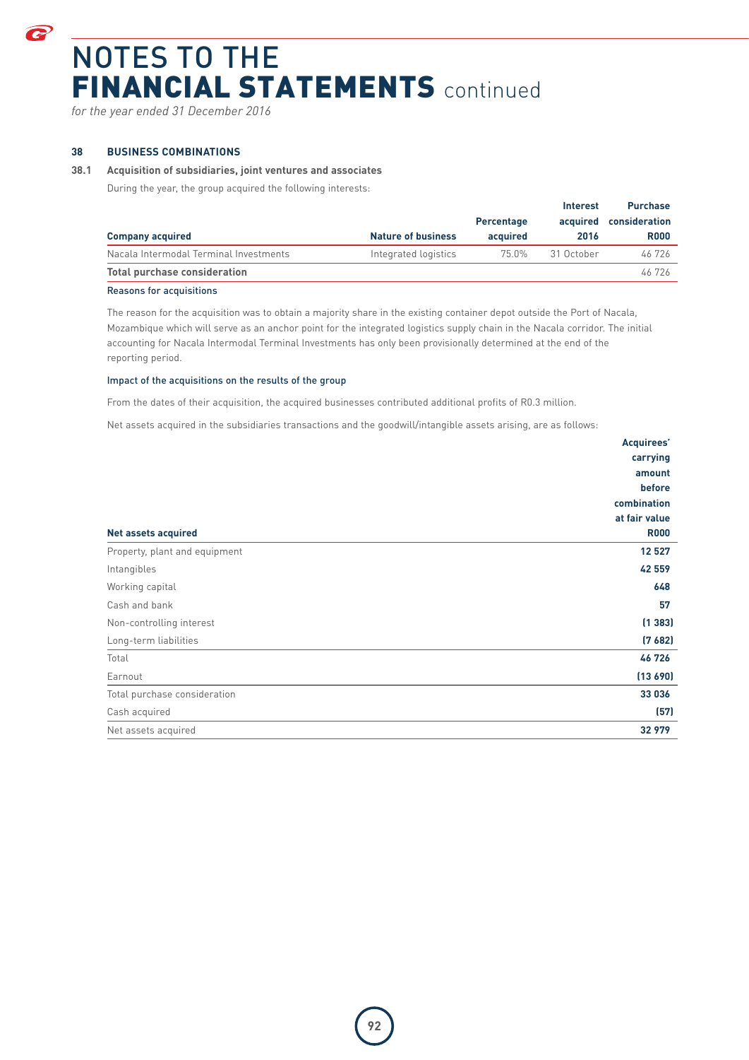# NOTES TO THE FINANCIAL STATEMENTS continued

*for the year ended 31 December 2016*

## 38 BUSINESS COMBINATIONS

### 38.1 Acquisition of subsidiaries, joint ventures and associates

During the year, the group acquired the following interests:

| Company acquired | Nature of business | Percentage acquired | Interest acquired 2016 | Purchase consideration R000 |
|---|---|---|---|---|
| Nacala Intermodal Terminal Investments | Integrated logistics | 75.0% | 31 October | 46 726 |
| **Total purchase consideration** | | | | 46 726 |

#### Reasons for acquisitions

The reason for the acquisition was to obtain a majority share in the existing container depot outside the Port of Nacala, Mozambique which will serve as an anchor point for the integrated logistics supply chain in the Nacala corridor. The initial accounting for Nacala Intermodal Terminal Investments has only been provisionally determined at the end of the reporting period.

#### Impact of the acquisitions on the results of the group

From the dates of their acquisition, the acquired businesses contributed additional profits of R0.3 million.

Net assets acquired in the subsidiaries transactions and the goodwill/intangible assets arising, are as follows:

| Net assets acquired | Acquirees' carrying amount before combination at fair value R000 |
|---|---|
| Property, plant and equipment | **12 527** |
| Intangibles | **42 559** |
| Working capital | **648** |
| Cash and bank | **57** |
| Non-controlling interest | **(1 383)** |
| Long-term liabilities | **(7 682)** |
| Total | **46 726** |
| Earnout | **(13 690)** |
| Total purchase consideration | **33 036** |
| Cash acquired | **(57)** |
| Net assets acquired | **32 979** |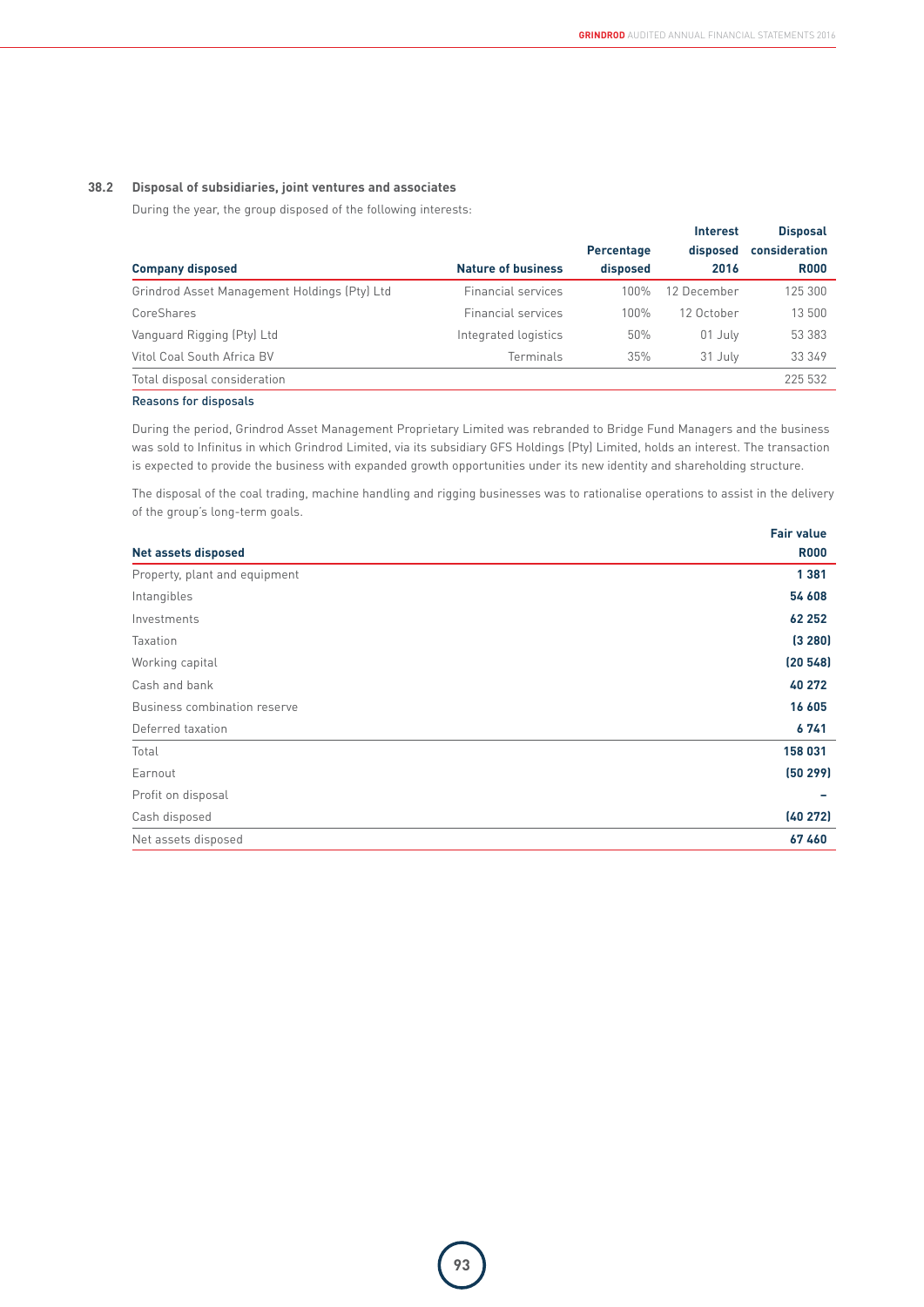### 38.2 Disposal of subsidiaries, joint ventures and associates

During the year, the group disposed of the following interests:

| Company disposed | Nature of business | Percentage disposed | Interest disposed 2016 | Disposal consideration R000 |
|---|---|---|---|---|
| Grindrod Asset Management Holdings (Pty) Ltd | Financial services | 100% | 12 December | 125 300 |
| CoreShares | Financial services | 100% | 12 October | 13 500 |
| Vanguard Rigging (Pty) Ltd | Integrated logistics | 50% | 01 July | 53 383 |
| Vitol Coal South Africa BV | Terminals | 35% | 31 July | 33 349 |
| Total disposal consideration | | | | 225 532 |

**Reasons for disposals**

During the period, Grindrod Asset Management Proprietary Limited was rebranded to Bridge Fund Managers and the business was sold to Infinitus in which Grindrod Limited, via its subsidiary GFS Holdings (Pty) Limited, holds an interest. The transaction is expected to provide the business with expanded growth opportunities under its new identity and shareholding structure.

The disposal of the coal trading, machine handling and rigging businesses was to rationalise operations to assist in the delivery of the group's long-term goals.

| Net assets disposed | Fair value R000 |
|---|---|
| Property, plant and equipment | **1 381** |
| Intangibles | **54 608** |
| Investments | **62 252** |
| Taxation | **(3 280)** |
| Working capital | **(20 548)** |
| Cash and bank | **40 272** |
| Business combination reserve | **16 605** |
| Deferred taxation | **6 741** |
| Total | **158 031** |
| Earnout | **(50 299)** |
| Profit on disposal | **–** |
| Cash disposed | **(40 272)** |
| Net assets disposed | **67 460** |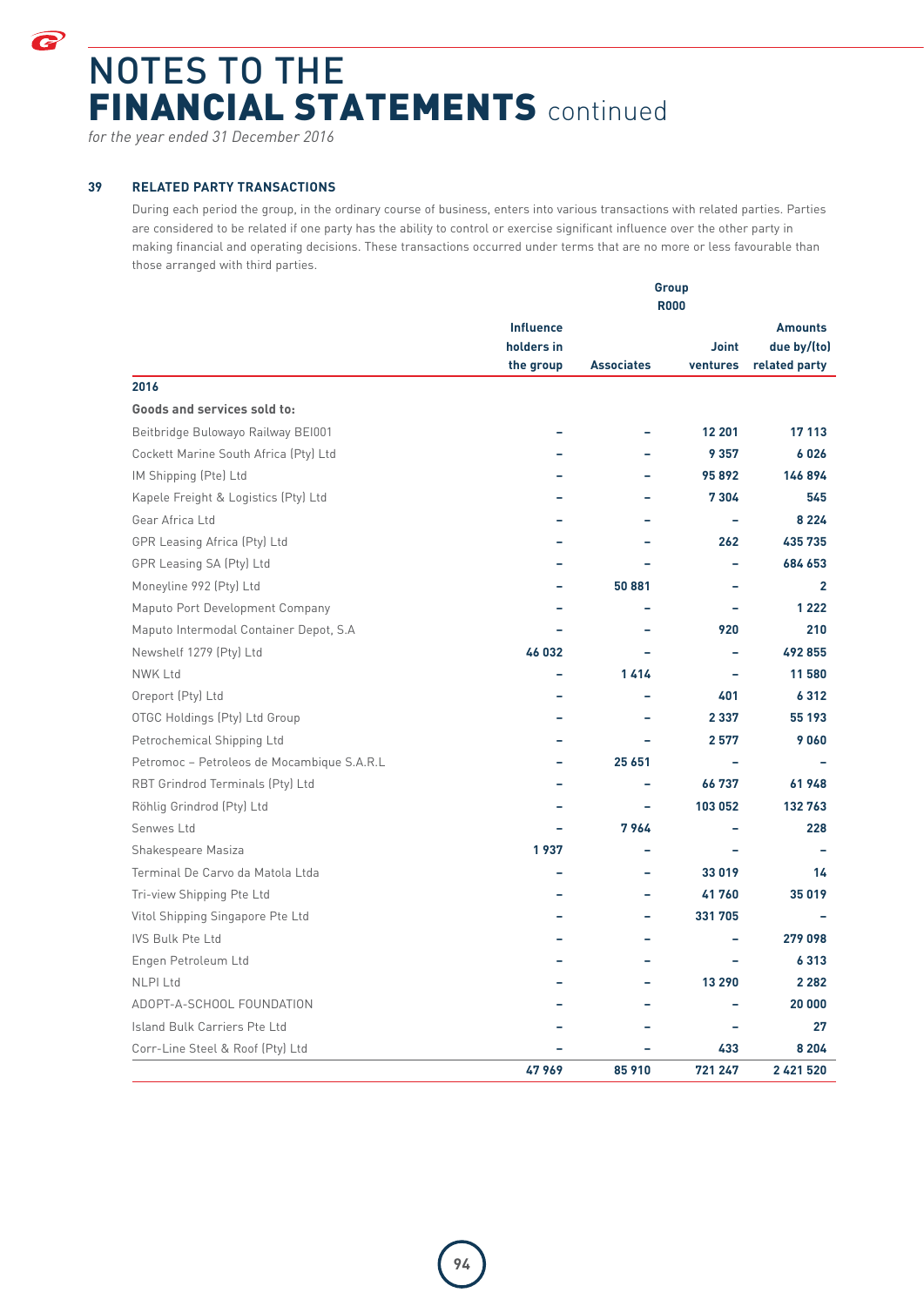# NOTES TO THE FINANCIAL STATEMENTS continued

*for the year ended 31 December 2016*

## 39 RELATED PARTY TRANSACTIONS

During each period the group, in the ordinary course of business, enters into various transactions with related parties. Parties are considered to be related if one party has the ability to control or exercise significant influence over the other party in making financial and operating decisions. These transactions occurred under terms that are no more or less favourable than those arranged with third parties.

| | Group R000 | | | |
|---|---|---|---|---|
| | Influence holders in the group | Associates | Joint ventures | Amounts due by/(to) related party |
| **2016** | | | | |
| **Goods and services sold to:** | | | | |
| Beitbridge Bulowayo Railway BEI001 | – | – | 12 201 | 17 113 |
| Cockett Marine South Africa (Pty) Ltd | – | – | 9 357 | 6 026 |
| IM Shipping (Pte) Ltd | – | – | 95 892 | 146 894 |
| Kapele Freight & Logistics (Pty) Ltd | – | – | 7 304 | 545 |
| Gear Africa Ltd | – | – | – | 8 224 |
| GPR Leasing Africa (Pty) Ltd | – | – | 262 | 435 735 |
| GPR Leasing SA (Pty) Ltd | – | – | – | 684 653 |
| Moneyline 992 (Pty) Ltd | – | 50 881 | – | 2 |
| Maputo Port Development Company | – | – | – | 1 222 |
| Maputo Intermodal Container Depot, S.A | – | – | 920 | 210 |
| Newshelf 1279 (Pty) Ltd | 46 032 | – | – | 492 855 |
| NWK Ltd | – | 1 414 | – | 11 580 |
| Oreport (Pty) Ltd | – | – | 401 | 6 312 |
| OTGC Holdings (Pty) Ltd Group | – | – | 2 337 | 55 193 |
| Petrochemical Shipping Ltd | – | – | 2 577 | 9 060 |
| Petromoc – Petroleos de Mocambique S.A.R.L | – | 25 651 | – | – |
| RBT Grindrod Terminals (Pty) Ltd | – | – | 66 737 | 61 948 |
| Röhlig Grindrod (Pty) Ltd | – | – | 103 052 | 132 763 |
| Senwes Ltd | – | 7 964 | – | 228 |
| Shakespeare Masiza | 1 937 | – | – | – |
| Terminal De Carvo da Matola Ltda | – | – | 33 019 | 14 |
| Tri-view Shipping Pte Ltd | – | – | 41 760 | 35 019 |
| Vitol Shipping Singapore Pte Ltd | – | – | 331 705 | – |
| IVS Bulk Pte Ltd | – | – | – | 279 098 |
| Engen Petroleum Ltd | – | – | – | 6 313 |
| NLPI Ltd | – | – | 13 290 | 2 282 |
| ADOPT-A-SCHOOL FOUNDATION | – | – | – | 20 000 |
| Island Bulk Carriers Pte Ltd | – | – | – | 27 |
| Corr-Line Steel & Roof (Pty) Ltd | – | – | 433 | 8 204 |
| | **47 969** | **85 910** | **721 247** | **2 421 520** |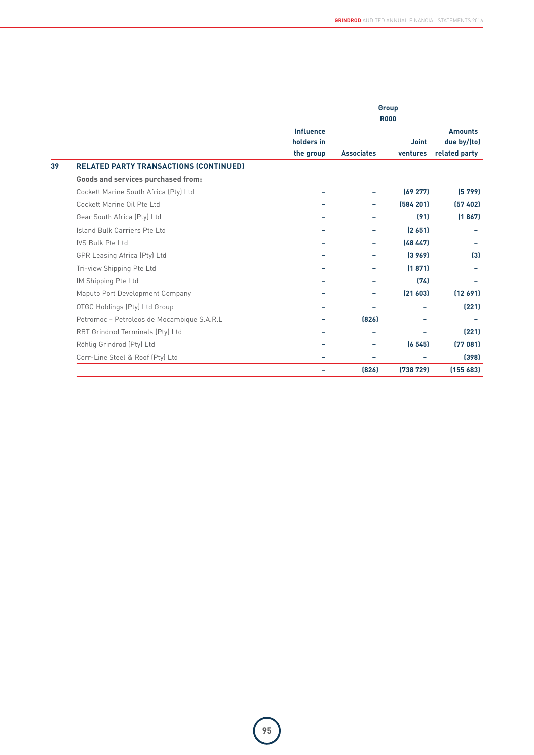| | Group R000 | | | |
|---|---|---|---|---|
| | Influence holders in the group | Associates | Joint ventures | Amounts due by/(to) related party |
| **39 RELATED PARTY TRANSACTIONS (CONTINUED)** | | | | |
| **Goods and services purchased from:** | | | | |
| Cockett Marine South Africa (Pty) Ltd | – | – | (69 277) | (5 799) |
| Cockett Marine Oil Pte Ltd | – | – | (584 201) | (57 402) |
| Gear South Africa (Pty) Ltd | – | – | (91) | (1 867) |
| Island Bulk Carriers Pte Ltd | – | – | (2 651) | – |
| IVS Bulk Pte Ltd | – | – | (48 447) | – |
| GPR Leasing Africa (Pty) Ltd | – | – | (3 969) | (3) |
| Tri-view Shipping Pte Ltd | – | – | (1 871) | – |
| IM Shipping Pte Ltd | – | – | (74) | – |
| Maputo Port Development Company | – | – | (21 603) | (12 691) |
| OTGC Holdings (Pty) Ltd Group | – | – | – | (221) |
| Petromoc – Petroleos de Mocambique S.A.R.L | – | (826) | – | – |
| RBT Grindrod Terminals (Pty) Ltd | – | – | – | (221) |
| Röhlig Grindrod (Pty) Ltd | – | – | (6 545) | (77 081) |
| Corr-Line Steel & Roof (Pty) Ltd | – | – | – | (398) |
| | – | (826) | (738 729) | (155 683) |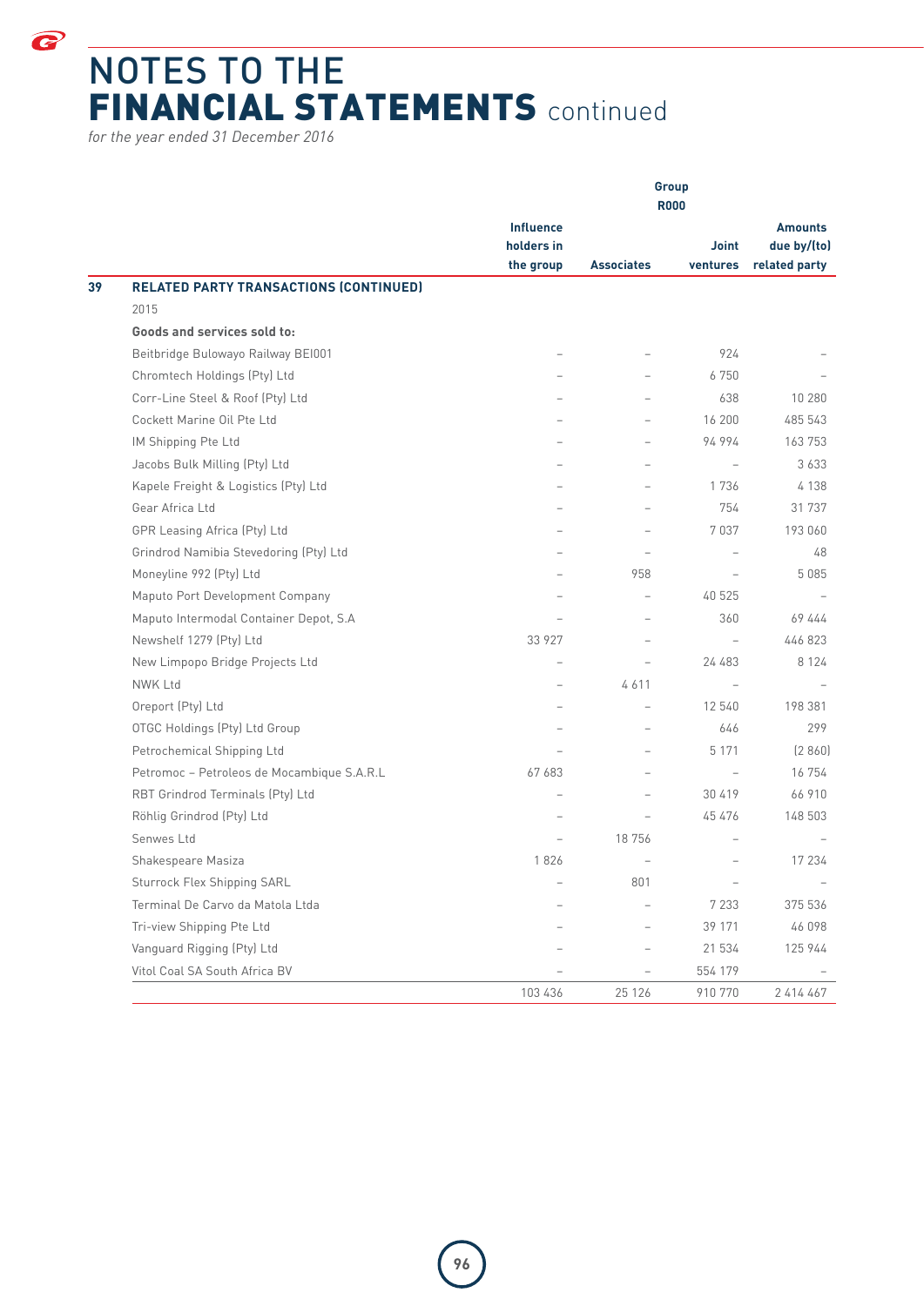# NOTES TO THE FINANCIAL STATEMENTS continued

*for the year ended 31 December 2016*

| | | Group R000 | | | |
|---|---|---|---|---|---|
| | | Influence holders in the group | Associates | Joint ventures | Amounts due by/(to) related party |
| **39** | **RELATED PARTY TRANSACTIONS (CONTINUED)** | | | | |
| | 2015 | | | | |
| | **Goods and services sold to:** | | | | |
| | Beitbridge Bulowayo Railway BEI001 | – | – | 924 | – |
| | Chromtech Holdings (Pty) Ltd | – | – | 6 750 | – |
| | Corr-Line Steel & Roof (Pty) Ltd | – | – | 638 | 10 280 |
| | Cockett Marine Oil Pte Ltd | – | – | 16 200 | 485 543 |
| | IM Shipping Pte Ltd | – | – | 94 994 | 163 753 |
| | Jacobs Bulk Milling (Pty) Ltd | – | – | – | 3 633 |
| | Kapele Freight & Logistics (Pty) Ltd | – | – | 1 736 | 4 138 |
| | Gear Africa Ltd | – | – | 754 | 31 737 |
| | GPR Leasing Africa (Pty) Ltd | – | – | 7 037 | 193 060 |
| | Grindrod Namibia Stevedoring (Pty) Ltd | – | – | – | 48 |
| | Moneyline 992 (Pty) Ltd | – | 958 | – | 5 085 |
| | Maputo Port Development Company | – | – | 40 525 | – |
| | Maputo Intermodal Container Depot, S.A | – | – | 360 | 69 444 |
| | Newshelf 1279 (Pty) Ltd | 33 927 | – | – | 446 823 |
| | New Limpopo Bridge Projects Ltd | – | – | 24 483 | 8 124 |
| | NWK Ltd | – | 4 611 | – | – |
| | Oreport (Pty) Ltd | – | – | 12 540 | 198 381 |
| | OTGC Holdings (Pty) Ltd Group | – | – | 646 | 299 |
| | Petrochemical Shipping Ltd | – | – | 5 171 | (2 860) |
| | Petromoc – Petroleos de Mocambique S.A.R.L | 67 683 | – | – | 16 754 |
| | RBT Grindrod Terminals (Pty) Ltd | – | – | 30 419 | 66 910 |
| | Röhlig Grindrod (Pty) Ltd | – | – | 45 476 | 148 503 |
| | Senwes Ltd | – | 18 756 | – | – |
| | Shakespeare Masiza | 1 826 | – | – | 17 234 |
| | Sturrock Flex Shipping SARL | – | 801 | – | – |
| | Terminal De Carvo da Matola Ltda | – | – | 7 233 | 375 536 |
| | Tri-view Shipping Pte Ltd | – | – | 39 171 | 46 098 |
| | Vanguard Rigging (Pty) Ltd | – | – | 21 534 | 125 944 |
| | Vitol Coal SA South Africa BV | – | – | 554 179 | – |
| | | 103 436 | 25 126 | 910 770 | 2 414 467 |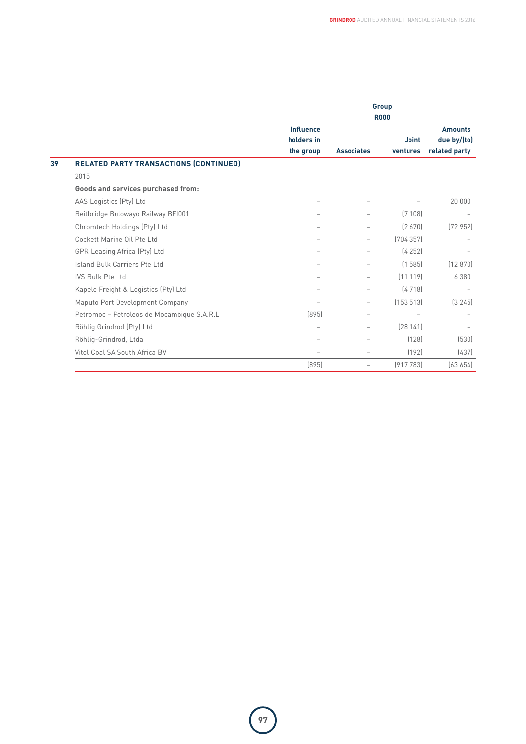## 39 RELATED PARTY TRANSACTIONS (CONTINUED)

| | Group R000 | | | |
|---|---|---|---|---|
| | **Influence holders in the group** | **Associates** | **Joint ventures** | **Amounts due by/(to) related party** |
| 2015 | | | | |
| **Goods and services purchased from:** | | | | |
| AAS Logistics (Pty) Ltd | – | – | – | 20 000 |
| Beitbridge Bulowayo Railway BEI001 | – | – | (7 108) | – |
| Chromtech Holdings (Pty) Ltd | – | – | (2 670) | (72 952) |
| Cockett Marine Oil Pte Ltd | – | – | (704 357) | – |
| GPR Leasing Africa (Pty) Ltd | – | – | (4 252) | – |
| Island Bulk Carriers Pte Ltd | – | – | (1 585) | (12 870) |
| IVS Bulk Pte Ltd | – | – | (11 119) | 6 380 |
| Kapele Freight & Logistics (Pty) Ltd | – | – | (4 718) | – |
| Maputo Port Development Company | – | – | (153 513) | (3 245) |
| Petromoc – Petroleos de Mocambique S.A.R.L | (895) | – | – | – |
| Röhlig Grindrod (Pty) Ltd | – | – | (28 141) | – |
| Röhlig-Grindrod, Ltda | – | – | (128) | (530) |
| Vitol Coal SA South Africa BV | – | – | (192) | (437) |
| | (895) | – | (917 783) | (63 654) |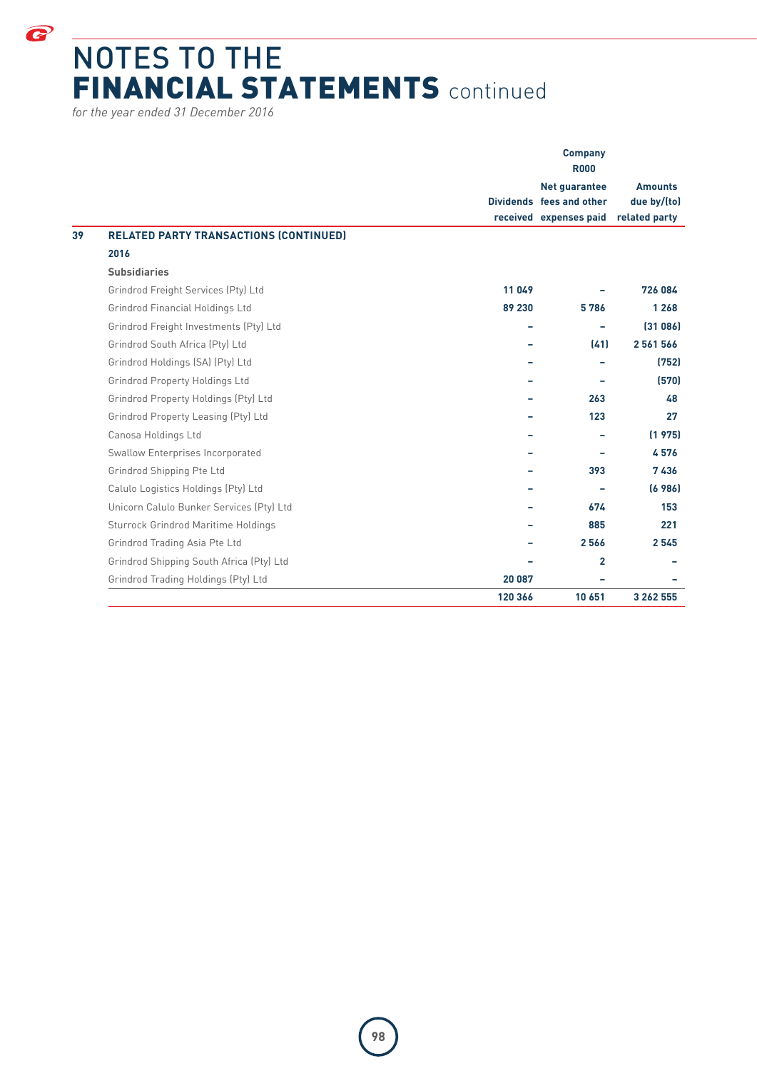# NOTES TO THE FINANCIAL STATEMENTS continued

*for the year ended 31 December 2016*

| | Company R000 | | |
|---|---|---|---|
| | Dividends received | Net guarantee fees and other expenses paid | Amounts due by/(to) related party |
| **39 RELATED PARTY TRANSACTIONS (CONTINUED)** | | | |
| **2016** | | | |
| **Subsidiaries** | | | |
| Grindrod Freight Services (Pty) Ltd | **11 049** | **–** | **726 084** |
| Grindrod Financial Holdings Ltd | **89 230** | **5 786** | **1 268** |
| Grindrod Freight Investments (Pty) Ltd | **–** | **–** | **(31 086)** |
| Grindrod South Africa (Pty) Ltd | **–** | **(41)** | **2 561 566** |
| Grindrod Holdings (SA) (Pty) Ltd | **–** | **–** | **(752)** |
| Grindrod Property Holdings Ltd | **–** | **–** | **(570)** |
| Grindrod Property Holdings (Pty) Ltd | **–** | **263** | **48** |
| Grindrod Property Leasing (Pty) Ltd | **–** | **123** | **27** |
| Canosa Holdings Ltd | **–** | **–** | **(1 975)** |
| Swallow Enterprises Incorporated | **–** | **–** | **4 576** |
| Grindrod Shipping Pte Ltd | **–** | **393** | **7 436** |
| Calulo Logistics Holdings (Pty) Ltd | **–** | **–** | **(6 986)** |
| Unicorn Calulo Bunker Services (Pty) Ltd | **–** | **674** | **153** |
| Sturrock Grindrod Maritime Holdings | **–** | **885** | **221** |
| Grindrod Trading Asia Pte Ltd | **–** | **2 566** | **2 545** |
| Grindrod Shipping South Africa (Pty) Ltd | **–** | **2** | **–** |
| Grindrod Trading Holdings (Pty) Ltd | **20 087** | **–** | **–** |
| | **120 366** | **10 651** | **3 262 555** |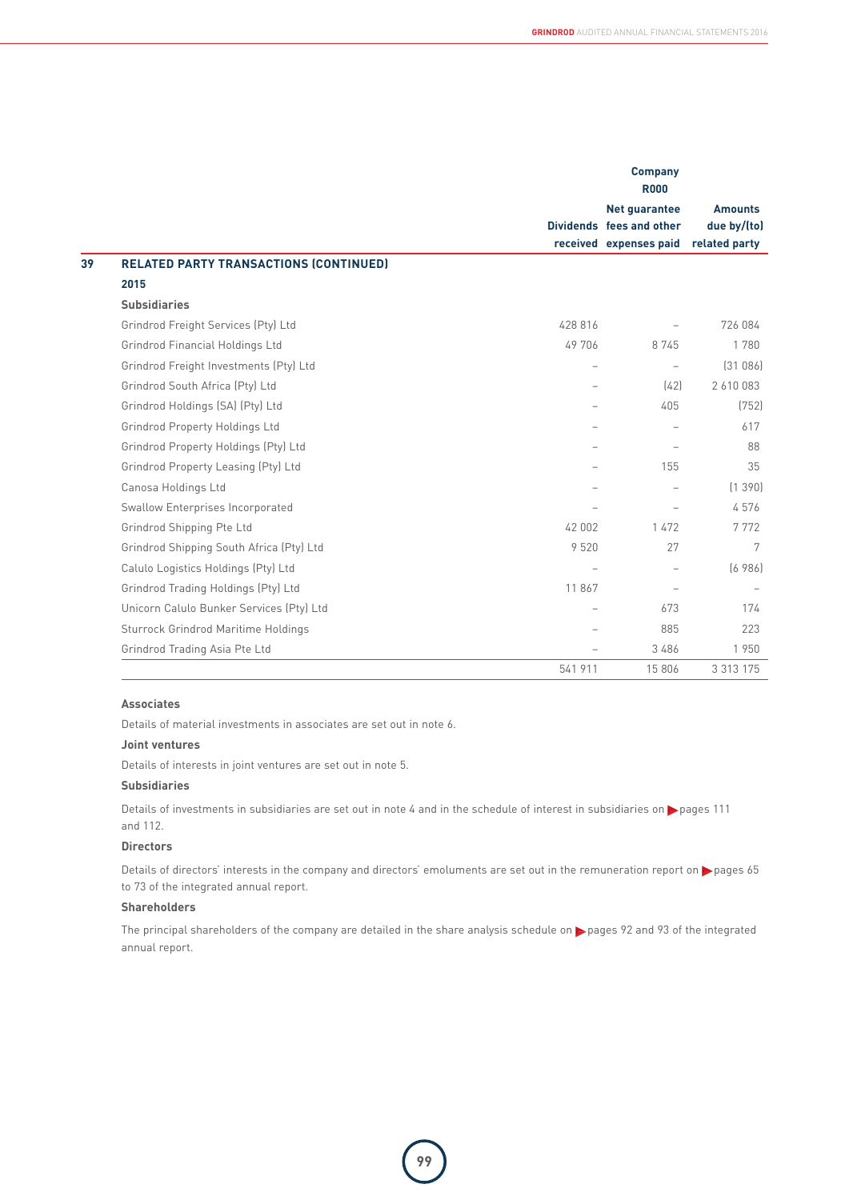## 39 RELATED PARTY TRANSACTIONS (CONTINUED)

| | Company R000 | | |
|---|---|---|---|
| | Dividends received | Net guarantee fees and other expenses paid | Amounts due by/(to) related party |
| **2015** | | | |
| **Subsidiaries** | | | |
| Grindrod Freight Services (Pty) Ltd | 428 816 | – | 726 084 |
| Grindrod Financial Holdings Ltd | 49 706 | 8 745 | 1 780 |
| Grindrod Freight Investments (Pty) Ltd | – | – | (31 086) |
| Grindrod South Africa (Pty) Ltd | – | (42) | 2 610 083 |
| Grindrod Holdings (SA) (Pty) Ltd | – | 405 | (752) |
| Grindrod Property Holdings Ltd | – | – | 617 |
| Grindrod Property Holdings (Pty) Ltd | – | – | 88 |
| Grindrod Property Leasing (Pty) Ltd | – | 155 | 35 |
| Canosa Holdings Ltd | – | – | (1 390) |
| Swallow Enterprises Incorporated | – | – | 4 576 |
| Grindrod Shipping Pte Ltd | 42 002 | 1 472 | 7 772 |
| Grindrod Shipping South Africa (Pty) Ltd | 9 520 | 27 | 7 |
| Calulo Logistics Holdings (Pty) Ltd | – | – | (6 986) |
| Grindrod Trading Holdings (Pty) Ltd | 11 867 | – | – |
| Unicorn Calulo Bunker Services (Pty) Ltd | – | 673 | 174 |
| Sturrock Grindrod Maritime Holdings | – | 885 | 223 |
| Grindrod Trading Asia Pte Ltd | – | 3 486 | 1 950 |
| | 541 911 | 15 806 | 3 313 175 |

**Associates**

Details of material investments in associates are set out in note 6.

**Joint ventures**

Details of interests in joint ventures are set out in note 5.

**Subsidiaries**

Details of investments in subsidiaries are set out in note 4 and in the schedule of interest in subsidiaries on pages 111 and 112.

**Directors**

Details of directors' interests in the company and directors' emoluments are set out in the remuneration report on pages 65 to 73 of the integrated annual report.

**Shareholders**

The principal shareholders of the company are detailed in the share analysis schedule on pages 92 and 93 of the integrated annual report.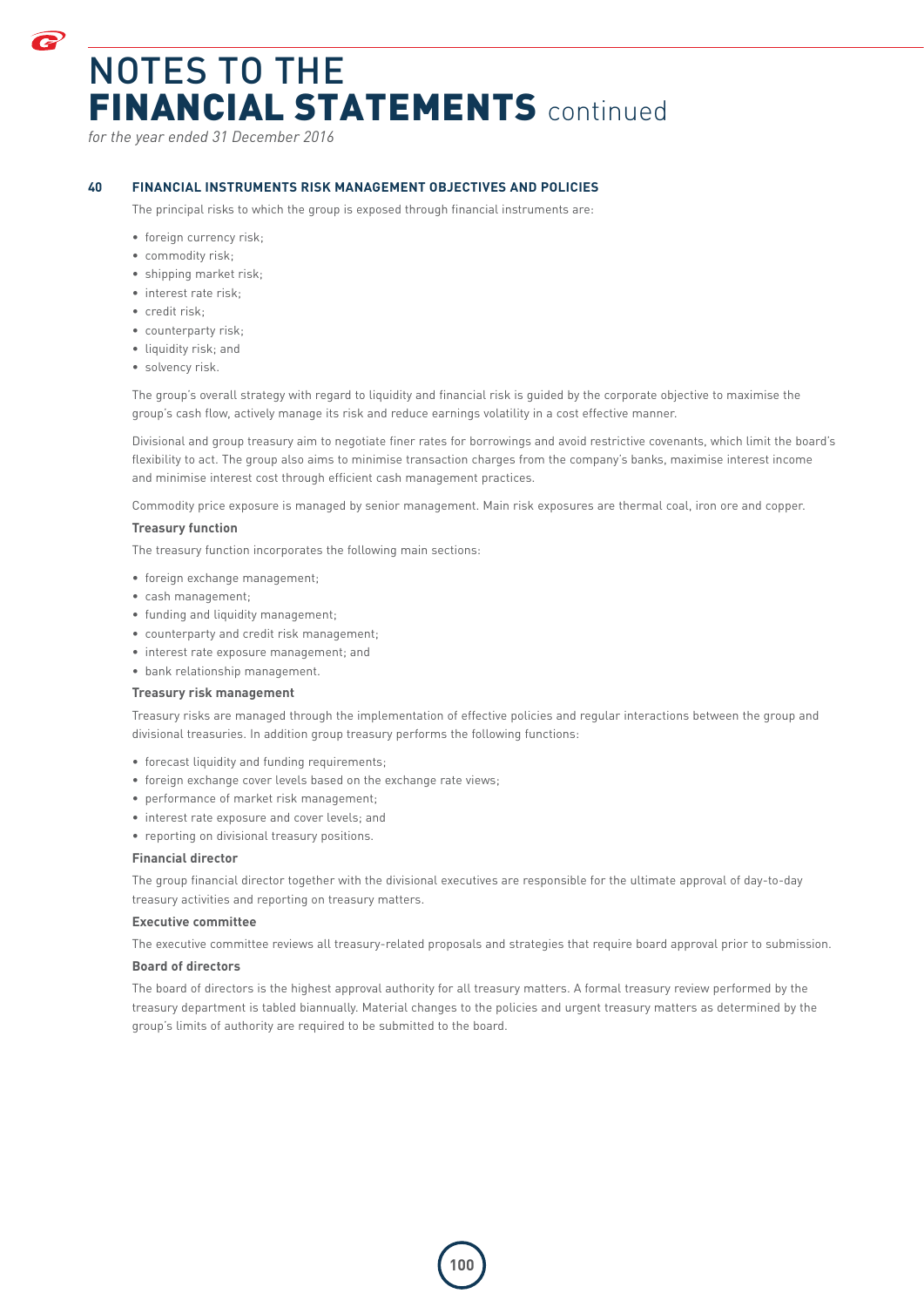# NOTES TO THE FINANCIAL STATEMENTS continued

*for the year ended 31 December 2016*

## 40 FINANCIAL INSTRUMENTS RISK MANAGEMENT OBJECTIVES AND POLICIES

The principal risks to which the group is exposed through financial instruments are:

- foreign currency risk;
- commodity risk;
- shipping market risk;
- interest rate risk;
- credit risk;
- counterparty risk;
- liquidity risk; and
- solvency risk.

The group's overall strategy with regard to liquidity and financial risk is guided by the corporate objective to maximise the group's cash flow, actively manage its risk and reduce earnings volatility in a cost effective manner.

Divisional and group treasury aim to negotiate finer rates for borrowings and avoid restrictive covenants, which limit the board's flexibility to act. The group also aims to minimise transaction charges from the company's banks, maximise interest income and minimise interest cost through efficient cash management practices.

Commodity price exposure is managed by senior management. Main risk exposures are thermal coal, iron ore and copper.

### Treasury function

The treasury function incorporates the following main sections:

- foreign exchange management;
- cash management;
- funding and liquidity management;
- counterparty and credit risk management;
- interest rate exposure management; and
- bank relationship management.

### Treasury risk management

Treasury risks are managed through the implementation of effective policies and regular interactions between the group and divisional treasuries. In addition group treasury performs the following functions:

- forecast liquidity and funding requirements;
- foreign exchange cover levels based on the exchange rate views;
- performance of market risk management;
- interest rate exposure and cover levels; and
- reporting on divisional treasury positions.

### Financial director

The group financial director together with the divisional executives are responsible for the ultimate approval of day-to-day treasury activities and reporting on treasury matters.

### Executive committee

The executive committee reviews all treasury-related proposals and strategies that require board approval prior to submission.

### Board of directors

The board of directors is the highest approval authority for all treasury matters. A formal treasury review performed by the treasury department is tabled biannually. Material changes to the policies and urgent treasury matters as determined by the group's limits of authority are required to be submitted to the board.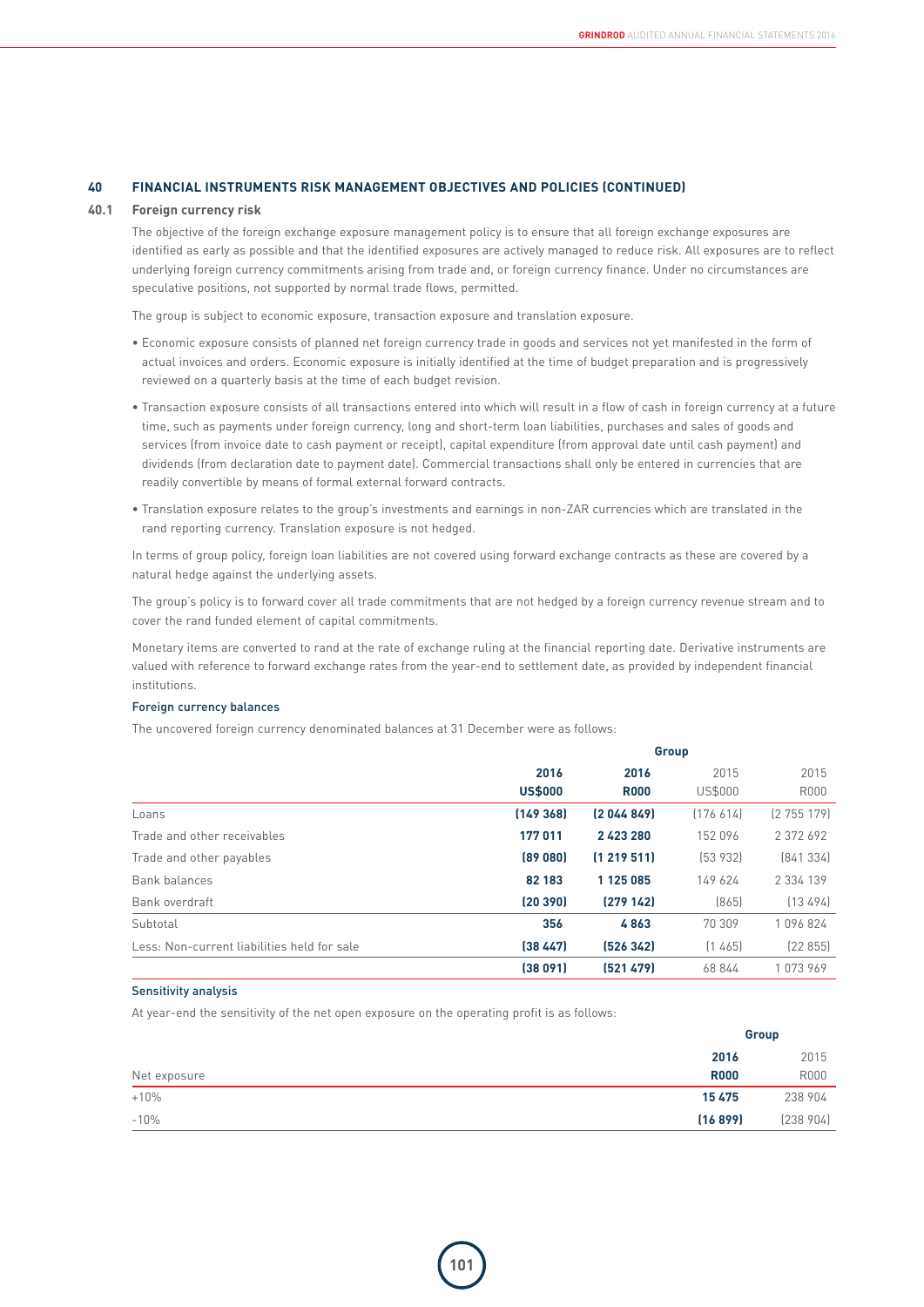## 40 FINANCIAL INSTRUMENTS RISK MANAGEMENT OBJECTIVES AND POLICIES (CONTINUED)

### 40.1 Foreign currency risk

The objective of the foreign exchange exposure management policy is to ensure that all foreign exchange exposures are identified as early as possible and that the identified exposures are actively managed to reduce risk. All exposures are to reflect underlying foreign currency commitments arising from trade and, or foreign currency finance. Under no circumstances are speculative positions, not supported by normal trade flows, permitted.

The group is subject to economic exposure, transaction exposure and translation exposure.

- Economic exposure consists of planned net foreign currency trade in goods and services not yet manifested in the form of actual invoices and orders. Economic exposure is initially identified at the time of budget preparation and is progressively reviewed on a quarterly basis at the time of each budget revision.
- Transaction exposure consists of all transactions entered into which will result in a flow of cash in foreign currency at a future time, such as payments under foreign currency, long and short-term loan liabilities, purchases and sales of goods and services (from invoice date to cash payment or receipt), capital expenditure (from approval date until cash payment) and dividends (from declaration date to payment date). Commercial transactions shall only be entered in currencies that are readily convertible by means of formal external forward contracts.
- Translation exposure relates to the group's investments and earnings in non-ZAR currencies which are translated in the rand reporting currency. Translation exposure is not hedged.

In terms of group policy, foreign loan liabilities are not covered using forward exchange contracts as these are covered by a natural hedge against the underlying assets.

The group's policy is to forward cover all trade commitments that are not hedged by a foreign currency revenue stream and to cover the rand funded element of capital commitments.

Monetary items are converted to rand at the rate of exchange ruling at the financial reporting date. Derivative instruments are valued with reference to forward exchange rates from the year-end to settlement date, as provided by independent financial institutions.

#### Foreign currency balances

The uncovered foreign currency denominated balances at 31 December were as follows:

| | Group | | | |
|---|---|---|---|---|
| | **2016** | **2016** | 2015 | 2015 |
| | **US$000** | **R000** | US$000 | R000 |
| Loans | **(149 368)** | **(2 044 849)** | (176 614) | (2 755 179) |
| Trade and other receivables | **177 011** | **2 423 280** | 152 096 | 2 372 692 |
| Trade and other payables | **(89 080)** | **(1 219 511)** | (53 932) | (841 334) |
| Bank balances | **82 183** | **1 125 085** | 149 624 | 2 334 139 |
| Bank overdraft | **(20 390)** | **(279 142)** | (865) | (13 494) |
| Subtotal | **356** | **4 863** | 70 309 | 1 096 824 |
| Less: Non-current liabilities held for sale | **(38 447)** | **(526 342)** | (1 465) | (22 855) |
| | **(38 091)** | **(521 479)** | 68 844 | 1 073 969 |

#### Sensitivity analysis

At year-end the sensitivity of the net open exposure on the operating profit is as follows:

| | Group | |
|---|---|---|
| | **2016** | 2015 |
| Net exposure | **R000** | R000 |
| +10% | **15 475** | 238 904 |
| -10% | **(16 899)** | (238 904) |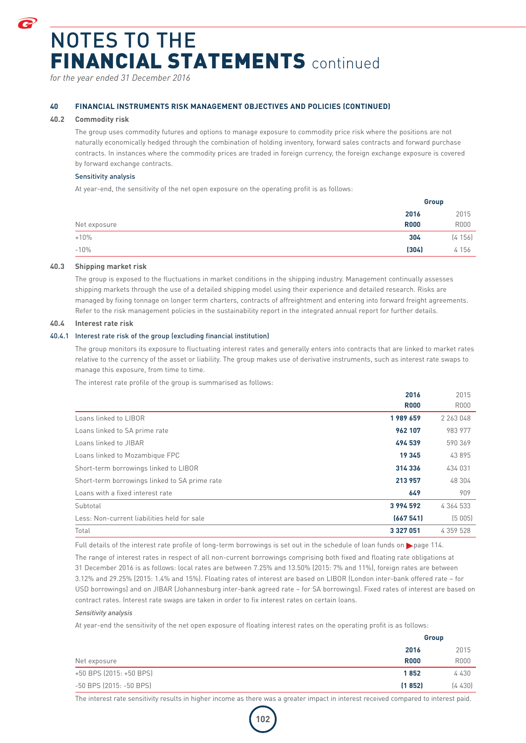# NOTES TO THE FINANCIAL STATEMENTS continued

*for the year ended 31 December 2016*

## 40 FINANCIAL INSTRUMENTS RISK MANAGEMENT OBJECTIVES AND POLICIES (CONTINUED)

### 40.2 Commodity risk

The group uses commodity futures and options to manage exposure to commodity price risk where the positions are not naturally economically hedged through the combination of holding inventory, forward sales contracts and forward purchase contracts. In instances where the commodity prices are traded in foreign currency, the foreign exchange exposure is covered by forward exchange contracts.

#### Sensitivity analysis

At year-end, the sensitivity of the net open exposure on the operating profit is as follows:

| | Group | |
|---|---|---|
| Net exposure | **2016 R000** | 2015 R000 |
| +10% | **304** | (4 156) |
| -10% | **(304)** | 4 156 |

### 40.3 Shipping market risk

The group is exposed to the fluctuations in market conditions in the shipping industry. Management continually assesses shipping markets through the use of a detailed shipping model using their experience and detailed research. Risks are managed by fixing tonnage on longer term charters, contracts of affreightment and entering into forward freight agreements. Refer to the risk management policies in the sustainability report in the integrated annual report for further details.

### 40.4 Interest rate risk

#### 40.4.1 Interest rate risk of the group (excluding financial institution)

The group monitors its exposure to fluctuating interest rates and generally enters into contracts that are linked to market rates relative to the currency of the asset or liability. The group makes use of derivative instruments, such as interest rate swaps to manage this exposure, from time to time.

The interest rate profile of the group is summarised as follows:

| | **2016 R000** | 2015 R000 |
|---|---|---|
| Loans linked to LIBOR | **1 989 659** | 2 263 048 |
| Loans linked to SA prime rate | **962 107** | 983 977 |
| Loans linked to JIBAR | **494 539** | 590 369 |
| Loans linked to Mozambique FPC | **19 345** | 43 895 |
| Short-term borrowings linked to LIBOR | **314 336** | 434 031 |
| Short-term borrowings linked to SA prime rate | **213 957** | 48 304 |
| Loans with a fixed interest rate | **649** | 909 |
| Subtotal | **3 994 592** | 4 364 533 |
| Less: Non-current liabilities held for sale | **(667 541)** | (5 005) |
| Total | **3 327 051** | 4 359 528 |

Full details of the interest rate profile of long-term borrowings is set out in the schedule of loan funds on page 114.

The range of interest rates in respect of all non-current borrowings comprising both fixed and floating rate obligations at 31 December 2016 is as follows: local rates are between 7.25% and 13.50% (2015: 7% and 11%), foreign rates are between 3.12% and 29.25% (2015: 1.4% and 15%). Floating rates of interest are based on LIBOR (London inter-bank offered rate – for USD borrowings) and on JIBAR (Johannesburg inter-bank agreed rate – for SA borrowings). Fixed rates of interest are based on contract rates. Interest rate swaps are taken in order to fix interest rates on certain loans.

*Sensitivity analysis*

At year-end the sensitivity of the net open exposure of floating interest rates on the operating profit is as follows:

| | Group | |
|---|---|---|
| Net exposure | **2016 R000** | 2015 R000 |
| +50 BPS (2015: +50 BPS) | **1 852** | 4 430 |
| -50 BPS (2015: -50 BPS) | **(1 852)** | (4 430) |

The interest rate sensitivity results in higher income as there was a greater impact in interest received compared to interest paid.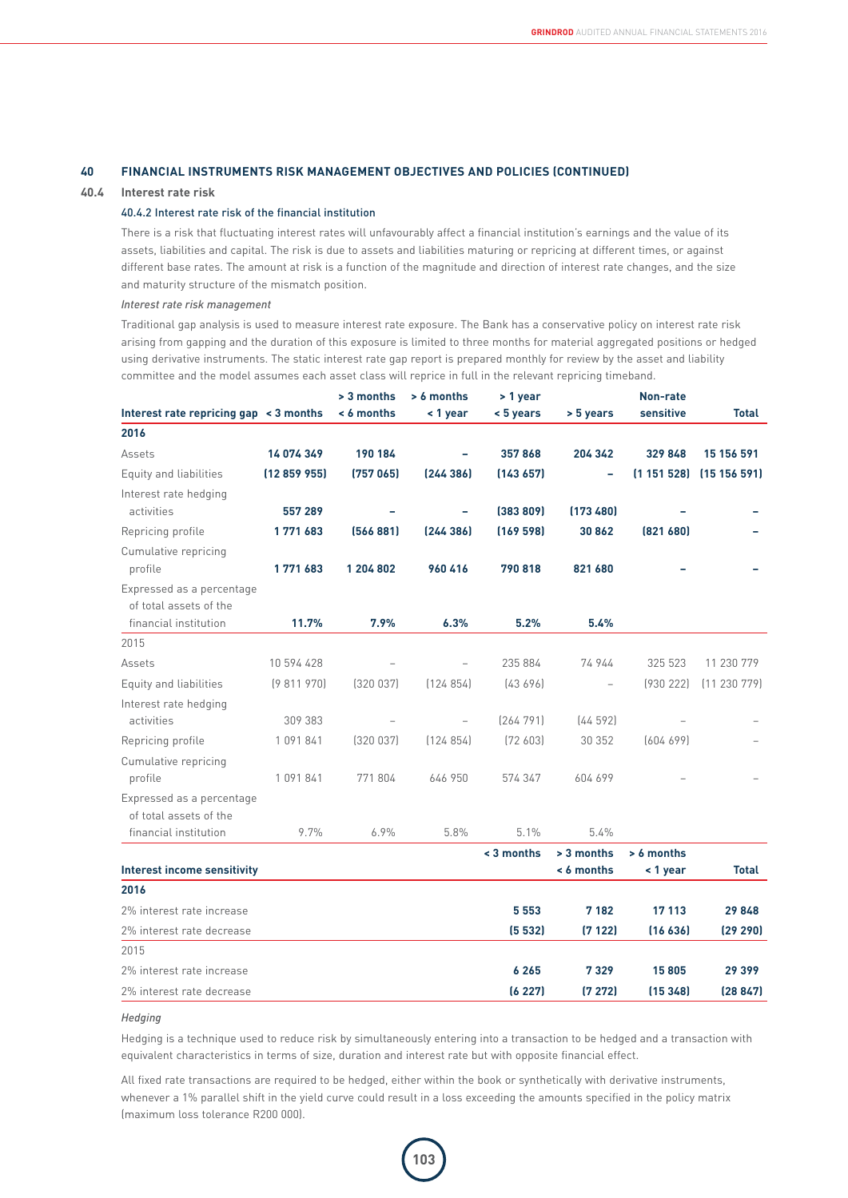## 40 FINANCIAL INSTRUMENTS RISK MANAGEMENT OBJECTIVES AND POLICIES (CONTINUED)

### 40.4 Interest rate risk

#### 40.4.2 Interest rate risk of the financial institution

There is a risk that fluctuating interest rates will unfavourably affect a financial institution's earnings and the value of its assets, liabilities and capital. The risk is due to assets and liabilities maturing or repricing at different times, or against different base rates. The amount at risk is a function of the magnitude and direction of interest rate changes, and the size and maturity structure of the mismatch position.

*Interest rate risk management*

Traditional gap analysis is used to measure interest rate exposure. The Bank has a conservative policy on interest rate risk arising from gapping and the duration of this exposure is limited to three months for material aggregated positions or hedged using derivative instruments. The static interest rate gap report is prepared monthly for review by the asset and liability committee and the model assumes each asset class will reprice in full in the relevant repricing timeband.

| Interest rate repricing gap | < 3 months | > 3 months < 6 months | > 6 months < 1 year | > 1 year < 5 years | > 5 years | Non-rate sensitive | Total |
|---|---|---|---|---|---|---|---|
| **2016** | | | | | | | |
| Assets | **14 074 349** | **190 184** | **–** | **357 868** | **204 342** | **329 848** | **15 156 591** |
| Equity and liabilities | **(12 859 955)** | **(757 065)** | **(244 386)** | **(143 657)** | **–** | **(1 151 528)** | **(15 156 591)** |
| Interest rate hedging activities | **557 289** | **–** | **–** | **(383 809)** | **(173 480)** | **–** | **–** |
| Repricing profile | **1 771 683** | **(566 881)** | **(244 386)** | **(169 598)** | **30 862** | **(821 680)** | **–** |
| Cumulative repricing profile | **1 771 683** | **1 204 802** | **960 416** | **790 818** | **821 680** | **–** | **–** |
| Expressed as a percentage of total assets of the financial institution | **11.7%** | **7.9%** | **6.3%** | **5.2%** | **5.4%** | | |
| 2015 | | | | | | | |
| Assets | 10 594 428 | – | – | 235 884 | 74 944 | 325 523 | 11 230 779 |
| Equity and liabilities | (9 811 970) | (320 037) | (124 854) | (43 696) | – | (930 222) | (11 230 779) |
| Interest rate hedging activities | 309 383 | – | – | (264 791) | (44 592) | – | – |
| Repricing profile | 1 091 841 | (320 037) | (124 854) | (72 603) | 30 352 | (604 699) | – |
| Cumulative repricing profile | 1 091 841 | 771 804 | 646 950 | 574 347 | 604 699 | – | – |
| Expressed as a percentage of total assets of the financial institution | 9.7% | 6.9% | 5.8% | 5.1% | 5.4% | | |

| Interest income sensitivity | < 3 months | > 3 months < 6 months | > 6 months < 1 year | Total |
|---|---|---|---|---|
| **2016** | | | | |
| 2% interest rate increase | **5 553** | **7 182** | **17 113** | **29 848** |
| 2% interest rate decrease | **(5 532)** | **(7 122)** | **(16 636)** | **(29 290)** |
| 2015 | | | | |
| 2% interest rate increase | **6 265** | **7 329** | **15 805** | **29 399** |
| 2% interest rate decrease | **(6 227)** | **(7 272)** | **(15 348)** | **(28 847)** |

*Hedging*

Hedging is a technique used to reduce risk by simultaneously entering into a transaction to be hedged and a transaction with equivalent characteristics in terms of size, duration and interest rate but with opposite financial effect.

All fixed rate transactions are required to be hedged, either within the book or synthetically with derivative instruments, whenever a 1% parallel shift in the yield curve could result in a loss exceeding the amounts specified in the policy matrix (maximum loss tolerance R200 000).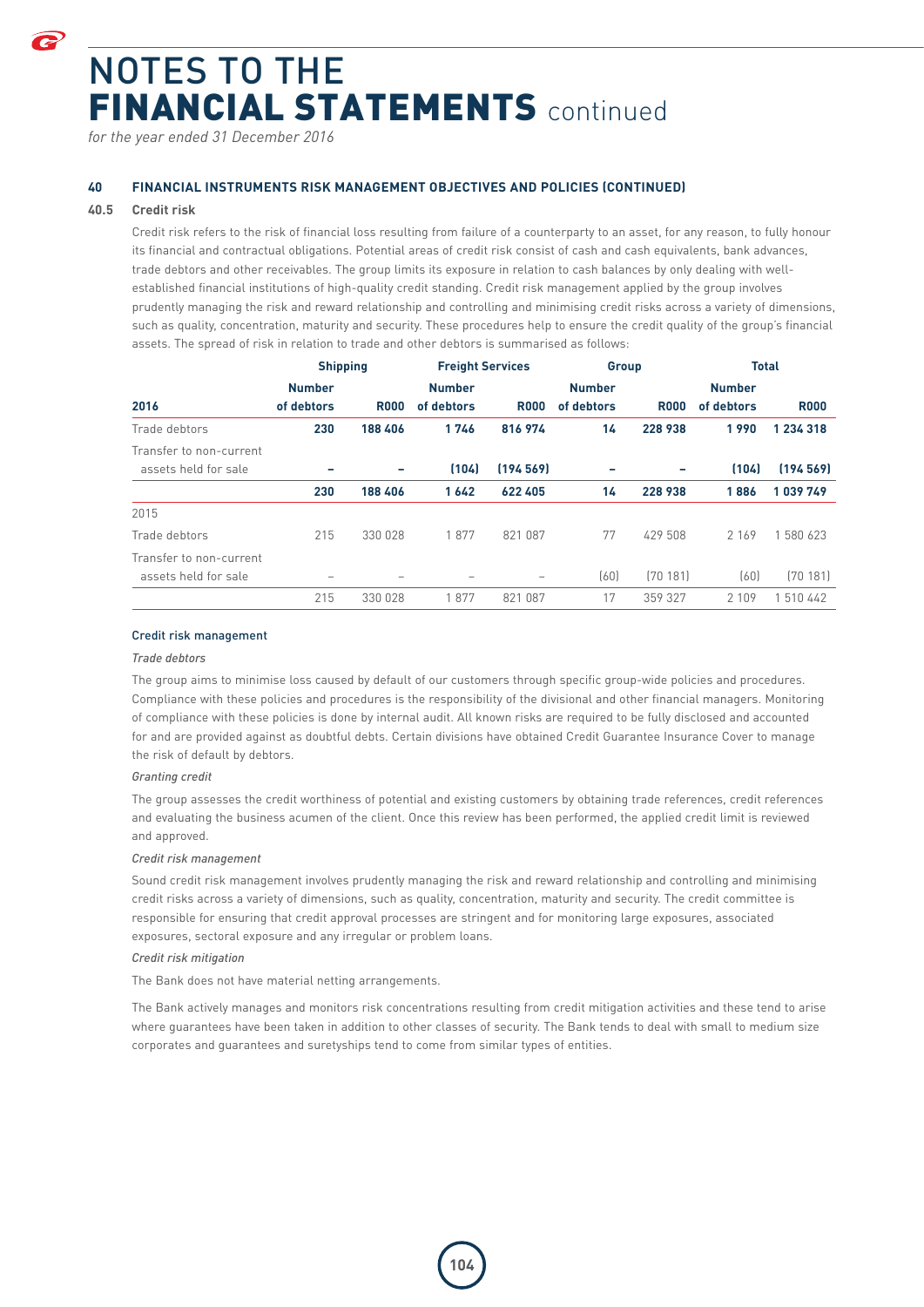# NOTES TO THE FINANCIAL STATEMENTS continued

*for the year ended 31 December 2016*

## 40 FINANCIAL INSTRUMENTS RISK MANAGEMENT OBJECTIVES AND POLICIES (CONTINUED)

### 40.5 Credit risk

Credit risk refers to the risk of financial loss resulting from failure of a counterparty to an asset, for any reason, to fully honour its financial and contractual obligations. Potential areas of credit risk consist of cash and cash equivalents, bank advances, trade debtors and other receivables. The group limits its exposure in relation to cash balances by only dealing with well-established financial institutions of high-quality credit standing. Credit risk management applied by the group involves prudently managing the risk and reward relationship and controlling and minimising credit risks across a variety of dimensions, such as quality, concentration, maturity and security. These procedures help to ensure the credit quality of the group's financial assets. The spread of risk in relation to trade and other debtors is summarised as follows:

| | Shipping | | Freight Services | | Group | | Total | |
|---|---|---|---|---|---|---|---|---|
| **2016** | **Number of debtors** | **R000** | **Number of debtors** | **R000** | **Number of debtors** | **R000** | **Number of debtors** | **R000** |
| Trade debtors | **230** | **188 406** | **1 746** | **816 974** | **14** | **228 938** | **1 990** | **1 234 318** |
| Transfer to non-current assets held for sale | **–** | **–** | **(104)** | **(194 569)** | **–** | **–** | **(104)** | **(194 569)** |
| | **230** | **188 406** | **1 642** | **622 405** | **14** | **228 938** | **1 886** | **1 039 749** |
| 2015 | | | | | | | | |
| Trade debtors | 215 | 330 028 | 1 877 | 821 087 | 77 | 429 508 | 2 169 | 1 580 623 |
| Transfer to non-current assets held for sale | – | – | – | – | (60) | (70 181) | (60) | (70 181) |
| | 215 | 330 028 | 1 877 | 821 087 | 17 | 359 327 | 2 109 | 1 510 442 |

#### Credit risk management

*Trade debtors*

The group aims to minimise loss caused by default of our customers through specific group-wide policies and procedures. Compliance with these policies and procedures is the responsibility of the divisional and other financial managers. Monitoring of compliance with these policies and procedures is done by internal audit. All known risks are required to be fully disclosed and accounted for and are provided against as doubtful debts. Certain divisions have obtained Credit Guarantee Insurance Cover to manage the risk of default by debtors.

*Granting credit*

The group assesses the credit worthiness of potential and existing customers by obtaining trade references, credit references and evaluating the business acumen of the client. Once this review has been performed, the applied credit limit is reviewed and approved.

*Credit risk management*

Sound credit risk management involves prudently managing the risk and reward relationship and controlling and minimising credit risks across a variety of dimensions, such as quality, concentration, maturity and security. The credit committee is responsible for ensuring that credit approval processes are stringent and for monitoring large exposures, associated exposures, sectoral exposure and any irregular or problem loans.

*Credit risk mitigation*

The Bank does not have material netting arrangements.

The Bank actively manages and monitors risk concentrations resulting from credit mitigation activities and these tend to arise where guarantees have been taken in addition to other classes of security. The Bank tends to deal with small to medium size corporates and guarantees and suretyships tend to come from similar types of entities.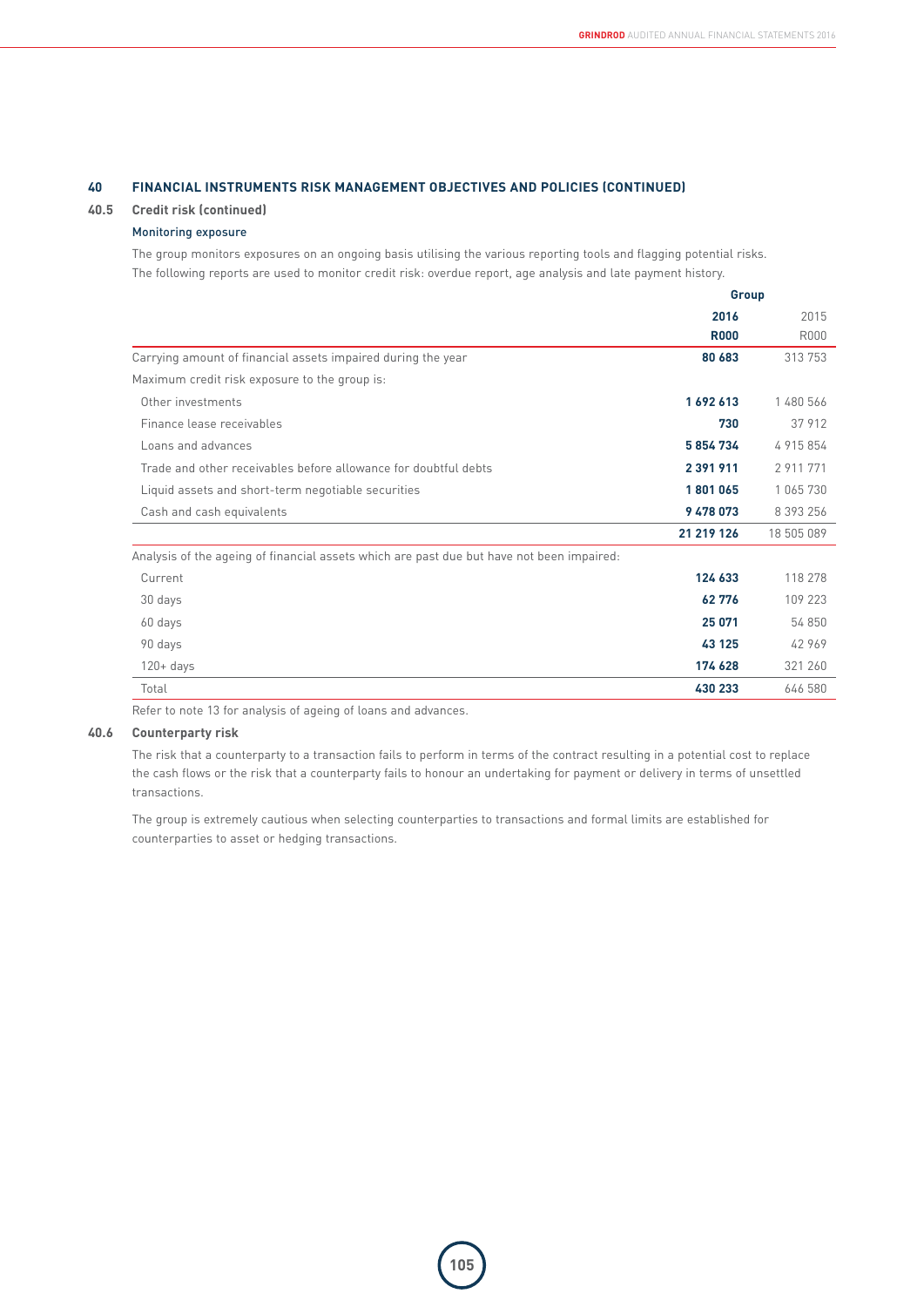## 40 FINANCIAL INSTRUMENTS RISK MANAGEMENT OBJECTIVES AND POLICIES (CONTINUED)

### 40.5 Credit risk (continued)

#### Monitoring exposure

The group monitors exposures on an ongoing basis utilising the various reporting tools and flagging potential risks. The following reports are used to monitor credit risk: overdue report, age analysis and late payment history.

| | Group | |
|---|---|---|
| | **2016** | 2015 |
| | **R000** | R000 |
| Carrying amount of financial assets impaired during the year | **80 683** | 313 753 |
| Maximum credit risk exposure to the group is: | | |
| Other investments | **1 692 613** | 1 480 566 |
| Finance lease receivables | **730** | 37 912 |
| Loans and advances | **5 854 734** | 4 915 854 |
| Trade and other receivables before allowance for doubtful debts | **2 391 911** | 2 911 771 |
| Liquid assets and short-term negotiable securities | **1 801 065** | 1 065 730 |
| Cash and cash equivalents | **9 478 073** | 8 393 256 |
| | **21 219 126** | 18 505 089 |
| Analysis of the ageing of financial assets which are past due but have not been impaired: | | |
| Current | **124 633** | 118 278 |
| 30 days | **62 776** | 109 223 |
| 60 days | **25 071** | 54 850 |
| 90 days | **43 125** | 42 969 |
| 120+ days | **174 628** | 321 260 |
| Total | **430 233** | 646 580 |

Refer to note 13 for analysis of ageing of loans and advances.

### 40.6 Counterparty risk

The risk that a counterparty to a transaction fails to perform in terms of the contract resulting in a potential cost to replace the cash flows or the risk that a counterparty fails to honour an undertaking for payment or delivery in terms of unsettled transactions.

The group is extremely cautious when selecting counterparties to transactions and formal limits are established for counterparties to asset or hedging transactions.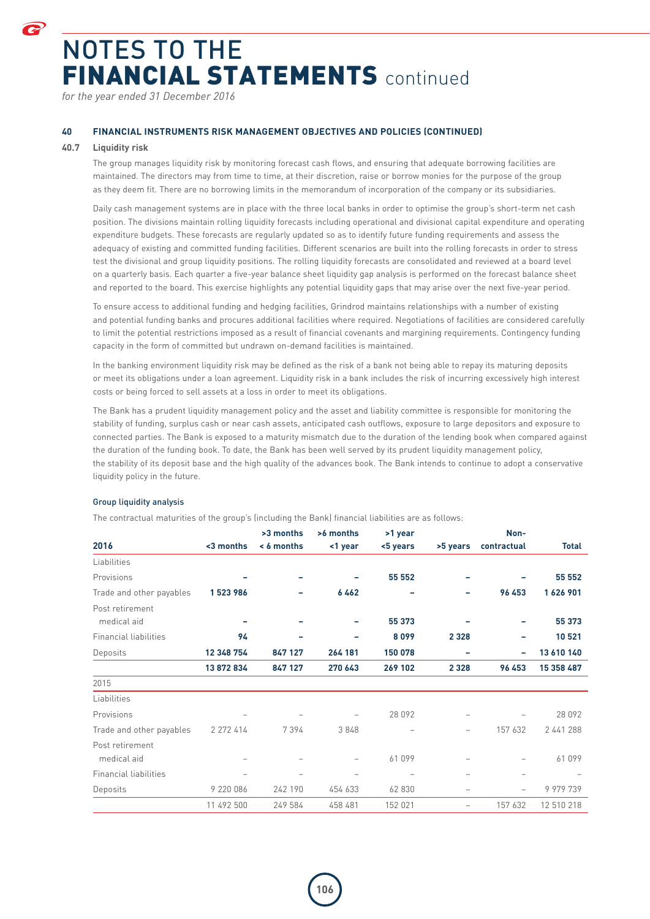# NOTES TO THE FINANCIAL STATEMENTS continued

*for the year ended 31 December 2016*

## 40 FINANCIAL INSTRUMENTS RISK MANAGEMENT OBJECTIVES AND POLICIES (CONTINUED)

### 40.7 Liquidity risk

The group manages liquidity risk by monitoring forecast cash flows, and ensuring that adequate borrowing facilities are maintained. The directors may from time to time, at their discretion, raise or borrow monies for the purpose of the group as they deem fit. There are no borrowing limits in the memorandum of incorporation of the company or its subsidiaries.

Daily cash management systems are in place with the three local banks in order to optimise the group's short-term net cash position. The divisions maintain rolling liquidity forecasts including operational and divisional capital expenditure and operating expenditure budgets. These forecasts are regularly updated so as to identify future funding requirements and assess the adequacy of existing and committed funding facilities. Different scenarios are built into the rolling forecasts in order to stress test the divisional and group liquidity positions. The rolling liquidity forecasts are consolidated and reviewed at a board level on a quarterly basis. Each quarter a five-year balance sheet liquidity gap analysis is performed on the forecast balance sheet and reported to the board. This exercise highlights any potential liquidity gaps that may arise over the next five-year period.

To ensure access to additional funding and hedging facilities, Grindrod maintains relationships with a number of existing and potential funding banks and procures additional facilities where required. Negotiations of facilities are considered carefully to limit the potential restrictions imposed as a result of financial covenants and margining requirements. Contingency funding capacity in the form of committed but undrawn on-demand facilities is maintained.

In the banking environment liquidity risk may be defined as the risk of a bank not being able to repay its maturing deposits or meet its obligations under a loan agreement. Liquidity risk in a bank includes the risk of incurring excessively high interest costs or being forced to sell assets at a loss in order to meet its obligations.

The Bank has a prudent liquidity management policy and the asset and liability committee is responsible for monitoring the stability of funding, surplus cash or near cash assets, anticipated cash outflows, exposure to large depositors and exposure to connected parties. The Bank is exposed to a maturity mismatch due to the duration of the lending book when compared against the duration of the funding book. To date, the Bank has been well served by its prudent liquidity management policy, the stability of its deposit base and the high quality of the advances book. The Bank intends to continue to adopt a conservative liquidity policy in the future.

#### Group liquidity analysis

The contractual maturities of the group's (including the Bank) financial liabilities are as follows:

| 2016 | <3 months | >3 months < 6 months | >6 months <1 year | >1 year <5 years | >5 years | Non-contractual | Total |
|---|---|---|---|---|---|---|---|
| Liabilities | | | | | | | |
| Provisions | – | – | – | 55 552 | – | – | 55 552 |
| Trade and other payables | 1 523 986 | – | 6 462 | – | – | 96 453 | 1 626 901 |
| Post retirement medical aid | – | – | – | 55 373 | – | – | 55 373 |
| Financial liabilities | 94 | – | – | 8 099 | 2 328 | – | 10 521 |
| Deposits | 12 348 754 | 847 127 | 264 181 | 150 078 | – | – | 13 610 140 |
| | 13 872 834 | 847 127 | 270 643 | 269 102 | 2 328 | 96 453 | 15 358 487 |
| 2015 | | | | | | | |
| Liabilities | | | | | | | |
| Provisions | – | – | – | 28 092 | – | – | 28 092 |
| Trade and other payables | 2 272 414 | 7 394 | 3 848 | – | – | 157 632 | 2 441 288 |
| Post retirement medical aid | – | – | – | 61 099 | – | – | 61 099 |
| Financial liabilities | – | – | – | – | – | – | – |
| Deposits | 9 220 086 | 242 190 | 454 633 | 62 830 | – | – | 9 979 739 |
| | 11 492 500 | 249 584 | 458 481 | 152 021 | – | 157 632 | 12 510 218 |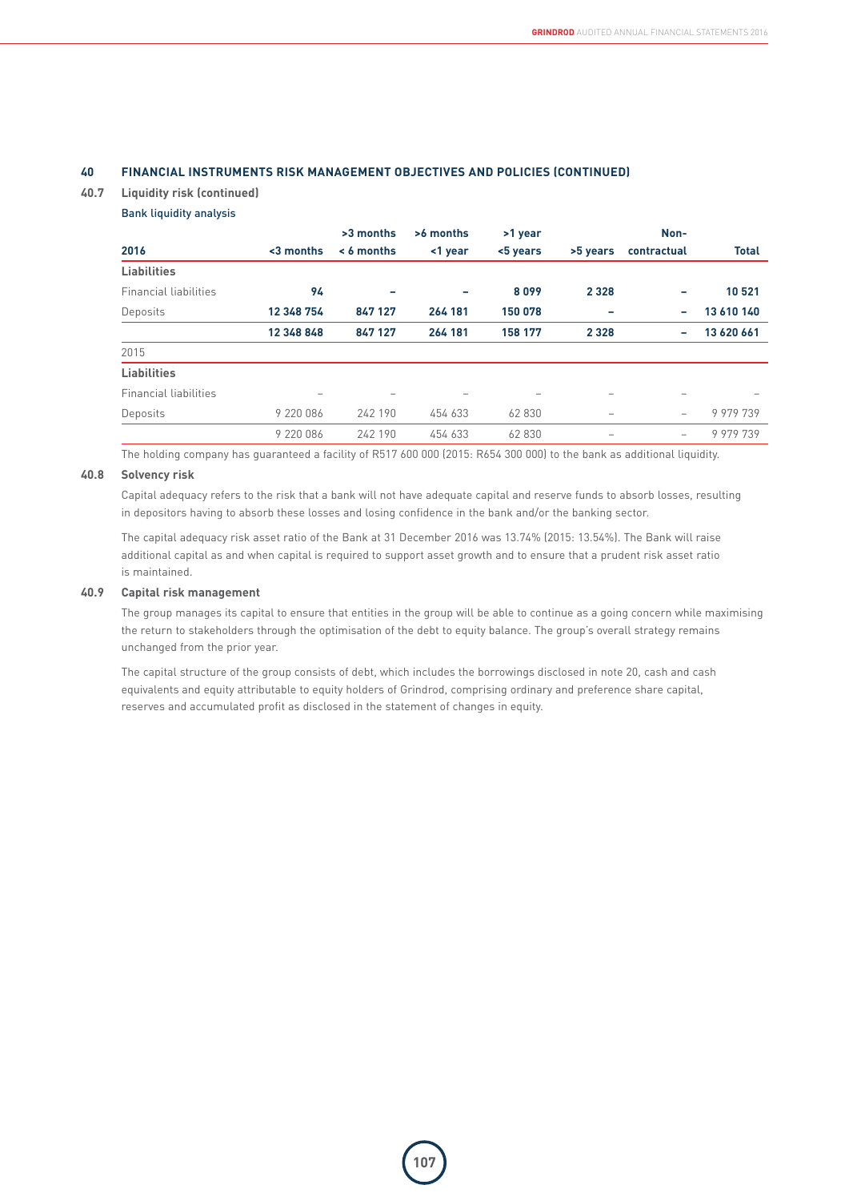## 40 FINANCIAL INSTRUMENTS RISK MANAGEMENT OBJECTIVES AND POLICIES (CONTINUED)

### 40.7 Liquidity risk (continued)

**Bank liquidity analysis**

| 2016 | <3 months | >3 months < 6 months | >6 months <1 year | >1 year <5 years | >5 years | Non-contractual | Total |
|---|---|---|---|---|---|---|---|
| **Liabilities** | | | | | | | |
| Financial liabilities | **94** | **–** | **–** | **8 099** | **2 328** | **–** | **10 521** |
| Deposits | **12 348 754** | **847 127** | **264 181** | **150 078** | **–** | **–** | **13 610 140** |
| | **12 348 848** | **847 127** | **264 181** | **158 177** | **2 328** | **–** | **13 620 661** |
| 2015 | | | | | | | |
| **Liabilities** | | | | | | | |
| Financial liabilities | – | – | – | – | – | – | – |
| Deposits | 9 220 086 | 242 190 | 454 633 | 62 830 | – | – | 9 979 739 |
| | 9 220 086 | 242 190 | 454 633 | 62 830 | – | – | 9 979 739 |

The holding company has guaranteed a facility of R517 600 000 (2015: R654 300 000) to the bank as additional liquidity.

### 40.8 Solvency risk

Capital adequacy refers to the risk that a bank will not have adequate capital and reserve funds to absorb losses, resulting in depositors having to absorb these losses and losing confidence in the bank and/or the banking sector.

The capital adequacy risk asset ratio of the Bank at 31 December 2016 was 13.74% (2015: 13.54%). The Bank will raise additional capital as and when capital is required to support asset growth and to ensure that a prudent risk asset ratio is maintained.

### 40.9 Capital risk management

The group manages its capital to ensure that entities in the group will be able to continue as a going concern while maximising the return to stakeholders through the optimisation of the debt to equity balance. The group's overall strategy remains unchanged from the prior year.

The capital structure of the group consists of debt, which includes the borrowings disclosed in note 20, cash and cash equivalents and equity attributable to equity holders of Grindrod, comprising ordinary and preference share capital, reserves and accumulated profit as disclosed in the statement of changes in equity.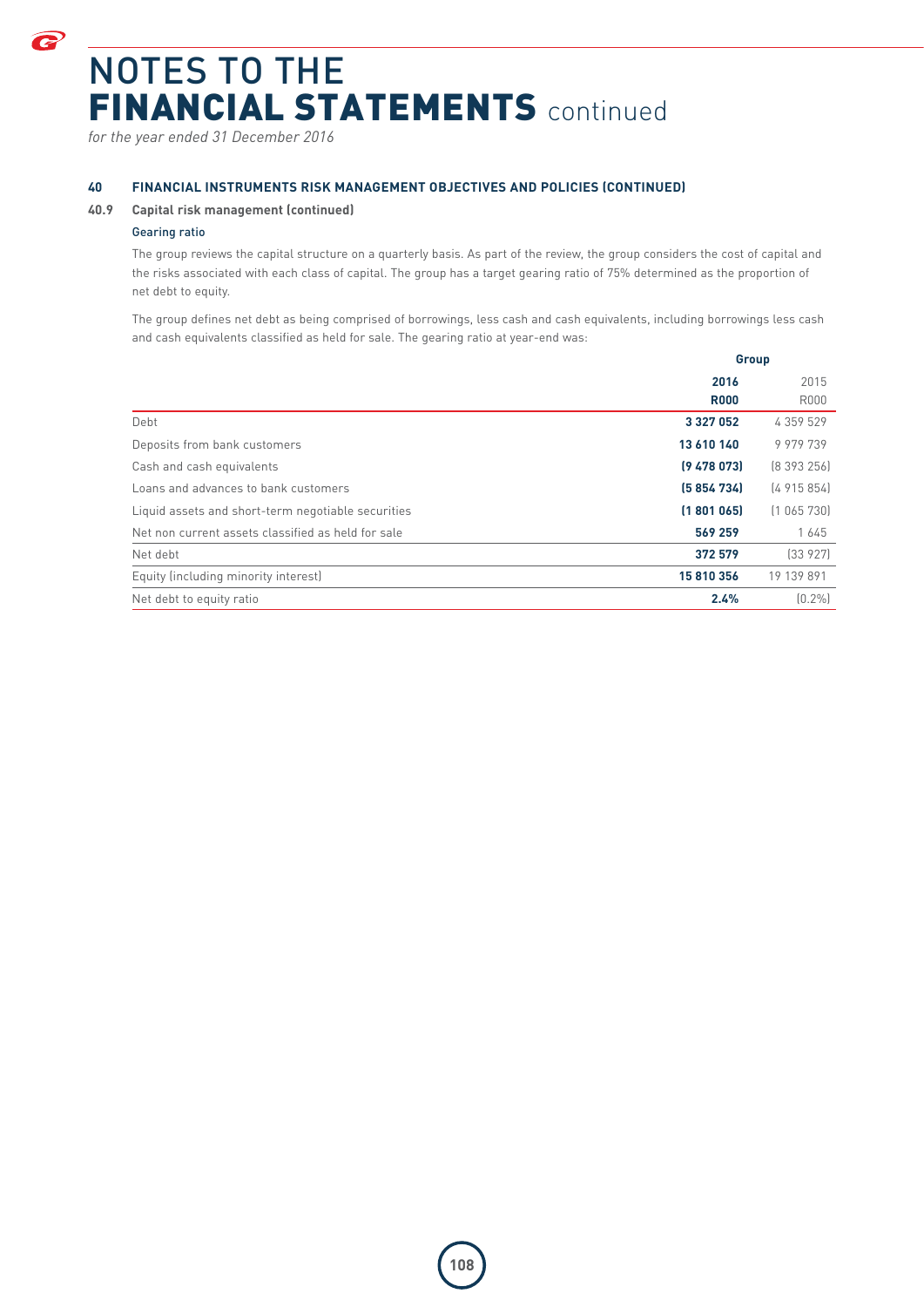# NOTES TO THE FINANCIAL STATEMENTS continued

*for the year ended 31 December 2016*

## 40 FINANCIAL INSTRUMENTS RISK MANAGEMENT OBJECTIVES AND POLICIES (CONTINUED)

### 40.9 Capital risk management (continued)

#### Gearing ratio

The group reviews the capital structure on a quarterly basis. As part of the review, the group considers the cost of capital and the risks associated with each class of capital. The group has a target gearing ratio of 75% determined as the proportion of net debt to equity.

The group defines net debt as being comprised of borrowings, less cash and cash equivalents, including borrowings less cash and cash equivalents classified as held for sale. The gearing ratio at year-end was:

| | Group | |
|---|---|---|
| | **2016** | 2015 |
| | **R000** | R000 |
| Debt | **3 327 052** | 4 359 529 |
| Deposits from bank customers | **13 610 140** | 9 979 739 |
| Cash and cash equivalents | **(9 478 073)** | (8 393 256) |
| Loans and advances to bank customers | **(5 854 734)** | (4 915 854) |
| Liquid assets and short-term negotiable securities | **(1 801 065)** | (1 065 730) |
| Net non current assets classified as held for sale | **569 259** | 1 645 |
| Net debt | **372 579** | (33 927) |
| Equity (including minority interest) | **15 810 356** | 19 139 891 |
| Net debt to equity ratio | **2.4%** | (0.2%) |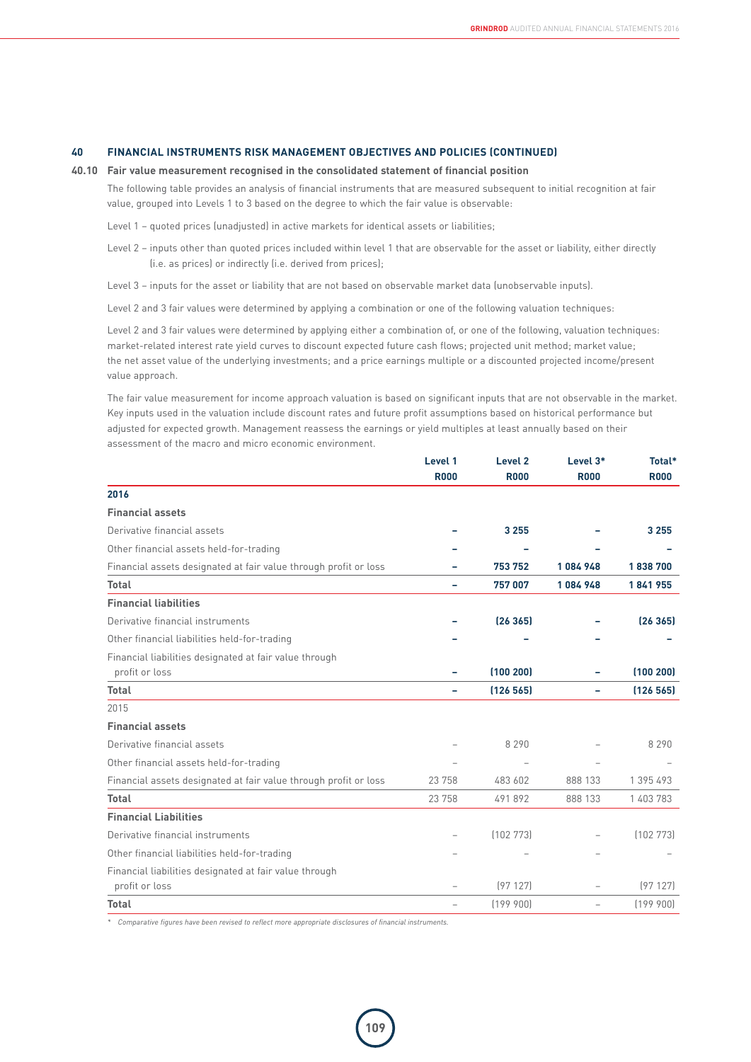## 40 FINANCIAL INSTRUMENTS RISK MANAGEMENT OBJECTIVES AND POLICIES (CONTINUED)

### 40.10 Fair value measurement recognised in the consolidated statement of financial position

The following table provides an analysis of financial instruments that are measured subsequent to initial recognition at fair value, grouped into Levels 1 to 3 based on the degree to which the fair value is observable:

Level 1 – quoted prices (unadjusted) in active markets for identical assets or liabilities;

Level 2 – inputs other than quoted prices included within level 1 that are observable for the asset or liability, either directly (i.e. as prices) or indirectly (i.e. derived from prices);

Level 3 – inputs for the asset or liability that are not based on observable market data (unobservable inputs).

Level 2 and 3 fair values were determined by applying a combination or one of the following valuation techniques:

Level 2 and 3 fair values were determined by applying either a combination of, or one of the following, valuation techniques: market-related interest rate yield curves to discount expected future cash flows; projected unit method; market value; the net asset value of the underlying investments; and a price earnings multiple or a discounted projected income/present value approach.

The fair value measurement for income approach valuation is based on significant inputs that are not observable in the market. Key inputs used in the valuation include discount rates and future profit assumptions based on historical performance but adjusted for expected growth. Management reassess the earnings or yield multiples at least annually based on their assessment of the macro and micro economic environment.

| | Level 1 R000 | Level 2 R000 | Level 3* R000 | Total* R000 |
|---|---|---|---|---|
| **2016** | | | | |
| **Financial assets** | | | | |
| Derivative financial assets | **–** | **3 255** | **–** | **3 255** |
| Other financial assets held-for-trading | **–** | **–** | **–** | **–** |
| Financial assets designated at fair value through profit or loss | **–** | **753 752** | **1 084 948** | **1 838 700** |
| **Total** | **–** | **757 007** | **1 084 948** | **1 841 955** |
| **Financial liabilities** | | | | |
| Derivative financial instruments | **–** | **(26 365)** | **–** | **(26 365)** |
| Other financial liabilities held-for-trading | **–** | **–** | **–** | **–** |
| Financial liabilities designated at fair value through profit or loss | **–** | **(100 200)** | **–** | **(100 200)** |
| **Total** | **–** | **(126 565)** | **–** | **(126 565)** |
| 2015 | | | | |
| **Financial assets** | | | | |
| Derivative financial assets | – | 8 290 | – | 8 290 |
| Other financial assets held-for-trading | – | – | – | – |
| Financial assets designated at fair value through profit or loss | 23 758 | 483 602 | 888 133 | 1 395 493 |
| **Total** | 23 758 | 491 892 | 888 133 | 1 403 783 |
| **Financial Liabilities** | | | | |
| Derivative financial instruments | – | (102 773) | – | (102 773) |
| Other financial liabilities held-for-trading | – | – | – | – |
| Financial liabilities designated at fair value through profit or loss | – | (97 127) | – | (97 127) |
| **Total** | – | (199 900) | – | (199 900) |

\* *Comparative figures have been revised to reflect more appropriate disclosures of financial instruments.*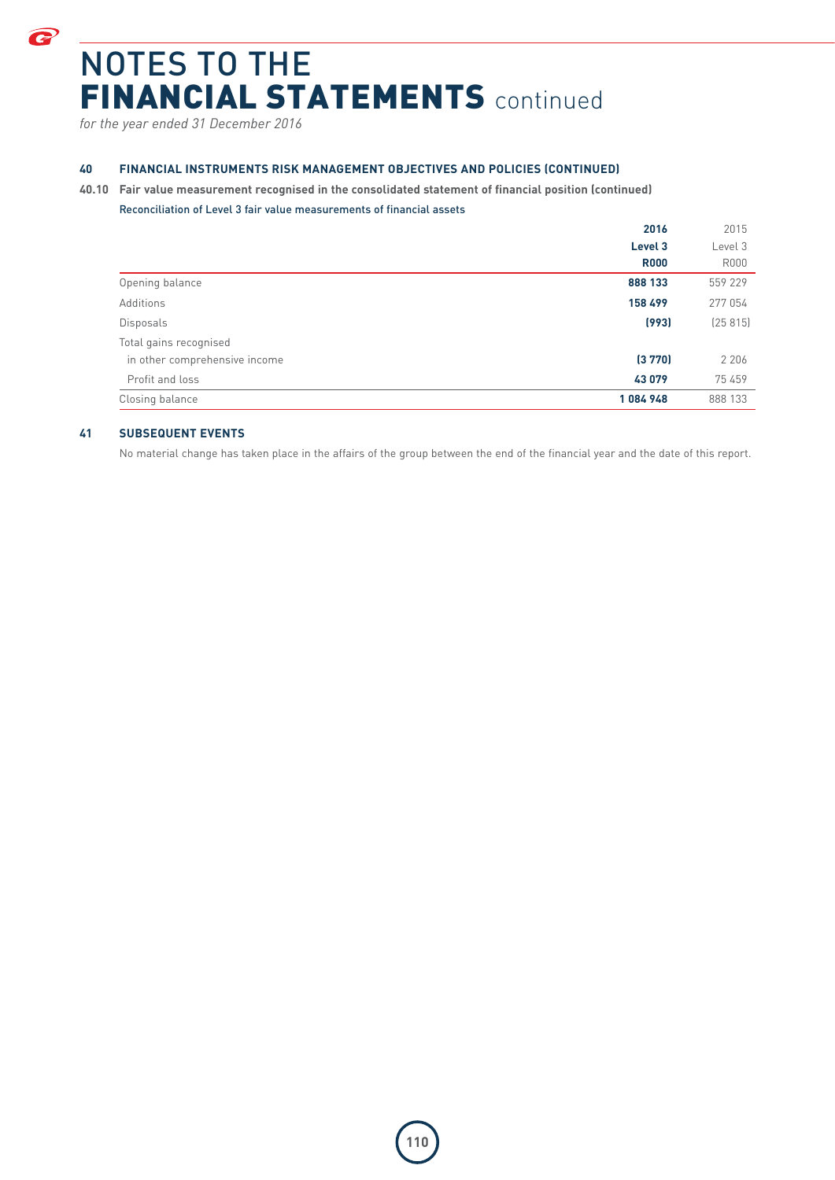# NOTES TO THE FINANCIAL STATEMENTS continued

*for the year ended 31 December 2016*

## 40 FINANCIAL INSTRUMENTS RISK MANAGEMENT OBJECTIVES AND POLICIES (CONTINUED)

### 40.10 Fair value measurement recognised in the consolidated statement of financial position (continued)

Reconciliation of Level 3 fair value measurements of financial assets

| | **2016** | 2015 |
|---|---|---|
| | **Level 3** | Level 3 |
| | **R000** | R000 |
| Opening balance | **888 133** | 559 229 |
| Additions | **158 499** | 277 054 |
| Disposals | **(993)** | (25 815) |
| Total gains recognised | | |
| in other comprehensive income | **(3 770)** | 2 206 |
| Profit and loss | **43 079** | 75 459 |
| Closing balance | **1 084 948** | 888 133 |

## 41 SUBSEQUENT EVENTS

No material change has taken place in the affairs of the group between the end of the financial year and the date of this report.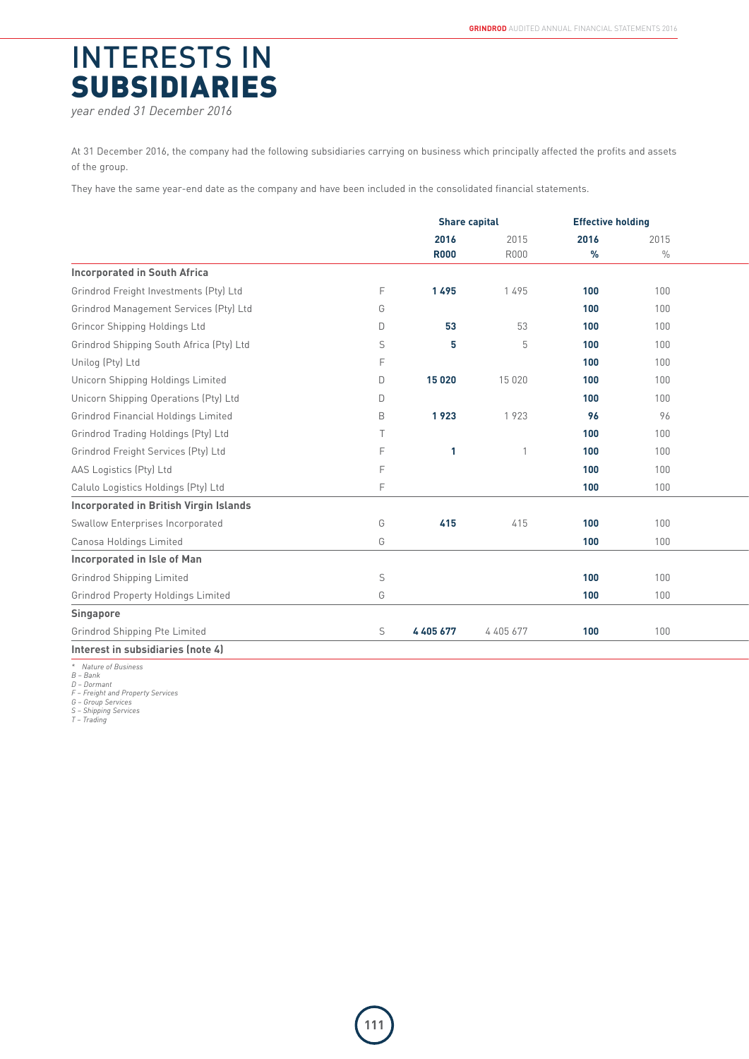# INTERESTS IN **SUBSIDIARIES**

*year ended 31 December 2016*

At 31 December 2016, the company had the following subsidiaries carrying on business which principally affected the profits and assets of the group.

They have the same year-end date as the company and have been included in the consolidated financial statements.

| | | Share capital | | Effective holding | |
|---|---|---|---|---|---|
| | | **2016** | 2015 | **2016** | 2015 |
| | | **R000** | R000 | **%** | % |
| **Incorporated in South Africa** | | | | | |
| Grindrod Freight Investments (Pty) Ltd | F | **1 495** | 1 495 | **100** | 100 |
| Grindrod Management Services (Pty) Ltd | G | | | **100** | 100 |
| Grincor Shipping Holdings Ltd | D | **53** | 53 | **100** | 100 |
| Grindrod Shipping South Africa (Pty) Ltd | S | **5** | 5 | **100** | 100 |
| Unilog (Pty) Ltd | F | | | **100** | 100 |
| Unicorn Shipping Holdings Limited | D | **15 020** | 15 020 | **100** | 100 |
| Unicorn Shipping Operations (Pty) Ltd | D | | | **100** | 100 |
| Grindrod Financial Holdings Limited | B | **1 923** | 1 923 | **96** | 96 |
| Grindrod Trading Holdings (Pty) Ltd | T | | | **100** | 100 |
| Grindrod Freight Services (Pty) Ltd | F | **1** | 1 | **100** | 100 |
| AAS Logistics (Pty) Ltd | F | | | **100** | 100 |
| Calulo Logistics Holdings (Pty) Ltd | F | | | **100** | 100 |
| **Incorporated in British Virgin Islands** | | | | | |
| Swallow Enterprises Incorporated | G | **415** | 415 | **100** | 100 |
| Canosa Holdings Limited | G | | | **100** | 100 |
| **Incorporated in Isle of Man** | | | | | |
| Grindrod Shipping Limited | S | | | **100** | 100 |
| Grindrod Property Holdings Limited | G | | | **100** | 100 |
| **Singapore** | | | | | |
| Grindrod Shipping Pte Limited | S | **4 405 677** | 4 405 677 | **100** | 100 |
| **Interest in subsidiaries (note 4)** | | | | | |

*\* Nature of Business*
*B – Bank*
*D – Dormant*
*F – Freight and Property Services*
*G – Group Services*
*S – Shipping Services*
*T – Trading*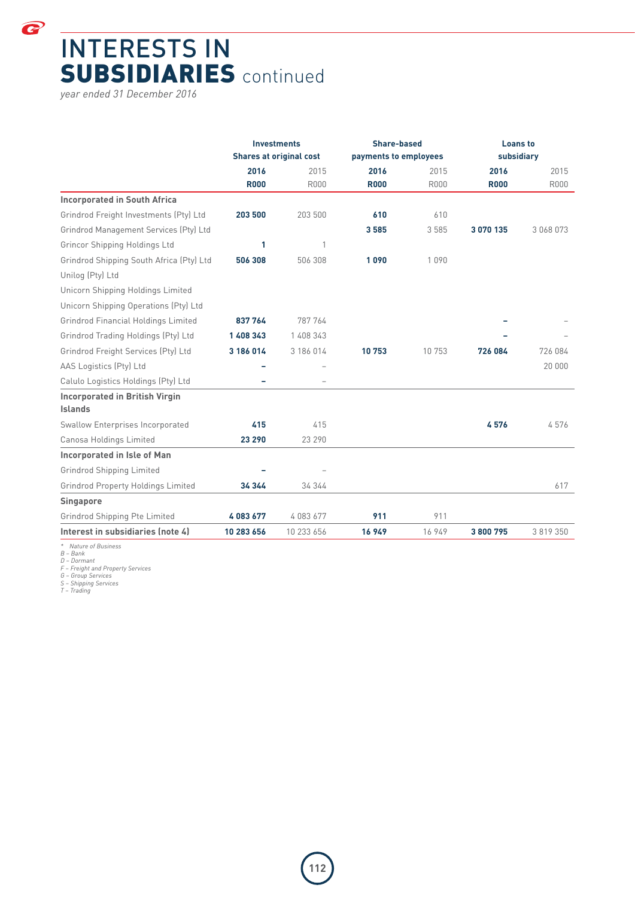# INTERESTS IN SUBSIDIARIES continued

*year ended 31 December 2016*

| | Investments Shares at original cost | | Share-based payments to employees | | Loans to subsidiary | |
|---|---|---|---|---|---|---|
| | **2016** | 2015 | **2016** | 2015 | **2016** | 2015 |
| | **R000** | R000 | **R000** | R000 | **R000** | R000 |
| **Incorporated in South Africa** | | | | | | |
| Grindrod Freight Investments (Pty) Ltd | **203 500** | 203 500 | **610** | 610 | | |
| Grindrod Management Services (Pty) Ltd | | | **3 585** | 3 585 | **3 070 135** | 3 068 073 |
| Grincor Shipping Holdings Ltd | **1** | 1 | | | | |
| Grindrod Shipping South Africa (Pty) Ltd | **506 308** | 506 308 | **1 090** | 1 090 | | |
| Unilog (Pty) Ltd | | | | | | |
| Unicorn Shipping Holdings Limited | | | | | | |
| Unicorn Shipping Operations (Pty) Ltd | | | | | | |
| Grindrod Financial Holdings Limited | **837 764** | 787 764 | | | **–** | – |
| Grindrod Trading Holdings (Pty) Ltd | **1 408 343** | 1 408 343 | | | **–** | – |
| Grindrod Freight Services (Pty) Ltd | **3 186 014** | 3 186 014 | **10 753** | 10 753 | **726 084** | 726 084 |
| AAS Logistics (Pty) Ltd | **–** | – | | | | 20 000 |
| Calulo Logistics Holdings (Pty) Ltd | **–** | – | | | | |
| **Incorporated in British Virgin Islands** | | | | | | |
| Swallow Enterprises Incorporated | **415** | 415 | | | **4 576** | 4 576 |
| Canosa Holdings Limited | **23 290** | 23 290 | | | | |
| **Incorporated in Isle of Man** | | | | | | |
| Grindrod Shipping Limited | **–** | – | | | | |
| Grindrod Property Holdings Limited | **34 344** | 34 344 | | | | 617 |
| **Singapore** | | | | | | |
| Grindrod Shipping Pte Limited | **4 083 677** | 4 083 677 | **911** | 911 | | |
| **Interest in subsidiaries (note 4)** | **10 283 656** | 10 233 656 | **16 949** | 16 949 | **3 800 795** | 3 819 350 |

*\* Nature of Business*
*B – Bank*
*D – Dormant*
*F – Freight and Property Services*
*G – Group Services*
*S – Shipping Services*
*T – Trading*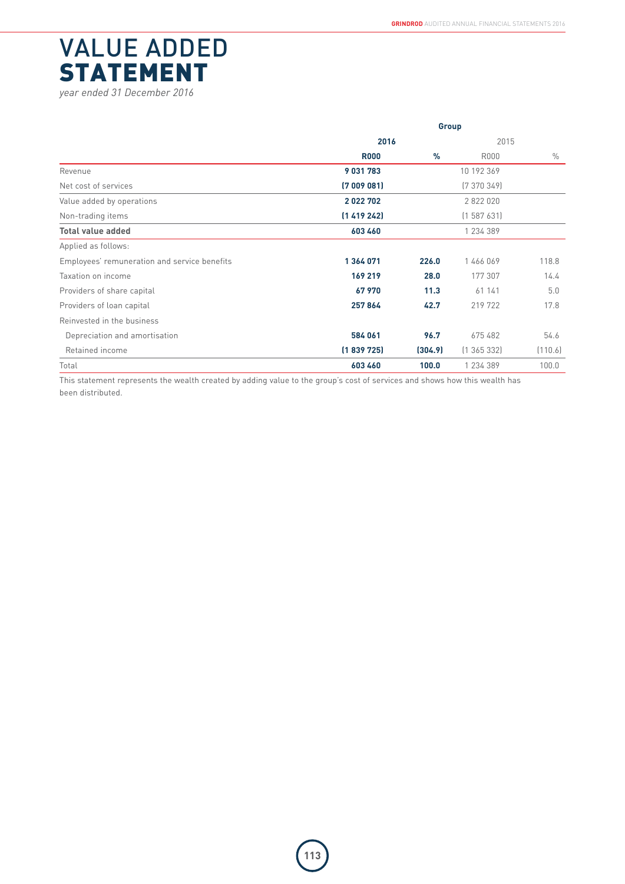# VALUE ADDED STATEMENT

*year ended 31 December 2016*

| | Group | | | |
|---|---|---|---|---|
| | **2016** | | 2015 | |
| | **R000** | **%** | R000 | % |
| Revenue | **9 031 783** | | 10 192 369 | |
| Net cost of services | **(7 009 081)** | | (7 370 349) | |
| Value added by operations | **2 022 702** | | 2 822 020 | |
| Non-trading items | **(1 419 242)** | | (1 587 631) | |
| **Total value added** | **603 460** | | 1 234 389 | |
| Applied as follows: | | | | |
| Employees' remuneration and service benefits | **1 364 071** | **226.0** | 1 466 069 | 118.8 |
| Taxation on income | **169 219** | **28.0** | 177 307 | 14.4 |
| Providers of share capital | **67 970** | **11.3** | 61 141 | 5.0 |
| Providers of loan capital | **257 864** | **42.7** | 219 722 | 17.8 |
| Reinvested in the business | | | | |
| Depreciation and amortisation | **584 061** | **96.7** | 675 482 | 54.6 |
| Retained income | **(1 839 725)** | **(304.9)** | (1 365 332) | (110.6) |
| Total | **603 460** | **100.0** | 1 234 389 | 100.0 |

This statement represents the wealth created by adding value to the group's cost of services and shows how this wealth has been distributed.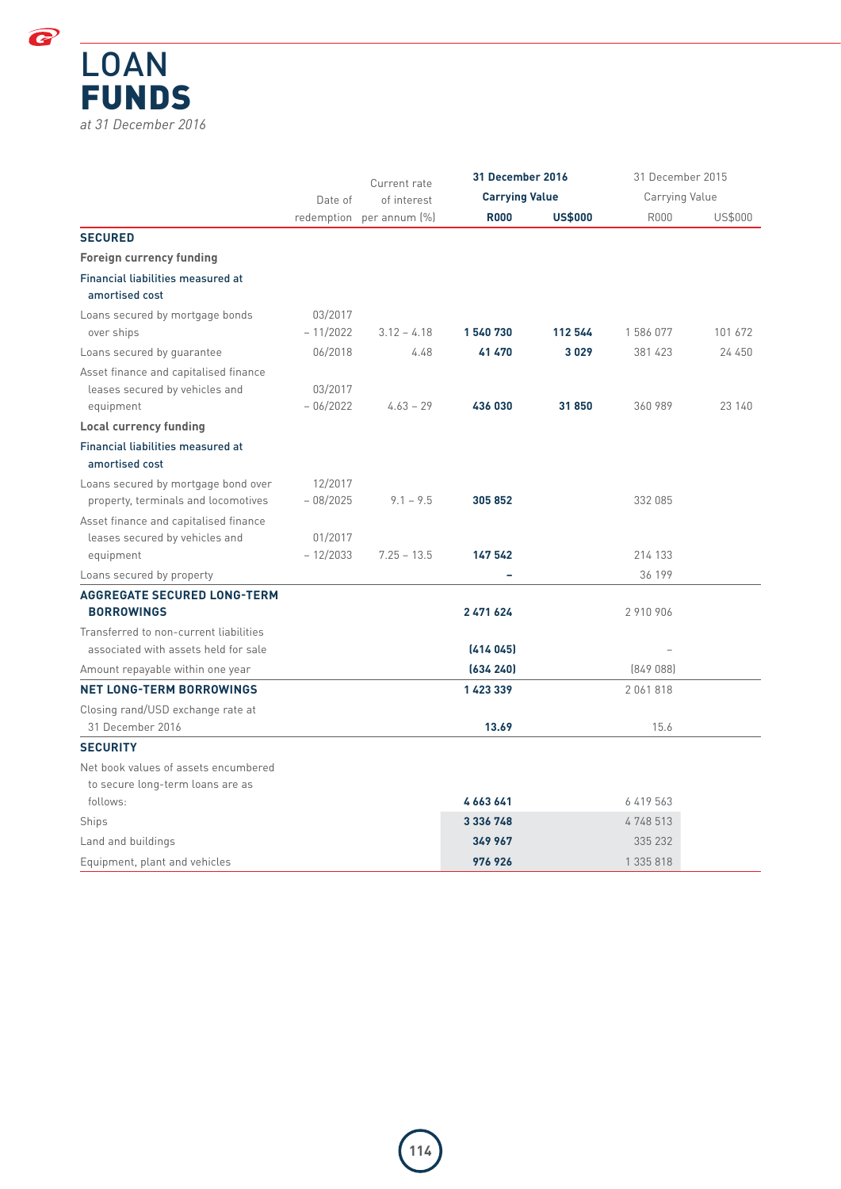# LOAN FUNDS

*at 31 December 2016*

| | Date of redemption | Current rate of interest per annum (%) | **31 December 2016 Carrying Value R000** | **31 December 2016 Carrying Value US$000** | 31 December 2015 Carrying Value R000 | 31 December 2015 Carrying Value US$000 |
|---|---|---|---|---|---|---|
| **SECURED** | | | | | | |
| **Foreign currency funding** | | | | | | |
| Financial liabilities measured at amortised cost | | | | | | |
| Loans secured by mortgage bonds over ships | 03/2017 – 11/2022 | 3.12 – 4.18 | **1 540 730** | **112 544** | 1 586 077 | 101 672 |
| Loans secured by guarantee | 06/2018 | 4.48 | **41 470** | **3 029** | 381 423 | 24 450 |
| Asset finance and capitalised finance leases secured by vehicles and equipment | 03/2017 – 06/2022 | 4.63 – 29 | **436 030** | **31 850** | 360 989 | 23 140 |
| **Local currency funding** | | | | | | |
| Financial liabilities measured at amortised cost | | | | | | |
| Loans secured by mortgage bond over property, terminals and locomotives | 12/2017 – 08/2025 | 9.1 – 9.5 | **305 852** | | 332 085 | |
| Asset finance and capitalised finance leases secured by vehicles and equipment | 01/2017 – 12/2033 | 7.25 – 13.5 | **147 542** | | 214 133 | |
| Loans secured by property | | | **–** | | 36 199 | |
| **AGGREGATE SECURED LONG-TERM BORROWINGS** | | | **2 471 624** | | 2 910 906 | |
| Transferred to non-current liabilities associated with assets held for sale | | | **(414 045)** | | – | |
| Amount repayable within one year | | | **(634 240)** | | (849 088) | |
| **NET LONG-TERM BORROWINGS** | | | **1 423 339** | | 2 061 818 | |
| Closing rand/USD exchange rate at 31 December 2016 | | | **13.69** | | 15.6 | |
| **SECURITY** | | | | | | |
| Net book values of assets encumbered to secure long-term loans are as follows: | | | **4 663 641** | | 6 419 563 | |
| Ships | | | **3 336 748** | | 4 748 513 | |
| Land and buildings | | | **349 967** | | 335 232 | |
| Equipment, plant and vehicles | | | **976 926** | | 1 335 818 | |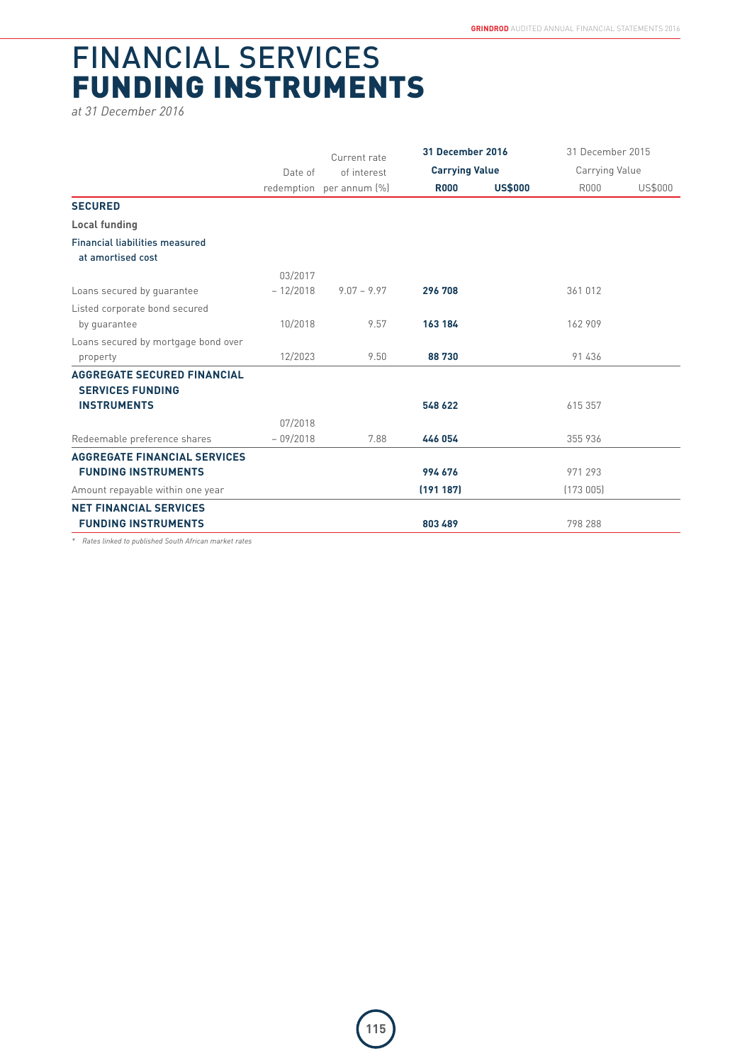# FINANCIAL SERVICES FUNDING INSTRUMENTS

*at 31 December 2016*

| | Date of redemption | Current rate of interest per annum (%) | 31 December 2016 Carrying Value | | 31 December 2015 Carrying Value | |
|---|---|---|---|---|---|---|
| | | | **R000** | **US$000** | R000 | US$000 |
| **SECURED** | | | | | | |
| **Local funding** | | | | | | |
| Financial liabilities measured at amortised cost | | | | | | |
| Loans secured by guarantee | 03/2017 – 12/2018 | 9.07 – 9.97 | **296 708** | | 361 012 | |
| Listed corporate bond secured by guarantee | 10/2018 | 9.57 | **163 184** | | 162 909 | |
| Loans secured by mortgage bond over property | 12/2023 | 9.50 | **88 730** | | 91 436 | |
| **AGGREGATE SECURED FINANCIAL SERVICES FUNDING INSTRUMENTS** | | | **548 622** | | 615 357 | |
| Redeemable preference shares | 07/2018 – 09/2018 | 7.88 | **446 054** | | 355 936 | |
| **AGGREGATE FINANCIAL SERVICES FUNDING INSTRUMENTS** | | | **994 676** | | 971 293 | |
| Amount repayable within one year | | | **(191 187)** | | (173 005) | |
| **NET FINANCIAL SERVICES FUNDING INSTRUMENTS** | | | **803 489** | | 798 288 | |

*\* Rates linked to published South African market rates*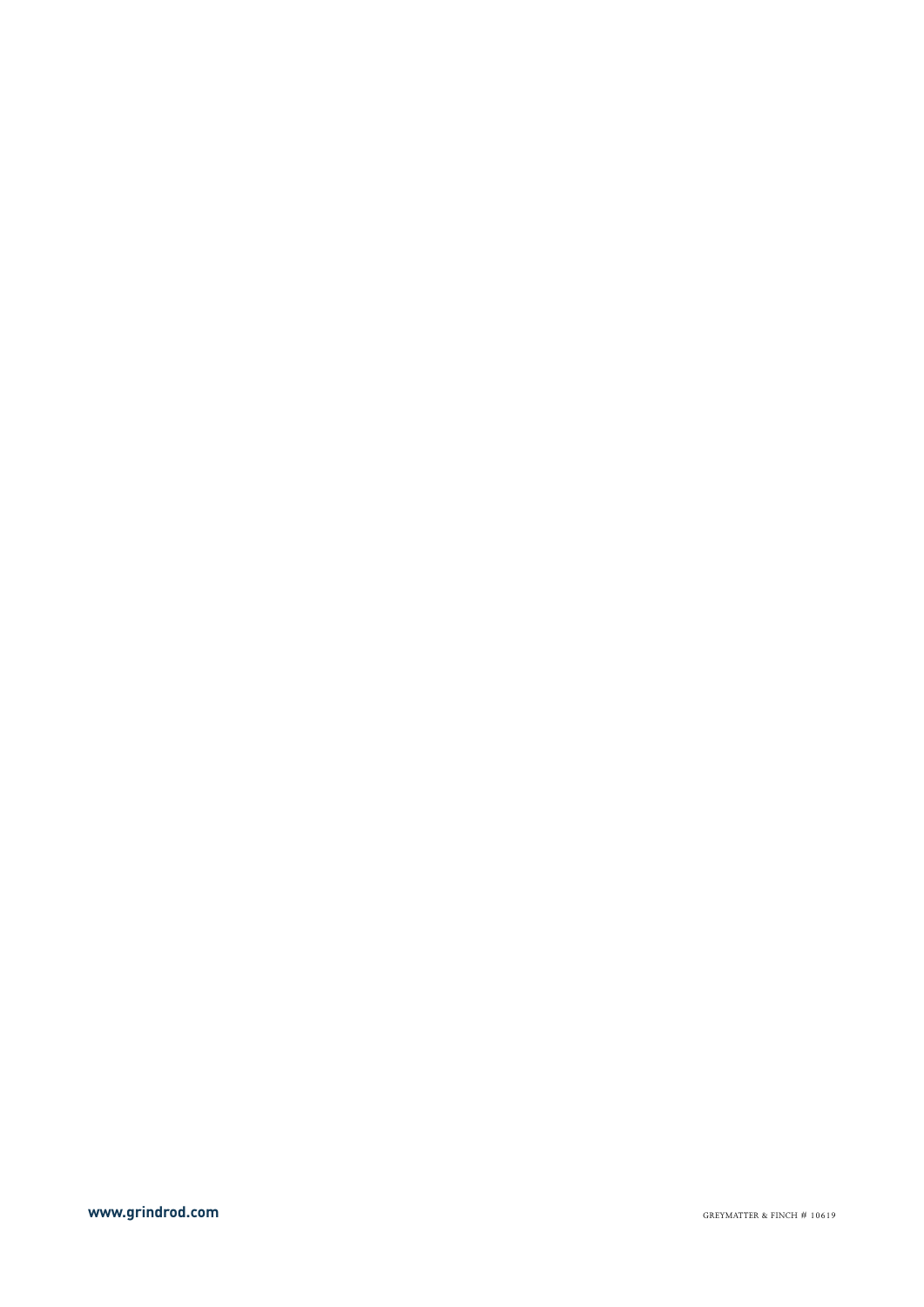www.grindrod.com

GREYMATTER & FINCH # 10619